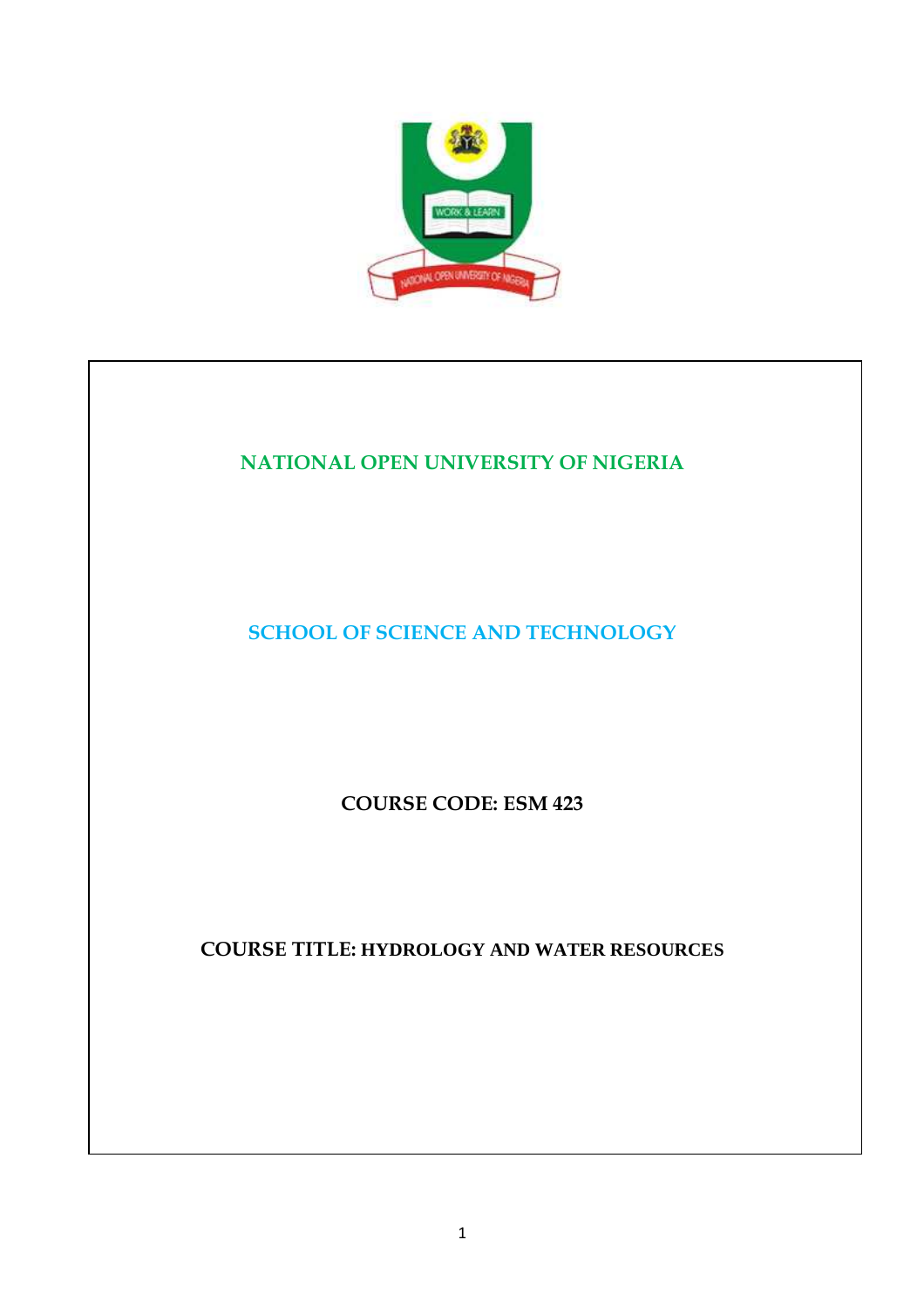# NATIONAL OPEN UNIVERSITY OF NIGERIA

## SCHOOL OF SCIENCE AND TECHNOLOGY

**COURSE CODE: ESM 423**

**COURSE TITLE: HYDROLOGY AND WATER RESOURCES**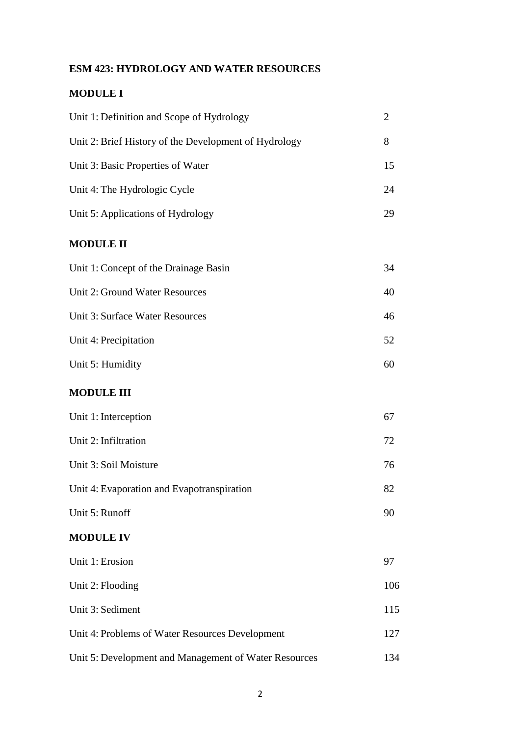**ESM 423: HYDROLOGY AND WATER RESOURCES**

**MODULE I**

| | |
|---|---|
| Unit 1: Definition and Scope of Hydrology | 2 |
| Unit 2: Brief History of the Development of Hydrology | 8 |
| Unit 3: Basic Properties of Water | 15 |
| Unit 4: The Hydrologic Cycle | 24 |
| Unit 5: Applications of Hydrology | 29 |

**MODULE II**

| | |
|---|---|
| Unit 1: Concept of the Drainage Basin | 34 |
| Unit 2: Ground Water Resources | 40 |
| Unit 3: Surface Water Resources | 46 |
| Unit 4: Precipitation | 52 |
| Unit 5: Humidity | 60 |

**MODULE III**

| | |
|---|---|
| Unit 1: Interception | 67 |
| Unit 2: Infiltration | 72 |
| Unit 3: Soil Moisture | 76 |
| Unit 4: Evaporation and Evapotranspiration | 82 |
| Unit 5: Runoff | 90 |

**MODULE IV**

| | |
|---|---|
| Unit 1: Erosion | 97 |
| Unit 2: Flooding | 106 |
| Unit 3: Sediment | 115 |
| Unit 4: Problems of Water Resources Development | 127 |
| Unit 5: Development and Management of Water Resources | 134 |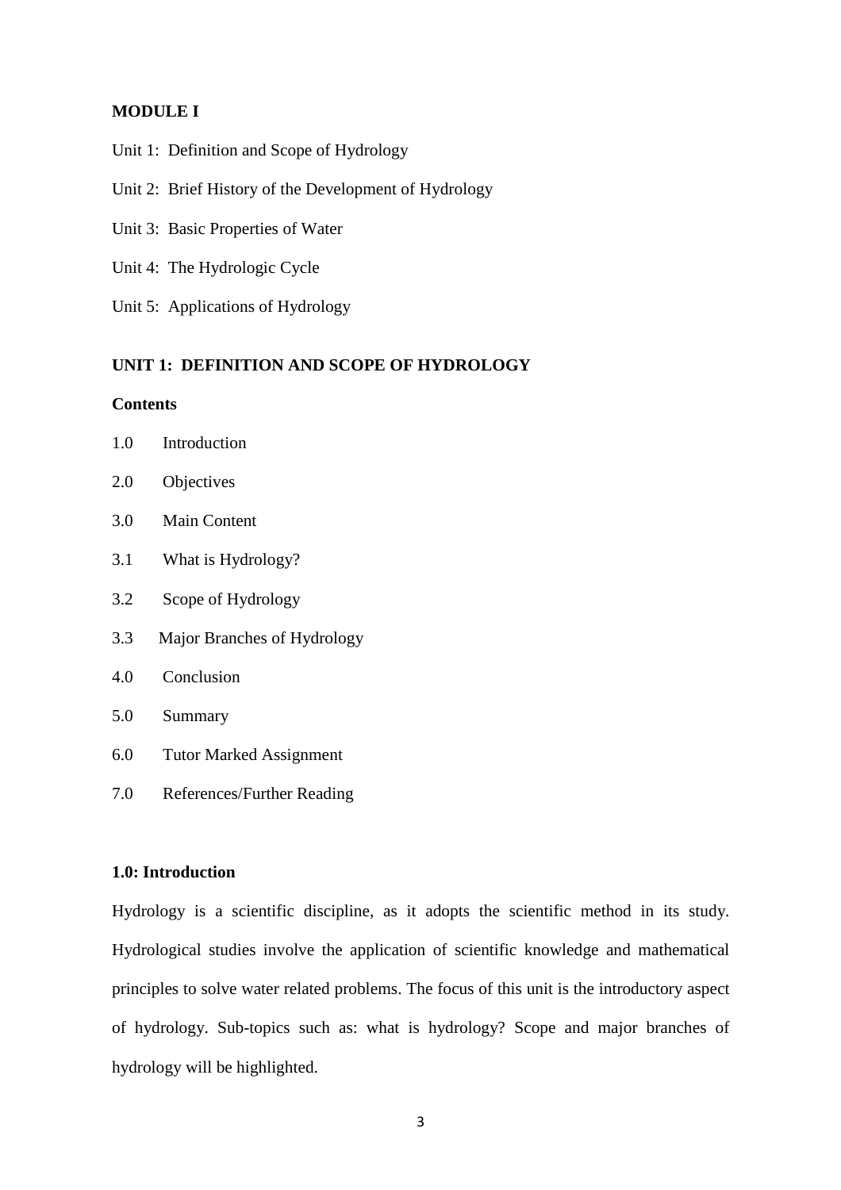## MODULE I

Unit 1: Definition and Scope of Hydrology

Unit 2: Brief History of the Development of Hydrology

Unit 3: Basic Properties of Water

Unit 4: The Hydrologic Cycle

Unit 5: Applications of Hydrology

## UNIT 1: DEFINITION AND SCOPE OF HYDROLOGY

**Contents**

1.0 Introduction

2.0 Objectives

3.0 Main Content

3.1 What is Hydrology?

3.2 Scope of Hydrology

3.3 Major Branches of Hydrology

4.0 Conclusion

5.0 Summary

6.0 Tutor Marked Assignment

7.0 References/Further Reading

### 1.0: Introduction

Hydrology is a scientific discipline, as it adopts the scientific method in its study. Hydrological studies involve the application of scientific knowledge and mathematical principles to solve water related problems. The focus of this unit is the introductory aspect of hydrology. Sub-topics such as: what is hydrology? Scope and major branches of hydrology will be highlighted.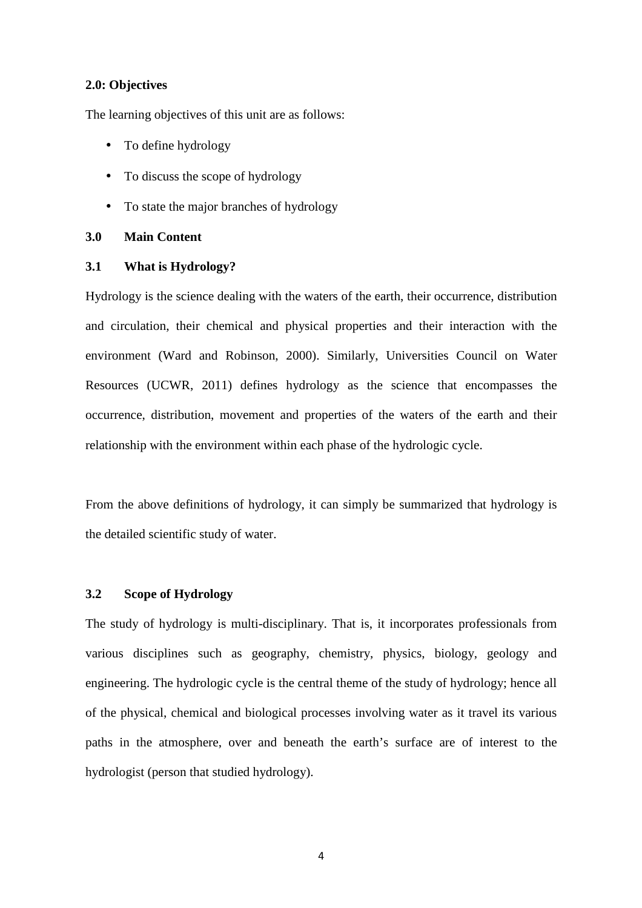**2.0: Objectives**

The learning objectives of this unit are as follows:

- To define hydrology
- To discuss the scope of hydrology
- To state the major branches of hydrology

## 3.0 Main Content

### 3.1 What is Hydrology?

Hydrology is the science dealing with the waters of the earth, their occurrence, distribution and circulation, their chemical and physical properties and their interaction with the environment (Ward and Robinson, 2000). Similarly, Universities Council on Water Resources (UCWR, 2011) defines hydrology as the science that encompasses the occurrence, distribution, movement and properties of the waters of the earth and their relationship with the environment within each phase of the hydrologic cycle.

From the above definitions of hydrology, it can simply be summarized that hydrology is the detailed scientific study of water.

### 3.2 Scope of Hydrology

The study of hydrology is multi-disciplinary. That is, it incorporates professionals from various disciplines such as geography, chemistry, physics, biology, geology and engineering. The hydrologic cycle is the central theme of the study of hydrology; hence all of the physical, chemical and biological processes involving water as it travel its various paths in the atmosphere, over and beneath the earth's surface are of interest to the hydrologist (person that studied hydrology).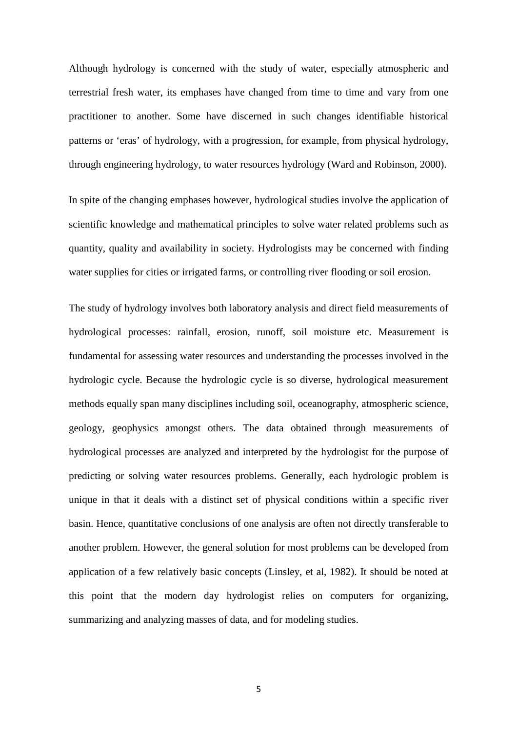Although hydrology is concerned with the study of water, especially atmospheric and terrestrial fresh water, its emphases have changed from time to time and vary from one practitioner to another. Some have discerned in such changes identifiable historical patterns or 'eras' of hydrology, with a progression, for example, from physical hydrology, through engineering hydrology, to water resources hydrology (Ward and Robinson, 2000).

In spite of the changing emphases however, hydrological studies involve the application of scientific knowledge and mathematical principles to solve water related problems such as quantity, quality and availability in society. Hydrologists may be concerned with finding water supplies for cities or irrigated farms, or controlling river flooding or soil erosion.

The study of hydrology involves both laboratory analysis and direct field measurements of hydrological processes: rainfall, erosion, runoff, soil moisture etc. Measurement is fundamental for assessing water resources and understanding the processes involved in the hydrologic cycle. Because the hydrologic cycle is so diverse, hydrological measurement methods equally span many disciplines including soil, oceanography, atmospheric science, geology, geophysics amongst others. The data obtained through measurements of hydrological processes are analyzed and interpreted by the hydrologist for the purpose of predicting or solving water resources problems. Generally, each hydrologic problem is unique in that it deals with a distinct set of physical conditions within a specific river basin. Hence, quantitative conclusions of one analysis are often not directly transferable to another problem. However, the general solution for most problems can be developed from application of a few relatively basic concepts (Linsley, et al, 1982). It should be noted at this point that the modern day hydrologist relies on computers for organizing, summarizing and analyzing masses of data, and for modeling studies.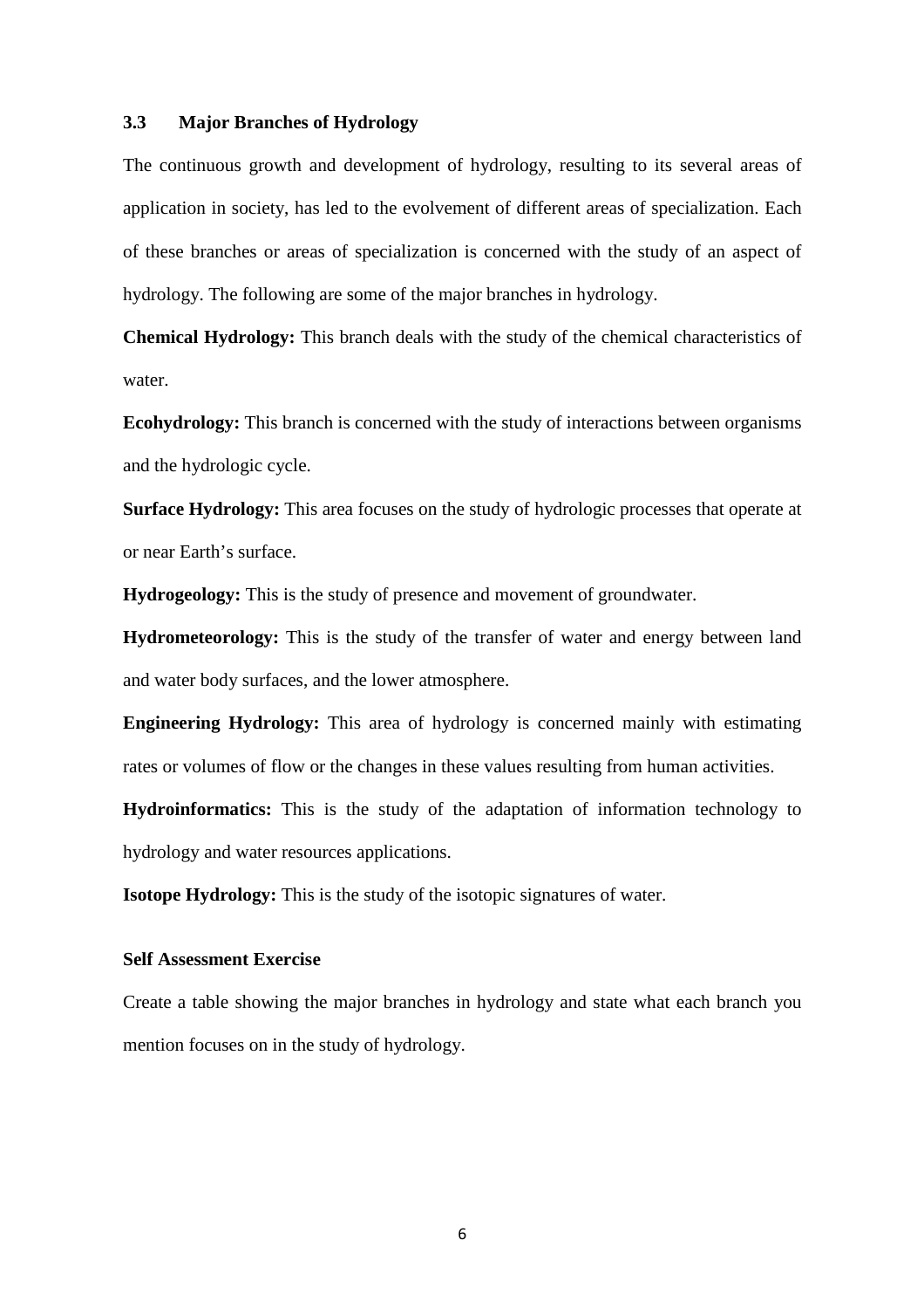### 3.3 Major Branches of Hydrology

The continuous growth and development of hydrology, resulting to its several areas of application in society, has led to the evolvement of different areas of specialization. Each of these branches or areas of specialization is concerned with the study of an aspect of hydrology. The following are some of the major branches in hydrology.

**Chemical Hydrology:** This branch deals with the study of the chemical characteristics of water.

**Ecohydrology:** This branch is concerned with the study of interactions between organisms and the hydrologic cycle.

**Surface Hydrology:** This area focuses on the study of hydrologic processes that operate at or near Earth's surface.

**Hydrogeology:** This is the study of presence and movement of groundwater.

**Hydrometeorology:** This is the study of the transfer of water and energy between land and water body surfaces, and the lower atmosphere.

**Engineering Hydrology:** This area of hydrology is concerned mainly with estimating rates or volumes of flow or the changes in these values resulting from human activities.

**Hydroinformatics:** This is the study of the adaptation of information technology to hydrology and water resources applications.

**Isotope Hydrology:** This is the study of the isotopic signatures of water.

#### Self Assessment Exercise

Create a table showing the major branches in hydrology and state what each branch you mention focuses on in the study of hydrology.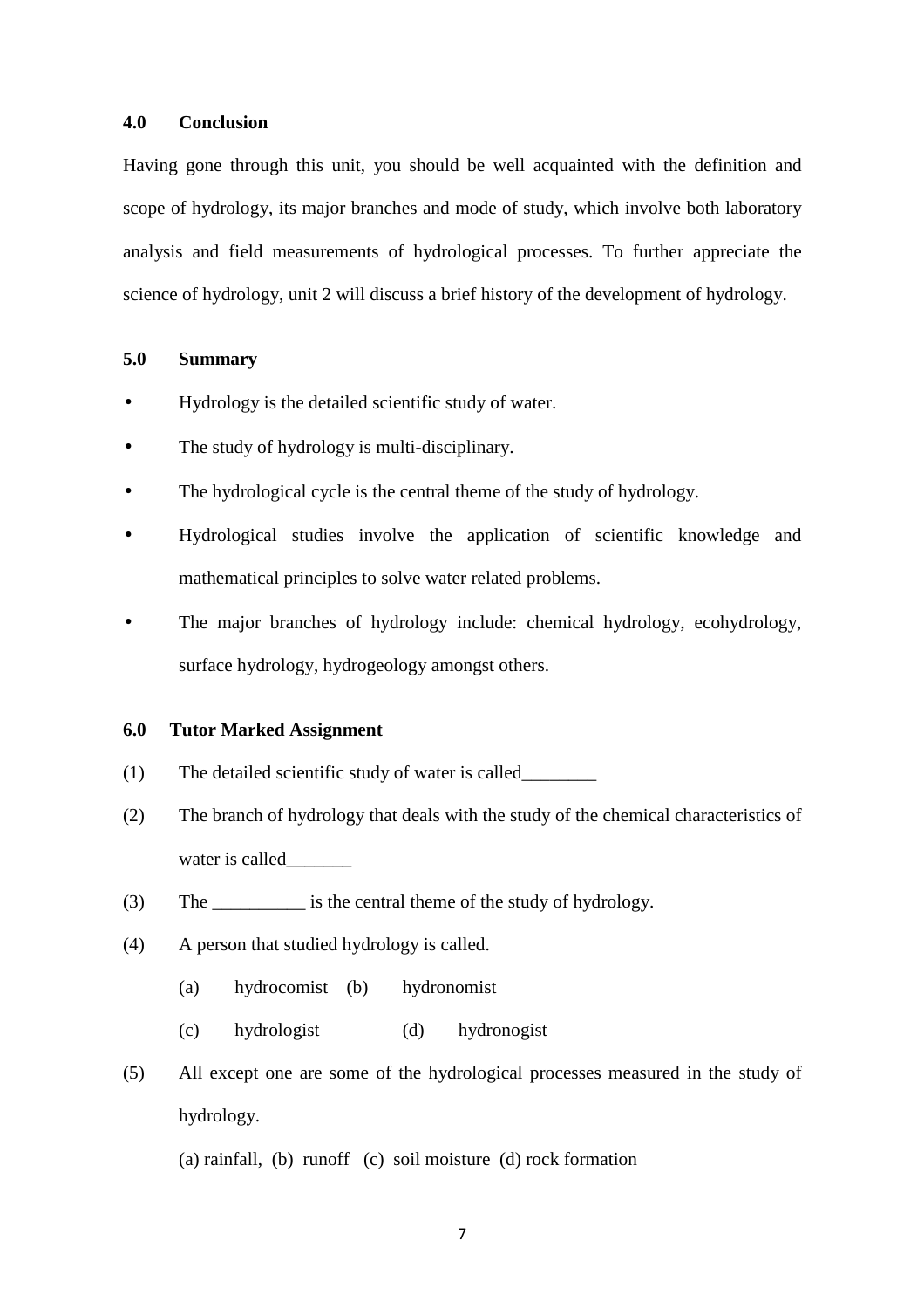## 4.0 Conclusion

Having gone through this unit, you should be well acquainted with the definition and scope of hydrology, its major branches and mode of study, which involve both laboratory analysis and field measurements of hydrological processes. To further appreciate the science of hydrology, unit 2 will discuss a brief history of the development of hydrology.

## 5.0 Summary

- Hydrology is the detailed scientific study of water.
- The study of hydrology is multi-disciplinary.
- The hydrological cycle is the central theme of the study of hydrology.
- Hydrological studies involve the application of scientific knowledge and mathematical principles to solve water related problems.
- The major branches of hydrology include: chemical hydrology, ecohydrology, surface hydrology, hydrogeology amongst others.

## 6.0 Tutor Marked Assignment

(1) The detailed scientific study of water is called________

(2) The branch of hydrology that deals with the study of the chemical characteristics of water is called_______

(3) The __________ is the central theme of the study of hydrology.

(4) A person that studied hydrology is called.

(a) hydrocomist (b) hydronomist

(c) hydrologist (d) hydronogist

(5) All except one are some of the hydrological processes measured in the study of hydrology.

(a) rainfall, (b) runoff (c) soil moisture (d) rock formation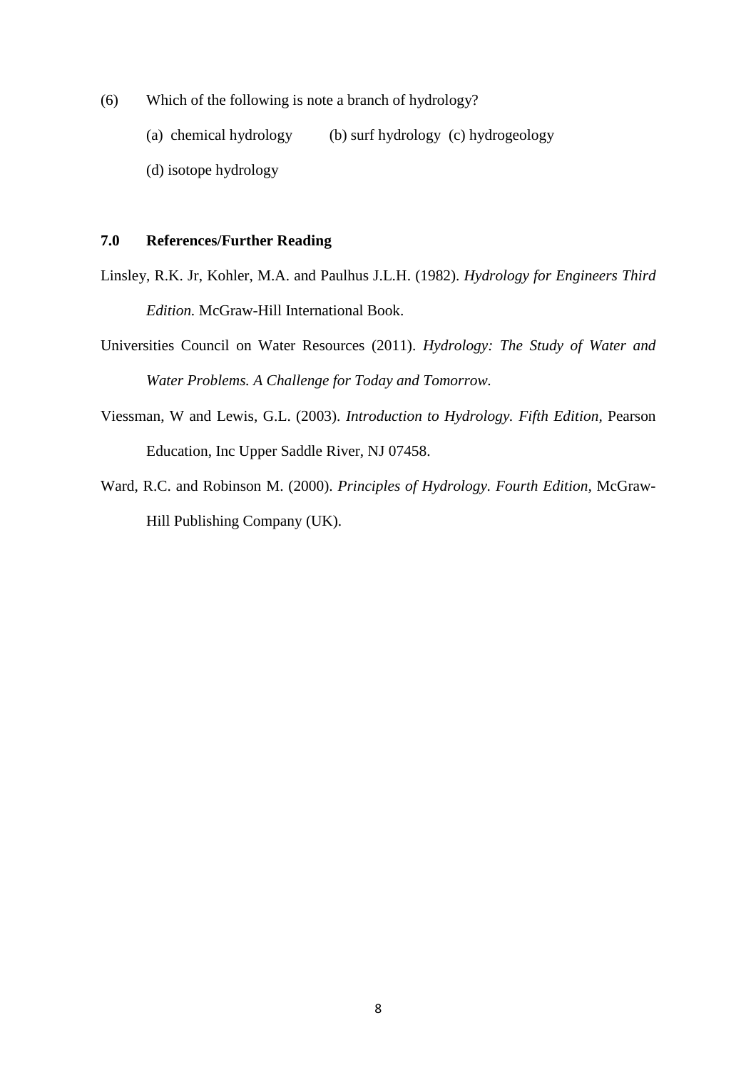(6) Which of the following is note a branch of hydrology?

(a) chemical hydrology (b) surf hydrology (c) hydrogeology

(d) isotope hydrology

## 7.0 References/Further Reading

Linsley, R.K. Jr, Kohler, M.A. and Paulhus J.L.H. (1982). *Hydrology for Engineers Third Edition.* McGraw-Hill International Book.

Universities Council on Water Resources (2011). *Hydrology: The Study of Water and Water Problems. A Challenge for Today and Tomorrow.*

Viessman, W and Lewis, G.L. (2003). *Introduction to Hydrology. Fifth Edition,* Pearson Education, Inc Upper Saddle River, NJ 07458.

Ward, R.C. and Robinson M. (2000). *Principles of Hydrology. Fourth Edition*, McGraw-Hill Publishing Company (UK).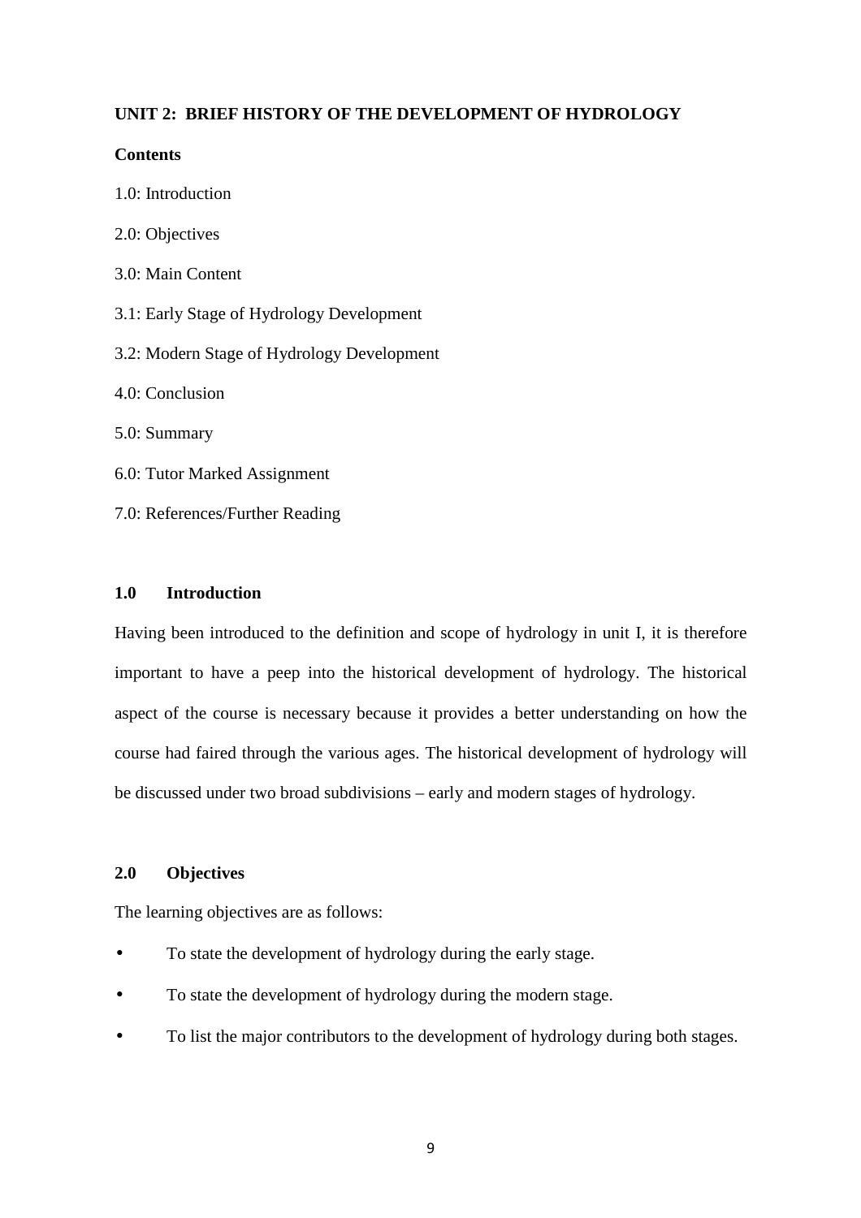## UNIT 2: BRIEF HISTORY OF THE DEVELOPMENT OF HYDROLOGY

**Contents**

1.0: Introduction

2.0: Objectives

3.0: Main Content

3.1: Early Stage of Hydrology Development

3.2: Modern Stage of Hydrology Development

4.0: Conclusion

5.0: Summary

6.0: Tutor Marked Assignment

7.0: References/Further Reading

### 1.0 Introduction

Having been introduced to the definition and scope of hydrology in unit I, it is therefore important to have a peep into the historical development of hydrology. The historical aspect of the course is necessary because it provides a better understanding on how the course had faired through the various ages. The historical development of hydrology will be discussed under two broad subdivisions – early and modern stages of hydrology.

### 2.0 Objectives

The learning objectives are as follows:

- To state the development of hydrology during the early stage.
- To state the development of hydrology during the modern stage.
- To list the major contributors to the development of hydrology during both stages.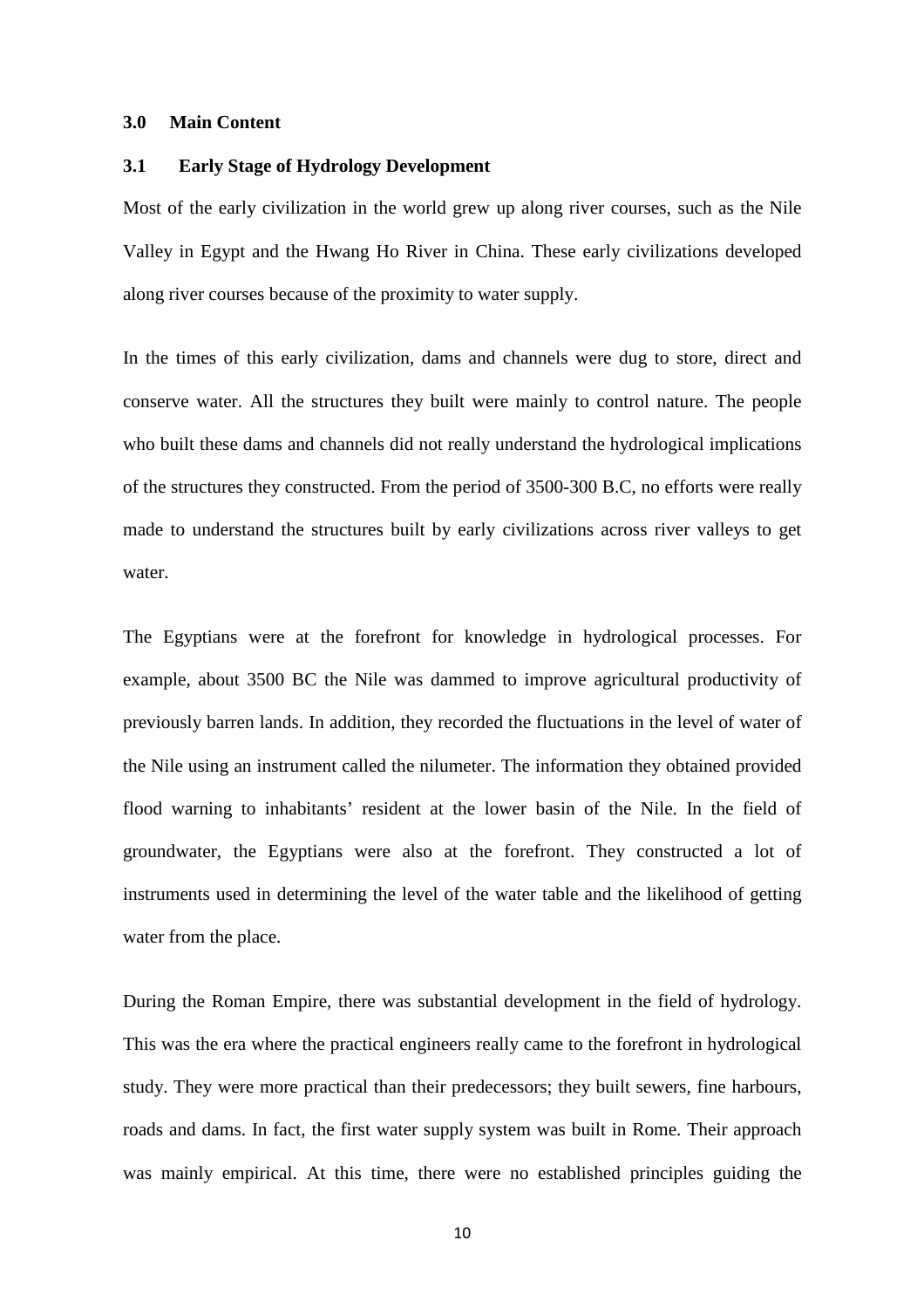## 3.0 Main Content

### 3.1 Early Stage of Hydrology Development

Most of the early civilization in the world grew up along river courses, such as the Nile Valley in Egypt and the Hwang Ho River in China. These early civilizations developed along river courses because of the proximity to water supply.

In the times of this early civilization, dams and channels were dug to store, direct and conserve water. All the structures they built were mainly to control nature. The people who built these dams and channels did not really understand the hydrological implications of the structures they constructed. From the period of 3500-300 B.C, no efforts were really made to understand the structures built by early civilizations across river valleys to get water.

The Egyptians were at the forefront for knowledge in hydrological processes. For example, about 3500 BC the Nile was dammed to improve agricultural productivity of previously barren lands. In addition, they recorded the fluctuations in the level of water of the Nile using an instrument called the nilumeter. The information they obtained provided flood warning to inhabitants' resident at the lower basin of the Nile. In the field of groundwater, the Egyptians were also at the forefront. They constructed a lot of instruments used in determining the level of the water table and the likelihood of getting water from the place.

During the Roman Empire, there was substantial development in the field of hydrology. This was the era where the practical engineers really came to the forefront in hydrological study. They were more practical than their predecessors; they built sewers, fine harbours, roads and dams. In fact, the first water supply system was built in Rome. Their approach was mainly empirical. At this time, there were no established principles guiding the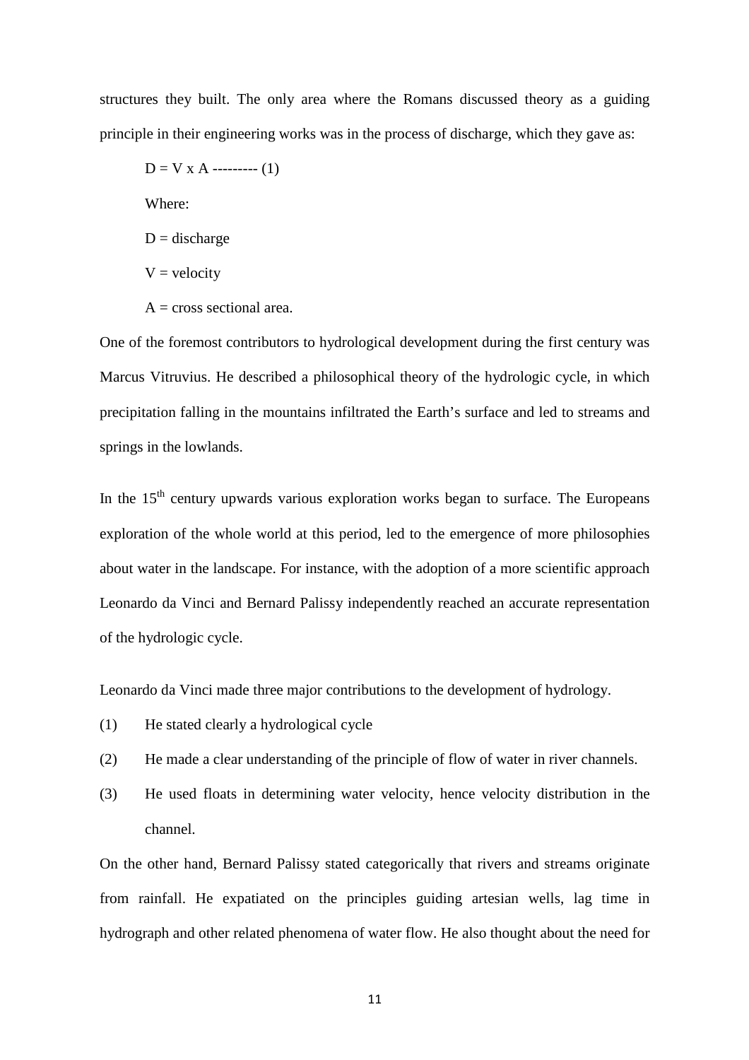structures they built. The only area where the Romans discussed theory as a guiding principle in their engineering works was in the process of discharge, which they gave as:

$$D = V \times A \text{ --------- } (1)$$

Where:

D = discharge

V = velocity

A = cross sectional area.

One of the foremost contributors to hydrological development during the first century was Marcus Vitruvius. He described a philosophical theory of the hydrologic cycle, in which precipitation falling in the mountains infiltrated the Earth's surface and led to streams and springs in the lowlands.

In the 15th century upwards various exploration works began to surface. The Europeans exploration of the whole world at this period, led to the emergence of more philosophies about water in the landscape. For instance, with the adoption of a more scientific approach Leonardo da Vinci and Bernard Palissy independently reached an accurate representation of the hydrologic cycle.

Leonardo da Vinci made three major contributions to the development of hydrology.

(1) He stated clearly a hydrological cycle

(2) He made a clear understanding of the principle of flow of water in river channels.

(3) He used floats in determining water velocity, hence velocity distribution in the channel.

On the other hand, Bernard Palissy stated categorically that rivers and streams originate from rainfall. He expatiated on the principles guiding artesian wells, lag time in hydrograph and other related phenomena of water flow. He also thought about the need for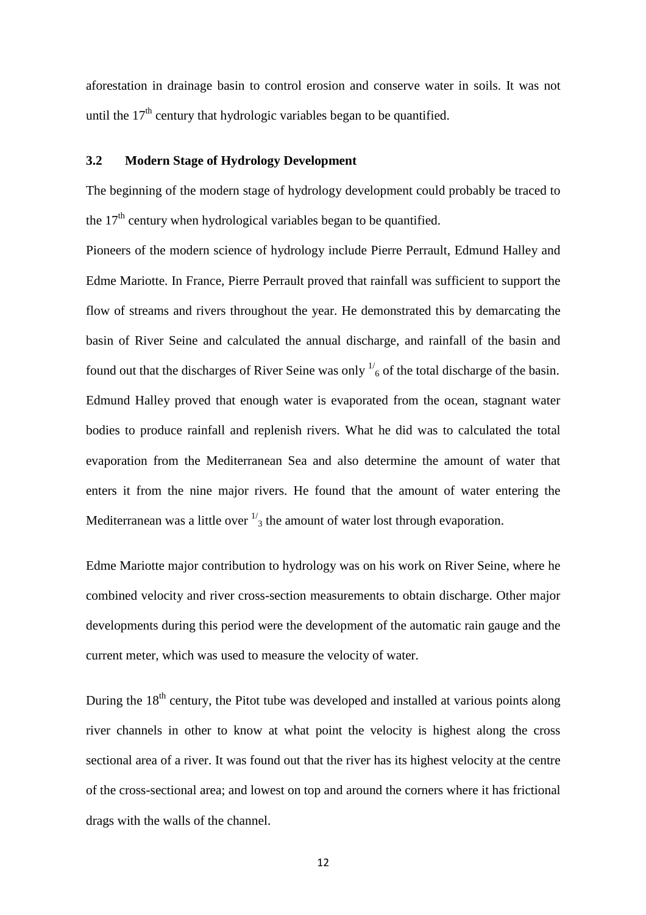aforestation in drainage basin to control erosion and conserve water in soils. It was not until the $17^{th}$ century that hydrologic variables began to be quantified.

### 3.2 Modern Stage of Hydrology Development

The beginning of the modern stage of hydrology development could probably be traced to the $17^{th}$ century when hydrological variables began to be quantified.

Pioneers of the modern science of hydrology include Pierre Perrault, Edmund Halley and Edme Mariotte. In France, Pierre Perrault proved that rainfall was sufficient to support the flow of streams and rivers throughout the year. He demonstrated this by demarcating the basin of River Seine and calculated the annual discharge, and rainfall of the basin and found out that the discharges of River Seine was only $^{1}/_{6}$ of the total discharge of the basin. Edmund Halley proved that enough water is evaporated from the ocean, stagnant water bodies to produce rainfall and replenish rivers. What he did was to calculated the total evaporation from the Mediterranean Sea and also determine the amount of water that enters it from the nine major rivers. He found that the amount of water entering the Mediterranean was a little over $^{1}/_{3}$ the amount of water lost through evaporation.

Edme Mariotte major contribution to hydrology was on his work on River Seine, where he combined velocity and river cross-section measurements to obtain discharge. Other major developments during this period were the development of the automatic rain gauge and the current meter, which was used to measure the velocity of water.

During the $18^{th}$ century, the Pitot tube was developed and installed at various points along river channels in other to know at what point the velocity is highest along the cross sectional area of a river. It was found out that the river has its highest velocity at the centre of the cross-sectional area; and lowest on top and around the corners where it has frictional drags with the walls of the channel.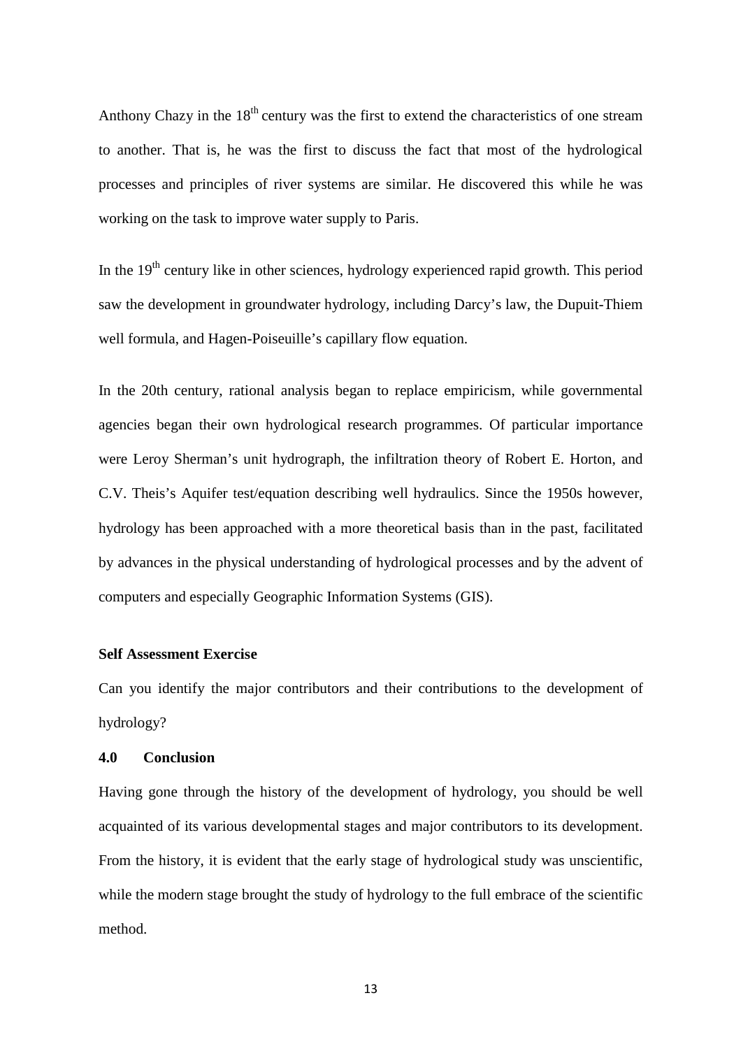Anthony Chazy in the 18$^{th}$ century was the first to extend the characteristics of one stream to another. That is, he was the first to discuss the fact that most of the hydrological processes and principles of river systems are similar. He discovered this while he was working on the task to improve water supply to Paris.

In the 19$^{th}$ century like in other sciences, hydrology experienced rapid growth. This period saw the development in groundwater hydrology, including Darcy's law, the Dupuit-Thiem well formula, and Hagen-Poiseuille's capillary flow equation.

In the 20th century, rational analysis began to replace empiricism, while governmental agencies began their own hydrological research programmes. Of particular importance were Leroy Sherman's unit hydrograph, the infiltration theory of Robert E. Horton, and C.V. Theis's Aquifer test/equation describing well hydraulics. Since the 1950s however, hydrology has been approached with a more theoretical basis than in the past, facilitated by advances in the physical understanding of hydrological processes and by the advent of computers and especially Geographic Information Systems (GIS).

**Self Assessment Exercise**

Can you identify the major contributors and their contributions to the development of hydrology?

## 4.0 Conclusion

Having gone through the history of the development of hydrology, you should be well acquainted of its various developmental stages and major contributors to its development. From the history, it is evident that the early stage of hydrological study was unscientific, while the modern stage brought the study of hydrology to the full embrace of the scientific method.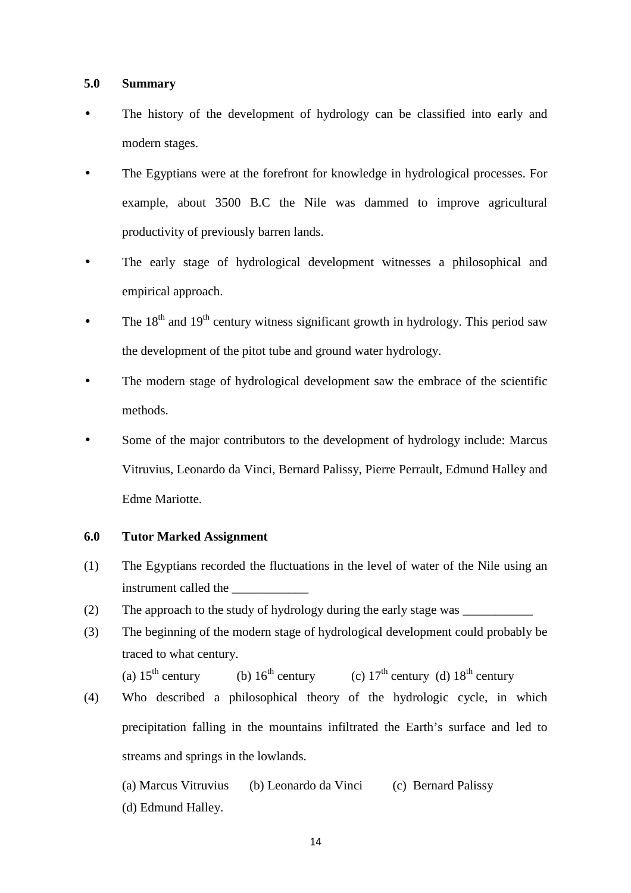## 5.0 Summary

- The history of the development of hydrology can be classified into early and modern stages.
- The Egyptians were at the forefront for knowledge in hydrological processes. For example, about 3500 B.C the Nile was dammed to improve agricultural productivity of previously barren lands.
- The early stage of hydrological development witnesses a philosophical and empirical approach.
- The $18^{th}$ and $19^{th}$ century witness significant growth in hydrology. This period saw the development of the pitot tube and ground water hydrology.
- The modern stage of hydrological development saw the embrace of the scientific methods.
- Some of the major contributors to the development of hydrology include: Marcus Vitruvius, Leonardo da Vinci, Bernard Palissy, Pierre Perrault, Edmund Halley and Edme Mariotte.

## 6.0 Tutor Marked Assignment

(1) The Egyptians recorded the fluctuations in the level of water of the Nile using an instrument called the ____________

(2) The approach to the study of hydrology during the early stage was ___________

(3) The beginning of the modern stage of hydrological development could probably be traced to what century.

(a) $15^{th}$ century (b) $16^{th}$ century (c) $17^{th}$ century (d) $18^{th}$ century

(4) Who described a philosophical theory of the hydrologic cycle, in which precipitation falling in the mountains infiltrated the Earth's surface and led to streams and springs in the lowlands.

(a) Marcus Vitruvius (b) Leonardo da Vinci (c) Bernard Palissy
(d) Edmund Halley.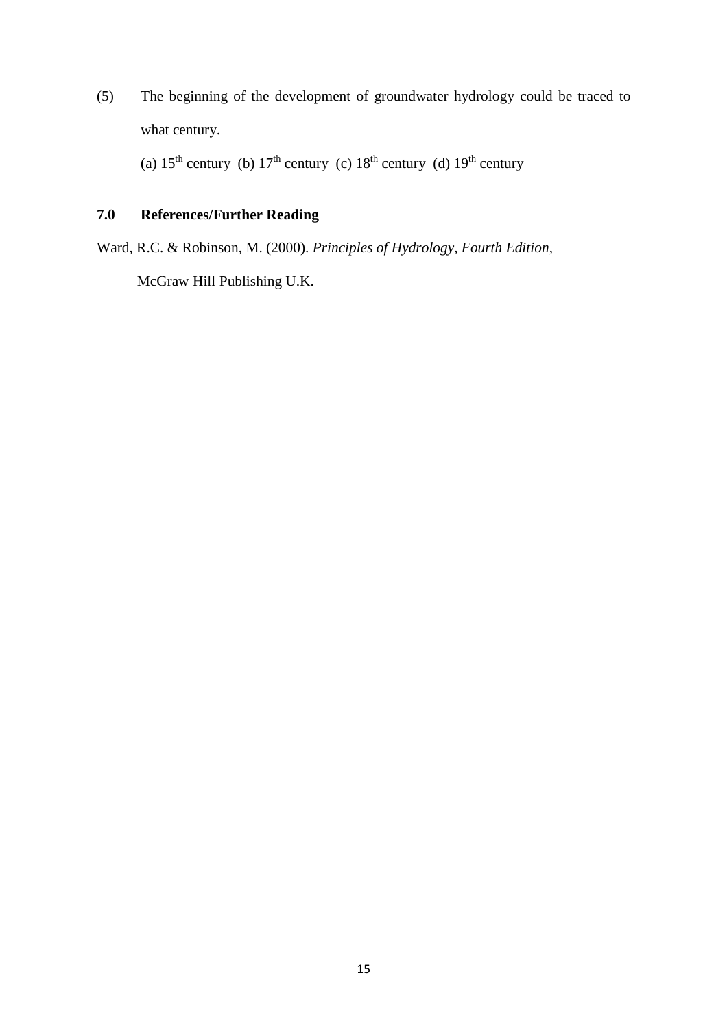(5) The beginning of the development of groundwater hydrology could be traced to what century.

(a) $15^{th}$ century (b) $17^{th}$ century (c) $18^{th}$ century (d) $19^{th}$ century

## 7.0 References/Further Reading

Ward, R.C. & Robinson, M. (2000). *Principles of Hydrology, Fourth Edition*, McGraw Hill Publishing U.K.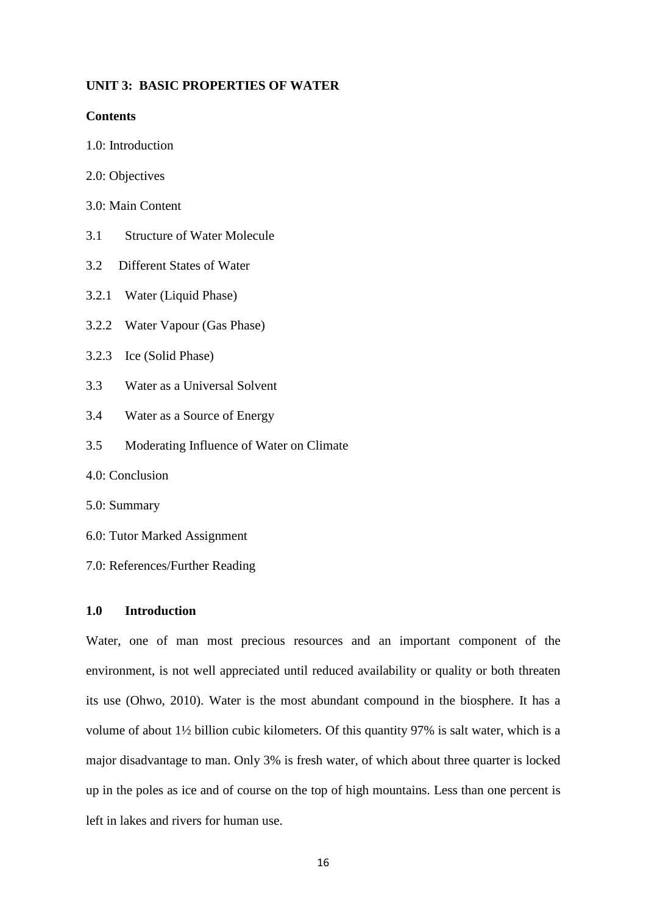## UNIT 3: BASIC PROPERTIES OF WATER

**Contents**

1.0: Introduction

2.0: Objectives

3.0: Main Content

3.1 Structure of Water Molecule

3.2 Different States of Water

3.2.1 Water (Liquid Phase)

3.2.2 Water Vapour (Gas Phase)

3.2.3 Ice (Solid Phase)

3.3 Water as a Universal Solvent

3.4 Water as a Source of Energy

3.5 Moderating Influence of Water on Climate

4.0: Conclusion

5.0: Summary

6.0: Tutor Marked Assignment

7.0: References/Further Reading

### 1.0 Introduction

Water, one of man most precious resources and an important component of the environment, is not well appreciated until reduced availability or quality or both threaten its use (Ohwo, 2010). Water is the most abundant compound in the biosphere. It has a volume of about 1½ billion cubic kilometers. Of this quantity 97% is salt water, which is a major disadvantage to man. Only 3% is fresh water, of which about three quarter is locked up in the poles as ice and of course on the top of high mountains. Less than one percent is left in lakes and rivers for human use.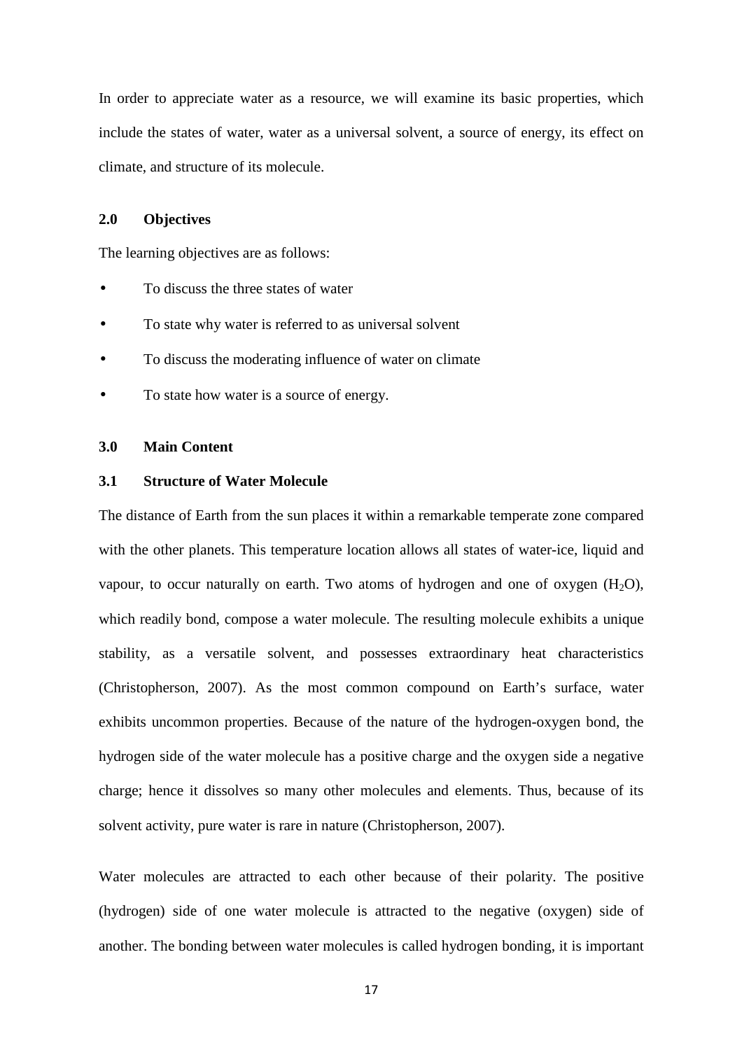In order to appreciate water as a resource, we will examine its basic properties, which include the states of water, water as a universal solvent, a source of energy, its effect on climate, and structure of its molecule.

## 2.0 Objectives

The learning objectives are as follows:

- To discuss the three states of water
- To state why water is referred to as universal solvent
- To discuss the moderating influence of water on climate
- To state how water is a source of energy.

## 3.0 Main Content

### 3.1 Structure of Water Molecule

The distance of Earth from the sun places it within a remarkable temperate zone compared with the other planets. This temperature location allows all states of water-ice, liquid and vapour, to occur naturally on earth. Two atoms of hydrogen and one of oxygen ($H_2O$), which readily bond, compose a water molecule. The resulting molecule exhibits a unique stability, as a versatile solvent, and possesses extraordinary heat characteristics (Christopherson, 2007). As the most common compound on Earth's surface, water exhibits uncommon properties. Because of the nature of the hydrogen-oxygen bond, the hydrogen side of the water molecule has a positive charge and the oxygen side a negative charge; hence it dissolves so many other molecules and elements. Thus, because of its solvent activity, pure water is rare in nature (Christopherson, 2007).

Water molecules are attracted to each other because of their polarity. The positive (hydrogen) side of one water molecule is attracted to the negative (oxygen) side of another. The bonding between water molecules is called hydrogen bonding, it is important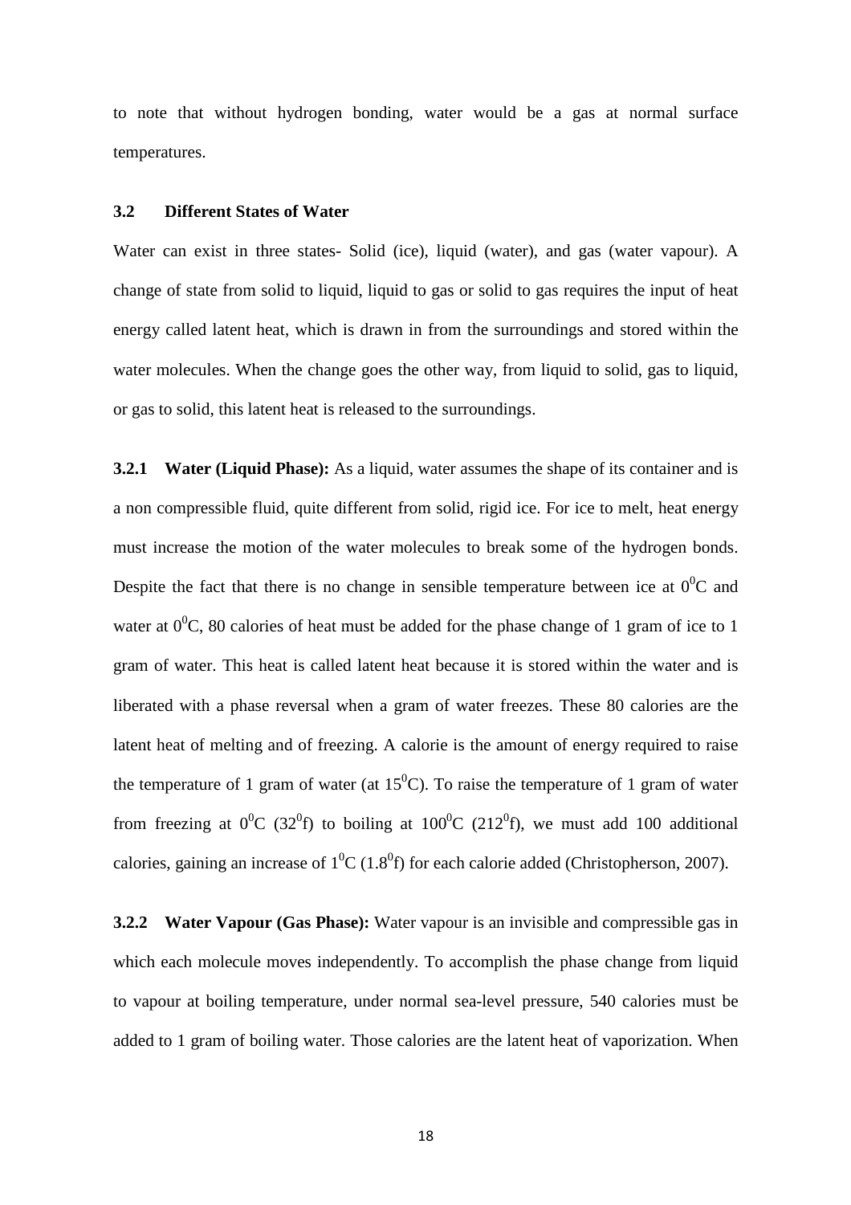to note that without hydrogen bonding, water would be a gas at normal surface temperatures.

### 3.2 Different States of Water

Water can exist in three states- Solid (ice), liquid (water), and gas (water vapour). A change of state from solid to liquid, liquid to gas or solid to gas requires the input of heat energy called latent heat, which is drawn in from the surroundings and stored within the water molecules. When the change goes the other way, from liquid to solid, gas to liquid, or gas to solid, this latent heat is released to the surroundings.

**3.2.1 Water (Liquid Phase):** As a liquid, water assumes the shape of its container and is a non compressible fluid, quite different from solid, rigid ice. For ice to melt, heat energy must increase the motion of the water molecules to break some of the hydrogen bonds. Despite the fact that there is no change in sensible temperature between ice at $0^0$C and water at $0^0$C, 80 calories of heat must be added for the phase change of 1 gram of ice to 1 gram of water. This heat is called latent heat because it is stored within the water and is liberated with a phase reversal when a gram of water freezes. These 80 calories are the latent heat of melting and of freezing. A calorie is the amount of energy required to raise the temperature of 1 gram of water (at $15^0$C). To raise the temperature of 1 gram of water from freezing at $0^0$C ($32^0$f) to boiling at $100^0$C ($212^0$f), we must add 100 additional calories, gaining an increase of $1^0$C ($1.8^0$f) for each calorie added (Christopherson, 2007).

**3.2.2 Water Vapour (Gas Phase):** Water vapour is an invisible and compressible gas in which each molecule moves independently. To accomplish the phase change from liquid to vapour at boiling temperature, under normal sea-level pressure, 540 calories must be added to 1 gram of boiling water. Those calories are the latent heat of vaporization. When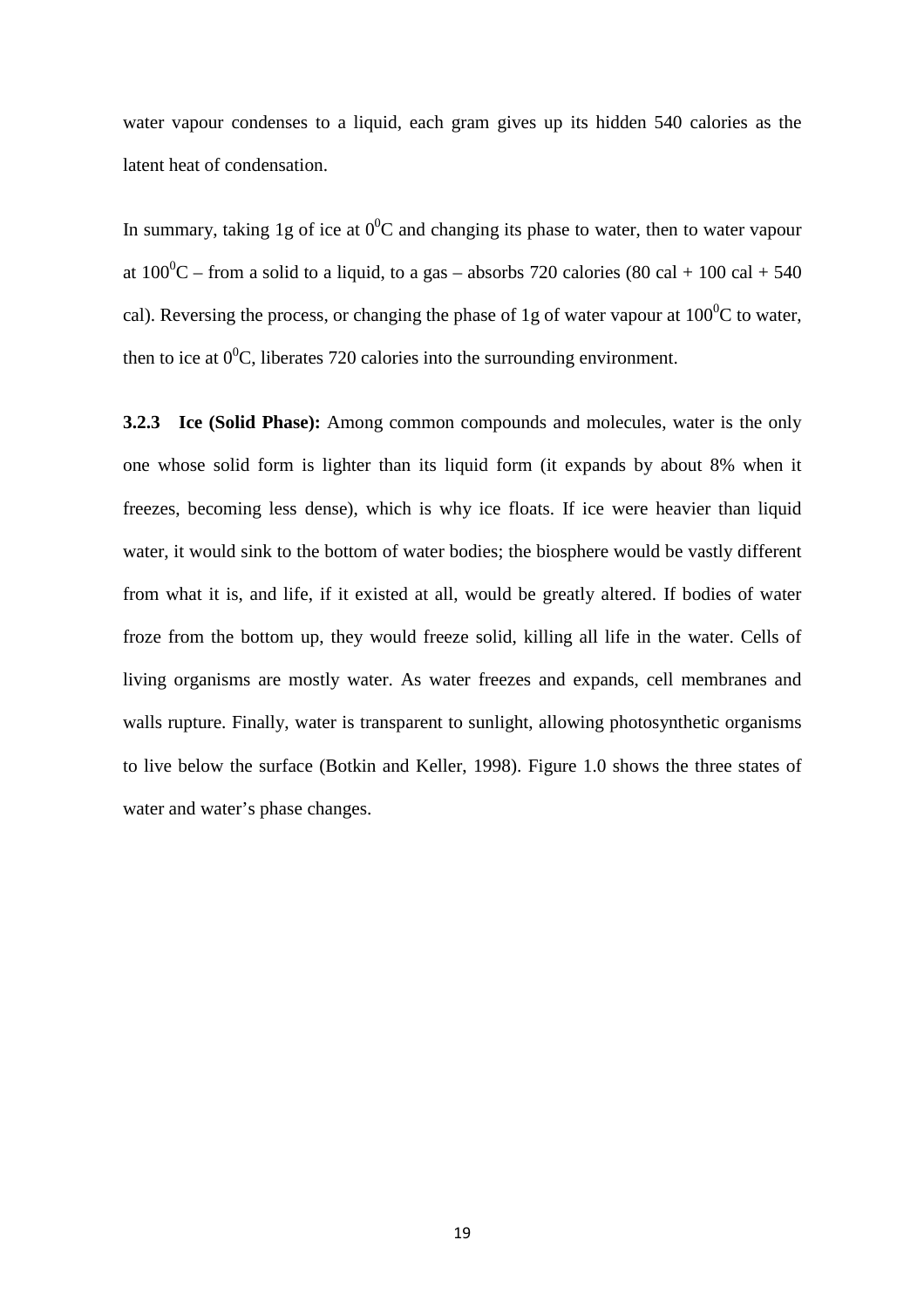water vapour condenses to a liquid, each gram gives up its hidden 540 calories as the latent heat of condensation.

In summary, taking 1g of ice at $0^0$C and changing its phase to water, then to water vapour at $100^0$C – from a solid to a liquid, to a gas – absorbs 720 calories (80 cal + 100 cal + 540 cal). Reversing the process, or changing the phase of 1g of water vapour at $100^0$C to water, then to ice at $0^0$C, liberates 720 calories into the surrounding environment.

**3.2.3 Ice (Solid Phase):** Among common compounds and molecules, water is the only one whose solid form is lighter than its liquid form (it expands by about 8% when it freezes, becoming less dense), which is why ice floats. If ice were heavier than liquid water, it would sink to the bottom of water bodies; the biosphere would be vastly different from what it is, and life, if it existed at all, would be greatly altered. If bodies of water froze from the bottom up, they would freeze solid, killing all life in the water. Cells of living organisms are mostly water. As water freezes and expands, cell membranes and walls rupture. Finally, water is transparent to sunlight, allowing photosynthetic organisms to live below the surface (Botkin and Keller, 1998). Figure 1.0 shows the three states of water and water's phase changes.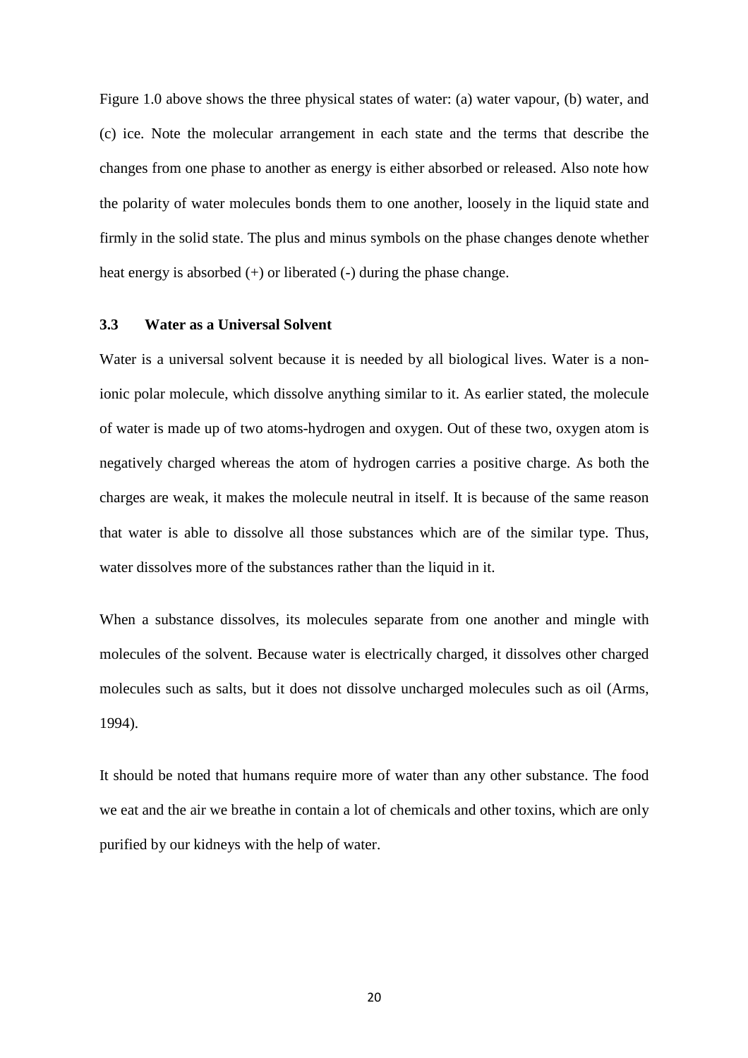Figure 1.0 above shows the three physical states of water: (a) water vapour, (b) water, and (c) ice. Note the molecular arrangement in each state and the terms that describe the changes from one phase to another as energy is either absorbed or released. Also note how the polarity of water molecules bonds them to one another, loosely in the liquid state and firmly in the solid state. The plus and minus symbols on the phase changes denote whether heat energy is absorbed (+) or liberated (-) during the phase change.

### 3.3 Water as a Universal Solvent

Water is a universal solvent because it is needed by all biological lives. Water is a non-ionic polar molecule, which dissolve anything similar to it. As earlier stated, the molecule of water is made up of two atoms-hydrogen and oxygen. Out of these two, oxygen atom is negatively charged whereas the atom of hydrogen carries a positive charge. As both the charges are weak, it makes the molecule neutral in itself. It is because of the same reason that water is able to dissolve all those substances which are of the similar type. Thus, water dissolves more of the substances rather than the liquid in it.

When a substance dissolves, its molecules separate from one another and mingle with molecules of the solvent. Because water is electrically charged, it dissolves other charged molecules such as salts, but it does not dissolve uncharged molecules such as oil (Arms, 1994).

It should be noted that humans require more of water than any other substance. The food we eat and the air we breathe in contain a lot of chemicals and other toxins, which are only purified by our kidneys with the help of water.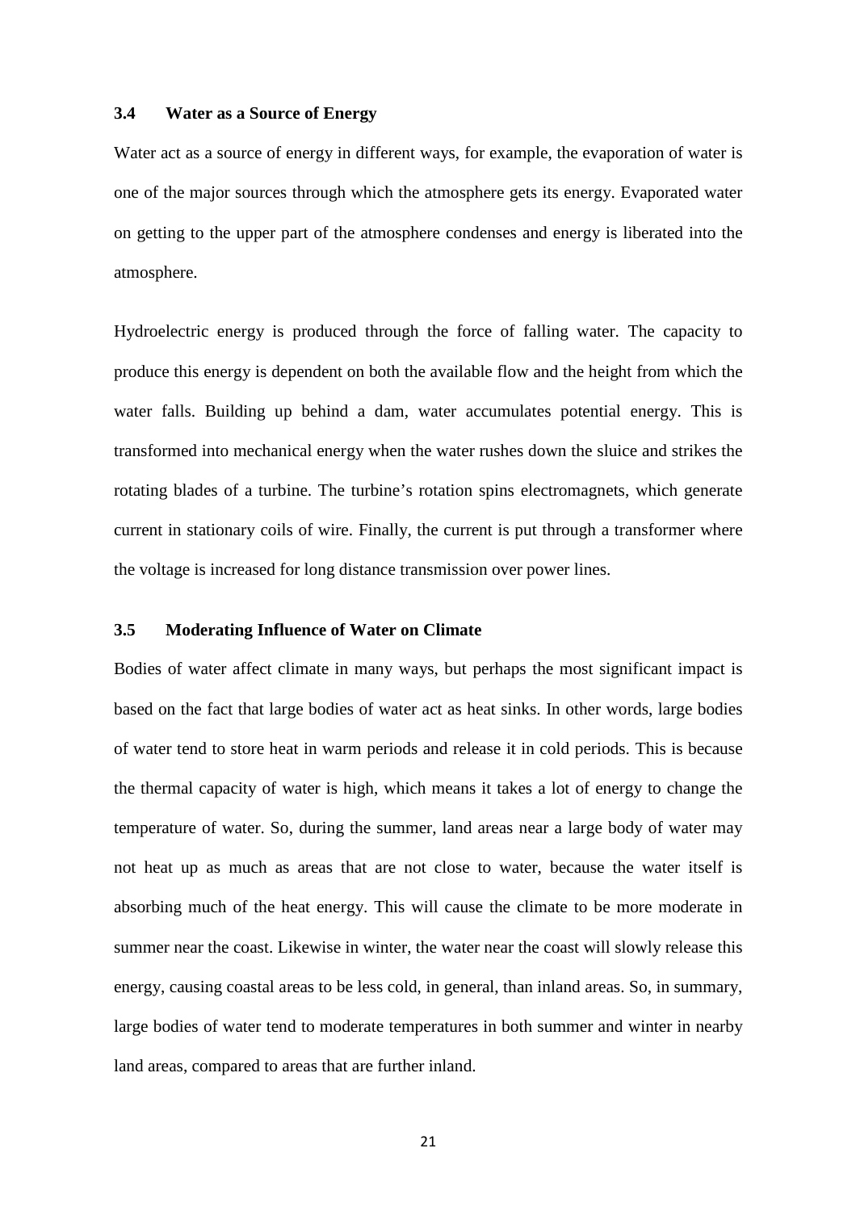### 3.4 Water as a Source of Energy

Water act as a source of energy in different ways, for example, the evaporation of water is one of the major sources through which the atmosphere gets its energy. Evaporated water on getting to the upper part of the atmosphere condenses and energy is liberated into the atmosphere.

Hydroelectric energy is produced through the force of falling water. The capacity to produce this energy is dependent on both the available flow and the height from which the water falls. Building up behind a dam, water accumulates potential energy. This is transformed into mechanical energy when the water rushes down the sluice and strikes the rotating blades of a turbine. The turbine's rotation spins electromagnets, which generate current in stationary coils of wire. Finally, the current is put through a transformer where the voltage is increased for long distance transmission over power lines.

### 3.5 Moderating Influence of Water on Climate

Bodies of water affect climate in many ways, but perhaps the most significant impact is based on the fact that large bodies of water act as heat sinks. In other words, large bodies of water tend to store heat in warm periods and release it in cold periods. This is because the thermal capacity of water is high, which means it takes a lot of energy to change the temperature of water. So, during the summer, land areas near a large body of water may not heat up as much as areas that are not close to water, because the water itself is absorbing much of the heat energy. This will cause the climate to be more moderate in summer near the coast. Likewise in winter, the water near the coast will slowly release this energy, causing coastal areas to be less cold, in general, than inland areas. So, in summary, large bodies of water tend to moderate temperatures in both summer and winter in nearby land areas, compared to areas that are further inland.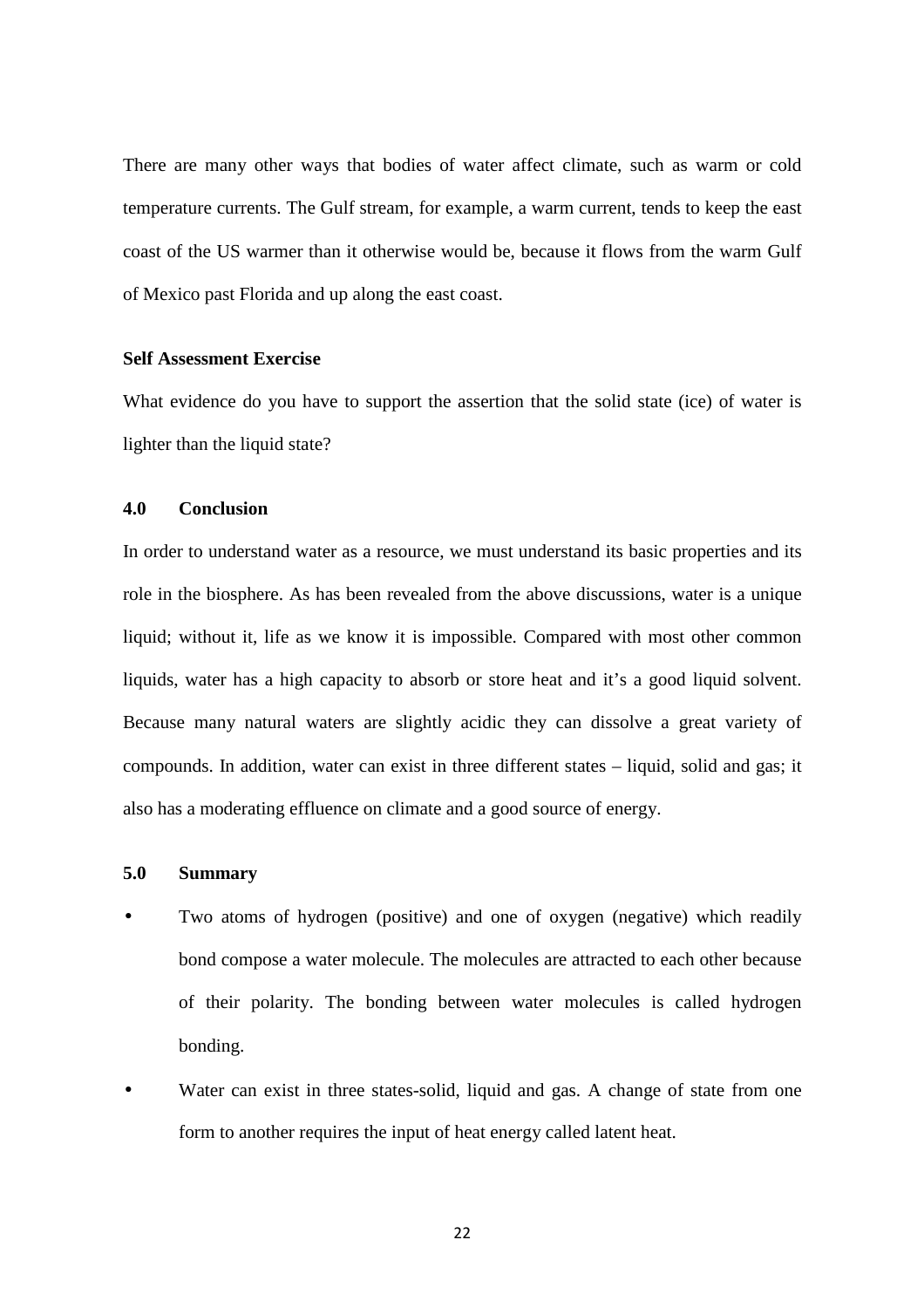There are many other ways that bodies of water affect climate, such as warm or cold temperature currents. The Gulf stream, for example, a warm current, tends to keep the east coast of the US warmer than it otherwise would be, because it flows from the warm Gulf of Mexico past Florida and up along the east coast.

**Self Assessment Exercise**

What evidence do you have to support the assertion that the solid state (ice) of water is lighter than the liquid state?

## 4.0 Conclusion

In order to understand water as a resource, we must understand its basic properties and its role in the biosphere. As has been revealed from the above discussions, water is a unique liquid; without it, life as we know it is impossible. Compared with most other common liquids, water has a high capacity to absorb or store heat and it's a good liquid solvent. Because many natural waters are slightly acidic they can dissolve a great variety of compounds. In addition, water can exist in three different states – liquid, solid and gas; it also has a moderating effluence on climate and a good source of energy.

## 5.0 Summary

- Two atoms of hydrogen (positive) and one of oxygen (negative) which readily bond compose a water molecule. The molecules are attracted to each other because of their polarity. The bonding between water molecules is called hydrogen bonding.
- Water can exist in three states-solid, liquid and gas. A change of state from one form to another requires the input of heat energy called latent heat.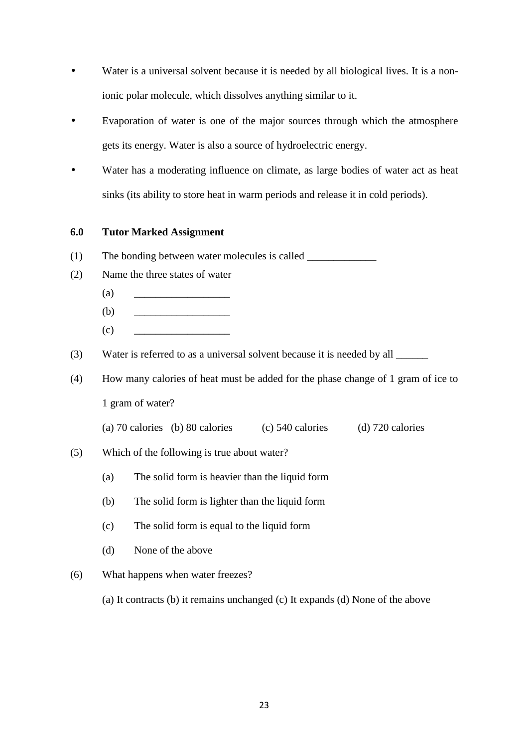- Water is a universal solvent because it is needed by all biological lives. It is a non-ionic polar molecule, which dissolves anything similar to it.
- Evaporation of water is one of the major sources through which the atmosphere gets its energy. Water is also a source of hydroelectric energy.
- Water has a moderating influence on climate, as large bodies of water act as heat sinks (its ability to store heat in warm periods and release it in cold periods).

## 6.0 Tutor Marked Assignment

(1) The bonding between water molecules is called _____________

(2) Name the three states of water

   (a) __________________

   (b) __________________

   (c) __________________

(3) Water is referred to as a universal solvent because it is needed by all ______

(4) How many calories of heat must be added for the phase change of 1 gram of ice to 1 gram of water?

   (a) 70 calories (b) 80 calories (c) 540 calories (d) 720 calories

(5) Which of the following is true about water?

   (a) The solid form is heavier than the liquid form

   (b) The solid form is lighter than the liquid form

   (c) The solid form is equal to the liquid form

   (d) None of the above

(6) What happens when water freezes?

   (a) It contracts (b) it remains unchanged (c) It expands (d) None of the above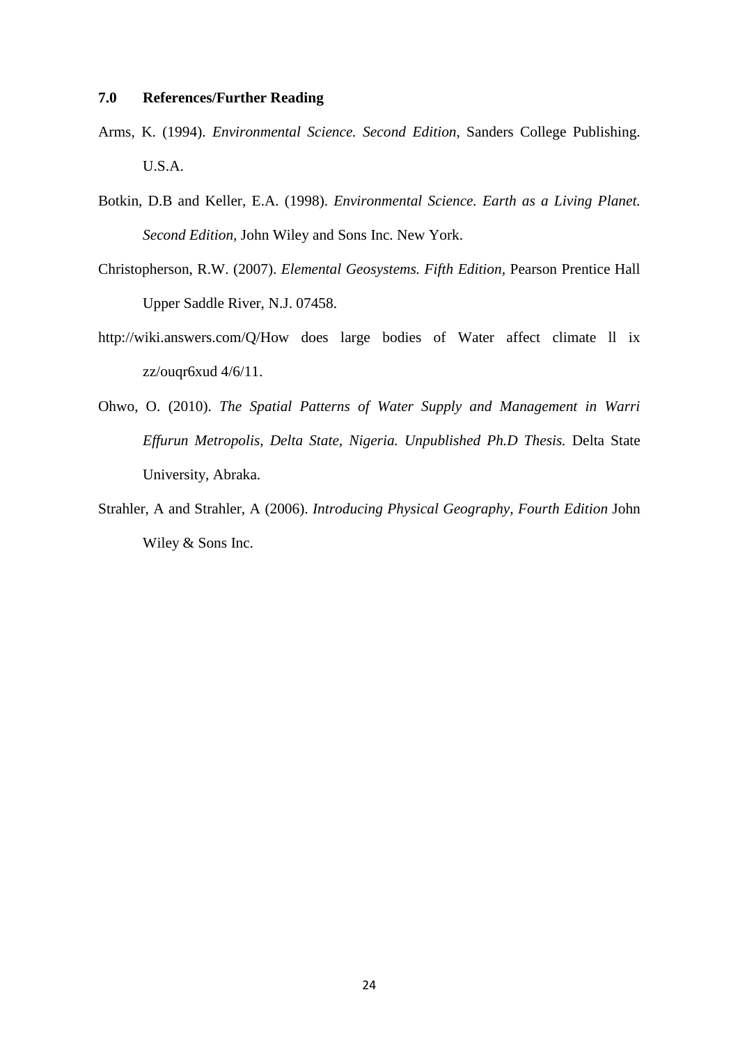## 7.0 References/Further Reading

Arms, K. (1994). *Environmental Science. Second Edition*, Sanders College Publishing. U.S.A.

Botkin, D.B and Keller, E.A. (1998). *Environmental Science. Earth as a Living Planet. Second Edition*, John Wiley and Sons Inc. New York.

Christopherson, R.W. (2007). *Elemental Geosystems. Fifth Edition*, Pearson Prentice Hall Upper Saddle River, N.J. 07458.

http://wiki.answers.com/Q/How does large bodies of Water affect climate ll ix zz/ouqr6xud 4/6/11.

Ohwo, O. (2010). *The Spatial Patterns of Water Supply and Management in Warri Effurun Metropolis, Delta State, Nigeria. Unpublished Ph.D Thesis.* Delta State University, Abraka.

Strahler, A and Strahler, A (2006). *Introducing Physical Geography, Fourth Edition* John Wiley & Sons Inc.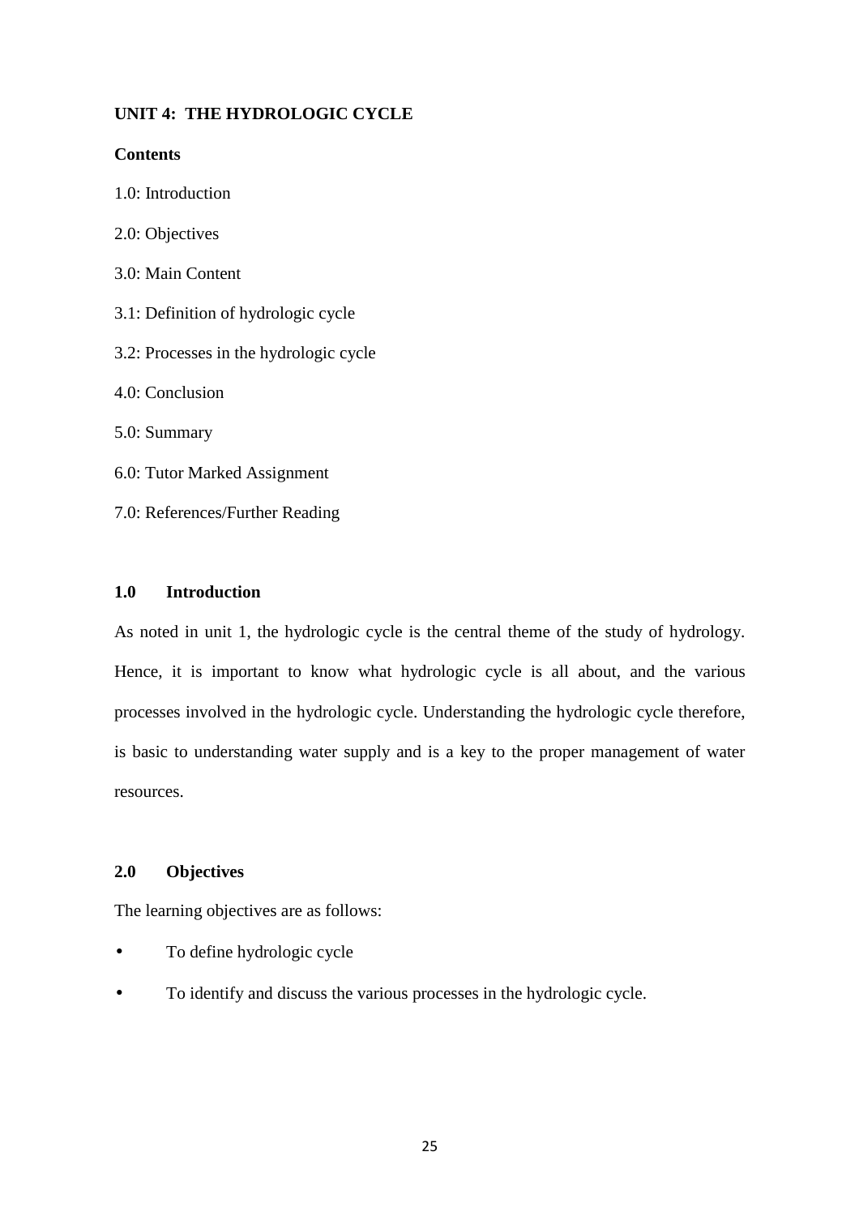## UNIT 4: THE HYDROLOGIC CYCLE

**Contents**

1.0: Introduction

2.0: Objectives

3.0: Main Content

3.1: Definition of hydrologic cycle

3.2: Processes in the hydrologic cycle

4.0: Conclusion

5.0: Summary

6.0: Tutor Marked Assignment

7.0: References/Further Reading

### 1.0 Introduction

As noted in unit 1, the hydrologic cycle is the central theme of the study of hydrology. Hence, it is important to know what hydrologic cycle is all about, and the various processes involved in the hydrologic cycle. Understanding the hydrologic cycle therefore, is basic to understanding water supply and is a key to the proper management of water resources.

### 2.0 Objectives

The learning objectives are as follows:

- To define hydrologic cycle
- To identify and discuss the various processes in the hydrologic cycle.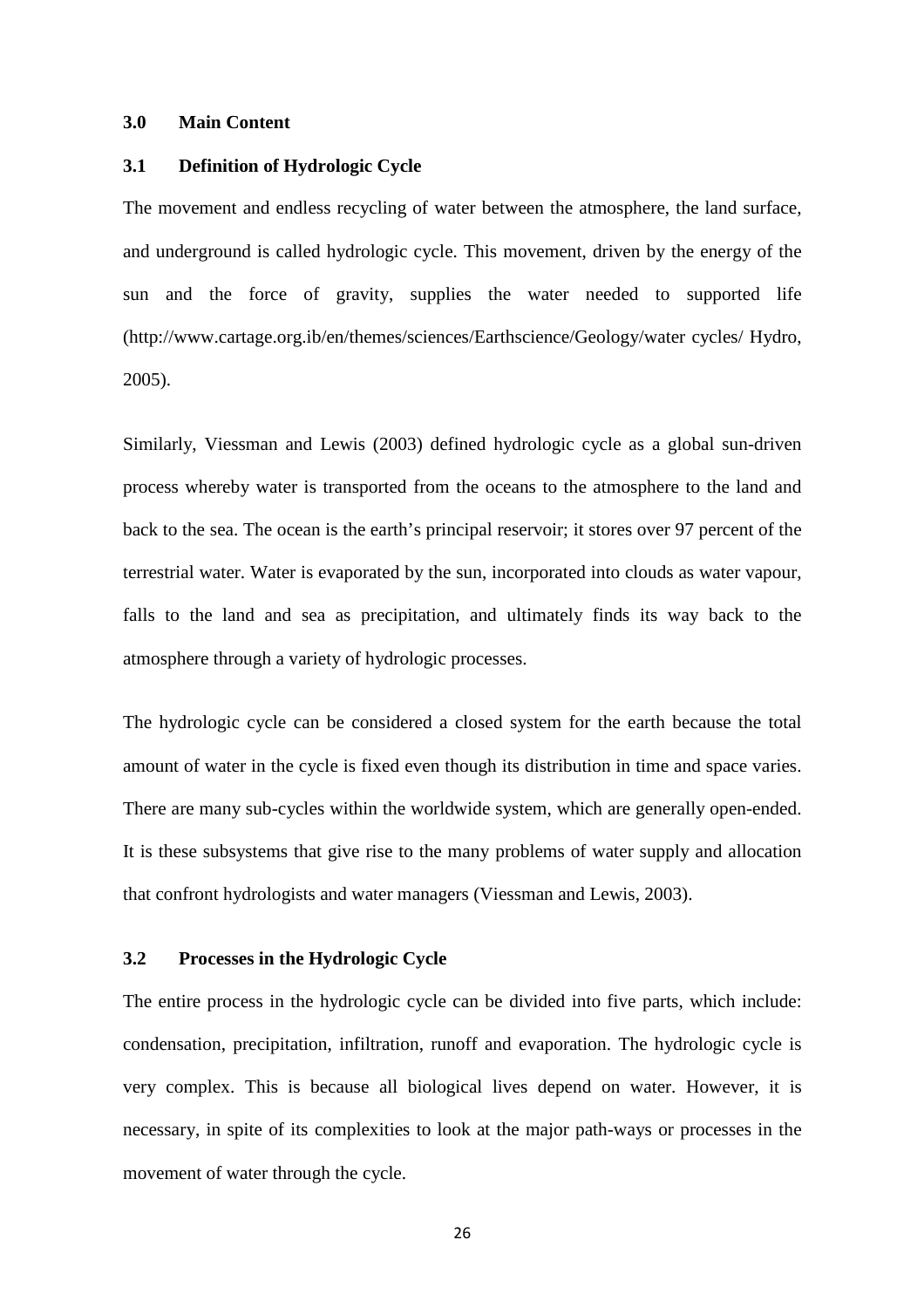## 3.0 Main Content

### 3.1 Definition of Hydrologic Cycle

The movement and endless recycling of water between the atmosphere, the land surface, and underground is called hydrologic cycle. This movement, driven by the energy of the sun and the force of gravity, supplies the water needed to supported life (http://www.cartage.org.ib/en/themes/sciences/Earthscience/Geology/water cycles/ Hydro, 2005).

Similarly, Viessman and Lewis (2003) defined hydrologic cycle as a global sun-driven process whereby water is transported from the oceans to the atmosphere to the land and back to the sea. The ocean is the earth's principal reservoir; it stores over 97 percent of the terrestrial water. Water is evaporated by the sun, incorporated into clouds as water vapour, falls to the land and sea as precipitation, and ultimately finds its way back to the atmosphere through a variety of hydrologic processes.

The hydrologic cycle can be considered a closed system for the earth because the total amount of water in the cycle is fixed even though its distribution in time and space varies. There are many sub-cycles within the worldwide system, which are generally open-ended. It is these subsystems that give rise to the many problems of water supply and allocation that confront hydrologists and water managers (Viessman and Lewis, 2003).

### 3.2 Processes in the Hydrologic Cycle

The entire process in the hydrologic cycle can be divided into five parts, which include: condensation, precipitation, infiltration, runoff and evaporation. The hydrologic cycle is very complex. This is because all biological lives depend on water. However, it is necessary, in spite of its complexities to look at the major path-ways or processes in the movement of water through the cycle.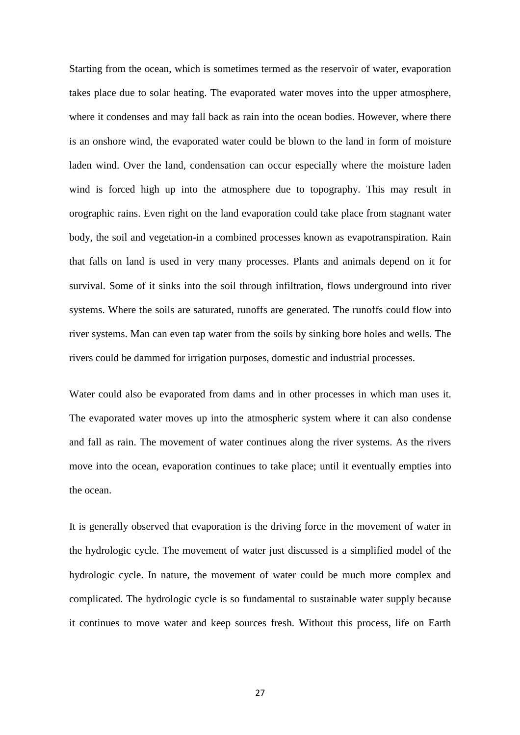Starting from the ocean, which is sometimes termed as the reservoir of water, evaporation takes place due to solar heating. The evaporated water moves into the upper atmosphere, where it condenses and may fall back as rain into the ocean bodies. However, where there is an onshore wind, the evaporated water could be blown to the land in form of moisture laden wind. Over the land, condensation can occur especially where the moisture laden wind is forced high up into the atmosphere due to topography. This may result in orographic rains. Even right on the land evaporation could take place from stagnant water body, the soil and vegetation-in a combined processes known as evapotranspiration. Rain that falls on land is used in very many processes. Plants and animals depend on it for survival. Some of it sinks into the soil through infiltration, flows underground into river systems. Where the soils are saturated, runoffs are generated. The runoffs could flow into river systems. Man can even tap water from the soils by sinking bore holes and wells. The rivers could be dammed for irrigation purposes, domestic and industrial processes.

Water could also be evaporated from dams and in other processes in which man uses it. The evaporated water moves up into the atmospheric system where it can also condense and fall as rain. The movement of water continues along the river systems. As the rivers move into the ocean, evaporation continues to take place; until it eventually empties into the ocean.

It is generally observed that evaporation is the driving force in the movement of water in the hydrologic cycle. The movement of water just discussed is a simplified model of the hydrologic cycle. In nature, the movement of water could be much more complex and complicated. The hydrologic cycle is so fundamental to sustainable water supply because it continues to move water and keep sources fresh. Without this process, life on Earth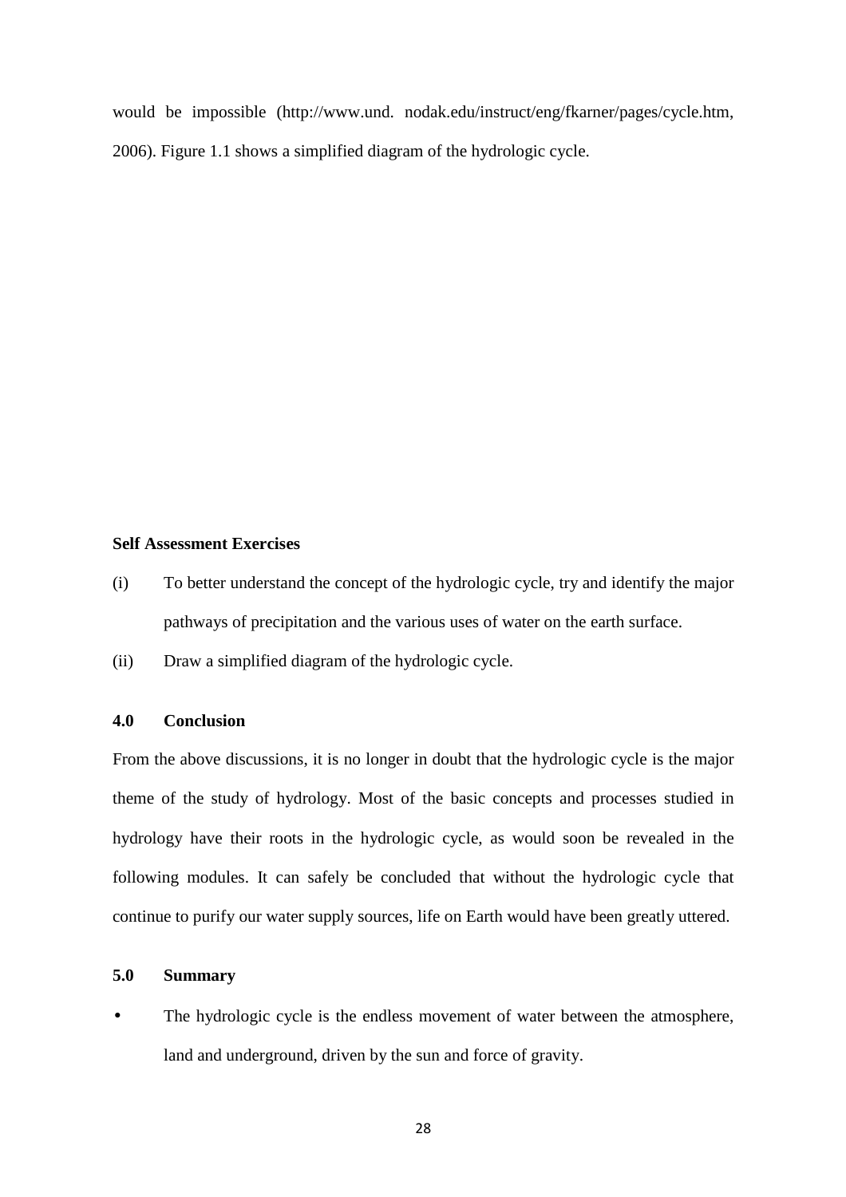would be impossible (http://www.und. nodak.edu/instruct/eng/fkarner/pages/cycle.htm, 2006). Figure 1.1 shows a simplified diagram of the hydrologic cycle.

**Self Assessment Exercises**

(i) To better understand the concept of the hydrologic cycle, try and identify the major pathways of precipitation and the various uses of water on the earth surface.

(ii) Draw a simplified diagram of the hydrologic cycle.

## 4.0 Conclusion

From the above discussions, it is no longer in doubt that the hydrologic cycle is the major theme of the study of hydrology. Most of the basic concepts and processes studied in hydrology have their roots in the hydrologic cycle, as would soon be revealed in the following modules. It can safely be concluded that without the hydrologic cycle that continue to purify our water supply sources, life on Earth would have been greatly uttered.

## 5.0 Summary

- The hydrologic cycle is the endless movement of water between the atmosphere, land and underground, driven by the sun and force of gravity.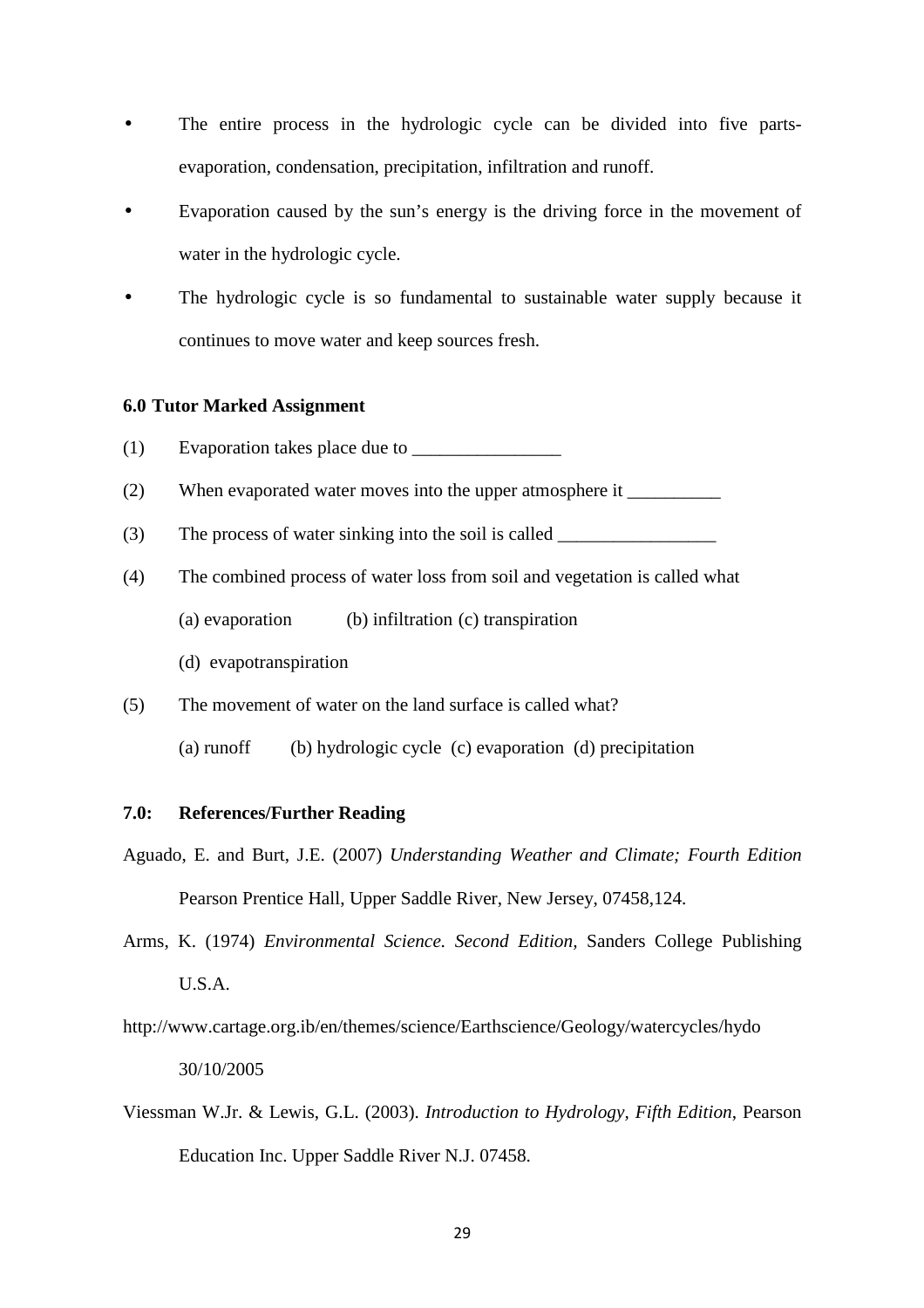- The entire process in the hydrologic cycle can be divided into five parts- evaporation, condensation, precipitation, infiltration and runoff.
- Evaporation caused by the sun's energy is the driving force in the movement of water in the hydrologic cycle.
- The hydrologic cycle is so fundamental to sustainable water supply because it continues to move water and keep sources fresh.

**6.0 Tutor Marked Assignment**

(1) Evaporation takes place due to ________________

(2) When evaporated water moves into the upper atmosphere it __________

(3) The process of water sinking into the soil is called _________________

(4) The combined process of water loss from soil and vegetation is called what

(a) evaporation (b) infiltration (c) transpiration

(d) evapotranspiration

(5) The movement of water on the land surface is called what?

(a) runoff (b) hydrologic cycle (c) evaporation (d) precipitation

**7.0: References/Further Reading**

Aguado, E. and Burt, J.E. (2007) *Understanding Weather and Climate; Fourth Edition* Pearson Prentice Hall, Upper Saddle River, New Jersey, 07458,124.

Arms, K. (1974) *Environmental Science. Second Edition,* Sanders College Publishing U.S.A.

http://www.cartage.org.ib/en/themes/science/Earthscience/Geology/watercycles/hydo 30/10/2005

Viessman W.Jr. & Lewis, G.L. (2003). *Introduction to Hydrology, Fifth Edition*, Pearson Education Inc. Upper Saddle River N.J. 07458.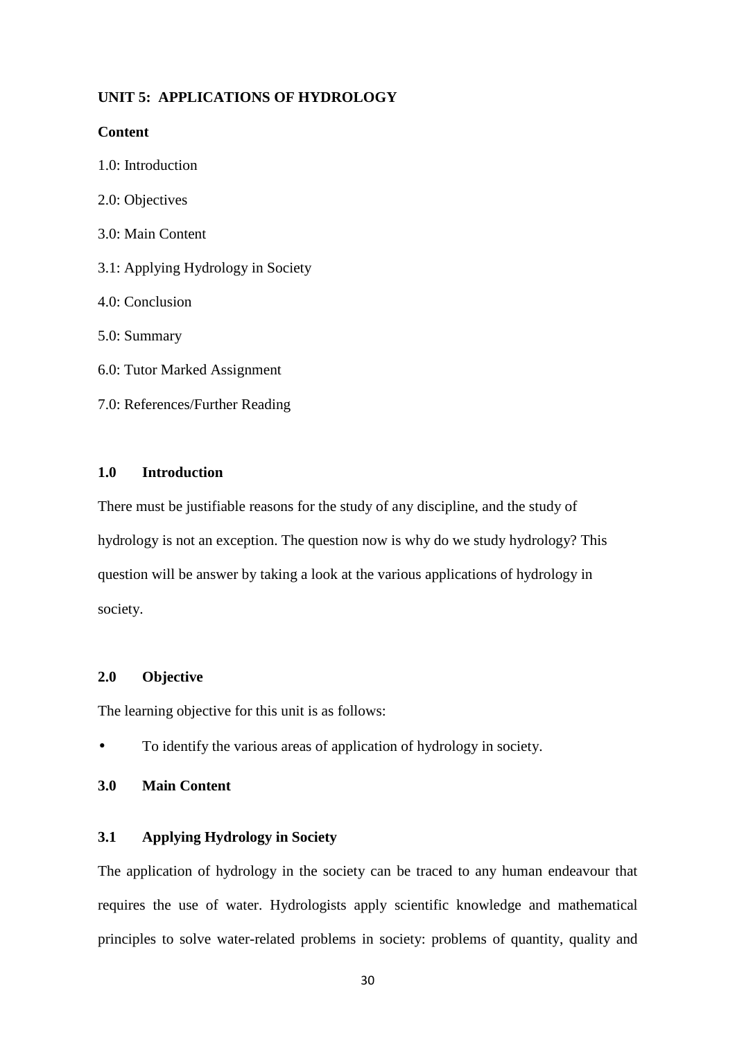## UNIT 5: APPLICATIONS OF HYDROLOGY

**Content**

1.0: Introduction

2.0: Objectives

3.0: Main Content

3.1: Applying Hydrology in Society

4.0: Conclusion

5.0: Summary

6.0: Tutor Marked Assignment

7.0: References/Further Reading

### 1.0 Introduction

There must be justifiable reasons for the study of any discipline, and the study of hydrology is not an exception. The question now is why do we study hydrology? This question will be answer by taking a look at the various applications of hydrology in society.

### 2.0 Objective

The learning objective for this unit is as follows:

- To identify the various areas of application of hydrology in society.

### 3.0 Main Content

### 3.1 Applying Hydrology in Society

The application of hydrology in the society can be traced to any human endeavour that requires the use of water. Hydrologists apply scientific knowledge and mathematical principles to solve water-related problems in society: problems of quantity, quality and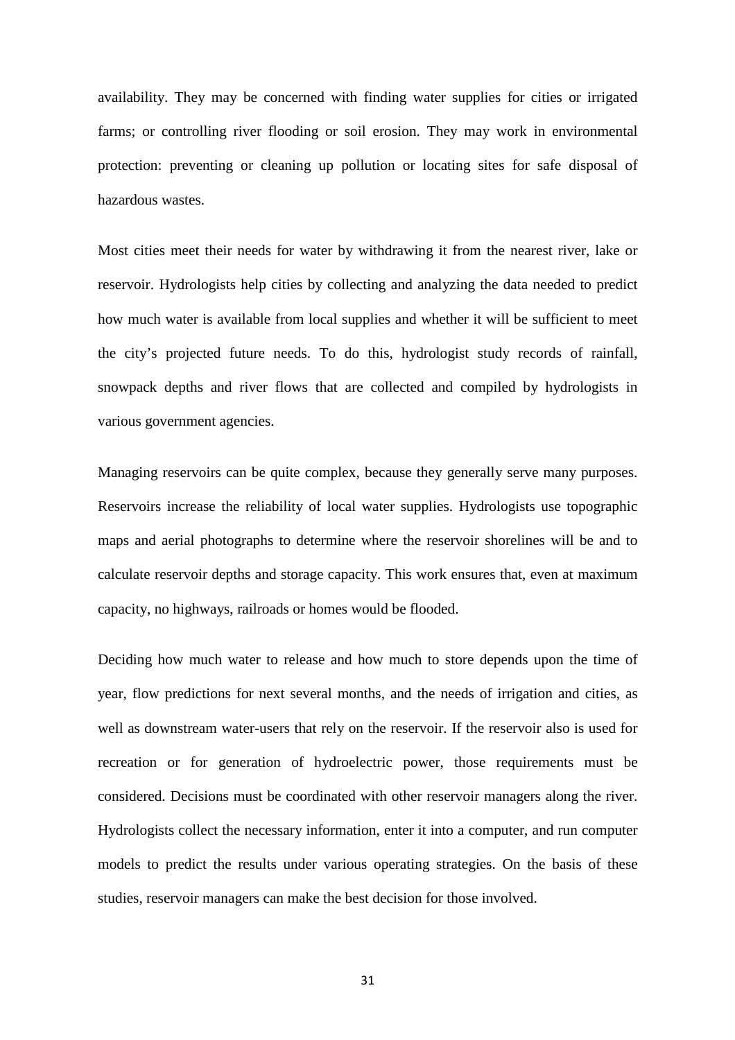availability. They may be concerned with finding water supplies for cities or irrigated farms; or controlling river flooding or soil erosion. They may work in environmental protection: preventing or cleaning up pollution or locating sites for safe disposal of hazardous wastes.

Most cities meet their needs for water by withdrawing it from the nearest river, lake or reservoir. Hydrologists help cities by collecting and analyzing the data needed to predict how much water is available from local supplies and whether it will be sufficient to meet the city's projected future needs. To do this, hydrologist study records of rainfall, snowpack depths and river flows that are collected and compiled by hydrologists in various government agencies.

Managing reservoirs can be quite complex, because they generally serve many purposes. Reservoirs increase the reliability of local water supplies. Hydrologists use topographic maps and aerial photographs to determine where the reservoir shorelines will be and to calculate reservoir depths and storage capacity. This work ensures that, even at maximum capacity, no highways, railroads or homes would be flooded.

Deciding how much water to release and how much to store depends upon the time of year, flow predictions for next several months, and the needs of irrigation and cities, as well as downstream water-users that rely on the reservoir. If the reservoir also is used for recreation or for generation of hydroelectric power, those requirements must be considered. Decisions must be coordinated with other reservoir managers along the river. Hydrologists collect the necessary information, enter it into a computer, and run computer models to predict the results under various operating strategies. On the basis of these studies, reservoir managers can make the best decision for those involved.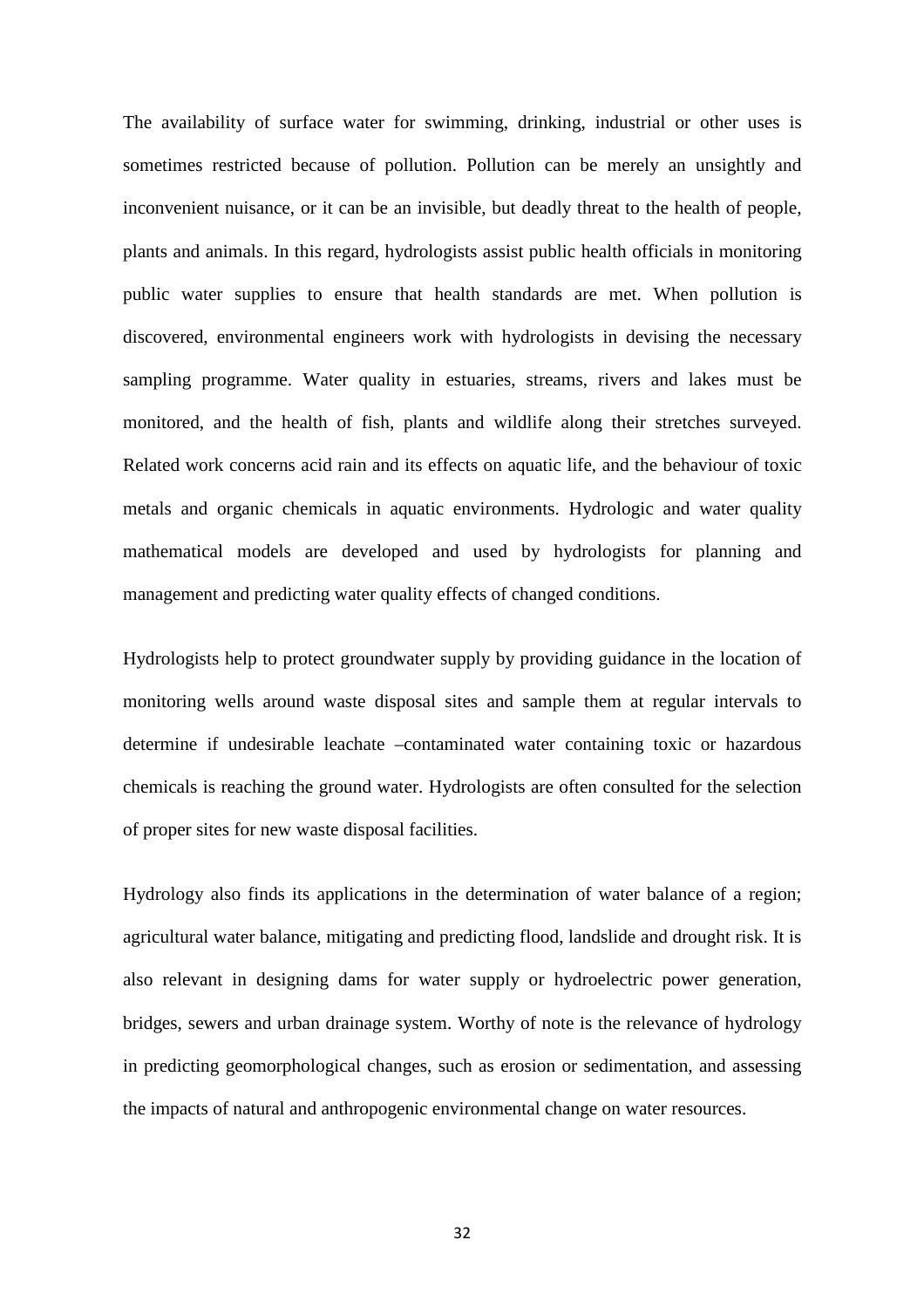The availability of surface water for swimming, drinking, industrial or other uses is sometimes restricted because of pollution. Pollution can be merely an unsightly and inconvenient nuisance, or it can be an invisible, but deadly threat to the health of people, plants and animals. In this regard, hydrologists assist public health officials in monitoring public water supplies to ensure that health standards are met. When pollution is discovered, environmental engineers work with hydrologists in devising the necessary sampling programme. Water quality in estuaries, streams, rivers and lakes must be monitored, and the health of fish, plants and wildlife along their stretches surveyed. Related work concerns acid rain and its effects on aquatic life, and the behaviour of toxic metals and organic chemicals in aquatic environments. Hydrologic and water quality mathematical models are developed and used by hydrologists for planning and management and predicting water quality effects of changed conditions.

Hydrologists help to protect groundwater supply by providing guidance in the location of monitoring wells around waste disposal sites and sample them at regular intervals to determine if undesirable leachate –contaminated water containing toxic or hazardous chemicals is reaching the ground water. Hydrologists are often consulted for the selection of proper sites for new waste disposal facilities.

Hydrology also finds its applications in the determination of water balance of a region; agricultural water balance, mitigating and predicting flood, landslide and drought risk. It is also relevant in designing dams for water supply or hydroelectric power generation, bridges, sewers and urban drainage system. Worthy of note is the relevance of hydrology in predicting geomorphological changes, such as erosion or sedimentation, and assessing the impacts of natural and anthropogenic environmental change on water resources.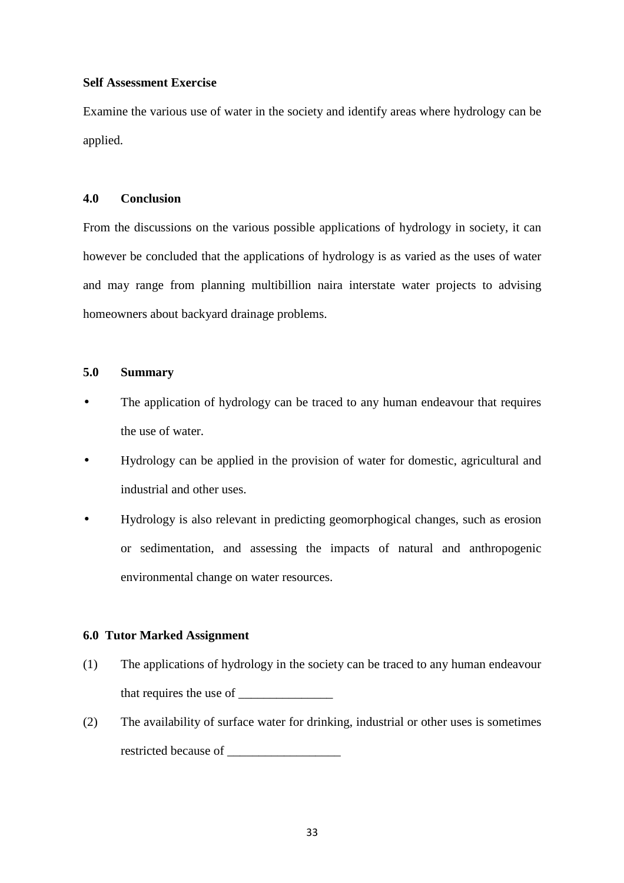**Self Assessment Exercise**

Examine the various use of water in the society and identify areas where hydrology can be applied.

## 4.0 Conclusion

From the discussions on the various possible applications of hydrology in society, it can however be concluded that the applications of hydrology is as varied as the uses of water and may range from planning multibillion naira interstate water projects to advising homeowners about backyard drainage problems.

## 5.0 Summary

- The application of hydrology can be traced to any human endeavour that requires the use of water.
- Hydrology can be applied in the provision of water for domestic, agricultural and industrial and other uses.
- Hydrology is also relevant in predicting geomorphogical changes, such as erosion or sedimentation, and assessing the impacts of natural and anthropogenic environmental change on water resources.

## 6.0 Tutor Marked Assignment

(1) The applications of hydrology in the society can be traced to any human endeavour that requires the use of _______________

(2) The availability of surface water for drinking, industrial or other uses is sometimes restricted because of __________________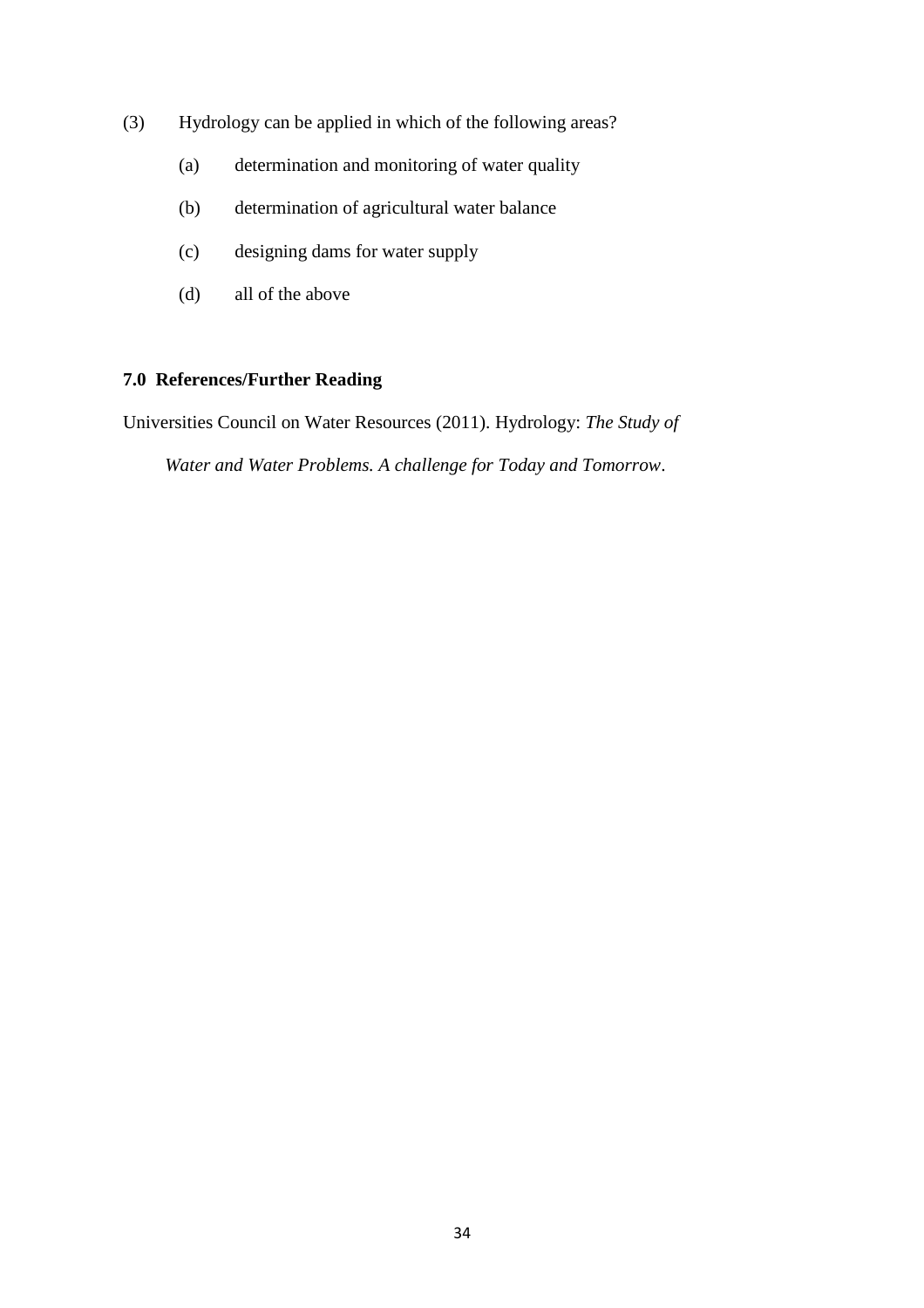(3) Hydrology can be applied in which of the following areas?

(a) determination and monitoring of water quality

(b) determination of agricultural water balance

(c) designing dams for water supply

(d) all of the above

## 7.0 References/Further Reading

Universities Council on Water Resources (2011). Hydrology: *The Study of Water and Water Problems. A challenge for Today and Tomorrow*.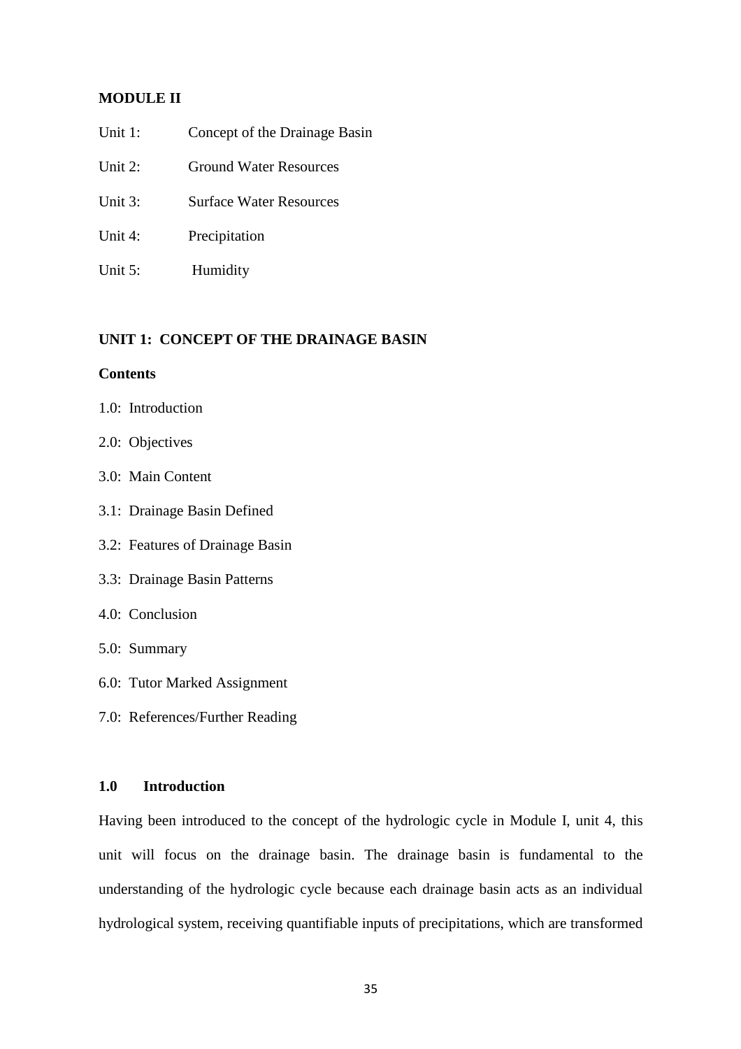**MODULE II**

Unit 1: Concept of the Drainage Basin

Unit 2: Ground Water Resources

Unit 3: Surface Water Resources

Unit 4: Precipitation

Unit 5: Humidity

## UNIT 1: CONCEPT OF THE DRAINAGE BASIN

**Contents**

1.0: Introduction

2.0: Objectives

3.0: Main Content

3.1: Drainage Basin Defined

3.2: Features of Drainage Basin

3.3: Drainage Basin Patterns

4.0: Conclusion

5.0: Summary

6.0: Tutor Marked Assignment

7.0: References/Further Reading

### 1.0 Introduction

Having been introduced to the concept of the hydrologic cycle in Module I, unit 4, this unit will focus on the drainage basin. The drainage basin is fundamental to the understanding of the hydrologic cycle because each drainage basin acts as an individual hydrological system, receiving quantifiable inputs of precipitations, which are transformed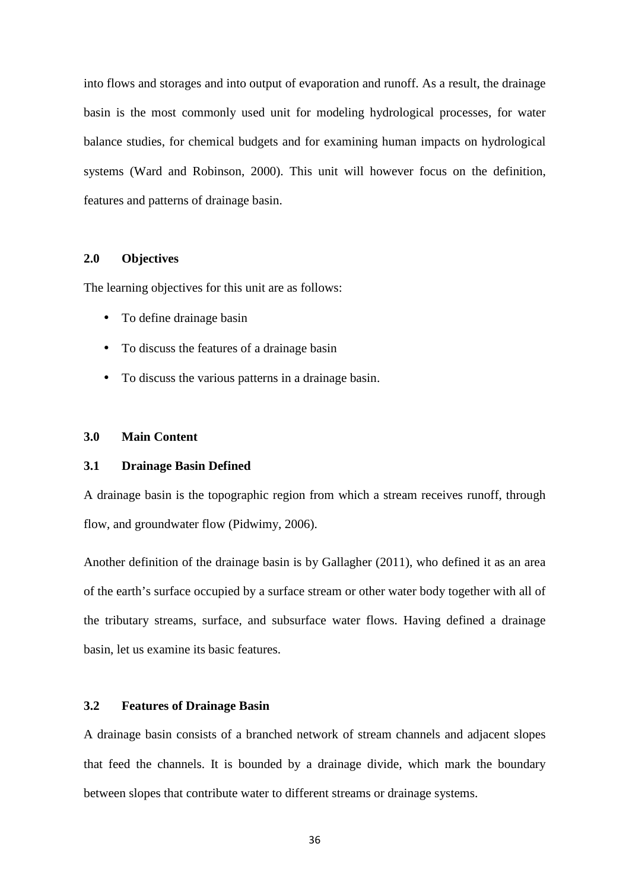into flows and storages and into output of evaporation and runoff. As a result, the drainage basin is the most commonly used unit for modeling hydrological processes, for water balance studies, for chemical budgets and for examining human impacts on hydrological systems (Ward and Robinson, 2000). This unit will however focus on the definition, features and patterns of drainage basin.

## 2.0 Objectives

The learning objectives for this unit are as follows:

- To define drainage basin
- To discuss the features of a drainage basin
- To discuss the various patterns in a drainage basin.

## 3.0 Main Content

### 3.1 Drainage Basin Defined

A drainage basin is the topographic region from which a stream receives runoff, through flow, and groundwater flow (Pidwimy, 2006).

Another definition of the drainage basin is by Gallagher (2011), who defined it as an area of the earth's surface occupied by a surface stream or other water body together with all of the tributary streams, surface, and subsurface water flows. Having defined a drainage basin, let us examine its basic features.

### 3.2 Features of Drainage Basin

A drainage basin consists of a branched network of stream channels and adjacent slopes that feed the channels. It is bounded by a drainage divide, which mark the boundary between slopes that contribute water to different streams or drainage systems.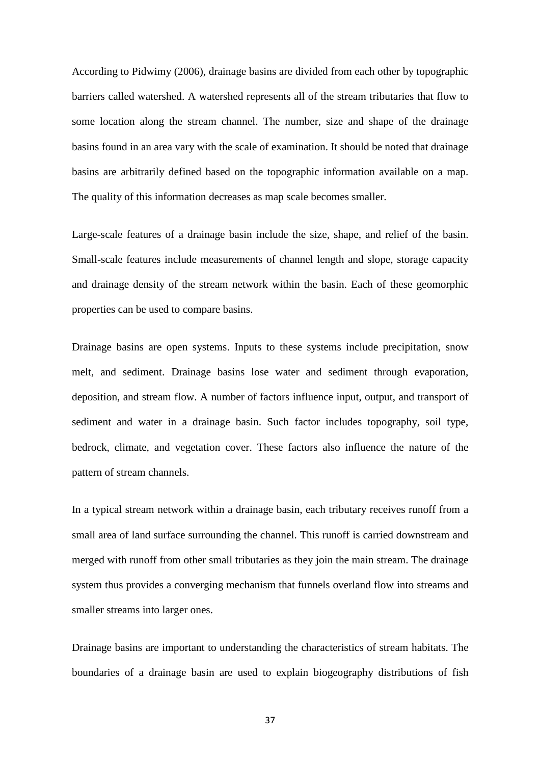According to Pidwimy (2006), drainage basins are divided from each other by topographic barriers called watershed. A watershed represents all of the stream tributaries that flow to some location along the stream channel. The number, size and shape of the drainage basins found in an area vary with the scale of examination. It should be noted that drainage basins are arbitrarily defined based on the topographic information available on a map. The quality of this information decreases as map scale becomes smaller.

Large-scale features of a drainage basin include the size, shape, and relief of the basin. Small-scale features include measurements of channel length and slope, storage capacity and drainage density of the stream network within the basin. Each of these geomorphic properties can be used to compare basins.

Drainage basins are open systems. Inputs to these systems include precipitation, snow melt, and sediment. Drainage basins lose water and sediment through evaporation, deposition, and stream flow. A number of factors influence input, output, and transport of sediment and water in a drainage basin. Such factor includes topography, soil type, bedrock, climate, and vegetation cover. These factors also influence the nature of the pattern of stream channels.

In a typical stream network within a drainage basin, each tributary receives runoff from a small area of land surface surrounding the channel. This runoff is carried downstream and merged with runoff from other small tributaries as they join the main stream. The drainage system thus provides a converging mechanism that funnels overland flow into streams and smaller streams into larger ones.

Drainage basins are important to understanding the characteristics of stream habitats. The boundaries of a drainage basin are used to explain biogeography distributions of fish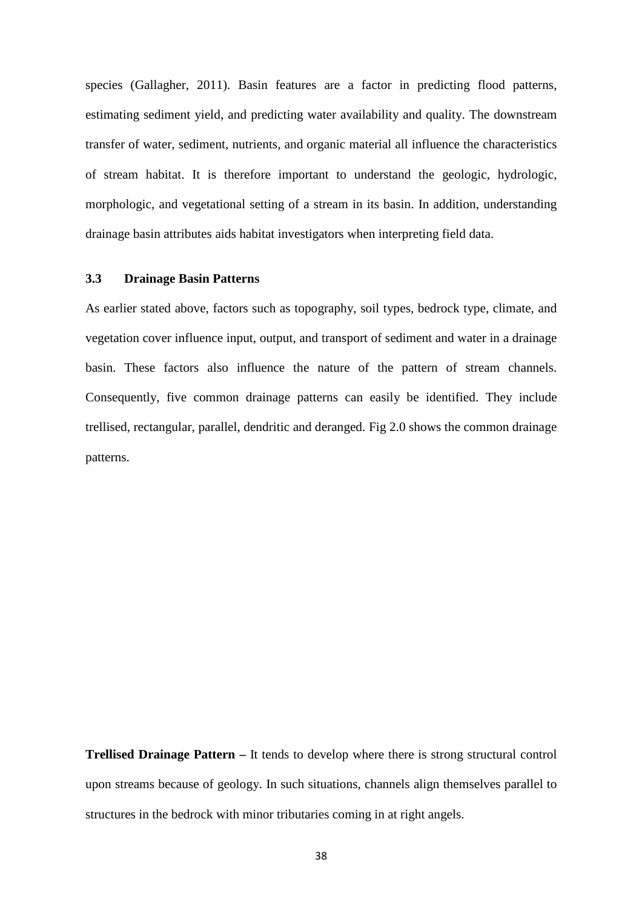species (Gallagher, 2011). Basin features are a factor in predicting flood patterns, estimating sediment yield, and predicting water availability and quality. The downstream transfer of water, sediment, nutrients, and organic material all influence the characteristics of stream habitat. It is therefore important to understand the geologic, hydrologic, morphologic, and vegetational setting of a stream in its basin. In addition, understanding drainage basin attributes aids habitat investigators when interpreting field data.

### 3.3 Drainage Basin Patterns

As earlier stated above, factors such as topography, soil types, bedrock type, climate, and vegetation cover influence input, output, and transport of sediment and water in a drainage basin. These factors also influence the nature of the pattern of stream channels. Consequently, five common drainage patterns can easily be identified. They include trellised, rectangular, parallel, dendritic and deranged. Fig 2.0 shows the common drainage patterns.

**Trellised Drainage Pattern –** It tends to develop where there is strong structural control upon streams because of geology. In such situations, channels align themselves parallel to structures in the bedrock with minor tributaries coming in at right angels.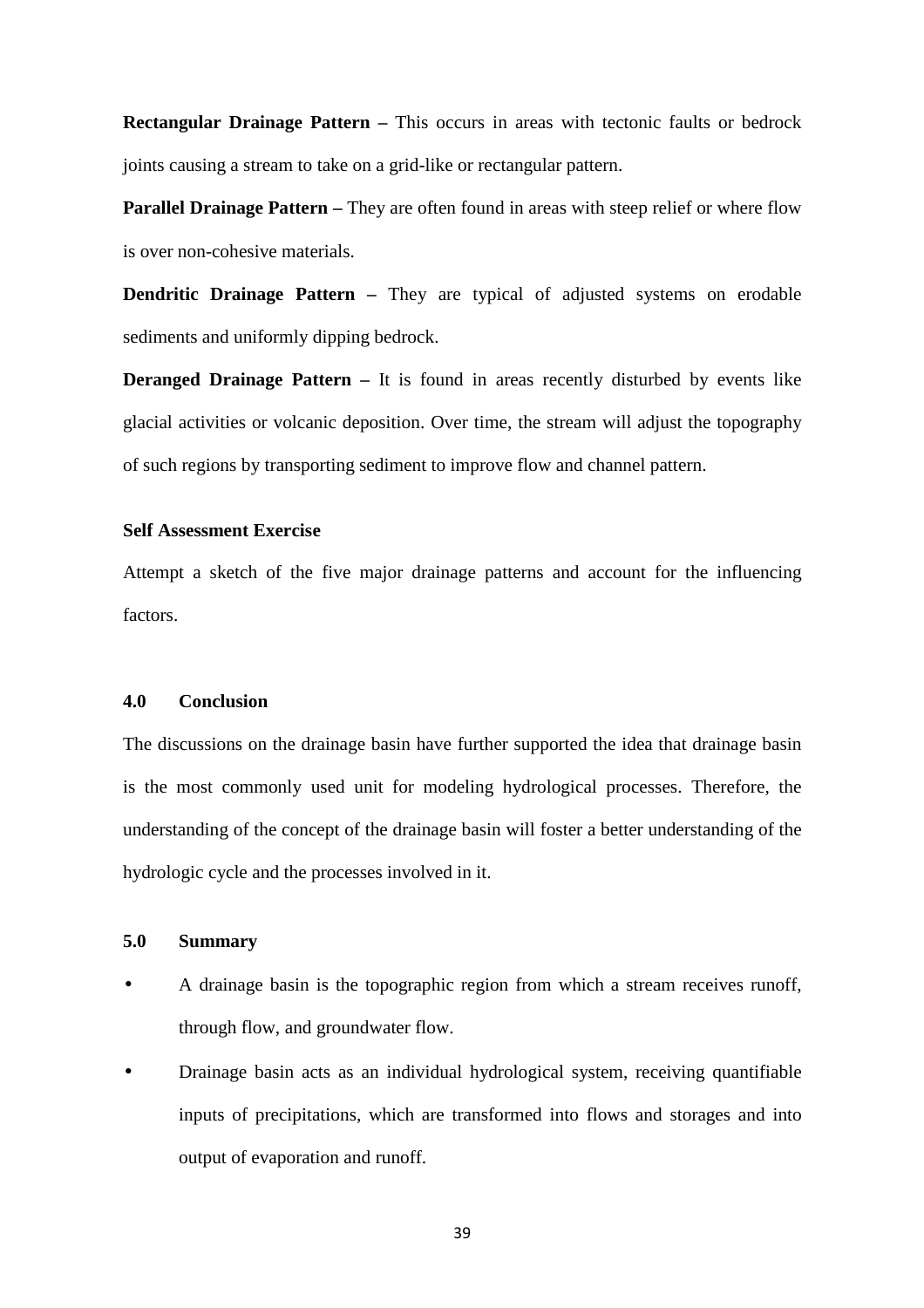**Rectangular Drainage Pattern –** This occurs in areas with tectonic faults or bedrock joints causing a stream to take on a grid-like or rectangular pattern.

**Parallel Drainage Pattern –** They are often found in areas with steep relief or where flow is over non-cohesive materials.

**Dendritic Drainage Pattern –** They are typical of adjusted systems on erodable sediments and uniformly dipping bedrock.

**Deranged Drainage Pattern –** It is found in areas recently disturbed by events like glacial activities or volcanic deposition. Over time, the stream will adjust the topography of such regions by transporting sediment to improve flow and channel pattern.

**Self Assessment Exercise**

Attempt a sketch of the five major drainage patterns and account for the influencing factors.

## 4.0 Conclusion

The discussions on the drainage basin have further supported the idea that drainage basin is the most commonly used unit for modeling hydrological processes. Therefore, the understanding of the concept of the drainage basin will foster a better understanding of the hydrologic cycle and the processes involved in it.

## 5.0 Summary

- A drainage basin is the topographic region from which a stream receives runoff, through flow, and groundwater flow.
- Drainage basin acts as an individual hydrological system, receiving quantifiable inputs of precipitations, which are transformed into flows and storages and into output of evaporation and runoff.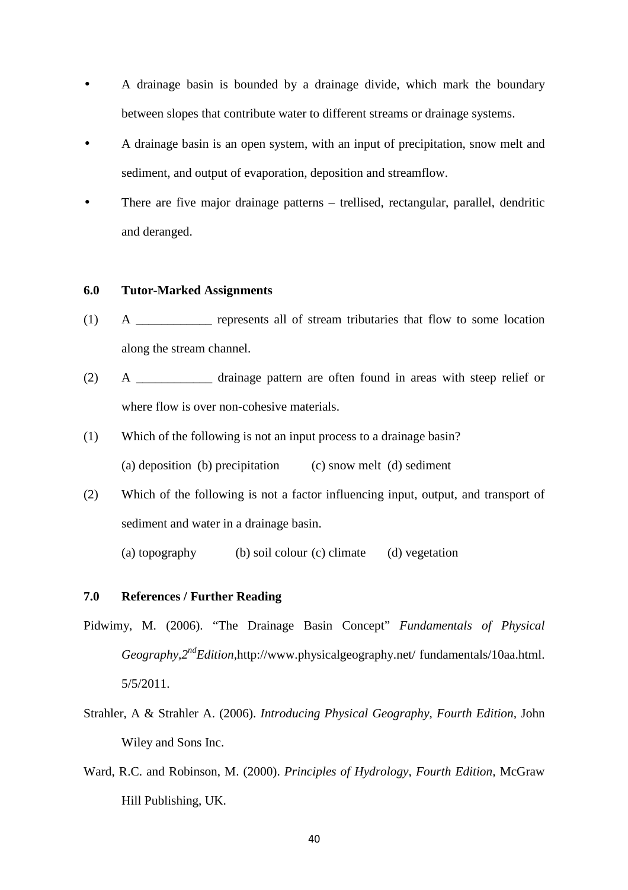- A drainage basin is bounded by a drainage divide, which mark the boundary between slopes that contribute water to different streams or drainage systems.
- A drainage basin is an open system, with an input of precipitation, snow melt and sediment, and output of evaporation, deposition and streamflow.
- There are five major drainage patterns – trellised, rectangular, parallel, dendritic and deranged.

## 6.0 Tutor-Marked Assignments

(1) A ____________ represents all of stream tributaries that flow to some location along the stream channel.

(2) A ____________ drainage pattern are often found in areas with steep relief or where flow is over non-cohesive materials.

(1) Which of the following is not an input process to a drainage basin?

(a) deposition (b) precipitation (c) snow melt (d) sediment

(2) Which of the following is not a factor influencing input, output, and transport of sediment and water in a drainage basin.

(a) topography (b) soil colour (c) climate (d) vegetation

## 7.0 References / Further Reading

Pidwimy, M. (2006). "The Drainage Basin Concept" *Fundamentals of Physical Geography,2nd Edition*,http://www.physicalgeography.net/ fundamentals/10aa.html. 5/5/2011.

Strahler, A & Strahler A. (2006). *Introducing Physical Geography, Fourth Edition*, John Wiley and Sons Inc.

Ward, R.C. and Robinson, M. (2000). *Principles of Hydrology, Fourth Edition,* McGraw Hill Publishing, UK.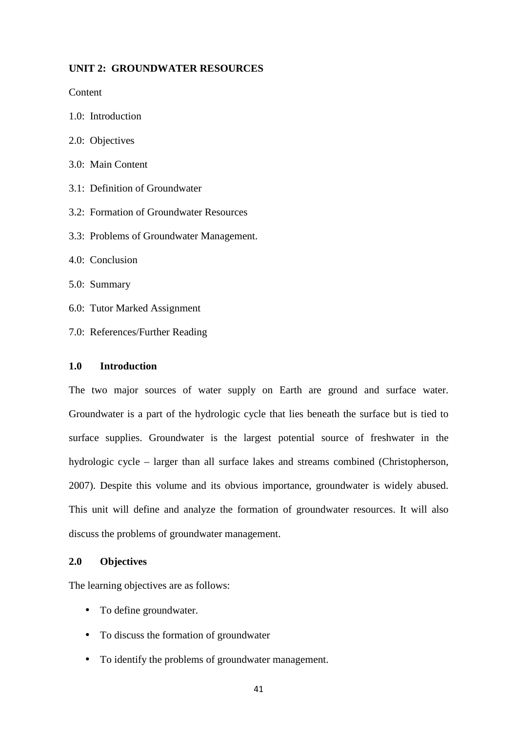## UNIT 2: GROUNDWATER RESOURCES

Content

1.0: Introduction

2.0: Objectives

3.0: Main Content

3.1: Definition of Groundwater

3.2: Formation of Groundwater Resources

3.3: Problems of Groundwater Management.

4.0: Conclusion

5.0: Summary

6.0: Tutor Marked Assignment

7.0: References/Further Reading

### 1.0 Introduction

The two major sources of water supply on Earth are ground and surface water. Groundwater is a part of the hydrologic cycle that lies beneath the surface but is tied to surface supplies. Groundwater is the largest potential source of freshwater in the hydrologic cycle – larger than all surface lakes and streams combined (Christopherson, 2007). Despite this volume and its obvious importance, groundwater is widely abused. This unit will define and analyze the formation of groundwater resources. It will also discuss the problems of groundwater management.

### 2.0 Objectives

The learning objectives are as follows:

- To define groundwater.
- To discuss the formation of groundwater
- To identify the problems of groundwater management.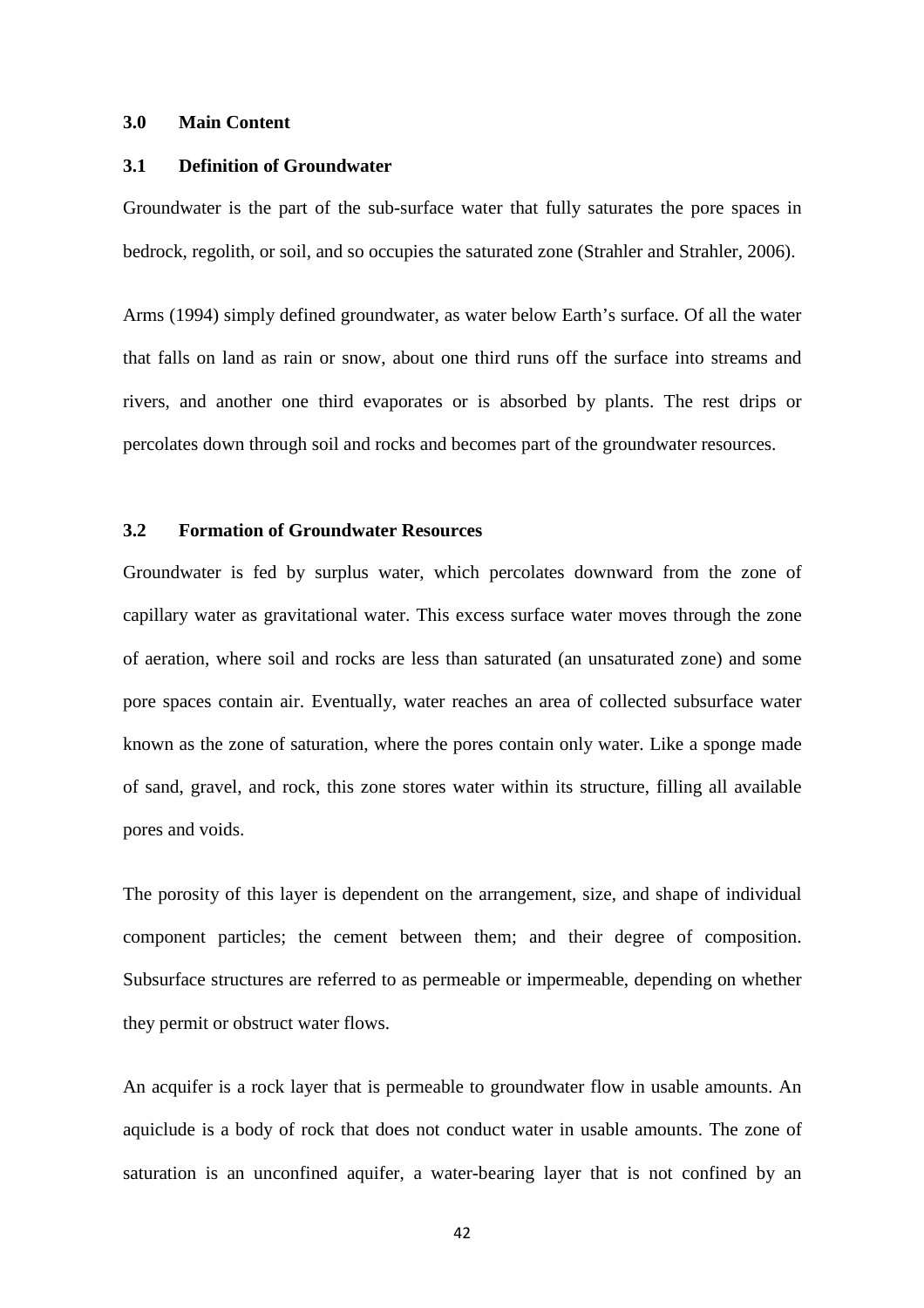## 3.0 Main Content

### 3.1 Definition of Groundwater

Groundwater is the part of the sub-surface water that fully saturates the pore spaces in bedrock, regolith, or soil, and so occupies the saturated zone (Strahler and Strahler, 2006).

Arms (1994) simply defined groundwater, as water below Earth's surface. Of all the water that falls on land as rain or snow, about one third runs off the surface into streams and rivers, and another one third evaporates or is absorbed by plants. The rest drips or percolates down through soil and rocks and becomes part of the groundwater resources.

### 3.2 Formation of Groundwater Resources

Groundwater is fed by surplus water, which percolates downward from the zone of capillary water as gravitational water. This excess surface water moves through the zone of aeration, where soil and rocks are less than saturated (an unsaturated zone) and some pore spaces contain air. Eventually, water reaches an area of collected subsurface water known as the zone of saturation, where the pores contain only water. Like a sponge made of sand, gravel, and rock, this zone stores water within its structure, filling all available pores and voids.

The porosity of this layer is dependent on the arrangement, size, and shape of individual component particles; the cement between them; and their degree of composition. Subsurface structures are referred to as permeable or impermeable, depending on whether they permit or obstruct water flows.

An acquifer is a rock layer that is permeable to groundwater flow in usable amounts. An aquiclude is a body of rock that does not conduct water in usable amounts. The zone of saturation is an unconfined aquifer, a water-bearing layer that is not confined by an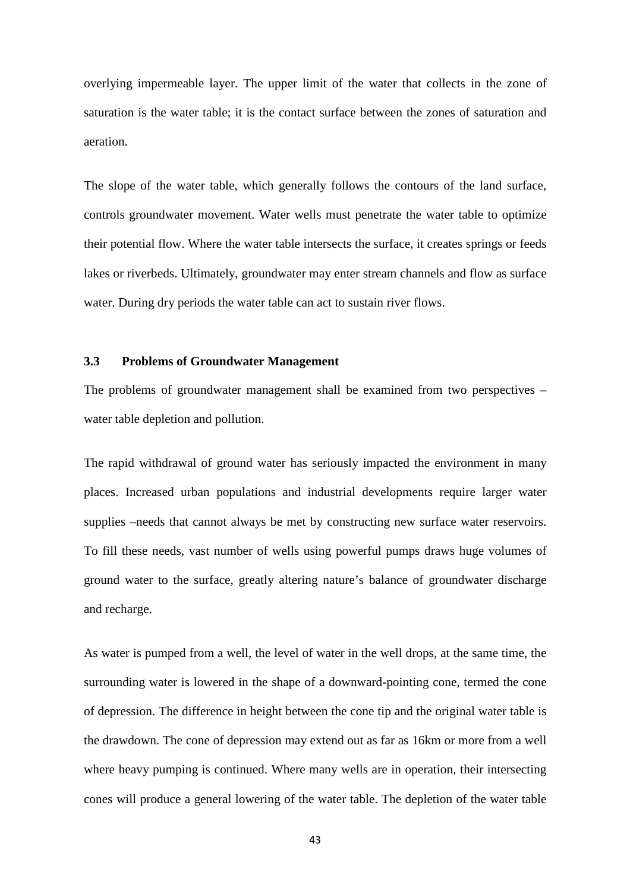overlying impermeable layer. The upper limit of the water that collects in the zone of saturation is the water table; it is the contact surface between the zones of saturation and aeration.

The slope of the water table, which generally follows the contours of the land surface, controls groundwater movement. Water wells must penetrate the water table to optimize their potential flow. Where the water table intersects the surface, it creates springs or feeds lakes or riverbeds. Ultimately, groundwater may enter stream channels and flow as surface water. During dry periods the water table can act to sustain river flows.

### 3.3 Problems of Groundwater Management

The problems of groundwater management shall be examined from two perspectives – water table depletion and pollution.

The rapid withdrawal of ground water has seriously impacted the environment in many places. Increased urban populations and industrial developments require larger water supplies –needs that cannot always be met by constructing new surface water reservoirs. To fill these needs, vast number of wells using powerful pumps draws huge volumes of ground water to the surface, greatly altering nature's balance of groundwater discharge and recharge.

As water is pumped from a well, the level of water in the well drops, at the same time, the surrounding water is lowered in the shape of a downward-pointing cone, termed the cone of depression. The difference in height between the cone tip and the original water table is the drawdown. The cone of depression may extend out as far as 16km or more from a well where heavy pumping is continued. Where many wells are in operation, their intersecting cones will produce a general lowering of the water table. The depletion of the water table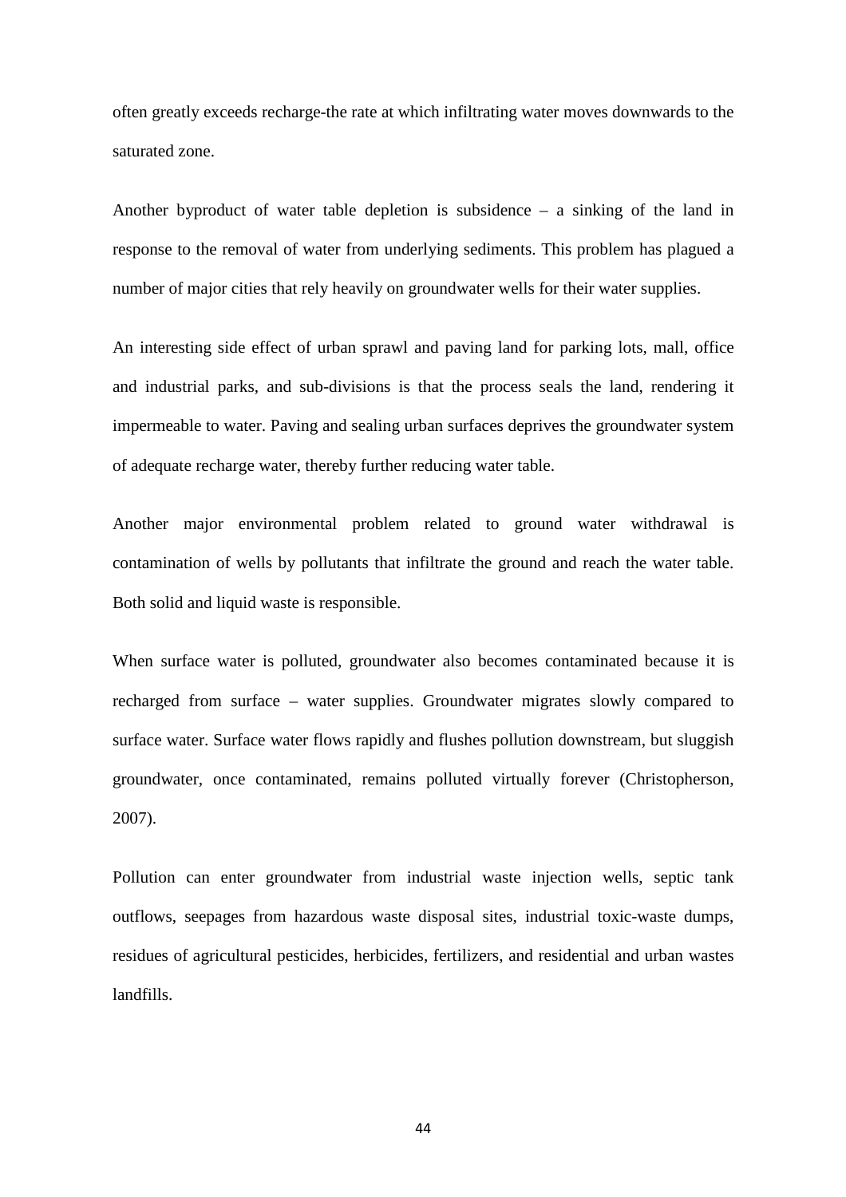often greatly exceeds recharge-the rate at which infiltrating water moves downwards to the saturated zone.

Another byproduct of water table depletion is subsidence – a sinking of the land in response to the removal of water from underlying sediments. This problem has plagued a number of major cities that rely heavily on groundwater wells for their water supplies.

An interesting side effect of urban sprawl and paving land for parking lots, mall, office and industrial parks, and sub-divisions is that the process seals the land, rendering it impermeable to water. Paving and sealing urban surfaces deprives the groundwater system of adequate recharge water, thereby further reducing water table.

Another major environmental problem related to ground water withdrawal is contamination of wells by pollutants that infiltrate the ground and reach the water table. Both solid and liquid waste is responsible.

When surface water is polluted, groundwater also becomes contaminated because it is recharged from surface – water supplies. Groundwater migrates slowly compared to surface water. Surface water flows rapidly and flushes pollution downstream, but sluggish groundwater, once contaminated, remains polluted virtually forever (Christopherson, 2007).

Pollution can enter groundwater from industrial waste injection wells, septic tank outflows, seepages from hazardous waste disposal sites, industrial toxic-waste dumps, residues of agricultural pesticides, herbicides, fertilizers, and residential and urban wastes landfills.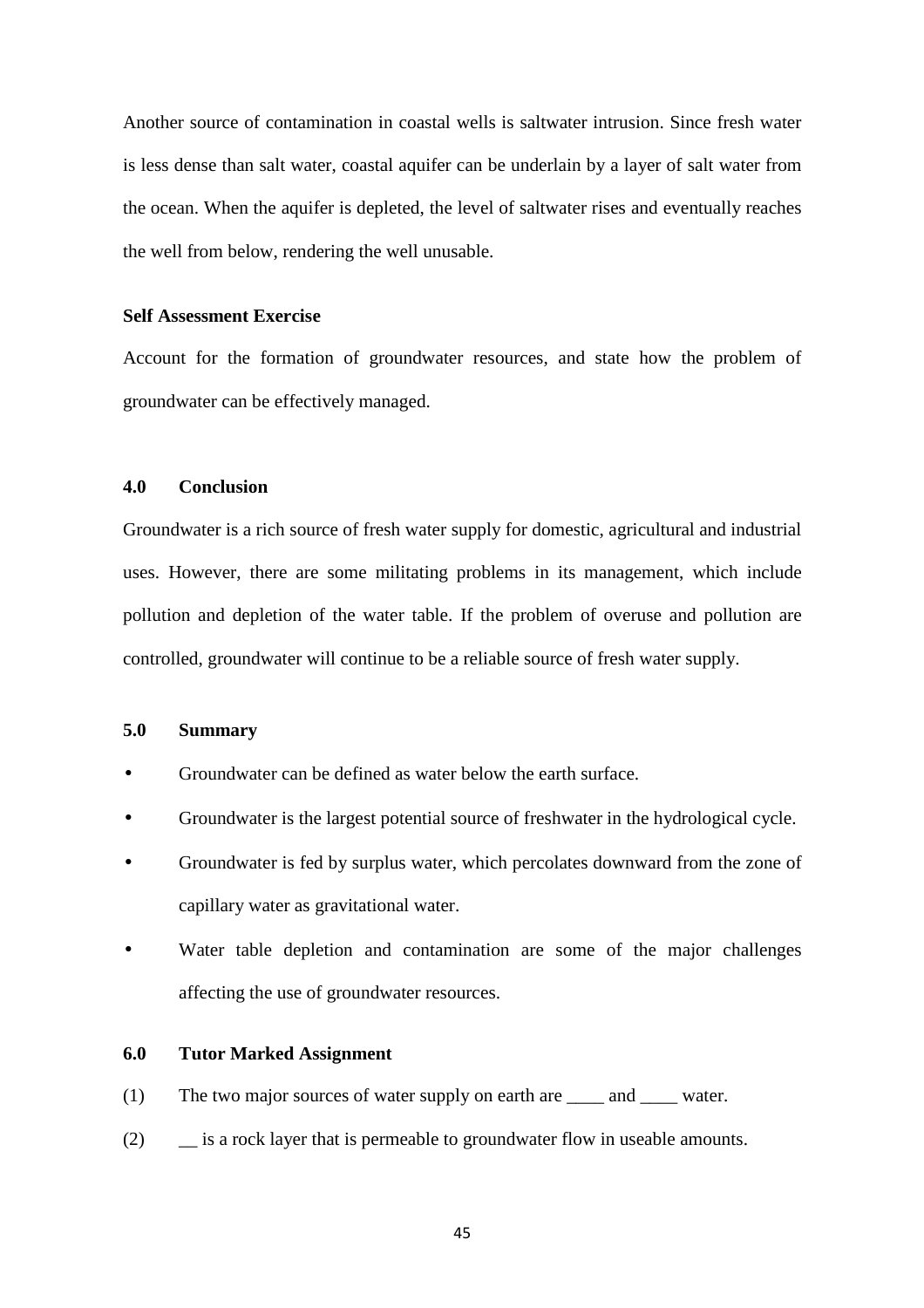Another source of contamination in coastal wells is saltwater intrusion. Since fresh water is less dense than salt water, coastal aquifer can be underlain by a layer of salt water from the ocean. When the aquifer is depleted, the level of saltwater rises and eventually reaches the well from below, rendering the well unusable.

**Self Assessment Exercise**

Account for the formation of groundwater resources, and state how the problem of groundwater can be effectively managed.

## 4.0 Conclusion

Groundwater is a rich source of fresh water supply for domestic, agricultural and industrial uses. However, there are some militating problems in its management, which include pollution and depletion of the water table. If the problem of overuse and pollution are controlled, groundwater will continue to be a reliable source of fresh water supply.

## 5.0 Summary

- Groundwater can be defined as water below the earth surface.
- Groundwater is the largest potential source of freshwater in the hydrological cycle.
- Groundwater is fed by surplus water, which percolates downward from the zone of capillary water as gravitational water.
- Water table depletion and contamination are some of the major challenges affecting the use of groundwater resources.

## 6.0 Tutor Marked Assignment

(1) The two major sources of water supply on earth are ____ and ____ water.

(2) __ is a rock layer that is permeable to groundwater flow in useable amounts.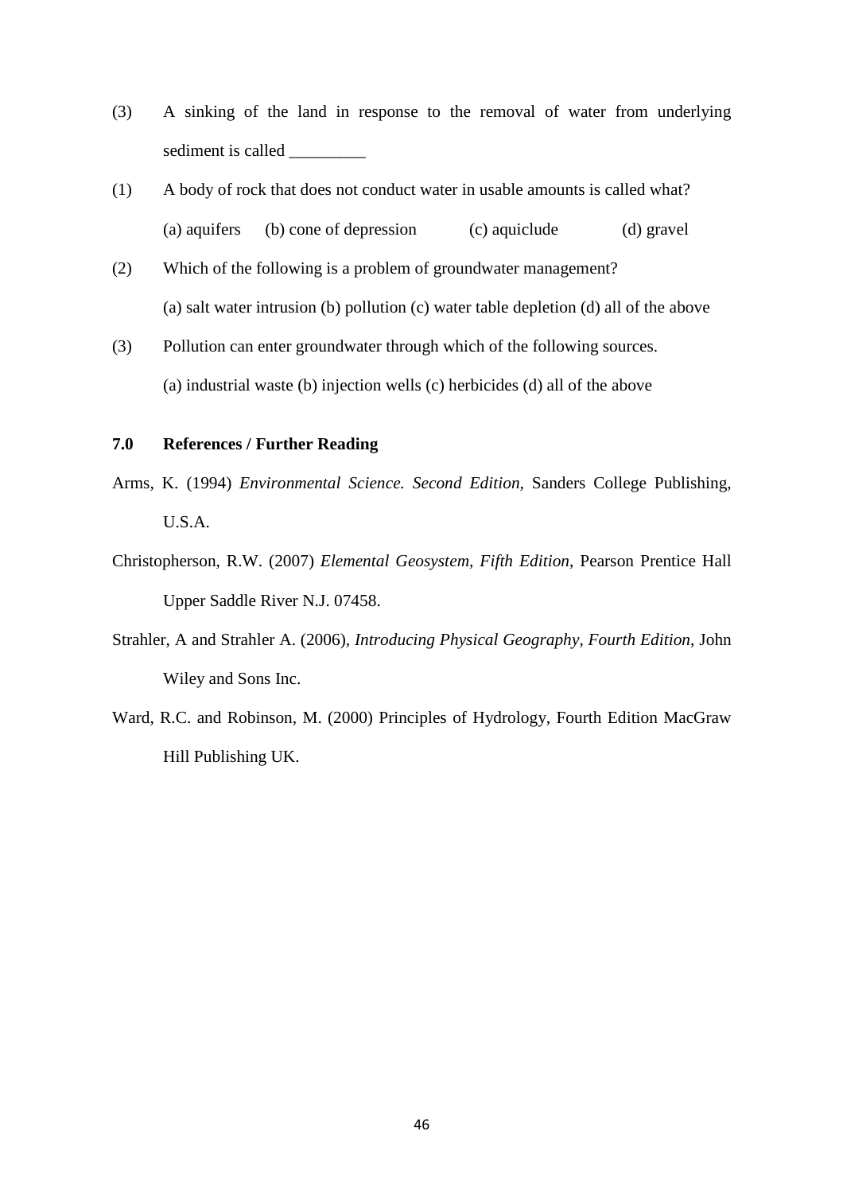(3) A sinking of the land in response to the removal of water from underlying sediment is called _________

(1) A body of rock that does not conduct water in usable amounts is called what?

(a) aquifers (b) cone of depression (c) aquiclude (d) gravel

(2) Which of the following is a problem of groundwater management?

(a) salt water intrusion (b) pollution (c) water table depletion (d) all of the above

(3) Pollution can enter groundwater through which of the following sources.

(a) industrial waste (b) injection wells (c) herbicides (d) all of the above

## 7.0 References / Further Reading

Arms, K. (1994) *Environmental Science. Second Edition*, Sanders College Publishing, U.S.A.

Christopherson, R.W. (2007) *Elemental Geosystem, Fifth Edition*, Pearson Prentice Hall Upper Saddle River N.J. 07458.

Strahler, A and Strahler A. (2006), *Introducing Physical Geography, Fourth Edition*, John Wiley and Sons Inc.

Ward, R.C. and Robinson, M. (2000) Principles of Hydrology, Fourth Edition MacGraw Hill Publishing UK.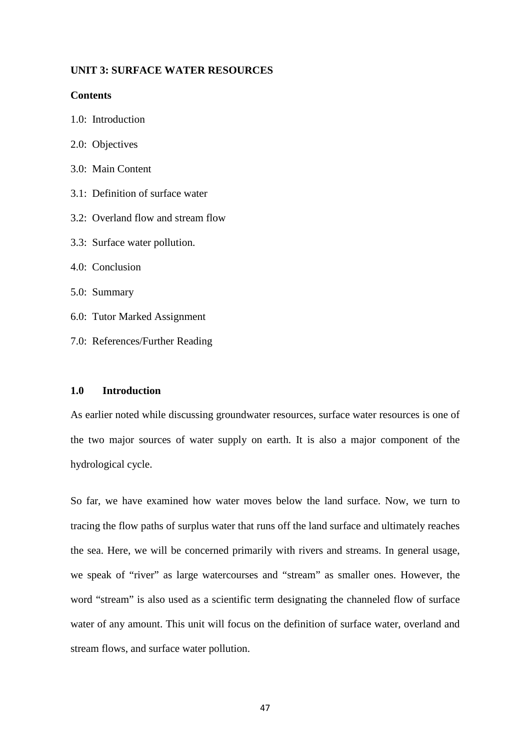## UNIT 3: SURFACE WATER RESOURCES

**Contents**

1.0: Introduction

2.0: Objectives

3.0: Main Content

3.1: Definition of surface water

3.2: Overland flow and stream flow

3.3: Surface water pollution.

4.0: Conclusion

5.0: Summary

6.0: Tutor Marked Assignment

7.0: References/Further Reading

### 1.0 Introduction

As earlier noted while discussing groundwater resources, surface water resources is one of the two major sources of water supply on earth. It is also a major component of the hydrological cycle.

So far, we have examined how water moves below the land surface. Now, we turn to tracing the flow paths of surplus water that runs off the land surface and ultimately reaches the sea. Here, we will be concerned primarily with rivers and streams. In general usage, we speak of "river" as large watercourses and "stream" as smaller ones. However, the word "stream" is also used as a scientific term designating the channeled flow of surface water of any amount. This unit will focus on the definition of surface water, overland and stream flows, and surface water pollution.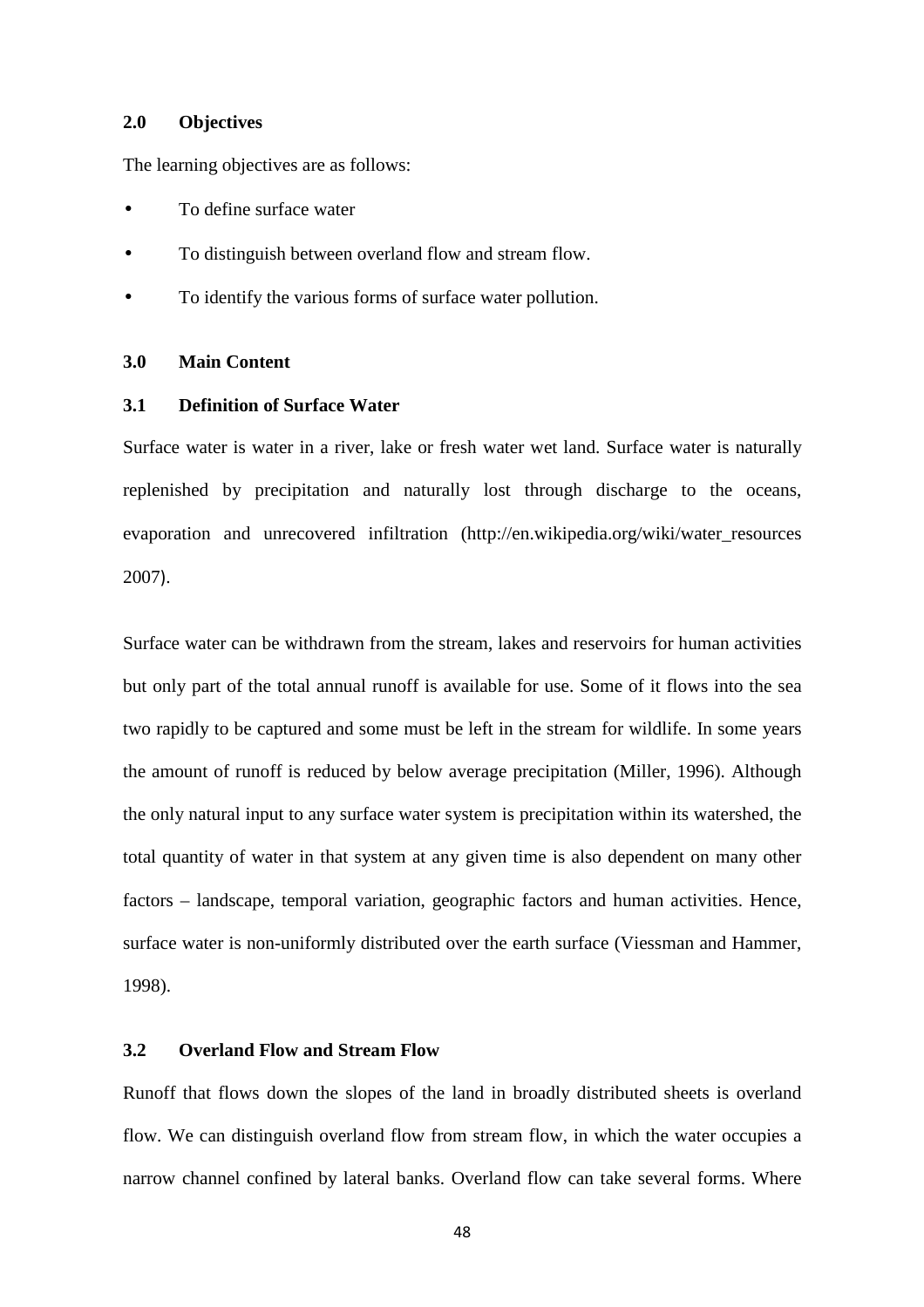## 2.0 Objectives

The learning objectives are as follows:

- To define surface water
- To distinguish between overland flow and stream flow.
- To identify the various forms of surface water pollution.

## 3.0 Main Content

### 3.1 Definition of Surface Water

Surface water is water in a river, lake or fresh water wet land. Surface water is naturally replenished by precipitation and naturally lost through discharge to the oceans, evaporation and unrecovered infiltration (http://en.wikipedia.org/wiki/water_resources 2007).

Surface water can be withdrawn from the stream, lakes and reservoirs for human activities but only part of the total annual runoff is available for use. Some of it flows into the sea two rapidly to be captured and some must be left in the stream for wildlife. In some years the amount of runoff is reduced by below average precipitation (Miller, 1996). Although the only natural input to any surface water system is precipitation within its watershed, the total quantity of water in that system at any given time is also dependent on many other factors – landscape, temporal variation, geographic factors and human activities. Hence, surface water is non-uniformly distributed over the earth surface (Viessman and Hammer, 1998).

### 3.2 Overland Flow and Stream Flow

Runoff that flows down the slopes of the land in broadly distributed sheets is overland flow. We can distinguish overland flow from stream flow, in which the water occupies a narrow channel confined by lateral banks. Overland flow can take several forms. Where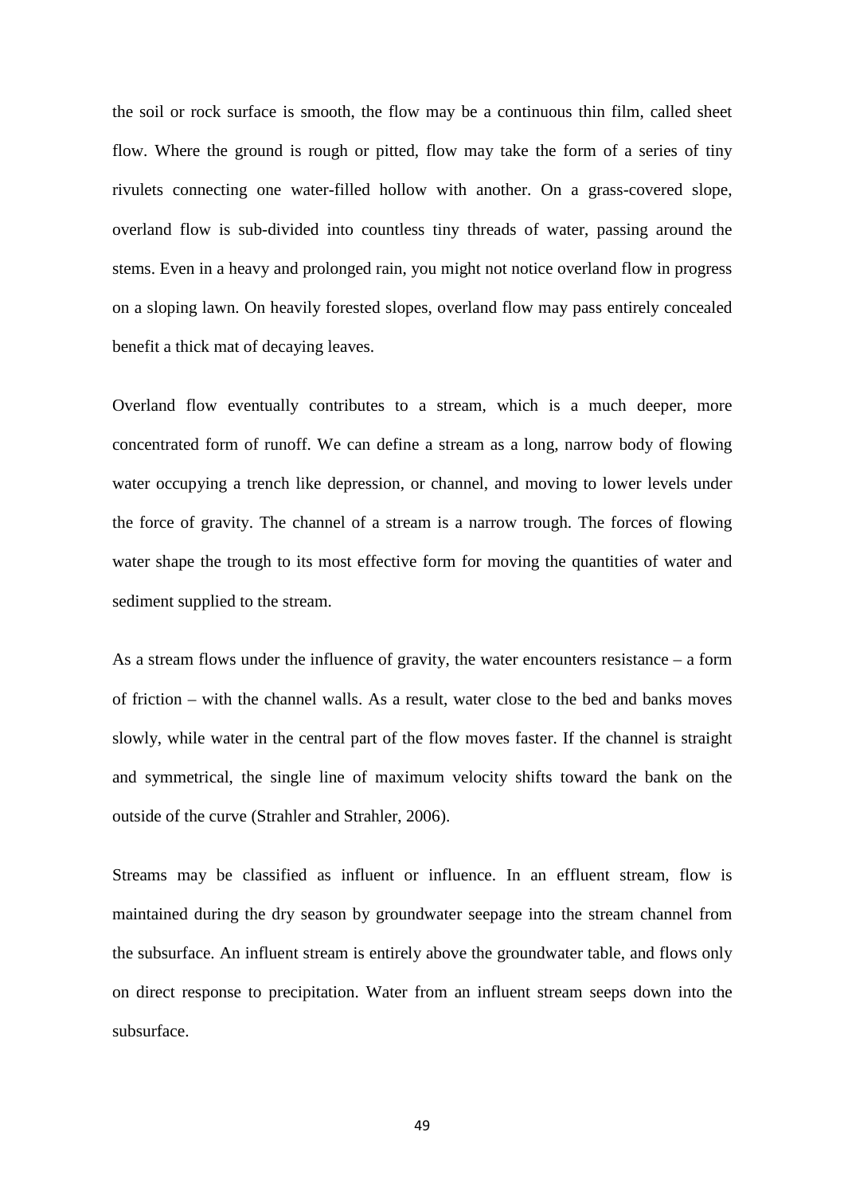the soil or rock surface is smooth, the flow may be a continuous thin film, called sheet flow. Where the ground is rough or pitted, flow may take the form of a series of tiny rivulets connecting one water-filled hollow with another. On a grass-covered slope, overland flow is sub-divided into countless tiny threads of water, passing around the stems. Even in a heavy and prolonged rain, you might not notice overland flow in progress on a sloping lawn. On heavily forested slopes, overland flow may pass entirely concealed benefit a thick mat of decaying leaves.

Overland flow eventually contributes to a stream, which is a much deeper, more concentrated form of runoff. We can define a stream as a long, narrow body of flowing water occupying a trench like depression, or channel, and moving to lower levels under the force of gravity. The channel of a stream is a narrow trough. The forces of flowing water shape the trough to its most effective form for moving the quantities of water and sediment supplied to the stream.

As a stream flows under the influence of gravity, the water encounters resistance – a form of friction – with the channel walls. As a result, water close to the bed and banks moves slowly, while water in the central part of the flow moves faster. If the channel is straight and symmetrical, the single line of maximum velocity shifts toward the bank on the outside of the curve (Strahler and Strahler, 2006).

Streams may be classified as influent or influence. In an effluent stream, flow is maintained during the dry season by groundwater seepage into the stream channel from the subsurface. An influent stream is entirely above the groundwater table, and flows only on direct response to precipitation. Water from an influent stream seeps down into the subsurface.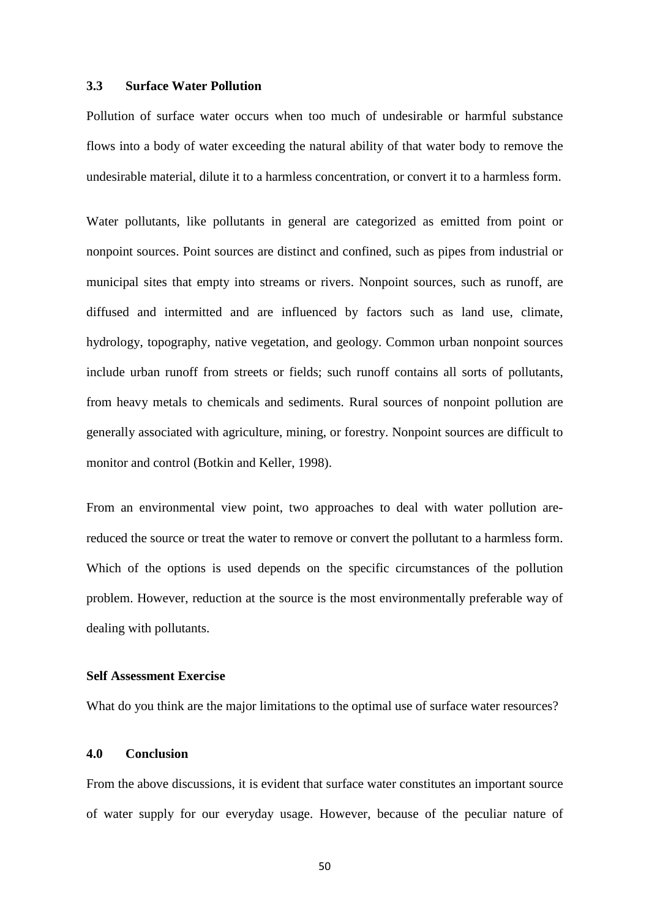### 3.3 Surface Water Pollution

Pollution of surface water occurs when too much of undesirable or harmful substance flows into a body of water exceeding the natural ability of that water body to remove the undesirable material, dilute it to a harmless concentration, or convert it to a harmless form.

Water pollutants, like pollutants in general are categorized as emitted from point or nonpoint sources. Point sources are distinct and confined, such as pipes from industrial or municipal sites that empty into streams or rivers. Nonpoint sources, such as runoff, are diffused and intermitted and are influenced by factors such as land use, climate, hydrology, topography, native vegetation, and geology. Common urban nonpoint sources include urban runoff from streets or fields; such runoff contains all sorts of pollutants, from heavy metals to chemicals and sediments. Rural sources of nonpoint pollution are generally associated with agriculture, mining, or forestry. Nonpoint sources are difficult to monitor and control (Botkin and Keller, 1998).

From an environmental view point, two approaches to deal with water pollution are- reduced the source or treat the water to remove or convert the pollutant to a harmless form. Which of the options is used depends on the specific circumstances of the pollution problem. However, reduction at the source is the most environmentally preferable way of dealing with pollutants.

**Self Assessment Exercise**

What do you think are the major limitations to the optimal use of surface water resources?

## 4.0 Conclusion

From the above discussions, it is evident that surface water constitutes an important source of water supply for our everyday usage. However, because of the peculiar nature of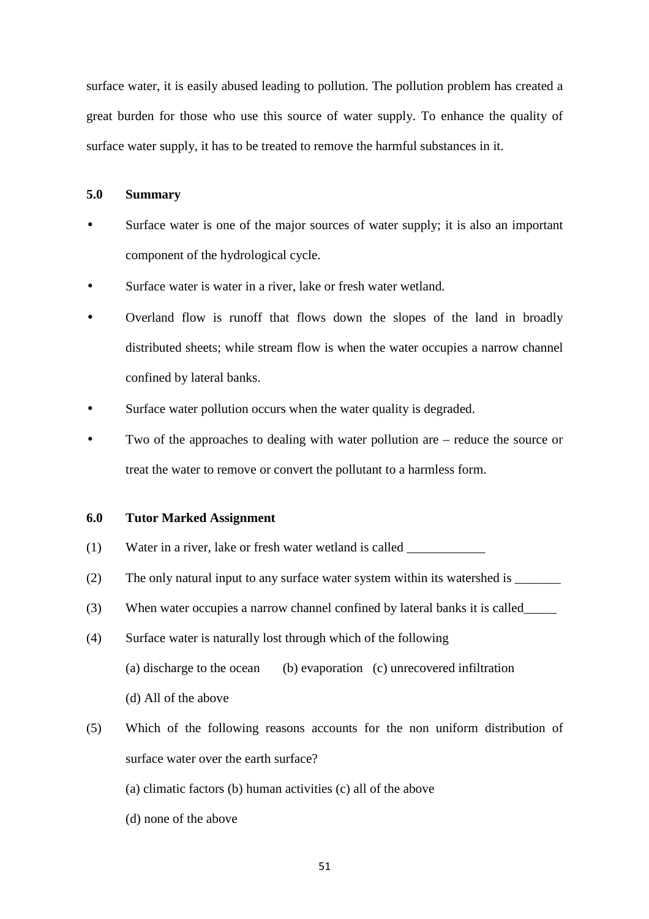surface water, it is easily abused leading to pollution. The pollution problem has created a great burden for those who use this source of water supply. To enhance the quality of surface water supply, it has to be treated to remove the harmful substances in it.

## 5.0 Summary

- Surface water is one of the major sources of water supply; it is also an important component of the hydrological cycle.
- Surface water is water in a river, lake or fresh water wetland.
- Overland flow is runoff that flows down the slopes of the land in broadly distributed sheets; while stream flow is when the water occupies a narrow channel confined by lateral banks.
- Surface water pollution occurs when the water quality is degraded.
- Two of the approaches to dealing with water pollution are – reduce the source or treat the water to remove or convert the pollutant to a harmless form.

## 6.0 Tutor Marked Assignment

(1) Water in a river, lake or fresh water wetland is called ____________

(2) The only natural input to any surface water system within its watershed is _______

(3) When water occupies a narrow channel confined by lateral banks it is called_____

(4) Surface water is naturally lost through which of the following

(a) discharge to the ocean (b) evaporation (c) unrecovered infiltration

(d) All of the above

(5) Which of the following reasons accounts for the non uniform distribution of surface water over the earth surface?

(a) climatic factors (b) human activities (c) all of the above

(d) none of the above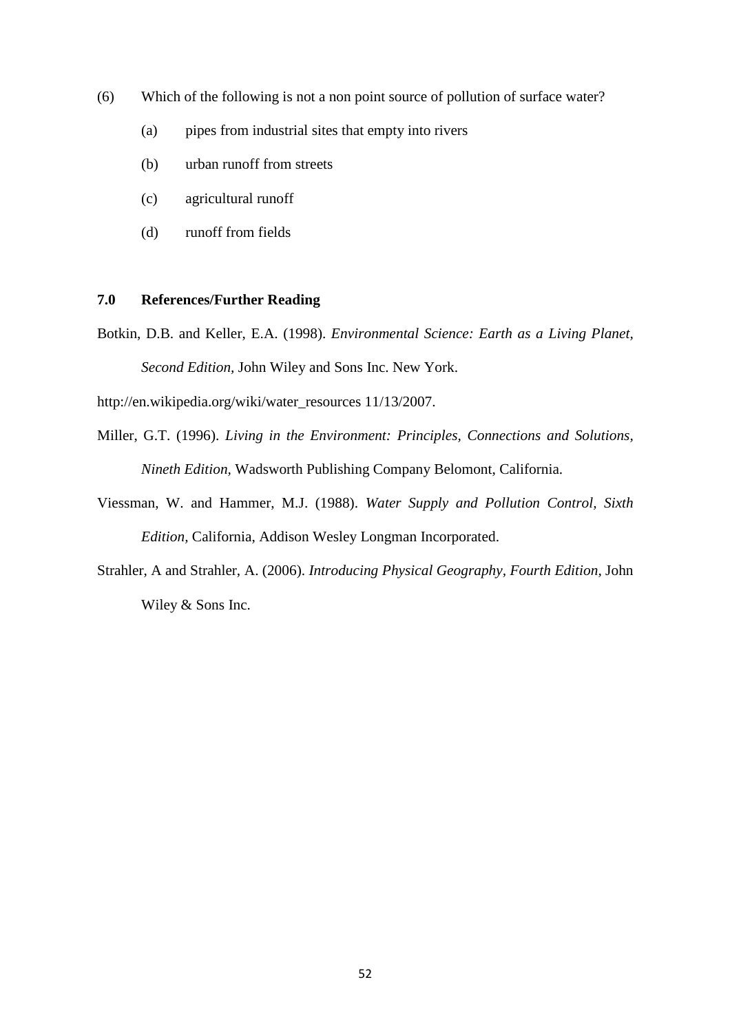(6) Which of the following is not a non point source of pollution of surface water?

(a) pipes from industrial sites that empty into rivers

(b) urban runoff from streets

(c) agricultural runoff

(d) runoff from fields

## 7.0 References/Further Reading

Botkin, D.B. and Keller, E.A. (1998). *Environmental Science: Earth as a Living Planet, Second Edition,* John Wiley and Sons Inc. New York.

http://en.wikipedia.org/wiki/water_resources 11/13/2007.

Miller, G.T. (1996). *Living in the Environment: Principles, Connections and Solutions, Nineth Edition*, Wadsworth Publishing Company Belomont, California.

Viessman, W. and Hammer, M.J. (1988). *Water Supply and Pollution Control, Sixth Edition,* California, Addison Wesley Longman Incorporated.

Strahler, A and Strahler, A. (2006). *Introducing Physical Geography, Fourth Edition,* John Wiley & Sons Inc.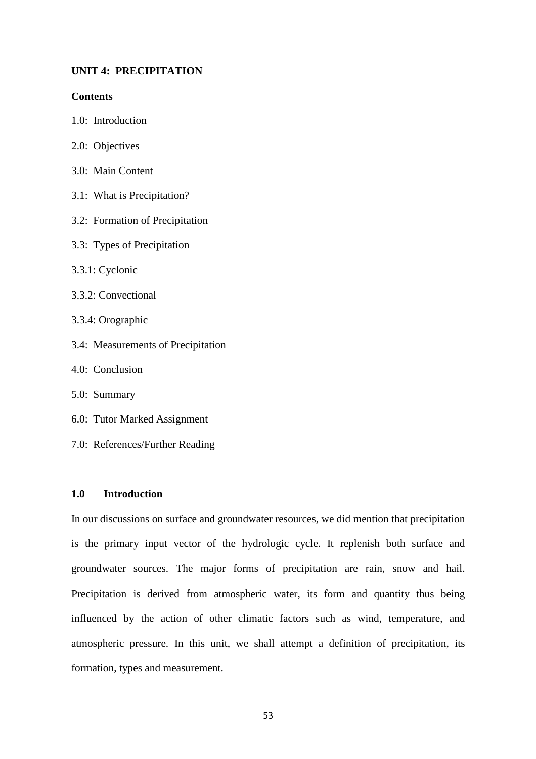## UNIT 4: PRECIPITATION

**Contents**

1.0: Introduction

2.0: Objectives

3.0: Main Content

3.1: What is Precipitation?

3.2: Formation of Precipitation

3.3: Types of Precipitation

3.3.1: Cyclonic

3.3.2: Convectional

3.3.4: Orographic

3.4: Measurements of Precipitation

4.0: Conclusion

5.0: Summary

6.0: Tutor Marked Assignment

7.0: References/Further Reading

### 1.0 Introduction

In our discussions on surface and groundwater resources, we did mention that precipitation is the primary input vector of the hydrologic cycle. It replenish both surface and groundwater sources. The major forms of precipitation are rain, snow and hail. Precipitation is derived from atmospheric water, its form and quantity thus being influenced by the action of other climatic factors such as wind, temperature, and atmospheric pressure. In this unit, we shall attempt a definition of precipitation, its formation, types and measurement.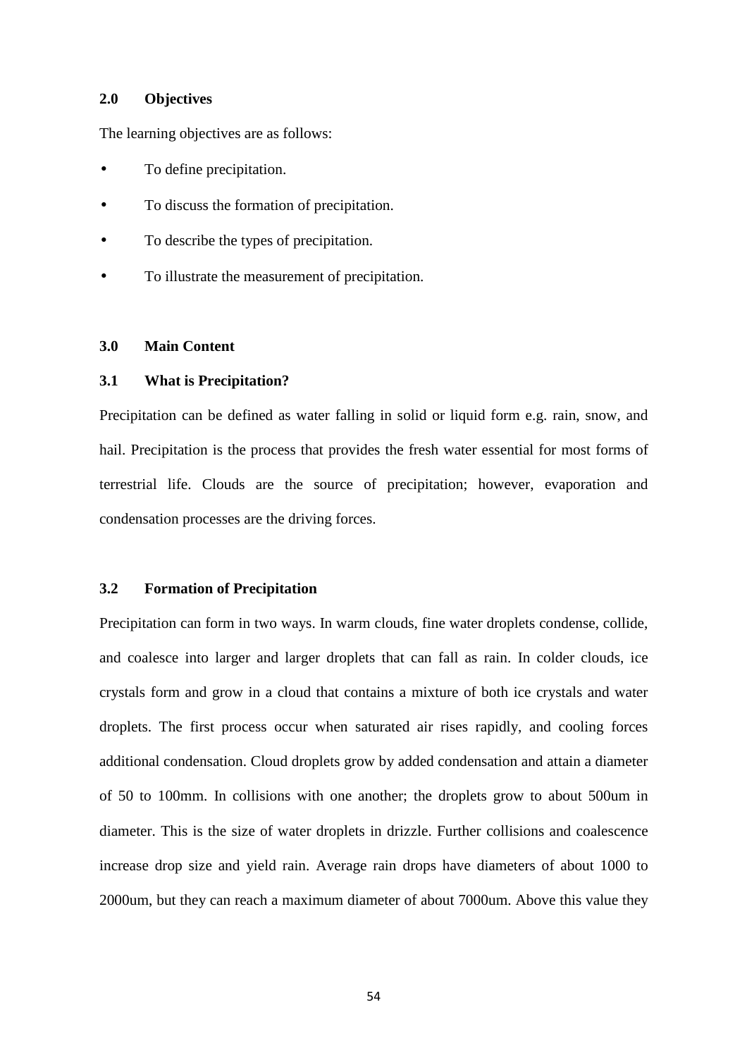### 2.0 Objectives

The learning objectives are as follows:

- To define precipitation.
- To discuss the formation of precipitation.
- To describe the types of precipitation.
- To illustrate the measurement of precipitation.

## 3.0 Main Content

### 3.1 What is Precipitation?

Precipitation can be defined as water falling in solid or liquid form e.g. rain, snow, and hail. Precipitation is the process that provides the fresh water essential for most forms of terrestrial life. Clouds are the source of precipitation; however, evaporation and condensation processes are the driving forces.

### 3.2 Formation of Precipitation

Precipitation can form in two ways. In warm clouds, fine water droplets condense, collide, and coalesce into larger and larger droplets that can fall as rain. In colder clouds, ice crystals form and grow in a cloud that contains a mixture of both ice crystals and water droplets. The first process occur when saturated air rises rapidly, and cooling forces additional condensation. Cloud droplets grow by added condensation and attain a diameter of 50 to 100mm. In collisions with one another; the droplets grow to about 500um in diameter. This is the size of water droplets in drizzle. Further collisions and coalescence increase drop size and yield rain. Average rain drops have diameters of about 1000 to 2000um, but they can reach a maximum diameter of about 7000um. Above this value they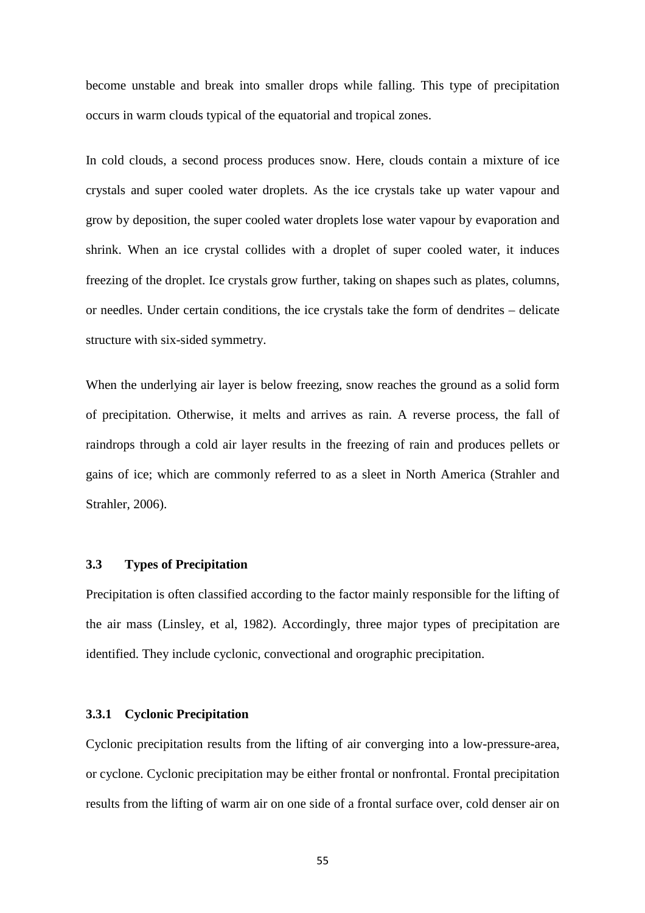become unstable and break into smaller drops while falling. This type of precipitation occurs in warm clouds typical of the equatorial and tropical zones.

In cold clouds, a second process produces snow. Here, clouds contain a mixture of ice crystals and super cooled water droplets. As the ice crystals take up water vapour and grow by deposition, the super cooled water droplets lose water vapour by evaporation and shrink. When an ice crystal collides with a droplet of super cooled water, it induces freezing of the droplet. Ice crystals grow further, taking on shapes such as plates, columns, or needles. Under certain conditions, the ice crystals take the form of dendrites – delicate structure with six-sided symmetry.

When the underlying air layer is below freezing, snow reaches the ground as a solid form of precipitation. Otherwise, it melts and arrives as rain. A reverse process, the fall of raindrops through a cold air layer results in the freezing of rain and produces pellets or gains of ice; which are commonly referred to as a sleet in North America (Strahler and Strahler, 2006).

### 3.3 Types of Precipitation

Precipitation is often classified according to the factor mainly responsible for the lifting of the air mass (Linsley, et al, 1982). Accordingly, three major types of precipitation are identified. They include cyclonic, convectional and orographic precipitation.

#### 3.3.1 Cyclonic Precipitation

Cyclonic precipitation results from the lifting of air converging into a low-pressure-area, or cyclone. Cyclonic precipitation may be either frontal or nonfrontal. Frontal precipitation results from the lifting of warm air on one side of a frontal surface over, cold denser air on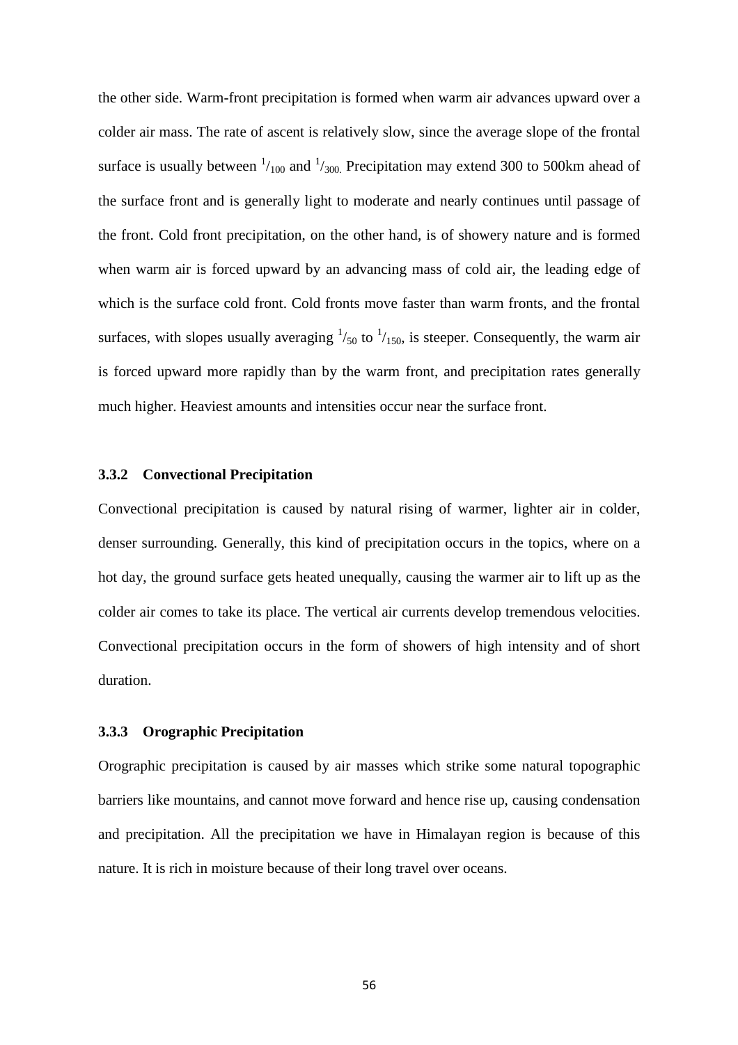the other side. Warm-front precipitation is formed when warm air advances upward over a colder air mass. The rate of ascent is relatively slow, since the average slope of the frontal surface is usually between $^{1}/_{100}$ and $^{1}/_{300.}$ Precipitation may extend 300 to 500km ahead of the surface front and is generally light to moderate and nearly continues until passage of the front. Cold front precipitation, on the other hand, is of showery nature and is formed when warm air is forced upward by an advancing mass of cold air, the leading edge of which is the surface cold front. Cold fronts move faster than warm fronts, and the frontal surfaces, with slopes usually averaging $^{1}/_{50}$ to $^{1}/_{150}$, is steeper. Consequently, the warm air is forced upward more rapidly than by the warm front, and precipitation rates generally much higher. Heaviest amounts and intensities occur near the surface front.

### 3.3.2 Convectional Precipitation

Convectional precipitation is caused by natural rising of warmer, lighter air in colder, denser surrounding. Generally, this kind of precipitation occurs in the topics, where on a hot day, the ground surface gets heated unequally, causing the warmer air to lift up as the colder air comes to take its place. The vertical air currents develop tremendous velocities. Convectional precipitation occurs in the form of showers of high intensity and of short duration.

### 3.3.3 Orographic Precipitation

Orographic precipitation is caused by air masses which strike some natural topographic barriers like mountains, and cannot move forward and hence rise up, causing condensation and precipitation. All the precipitation we have in Himalayan region is because of this nature. It is rich in moisture because of their long travel over oceans.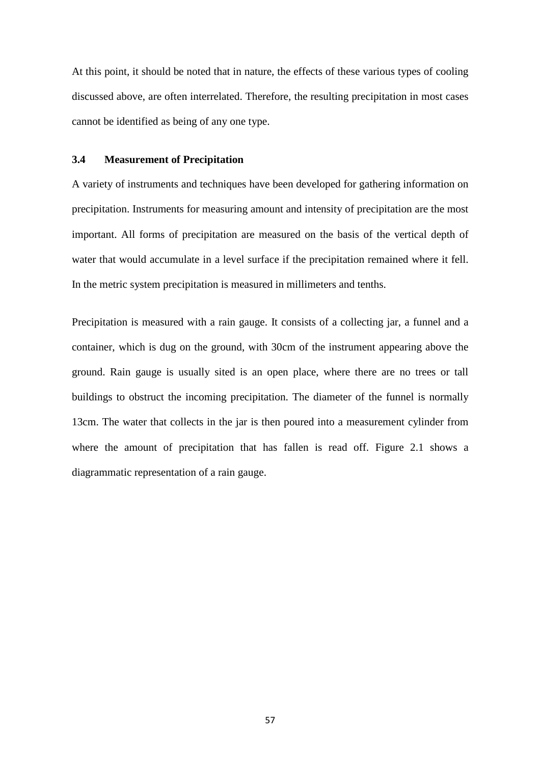At this point, it should be noted that in nature, the effects of these various types of cooling discussed above, are often interrelated. Therefore, the resulting precipitation in most cases cannot be identified as being of any one type.

### 3.4 Measurement of Precipitation

A variety of instruments and techniques have been developed for gathering information on precipitation. Instruments for measuring amount and intensity of precipitation are the most important. All forms of precipitation are measured on the basis of the vertical depth of water that would accumulate in a level surface if the precipitation remained where it fell. In the metric system precipitation is measured in millimeters and tenths.

Precipitation is measured with a rain gauge. It consists of a collecting jar, a funnel and a container, which is dug on the ground, with 30cm of the instrument appearing above the ground. Rain gauge is usually sited is an open place, where there are no trees or tall buildings to obstruct the incoming precipitation. The diameter of the funnel is normally 13cm. The water that collects in the jar is then poured into a measurement cylinder from where the amount of precipitation that has fallen is read off. Figure 2.1 shows a diagrammatic representation of a rain gauge.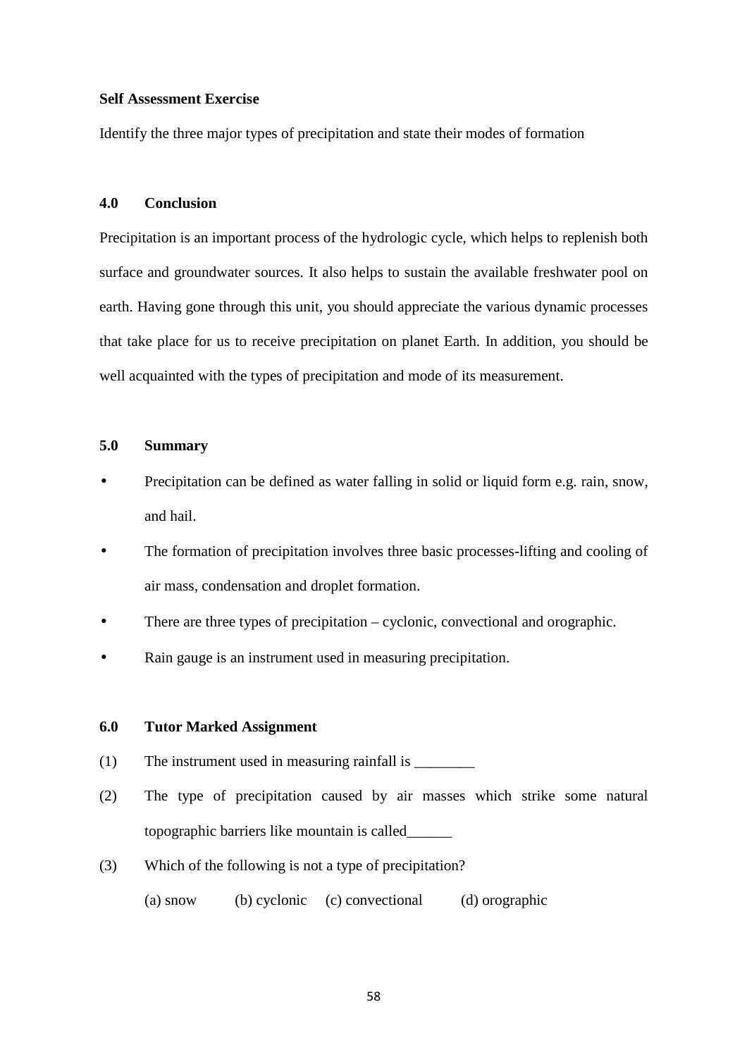**Self Assessment Exercise**

Identify the three major types of precipitation and state their modes of formation

## 4.0 Conclusion

Precipitation is an important process of the hydrologic cycle, which helps to replenish both surface and groundwater sources. It also helps to sustain the available freshwater pool on earth. Having gone through this unit, you should appreciate the various dynamic processes that take place for us to receive precipitation on planet Earth. In addition, you should be well acquainted with the types of precipitation and mode of its measurement.

## 5.0 Summary

- Precipitation can be defined as water falling in solid or liquid form e.g. rain, snow, and hail.
- The formation of precipitation involves three basic processes-lifting and cooling of air mass, condensation and droplet formation.
- There are three types of precipitation – cyclonic, convectional and orographic.
- Rain gauge is an instrument used in measuring precipitation.

## 6.0 Tutor Marked Assignment

(1) The instrument used in measuring rainfall is ________

(2) The type of precipitation caused by air masses which strike some natural topographic barriers like mountain is called______

(3) Which of the following is not a type of precipitation?

(a) snow (b) cyclonic (c) convectional (d) orographic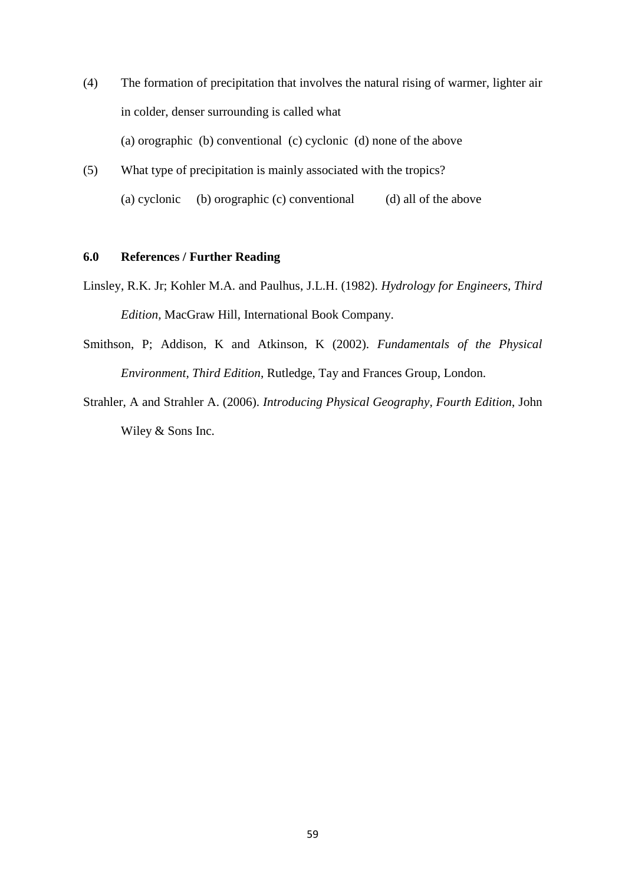(4) The formation of precipitation that involves the natural rising of warmer, lighter air in colder, denser surrounding is called what

(a) orographic (b) conventional (c) cyclonic (d) none of the above

(5) What type of precipitation is mainly associated with the tropics?

(a) cyclonic (b) orographic (c) conventional (d) all of the above

## 6.0 References / Further Reading

Linsley, R.K. Jr; Kohler M.A. and Paulhus, J.L.H. (1982). *Hydrology for Engineers, Third Edition,* MacGraw Hill, International Book Company.

Smithson, P; Addison, K and Atkinson, K (2002). *Fundamentals of the Physical Environment, Third Edition,* Rutledge, Tay and Frances Group, London.

Strahler, A and Strahler A. (2006). *Introducing Physical Geography, Fourth Edition*, John Wiley & Sons Inc.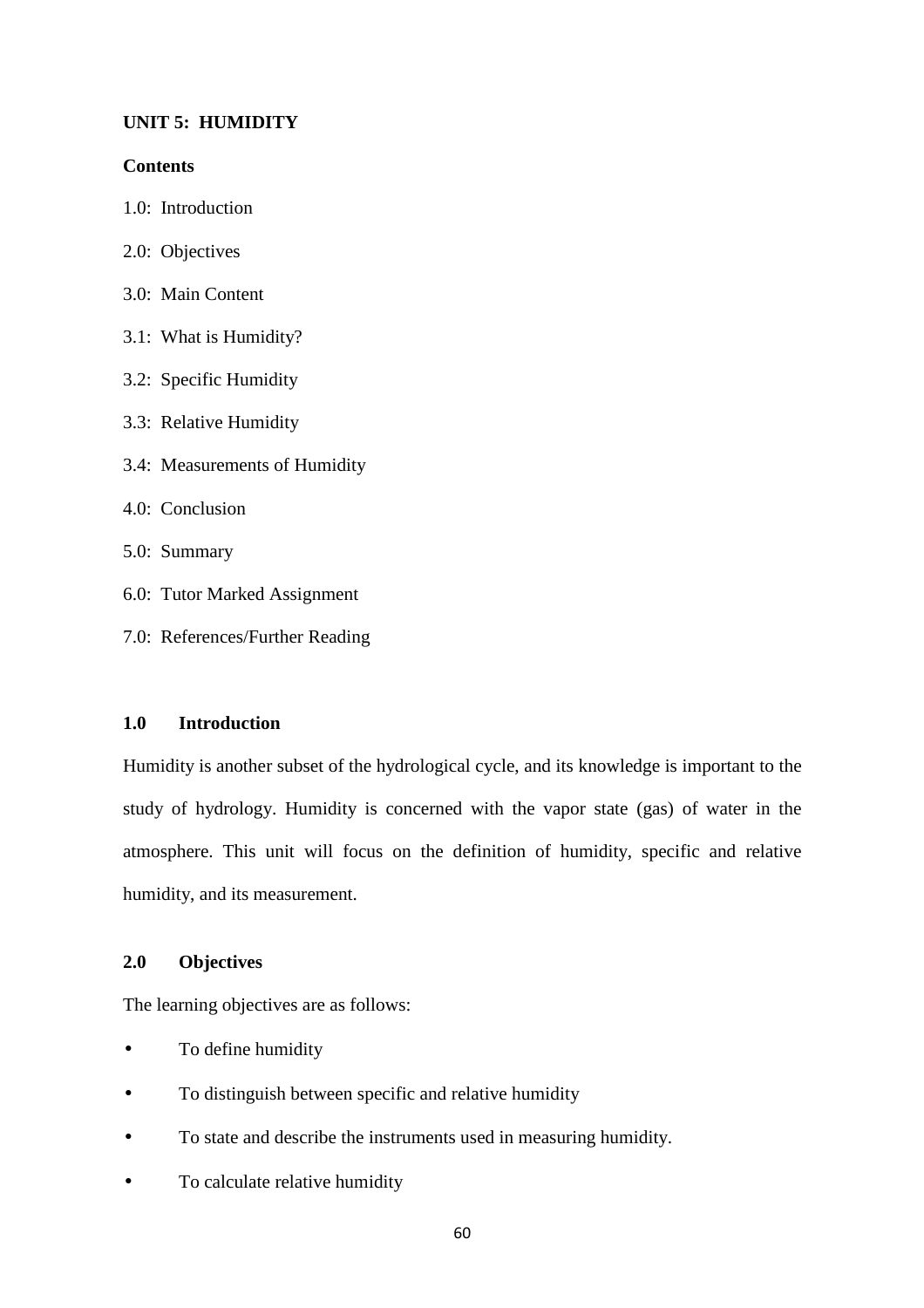## UNIT 5: HUMIDITY

**Contents**

1.0: Introduction

2.0: Objectives

3.0: Main Content

3.1: What is Humidity?

3.2: Specific Humidity

3.3: Relative Humidity

3.4: Measurements of Humidity

4.0: Conclusion

5.0: Summary

6.0: Tutor Marked Assignment

7.0: References/Further Reading

### 1.0 Introduction

Humidity is another subset of the hydrological cycle, and its knowledge is important to the study of hydrology. Humidity is concerned with the vapor state (gas) of water in the atmosphere. This unit will focus on the definition of humidity, specific and relative humidity, and its measurement.

### 2.0 Objectives

The learning objectives are as follows:

- To define humidity
- To distinguish between specific and relative humidity
- To state and describe the instruments used in measuring humidity.
- To calculate relative humidity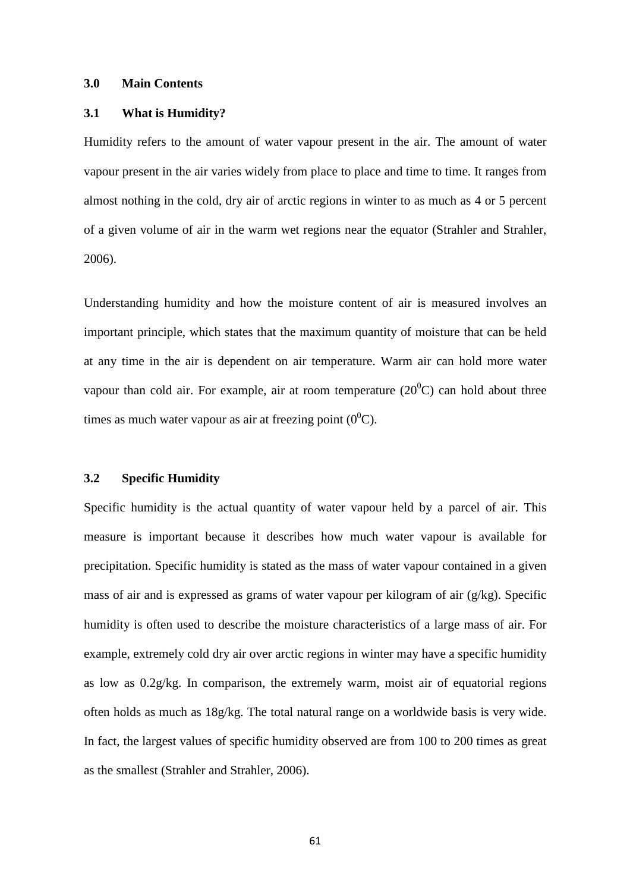### 3.0 Main Contents

### 3.1 What is Humidity?

Humidity refers to the amount of water vapour present in the air. The amount of water vapour present in the air varies widely from place to place and time to time. It ranges from almost nothing in the cold, dry air of arctic regions in winter to as much as 4 or 5 percent of a given volume of air in the warm wet regions near the equator (Strahler and Strahler, 2006).

Understanding humidity and how the moisture content of air is measured involves an important principle, which states that the maximum quantity of moisture that can be held at any time in the air is dependent on air temperature. Warm air can hold more water vapour than cold air. For example, air at room temperature ($20^0$C) can hold about three times as much water vapour as air at freezing point ($0^0$C).

### 3.2 Specific Humidity

Specific humidity is the actual quantity of water vapour held by a parcel of air. This measure is important because it describes how much water vapour is available for precipitation. Specific humidity is stated as the mass of water vapour contained in a given mass of air and is expressed as grams of water vapour per kilogram of air (g/kg). Specific humidity is often used to describe the moisture characteristics of a large mass of air. For example, extremely cold dry air over arctic regions in winter may have a specific humidity as low as 0.2g/kg. In comparison, the extremely warm, moist air of equatorial regions often holds as much as 18g/kg. The total natural range on a worldwide basis is very wide. In fact, the largest values of specific humidity observed are from 100 to 200 times as great as the smallest (Strahler and Strahler, 2006).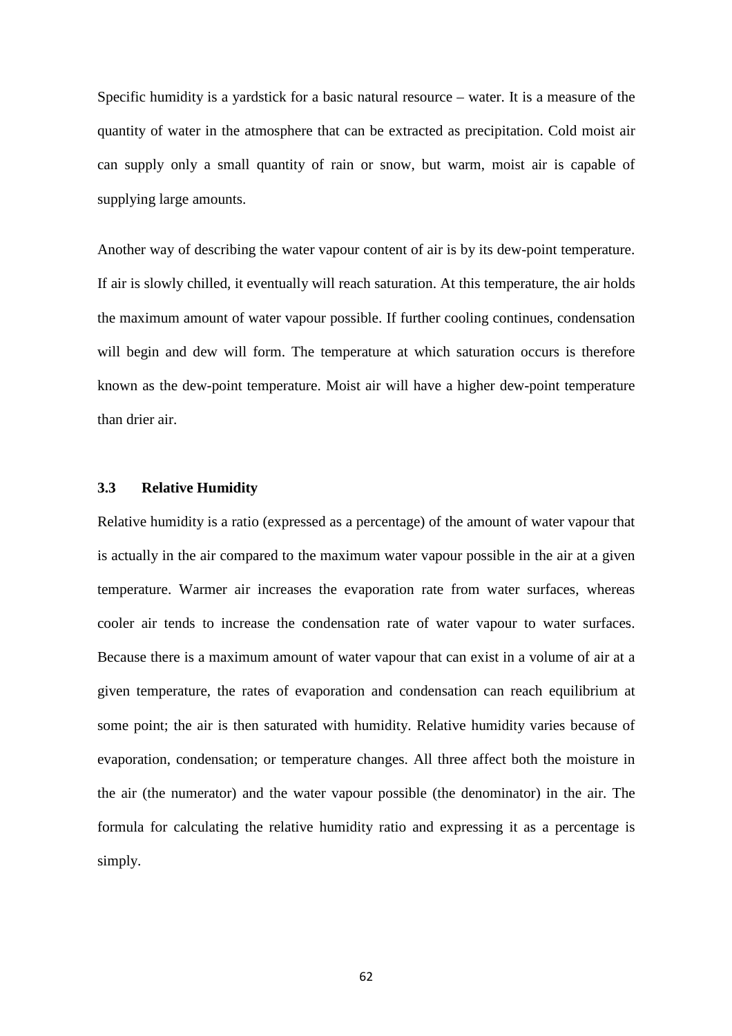Specific humidity is a yardstick for a basic natural resource – water. It is a measure of the quantity of water in the atmosphere that can be extracted as precipitation. Cold moist air can supply only a small quantity of rain or snow, but warm, moist air is capable of supplying large amounts.

Another way of describing the water vapour content of air is by its dew-point temperature. If air is slowly chilled, it eventually will reach saturation. At this temperature, the air holds the maximum amount of water vapour possible. If further cooling continues, condensation will begin and dew will form. The temperature at which saturation occurs is therefore known as the dew-point temperature. Moist air will have a higher dew-point temperature than drier air.

### 3.3 Relative Humidity

Relative humidity is a ratio (expressed as a percentage) of the amount of water vapour that is actually in the air compared to the maximum water vapour possible in the air at a given temperature. Warmer air increases the evaporation rate from water surfaces, whereas cooler air tends to increase the condensation rate of water vapour to water surfaces. Because there is a maximum amount of water vapour that can exist in a volume of air at a given temperature, the rates of evaporation and condensation can reach equilibrium at some point; the air is then saturated with humidity. Relative humidity varies because of evaporation, condensation; or temperature changes. All three affect both the moisture in the air (the numerator) and the water vapour possible (the denominator) in the air. The formula for calculating the relative humidity ratio and expressing it as a percentage is simply.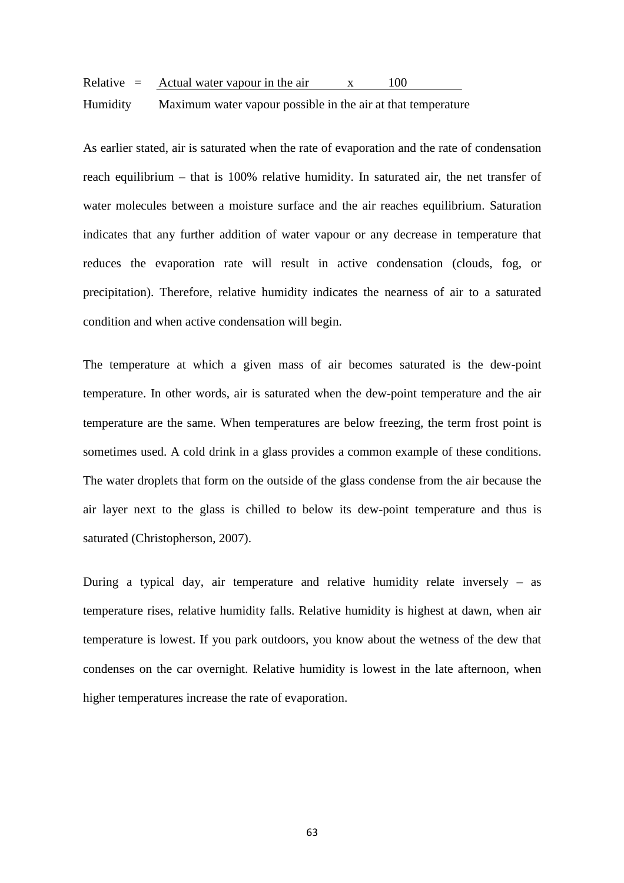$$\text{Relative Humidity} = \frac{\text{Actual water vapour in the air} \times 100}{\text{Maximum water vapour possible in the air at that temperature}}$$

As earlier stated, air is saturated when the rate of evaporation and the rate of condensation reach equilibrium – that is 100% relative humidity. In saturated air, the net transfer of water molecules between a moisture surface and the air reaches equilibrium. Saturation indicates that any further addition of water vapour or any decrease in temperature that reduces the evaporation rate will result in active condensation (clouds, fog, or precipitation). Therefore, relative humidity indicates the nearness of air to a saturated condition and when active condensation will begin.

The temperature at which a given mass of air becomes saturated is the dew-point temperature. In other words, air is saturated when the dew-point temperature and the air temperature are the same. When temperatures are below freezing, the term frost point is sometimes used. A cold drink in a glass provides a common example of these conditions. The water droplets that form on the outside of the glass condense from the air because the air layer next to the glass is chilled to below its dew-point temperature and thus is saturated (Christopherson, 2007).

During a typical day, air temperature and relative humidity relate inversely – as temperature rises, relative humidity falls. Relative humidity is highest at dawn, when air temperature is lowest. If you park outdoors, you know about the wetness of the dew that condenses on the car overnight. Relative humidity is lowest in the late afternoon, when higher temperatures increase the rate of evaporation.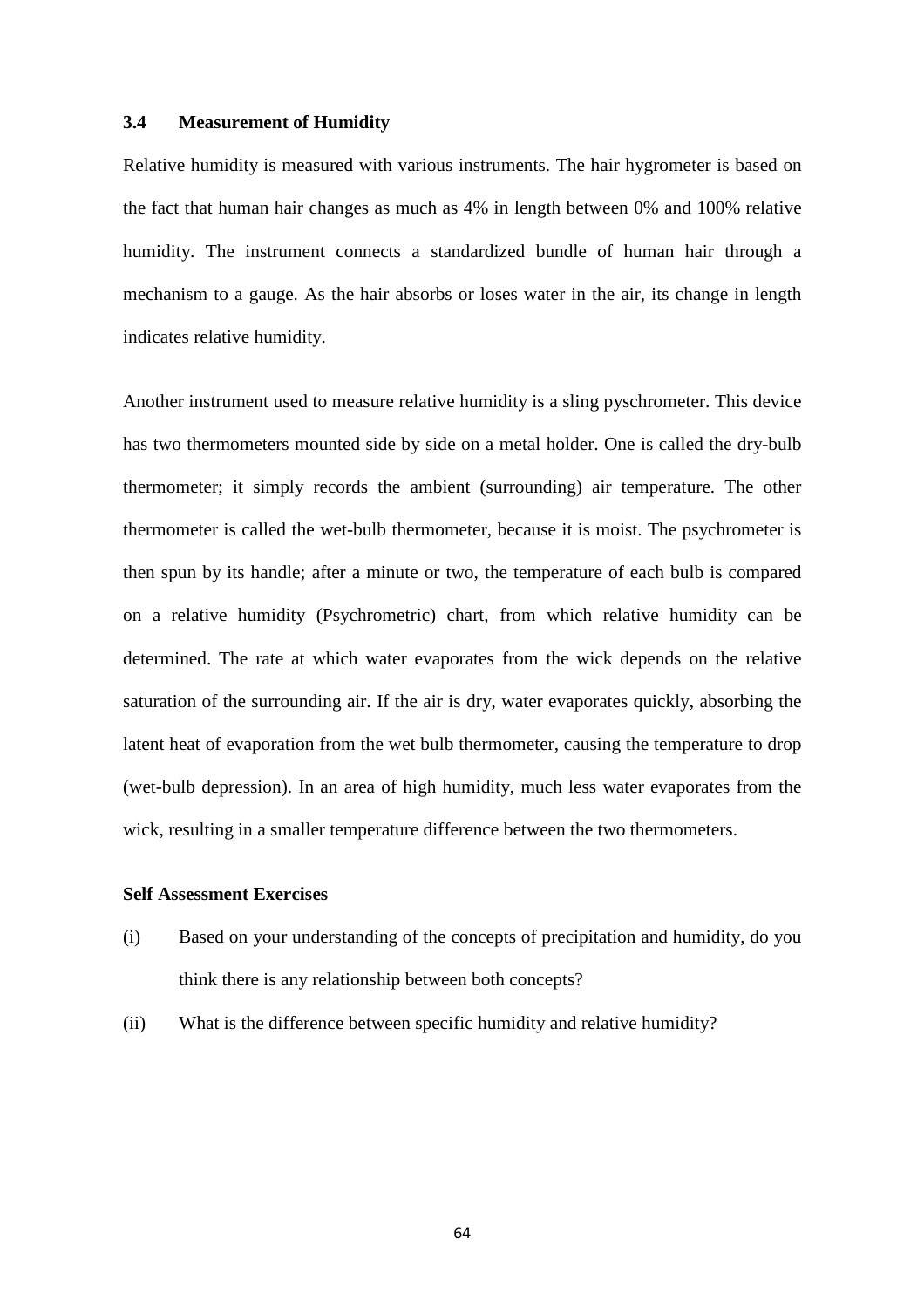### 3.4 Measurement of Humidity

Relative humidity is measured with various instruments. The hair hygrometer is based on the fact that human hair changes as much as 4% in length between 0% and 100% relative humidity. The instrument connects a standardized bundle of human hair through a mechanism to a gauge. As the hair absorbs or loses water in the air, its change in length indicates relative humidity.

Another instrument used to measure relative humidity is a sling pyschrometer. This device has two thermometers mounted side by side on a metal holder. One is called the dry-bulb thermometer; it simply records the ambient (surrounding) air temperature. The other thermometer is called the wet-bulb thermometer, because it is moist. The psychrometer is then spun by its handle; after a minute or two, the temperature of each bulb is compared on a relative humidity (Psychrometric) chart, from which relative humidity can be determined. The rate at which water evaporates from the wick depends on the relative saturation of the surrounding air. If the air is dry, water evaporates quickly, absorbing the latent heat of evaporation from the wet bulb thermometer, causing the temperature to drop (wet-bulb depression). In an area of high humidity, much less water evaporates from the wick, resulting in a smaller temperature difference between the two thermometers.

**Self Assessment Exercises**

(i) Based on your understanding of the concepts of precipitation and humidity, do you think there is any relationship between both concepts?

(ii) What is the difference between specific humidity and relative humidity?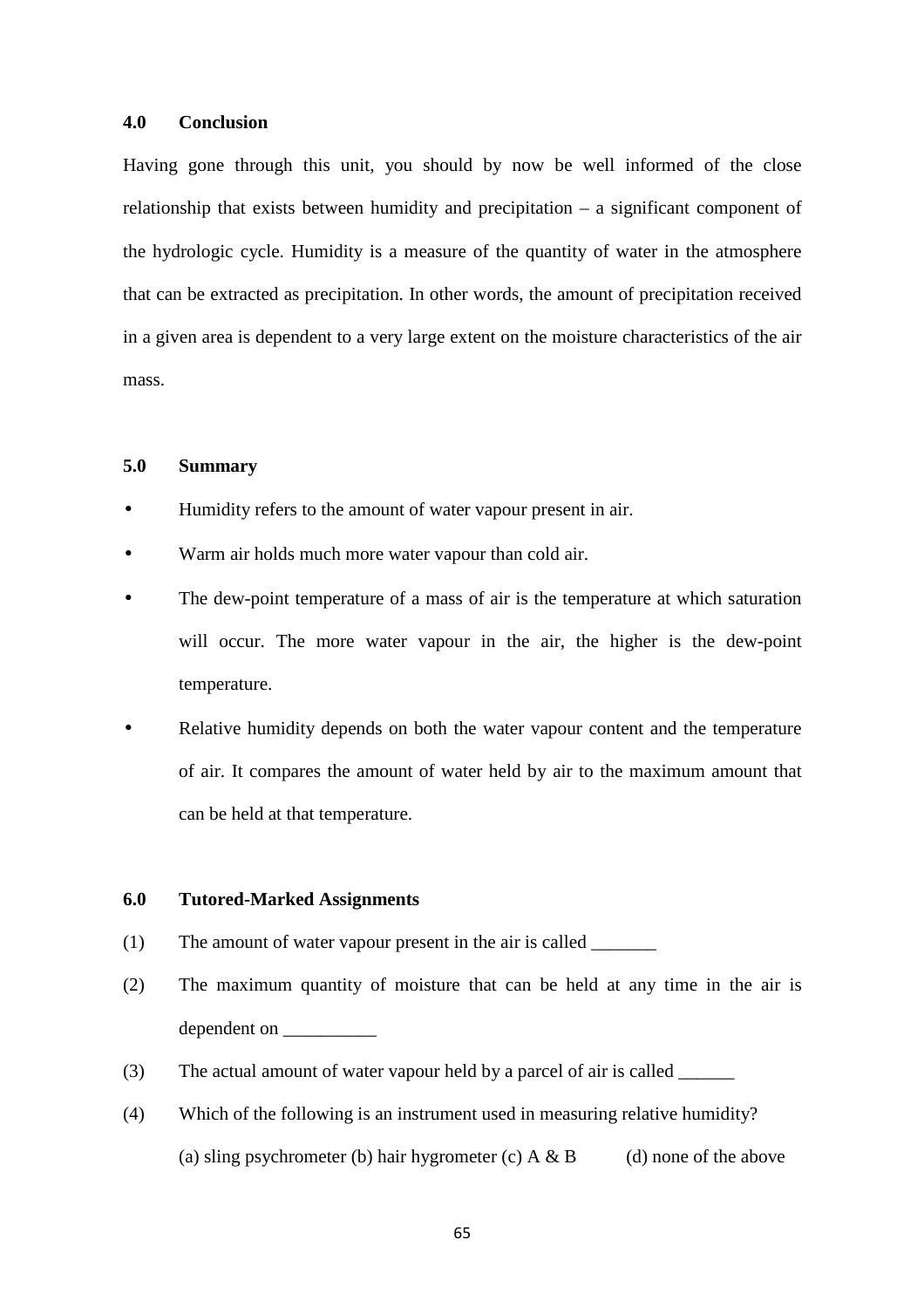## 4.0 Conclusion

Having gone through this unit, you should by now be well informed of the close relationship that exists between humidity and precipitation – a significant component of the hydrologic cycle. Humidity is a measure of the quantity of water in the atmosphere that can be extracted as precipitation. In other words, the amount of precipitation received in a given area is dependent to a very large extent on the moisture characteristics of the air mass.

## 5.0 Summary

- Humidity refers to the amount of water vapour present in air.
- Warm air holds much more water vapour than cold air.
- The dew-point temperature of a mass of air is the temperature at which saturation will occur. The more water vapour in the air, the higher is the dew-point temperature.
- Relative humidity depends on both the water vapour content and the temperature of air. It compares the amount of water held by air to the maximum amount that can be held at that temperature.

## 6.0 Tutored-Marked Assignments

(1) The amount of water vapour present in the air is called _______

(2) The maximum quantity of moisture that can be held at any time in the air is dependent on __________

(3) The actual amount of water vapour held by a parcel of air is called ______

(4) Which of the following is an instrument used in measuring relative humidity?

(a) sling psychrometer (b) hair hygrometer (c) A & B (d) none of the above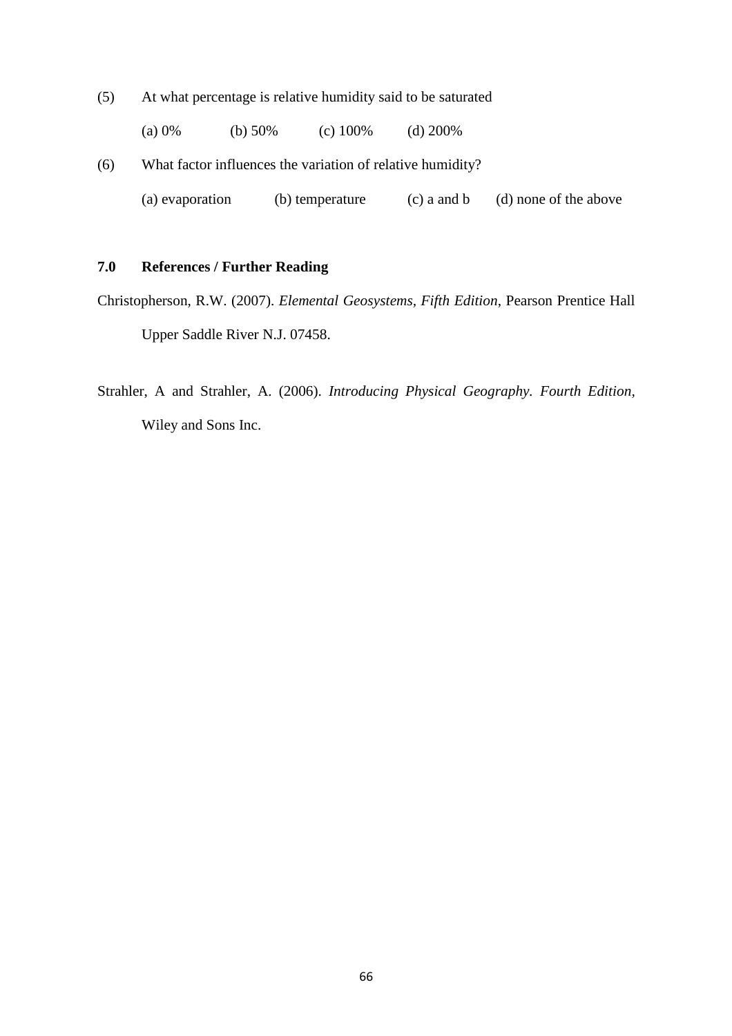(5) At what percentage is relative humidity said to be saturated

(a) 0% (b) 50% (c) 100% (d) 200%

(6) What factor influences the variation of relative humidity?

(a) evaporation (b) temperature (c) a and b (d) none of the above

## 7.0 References / Further Reading

Christopherson, R.W. (2007). *Elemental Geosystems, Fifth Edition*, Pearson Prentice Hall Upper Saddle River N.J. 07458.

Strahler, A and Strahler, A. (2006). *Introducing Physical Geography. Fourth Edition*, Wiley and Sons Inc.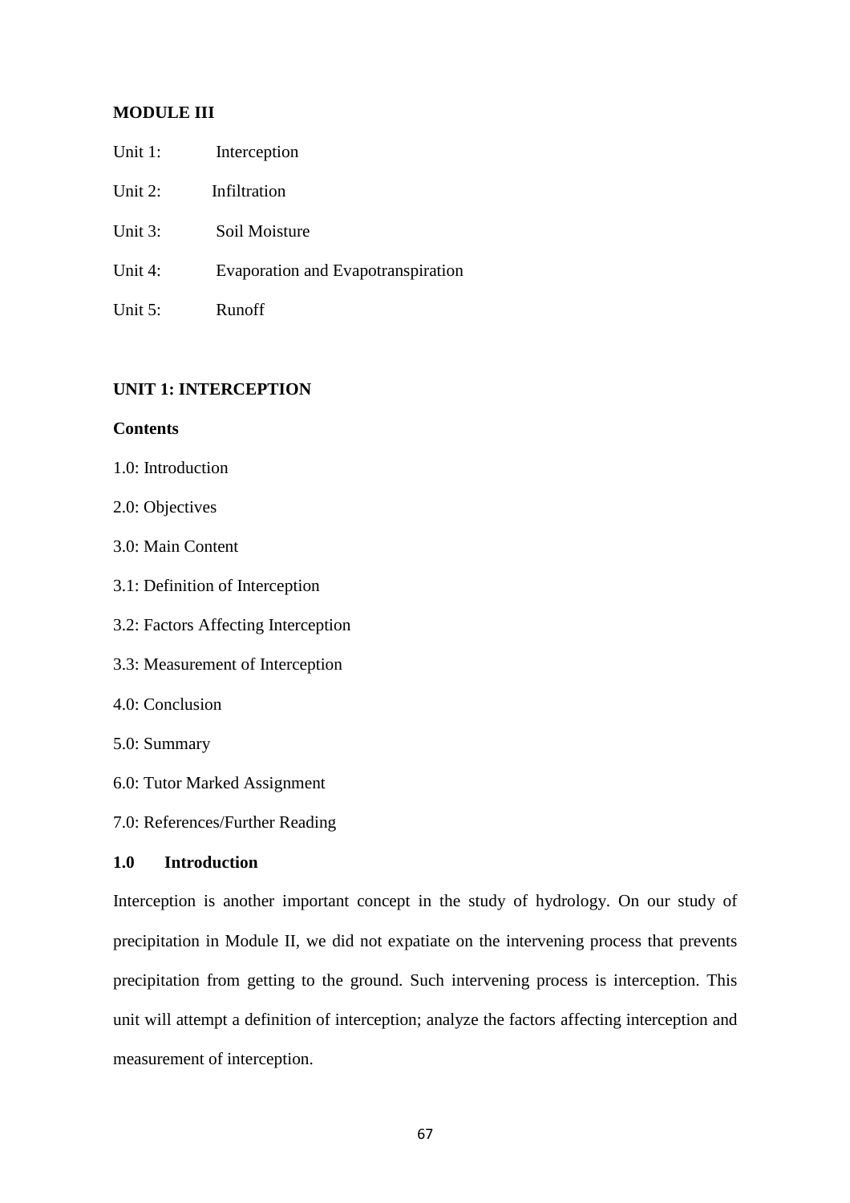# MODULE III

Unit 1: Interception

Unit 2: Infiltration

Unit 3: Soil Moisture

Unit 4: Evaporation and Evapotranspiration

Unit 5: Runoff

## UNIT 1: INTERCEPTION

**Contents**

1.0: Introduction

2.0: Objectives

3.0: Main Content

3.1: Definition of Interception

3.2: Factors Affecting Interception

3.3: Measurement of Interception

4.0: Conclusion

5.0: Summary

6.0: Tutor Marked Assignment

7.0: References/Further Reading

### 1.0 Introduction

Interception is another important concept in the study of hydrology. On our study of precipitation in Module II, we did not expatiate on the intervening process that prevents precipitation from getting to the ground. Such intervening process is interception. This unit will attempt a definition of interception; analyze the factors affecting interception and measurement of interception.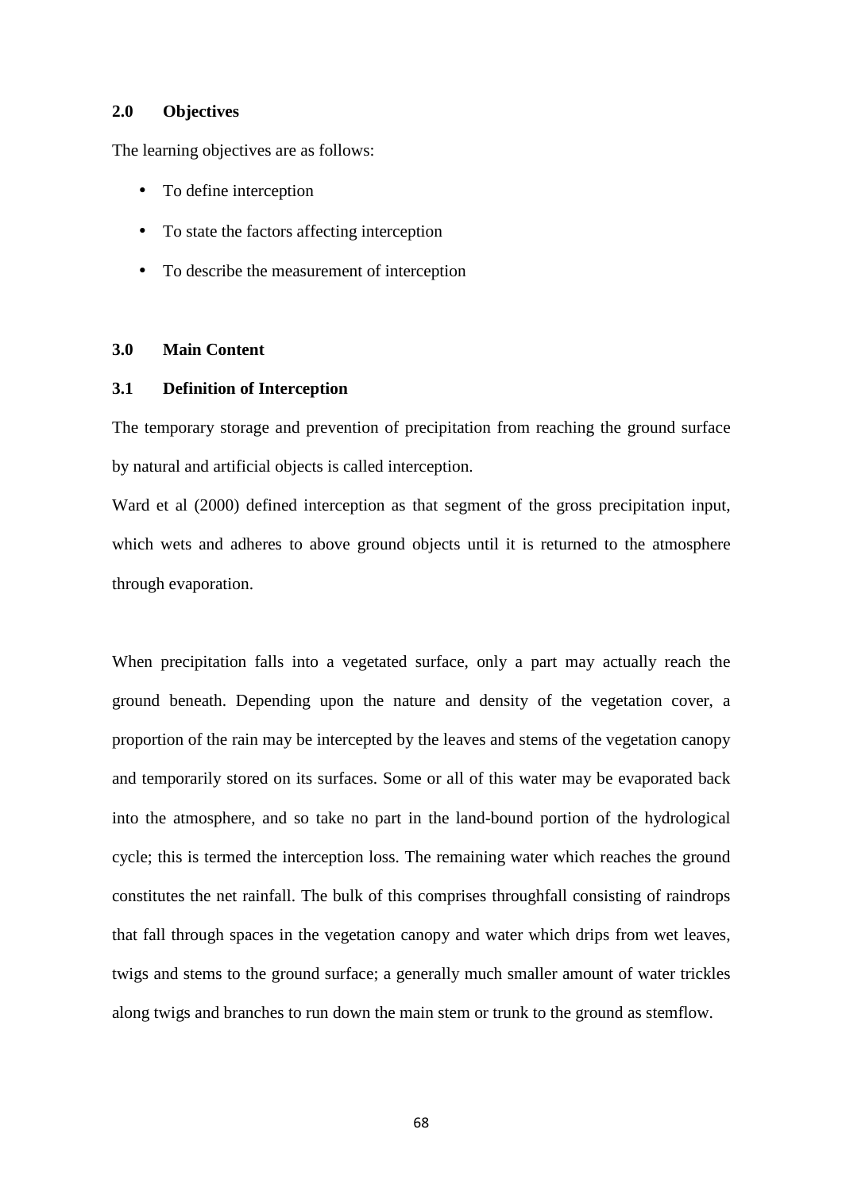## 2.0 Objectives

The learning objectives are as follows:

- To define interception
- To state the factors affecting interception
- To describe the measurement of interception

## 3.0 Main Content

### 3.1 Definition of Interception

The temporary storage and prevention of precipitation from reaching the ground surface by natural and artificial objects is called interception.

Ward et al (2000) defined interception as that segment of the gross precipitation input, which wets and adheres to above ground objects until it is returned to the atmosphere through evaporation.

When precipitation falls into a vegetated surface, only a part may actually reach the ground beneath. Depending upon the nature and density of the vegetation cover, a proportion of the rain may be intercepted by the leaves and stems of the vegetation canopy and temporarily stored on its surfaces. Some or all of this water may be evaporated back into the atmosphere, and so take no part in the land-bound portion of the hydrological cycle; this is termed the interception loss. The remaining water which reaches the ground constitutes the net rainfall. The bulk of this comprises throughfall consisting of raindrops that fall through spaces in the vegetation canopy and water which drips from wet leaves, twigs and stems to the ground surface; a generally much smaller amount of water trickles along twigs and branches to run down the main stem or trunk to the ground as stemflow.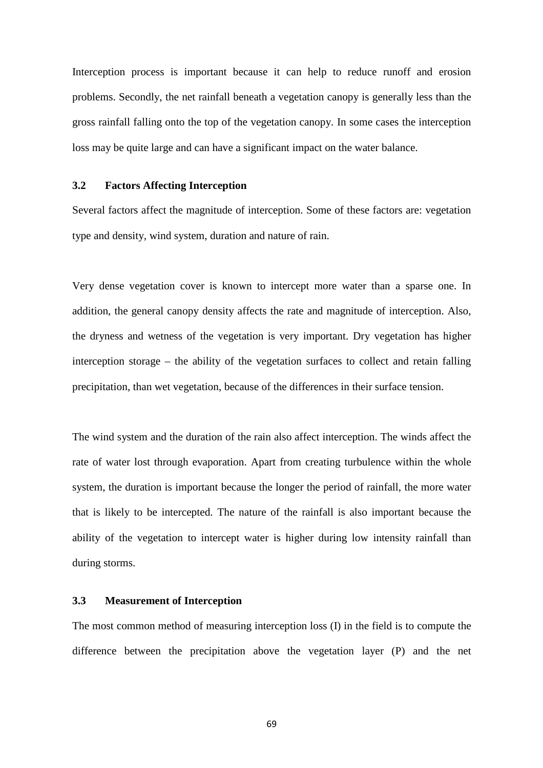Interception process is important because it can help to reduce runoff and erosion problems. Secondly, the net rainfall beneath a vegetation canopy is generally less than the gross rainfall falling onto the top of the vegetation canopy. In some cases the interception loss may be quite large and can have a significant impact on the water balance.

### 3.2 Factors Affecting Interception

Several factors affect the magnitude of interception. Some of these factors are: vegetation type and density, wind system, duration and nature of rain.

Very dense vegetation cover is known to intercept more water than a sparse one. In addition, the general canopy density affects the rate and magnitude of interception. Also, the dryness and wetness of the vegetation is very important. Dry vegetation has higher interception storage – the ability of the vegetation surfaces to collect and retain falling precipitation, than wet vegetation, because of the differences in their surface tension.

The wind system and the duration of the rain also affect interception. The winds affect the rate of water lost through evaporation. Apart from creating turbulence within the whole system, the duration is important because the longer the period of rainfall, the more water that is likely to be intercepted. The nature of the rainfall is also important because the ability of the vegetation to intercept water is higher during low intensity rainfall than during storms.

### 3.3 Measurement of Interception

The most common method of measuring interception loss (I) in the field is to compute the difference between the precipitation above the vegetation layer (P) and the net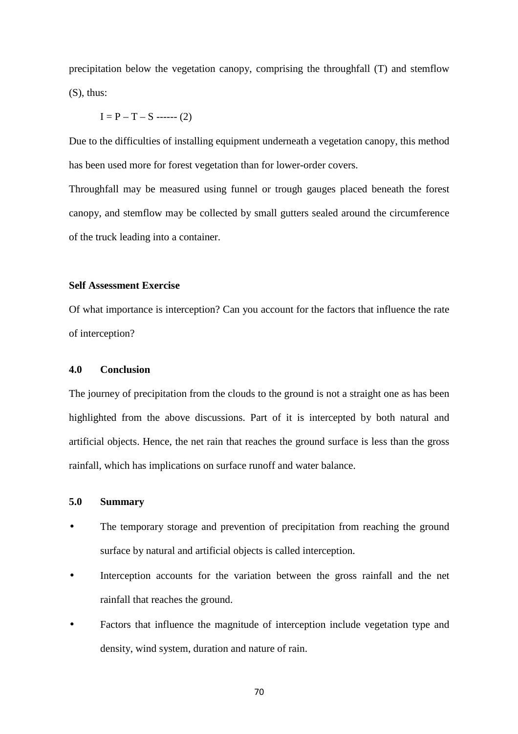precipitation below the vegetation canopy, comprising the throughfall (T) and stemflow (S), thus:

$$I = P - T - S \text{ ------ } (2)$$

Due to the difficulties of installing equipment underneath a vegetation canopy, this method has been used more for forest vegetation than for lower-order covers.

Throughfall may be measured using funnel or trough gauges placed beneath the forest canopy, and stemflow may be collected by small gutters sealed around the circumference of the truck leading into a container.

**Self Assessment Exercise**

Of what importance is interception? Can you account for the factors that influence the rate of interception?

## 4.0 Conclusion

The journey of precipitation from the clouds to the ground is not a straight one as has been highlighted from the above discussions. Part of it is intercepted by both natural and artificial objects. Hence, the net rain that reaches the ground surface is less than the gross rainfall, which has implications on surface runoff and water balance.

## 5.0 Summary

- The temporary storage and prevention of precipitation from reaching the ground surface by natural and artificial objects is called interception.
- Interception accounts for the variation between the gross rainfall and the net rainfall that reaches the ground.
- Factors that influence the magnitude of interception include vegetation type and density, wind system, duration and nature of rain.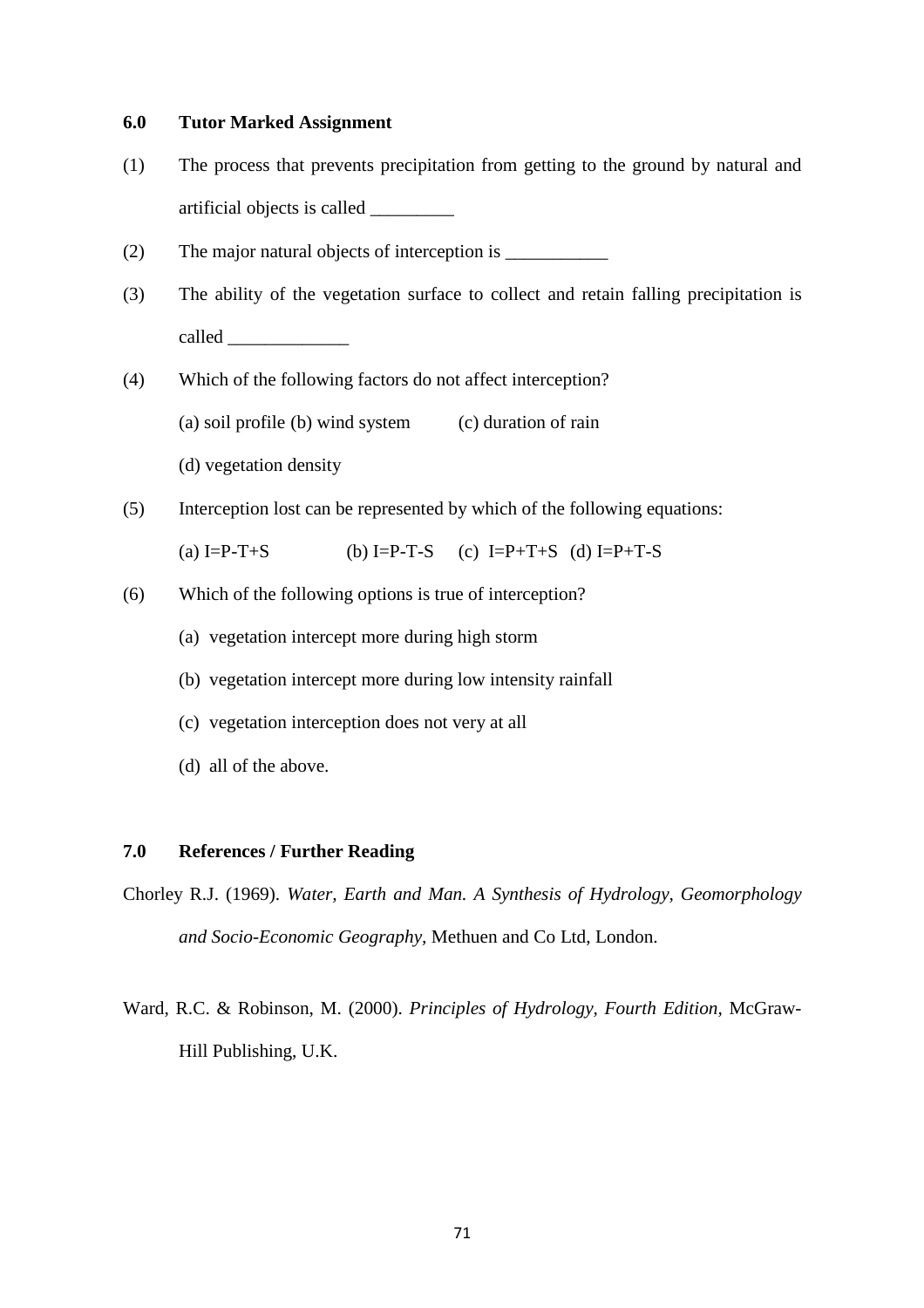## 6.0 Tutor Marked Assignment

(1) The process that prevents precipitation from getting to the ground by natural and artificial objects is called _________

(2) The major natural objects of interception is ___________

(3) The ability of the vegetation surface to collect and retain falling precipitation is called _____________

(4) Which of the following factors do not affect interception?

(a) soil profile (b) wind system (c) duration of rain

(d) vegetation density

(5) Interception lost can be represented by which of the following equations:

(a) I=P-T+S (b) I=P-T-S (c) I=P+T+S (d) I=P+T-S

(6) Which of the following options is true of interception?

(a) vegetation intercept more during high storm

(b) vegetation intercept more during low intensity rainfall

(c) vegetation interception does not very at all

(d) all of the above.

## 7.0 References / Further Reading

Chorley R.J. (1969). *Water, Earth and Man. A Synthesis of Hydrology, Geomorphology and Socio-Economic Geography,* Methuen and Co Ltd, London.

Ward, R.C. & Robinson, M. (2000). *Principles of Hydrology, Fourth Edition,* McGraw-Hill Publishing, U.K.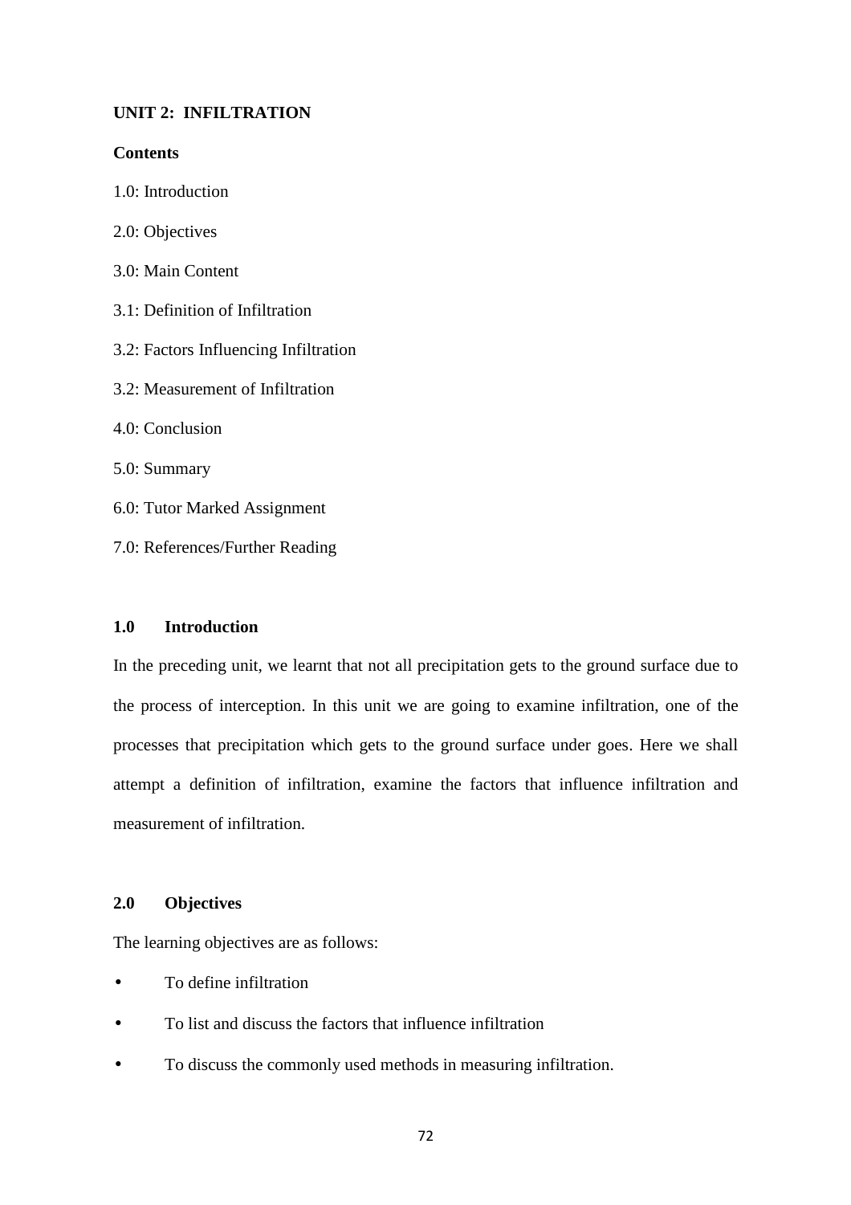## UNIT 2: INFILTRATION

**Contents**

1.0: Introduction

2.0: Objectives

3.0: Main Content

3.1: Definition of Infiltration

3.2: Factors Influencing Infiltration

3.2: Measurement of Infiltration

4.0: Conclusion

5.0: Summary

6.0: Tutor Marked Assignment

7.0: References/Further Reading

### 1.0 Introduction

In the preceding unit, we learnt that not all precipitation gets to the ground surface due to the process of interception. In this unit we are going to examine infiltration, one of the processes that precipitation which gets to the ground surface under goes. Here we shall attempt a definition of infiltration, examine the factors that influence infiltration and measurement of infiltration.

### 2.0 Objectives

The learning objectives are as follows:

- To define infiltration
- To list and discuss the factors that influence infiltration
- To discuss the commonly used methods in measuring infiltration.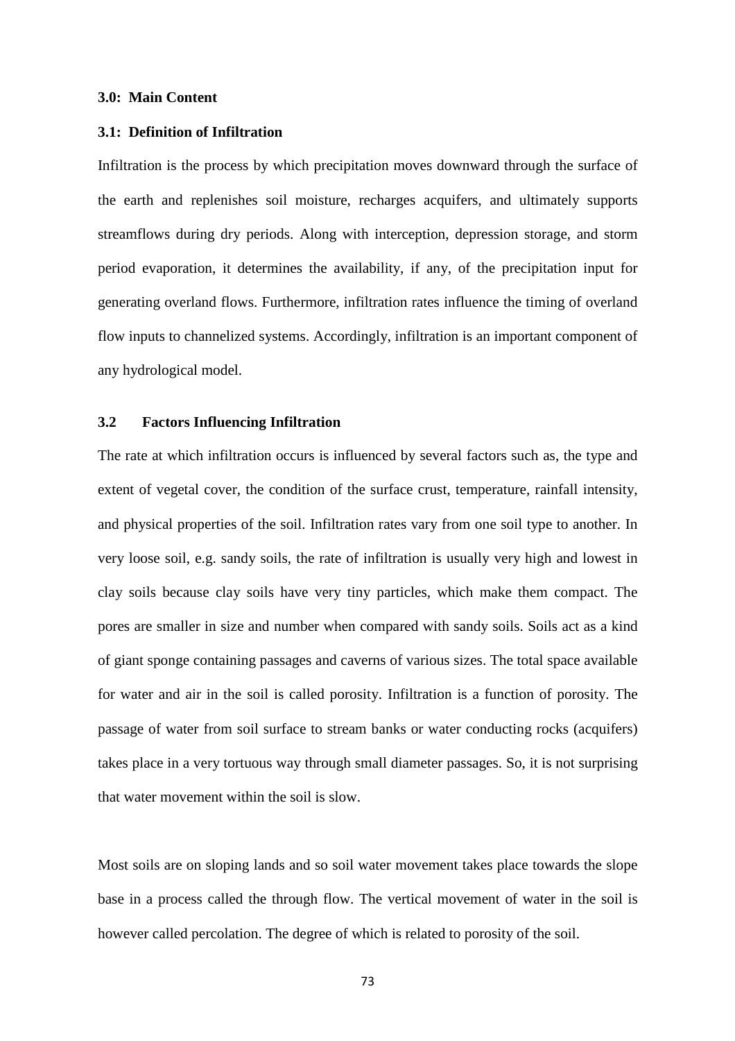### 3.0: Main Content

### 3.1: Definition of Infiltration

Infiltration is the process by which precipitation moves downward through the surface of the earth and replenishes soil moisture, recharges acquifers, and ultimately supports streamflows during dry periods. Along with interception, depression storage, and storm period evaporation, it determines the availability, if any, of the precipitation input for generating overland flows. Furthermore, infiltration rates influence the timing of overland flow inputs to channelized systems. Accordingly, infiltration is an important component of any hydrological model.

### 3.2 Factors Influencing Infiltration

The rate at which infiltration occurs is influenced by several factors such as, the type and extent of vegetal cover, the condition of the surface crust, temperature, rainfall intensity, and physical properties of the soil. Infiltration rates vary from one soil type to another. In very loose soil, e.g. sandy soils, the rate of infiltration is usually very high and lowest in clay soils because clay soils have very tiny particles, which make them compact. The pores are smaller in size and number when compared with sandy soils. Soils act as a kind of giant sponge containing passages and caverns of various sizes. The total space available for water and air in the soil is called porosity. Infiltration is a function of porosity. The passage of water from soil surface to stream banks or water conducting rocks (acquifers) takes place in a very tortuous way through small diameter passages. So, it is not surprising that water movement within the soil is slow.

Most soils are on sloping lands and so soil water movement takes place towards the slope base in a process called the through flow. The vertical movement of water in the soil is however called percolation. The degree of which is related to porosity of the soil.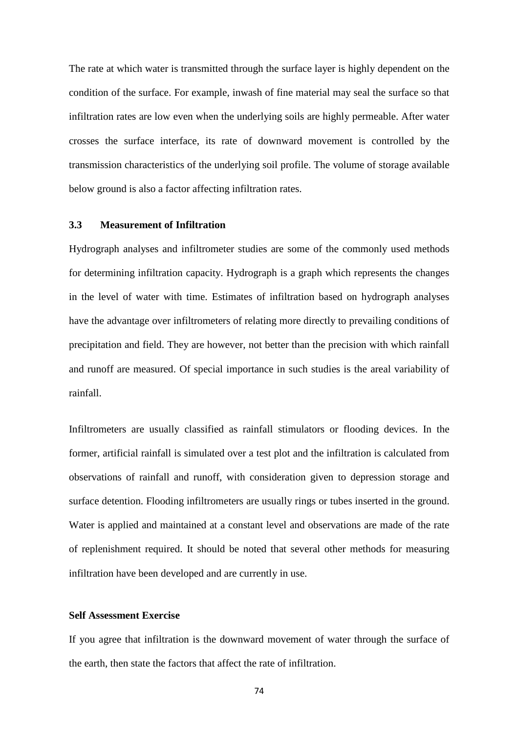The rate at which water is transmitted through the surface layer is highly dependent on the condition of the surface. For example, inwash of fine material may seal the surface so that infiltration rates are low even when the underlying soils are highly permeable. After water crosses the surface interface, its rate of downward movement is controlled by the transmission characteristics of the underlying soil profile. The volume of storage available below ground is also a factor affecting infiltration rates.

### 3.3 Measurement of Infiltration

Hydrograph analyses and infiltrometer studies are some of the commonly used methods for determining infiltration capacity. Hydrograph is a graph which represents the changes in the level of water with time. Estimates of infiltration based on hydrograph analyses have the advantage over infiltrometers of relating more directly to prevailing conditions of precipitation and field. They are however, not better than the precision with which rainfall and runoff are measured. Of special importance in such studies is the areal variability of rainfall.

Infiltrometers are usually classified as rainfall stimulators or flooding devices. In the former, artificial rainfall is simulated over a test plot and the infiltration is calculated from observations of rainfall and runoff, with consideration given to depression storage and surface detention. Flooding infiltrometers are usually rings or tubes inserted in the ground. Water is applied and maintained at a constant level and observations are made of the rate of replenishment required. It should be noted that several other methods for measuring infiltration have been developed and are currently in use.

**Self Assessment Exercise**

If you agree that infiltration is the downward movement of water through the surface of the earth, then state the factors that affect the rate of infiltration.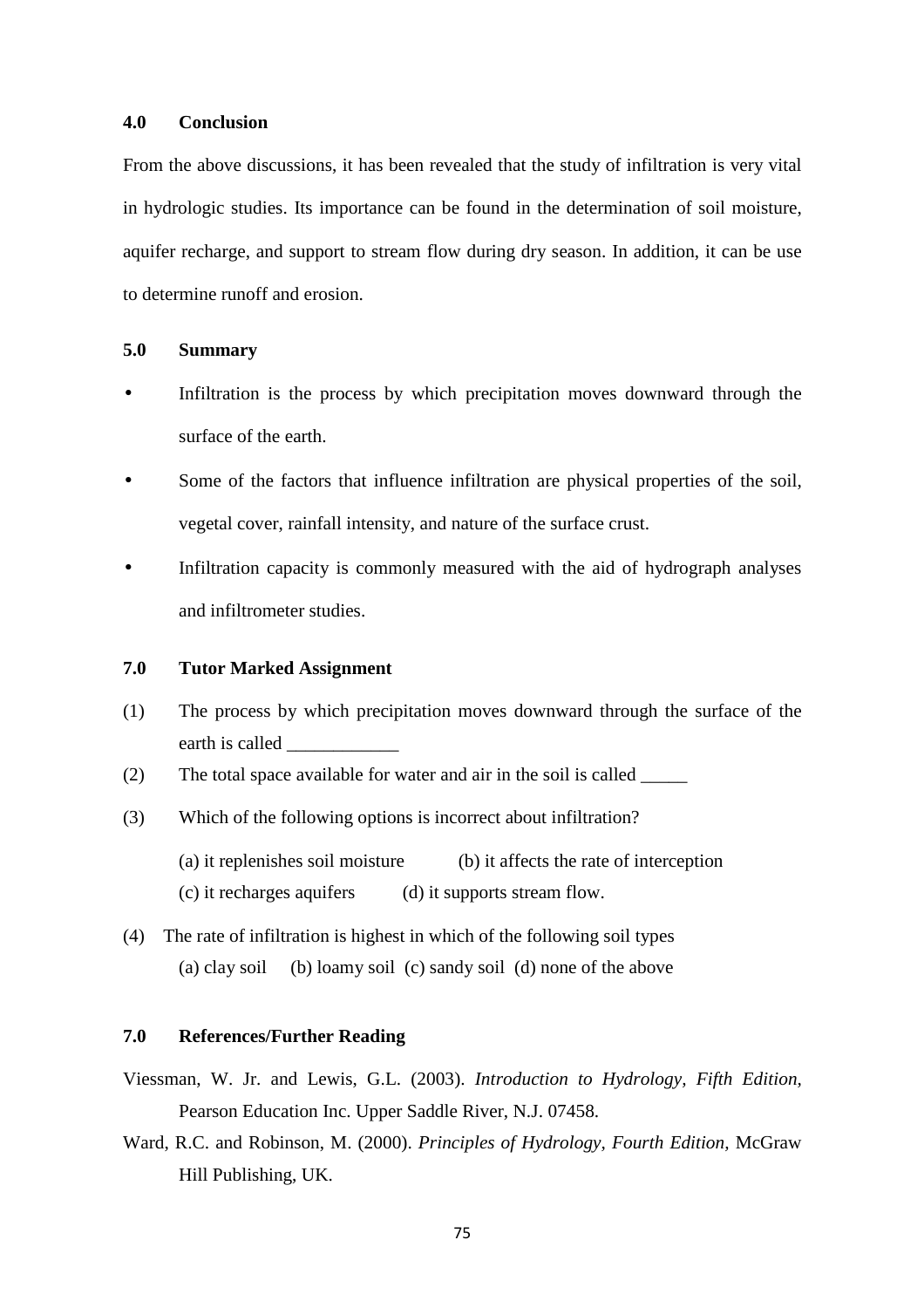## 4.0 Conclusion

From the above discussions, it has been revealed that the study of infiltration is very vital in hydrologic studies. Its importance can be found in the determination of soil moisture, aquifer recharge, and support to stream flow during dry season. In addition, it can be use to determine runoff and erosion.

## 5.0 Summary

- Infiltration is the process by which precipitation moves downward through the surface of the earth.
- Some of the factors that influence infiltration are physical properties of the soil, vegetal cover, rainfall intensity, and nature of the surface crust.
- Infiltration capacity is commonly measured with the aid of hydrograph analyses and infiltrometer studies.

## 7.0 Tutor Marked Assignment

(1) The process by which precipitation moves downward through the surface of the earth is called ____________

(2) The total space available for water and air in the soil is called _____

(3) Which of the following options is incorrect about infiltration?

(a) it replenishes soil moisture (b) it affects the rate of interception
(c) it recharges aquifers (d) it supports stream flow.

(4) The rate of infiltration is highest in which of the following soil types
(a) clay soil (b) loamy soil (c) sandy soil (d) none of the above

## 7.0 References/Further Reading

Viessman, W. Jr. and Lewis, G.L. (2003). *Introduction to Hydrology, Fifth Edition*, Pearson Education Inc. Upper Saddle River, N.J. 07458.

Ward, R.C. and Robinson, M. (2000). *Principles of Hydrology, Fourth Edition*, McGraw Hill Publishing, UK.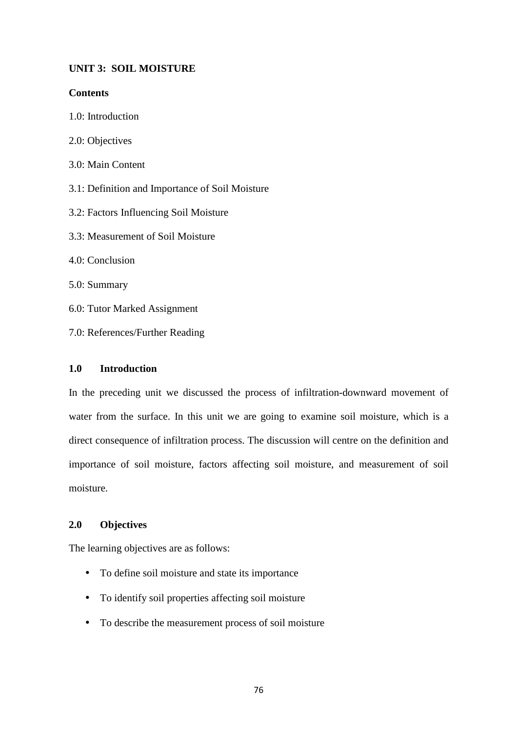## UNIT 3: SOIL MOISTURE

**Contents**

1.0: Introduction

2.0: Objectives

3.0: Main Content

3.1: Definition and Importance of Soil Moisture

3.2: Factors Influencing Soil Moisture

3.3: Measurement of Soil Moisture

4.0: Conclusion

5.0: Summary

6.0: Tutor Marked Assignment

7.0: References/Further Reading

### 1.0 Introduction

In the preceding unit we discussed the process of infiltration-downward movement of water from the surface. In this unit we are going to examine soil moisture, which is a direct consequence of infiltration process. The discussion will centre on the definition and importance of soil moisture, factors affecting soil moisture, and measurement of soil moisture.

### 2.0 Objectives

The learning objectives are as follows:

- To define soil moisture and state its importance
- To identify soil properties affecting soil moisture
- To describe the measurement process of soil moisture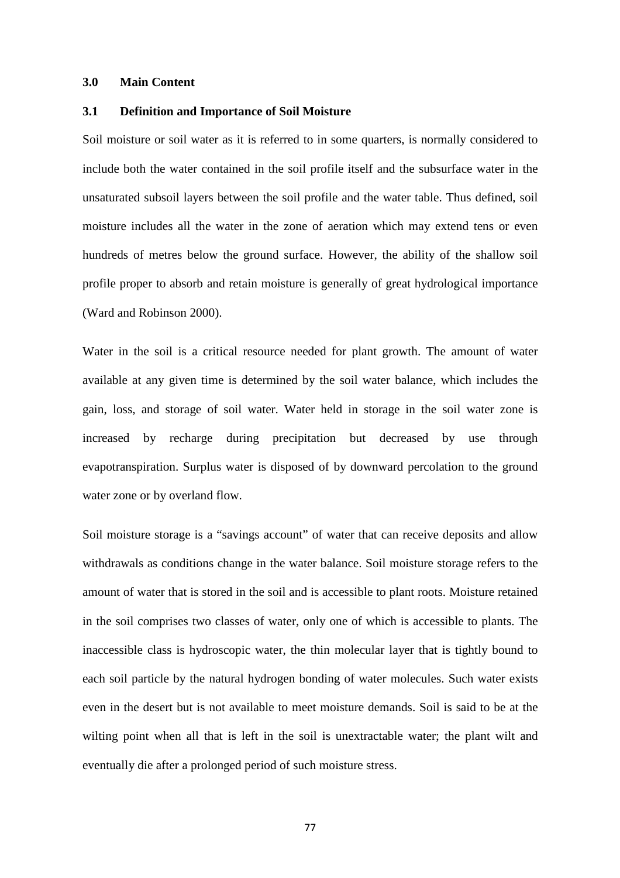## 3.0 Main Content

### 3.1 Definition and Importance of Soil Moisture

Soil moisture or soil water as it is referred to in some quarters, is normally considered to include both the water contained in the soil profile itself and the subsurface water in the unsaturated subsoil layers between the soil profile and the water table. Thus defined, soil moisture includes all the water in the zone of aeration which may extend tens or even hundreds of metres below the ground surface. However, the ability of the shallow soil profile proper to absorb and retain moisture is generally of great hydrological importance (Ward and Robinson 2000).

Water in the soil is a critical resource needed for plant growth. The amount of water available at any given time is determined by the soil water balance, which includes the gain, loss, and storage of soil water. Water held in storage in the soil water zone is increased by recharge during precipitation but decreased by use through evapotranspiration. Surplus water is disposed of by downward percolation to the ground water zone or by overland flow.

Soil moisture storage is a "savings account" of water that can receive deposits and allow withdrawals as conditions change in the water balance. Soil moisture storage refers to the amount of water that is stored in the soil and is accessible to plant roots. Moisture retained in the soil comprises two classes of water, only one of which is accessible to plants. The inaccessible class is hydroscopic water, the thin molecular layer that is tightly bound to each soil particle by the natural hydrogen bonding of water molecules. Such water exists even in the desert but is not available to meet moisture demands. Soil is said to be at the wilting point when all that is left in the soil is unextractable water; the plant wilt and eventually die after a prolonged period of such moisture stress.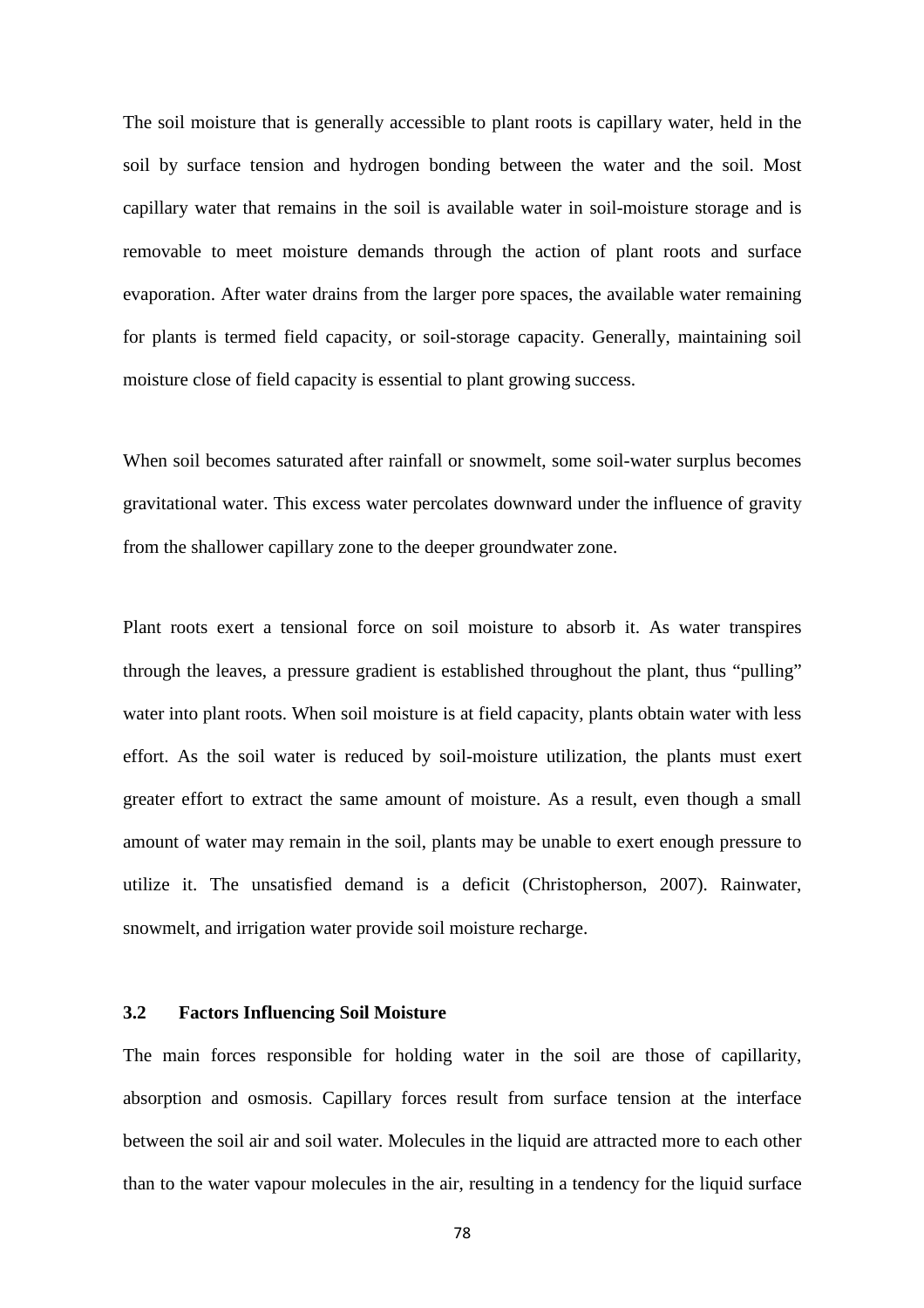The soil moisture that is generally accessible to plant roots is capillary water, held in the soil by surface tension and hydrogen bonding between the water and the soil. Most capillary water that remains in the soil is available water in soil-moisture storage and is removable to meet moisture demands through the action of plant roots and surface evaporation. After water drains from the larger pore spaces, the available water remaining for plants is termed field capacity, or soil-storage capacity. Generally, maintaining soil moisture close of field capacity is essential to plant growing success.

When soil becomes saturated after rainfall or snowmelt, some soil-water surplus becomes gravitational water. This excess water percolates downward under the influence of gravity from the shallower capillary zone to the deeper groundwater zone.

Plant roots exert a tensional force on soil moisture to absorb it. As water transpires through the leaves, a pressure gradient is established throughout the plant, thus "pulling" water into plant roots. When soil moisture is at field capacity, plants obtain water with less effort. As the soil water is reduced by soil-moisture utilization, the plants must exert greater effort to extract the same amount of moisture. As a result, even though a small amount of water may remain in the soil, plants may be unable to exert enough pressure to utilize it. The unsatisfied demand is a deficit (Christopherson, 2007). Rainwater, snowmelt, and irrigation water provide soil moisture recharge.

### 3.2 Factors Influencing Soil Moisture

The main forces responsible for holding water in the soil are those of capillarity, absorption and osmosis. Capillary forces result from surface tension at the interface between the soil air and soil water. Molecules in the liquid are attracted more to each other than to the water vapour molecules in the air, resulting in a tendency for the liquid surface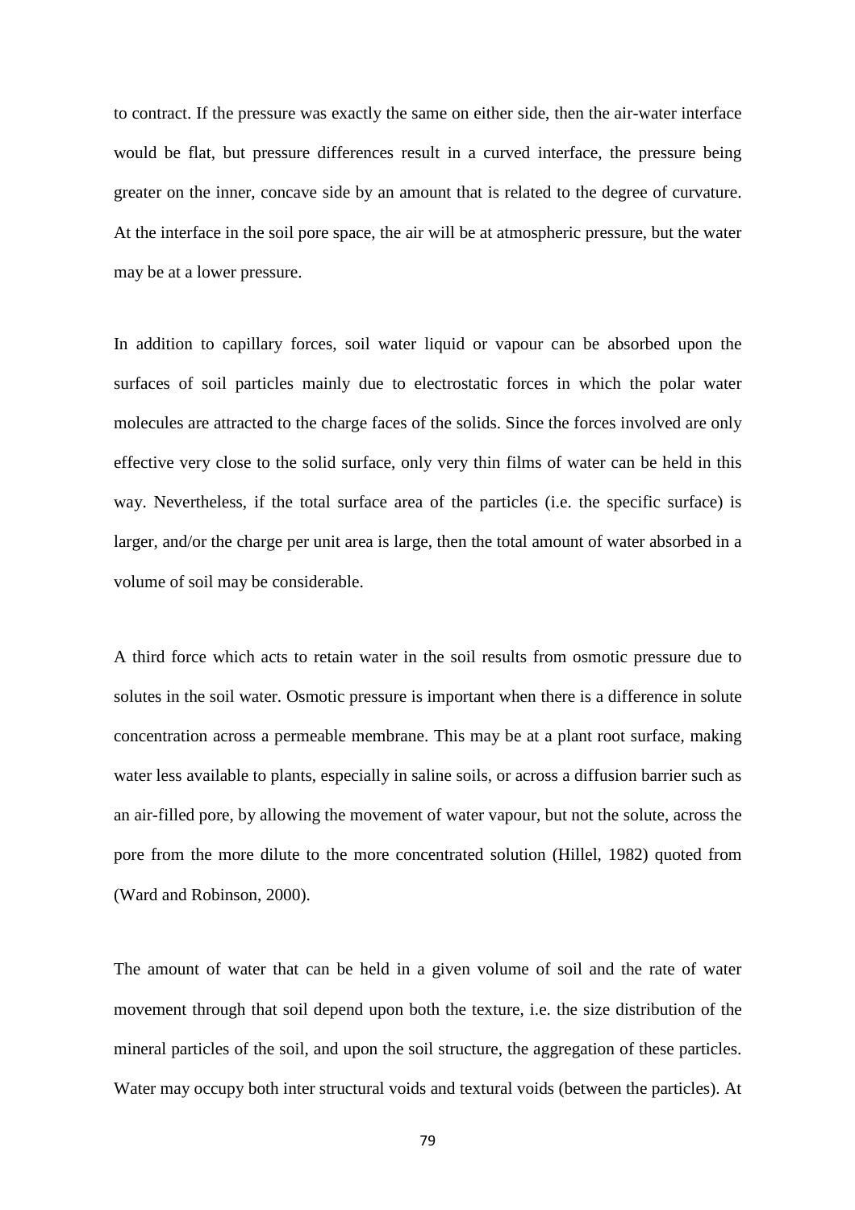to contract. If the pressure was exactly the same on either side, then the air-water interface would be flat, but pressure differences result in a curved interface, the pressure being greater on the inner, concave side by an amount that is related to the degree of curvature. At the interface in the soil pore space, the air will be at atmospheric pressure, but the water may be at a lower pressure.

In addition to capillary forces, soil water liquid or vapour can be absorbed upon the surfaces of soil particles mainly due to electrostatic forces in which the polar water molecules are attracted to the charge faces of the solids. Since the forces involved are only effective very close to the solid surface, only very thin films of water can be held in this way. Nevertheless, if the total surface area of the particles (i.e. the specific surface) is larger, and/or the charge per unit area is large, then the total amount of water absorbed in a volume of soil may be considerable.

A third force which acts to retain water in the soil results from osmotic pressure due to solutes in the soil water. Osmotic pressure is important when there is a difference in solute concentration across a permeable membrane. This may be at a plant root surface, making water less available to plants, especially in saline soils, or across a diffusion barrier such as an air-filled pore, by allowing the movement of water vapour, but not the solute, across the pore from the more dilute to the more concentrated solution (Hillel, 1982) quoted from (Ward and Robinson, 2000).

The amount of water that can be held in a given volume of soil and the rate of water movement through that soil depend upon both the texture, i.e. the size distribution of the mineral particles of the soil, and upon the soil structure, the aggregation of these particles. Water may occupy both inter structural voids and textural voids (between the particles). At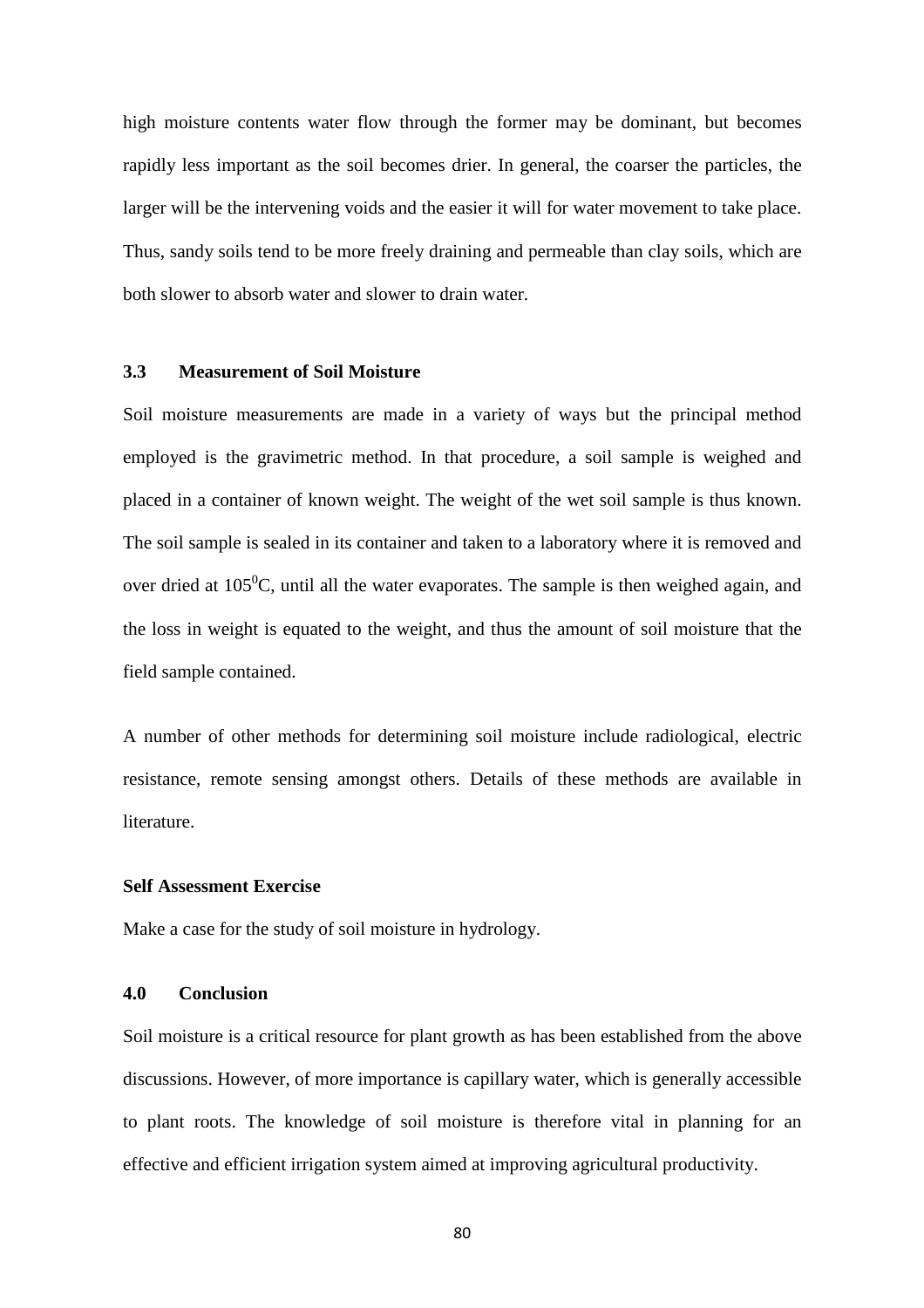high moisture contents water flow through the former may be dominant, but becomes rapidly less important as the soil becomes drier. In general, the coarser the particles, the larger will be the intervening voids and the easier it will for water movement to take place. Thus, sandy soils tend to be more freely draining and permeable than clay soils, which are both slower to absorb water and slower to drain water.

### 3.3 Measurement of Soil Moisture

Soil moisture measurements are made in a variety of ways but the principal method employed is the gravimetric method. In that procedure, a soil sample is weighed and placed in a container of known weight. The weight of the wet soil sample is thus known. The soil sample is sealed in its container and taken to a laboratory where it is removed and over dried at $105^0$C, until all the water evaporates. The sample is then weighed again, and the loss in weight is equated to the weight, and thus the amount of soil moisture that the field sample contained.

A number of other methods for determining soil moisture include radiological, electric resistance, remote sensing amongst others. Details of these methods are available in literature.

**Self Assessment Exercise**

Make a case for the study of soil moisture in hydrology.

## 4.0 Conclusion

Soil moisture is a critical resource for plant growth as has been established from the above discussions. However, of more importance is capillary water, which is generally accessible to plant roots. The knowledge of soil moisture is therefore vital in planning for an effective and efficient irrigation system aimed at improving agricultural productivity.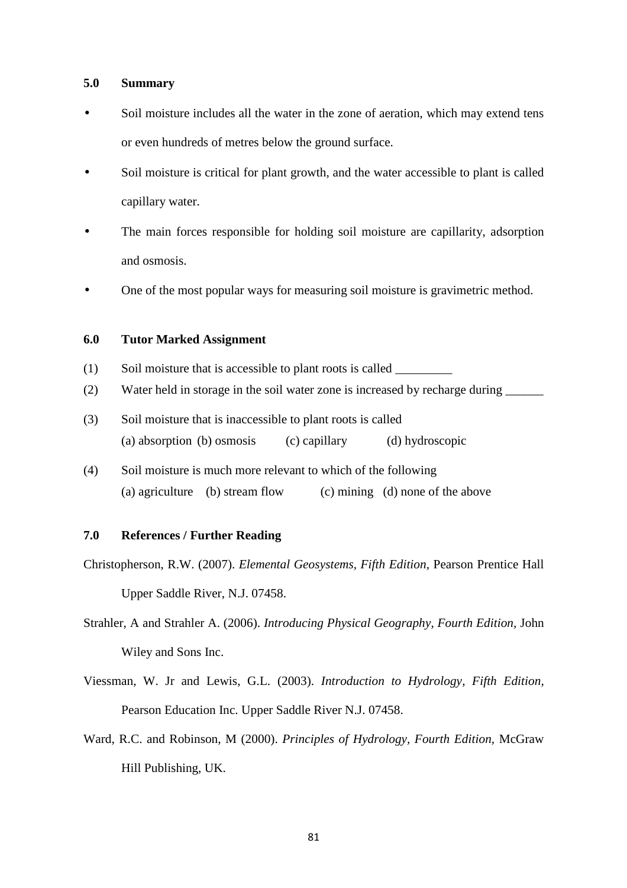## 5.0 Summary

- Soil moisture includes all the water in the zone of aeration, which may extend tens or even hundreds of metres below the ground surface.
- Soil moisture is critical for plant growth, and the water accessible to plant is called capillary water.
- The main forces responsible for holding soil moisture are capillarity, adsorption and osmosis.
- One of the most popular ways for measuring soil moisture is gravimetric method.

## 6.0 Tutor Marked Assignment

(1) Soil moisture that is accessible to plant roots is called _________

(2) Water held in storage in the soil water zone is increased by recharge during ______

(3) Soil moisture that is inaccessible to plant roots is called
(a) absorption (b) osmosis (c) capillary (d) hydroscopic

(4) Soil moisture is much more relevant to which of the following
(a) agriculture (b) stream flow (c) mining (d) none of the above

## 7.0 References / Further Reading

Christopherson, R.W. (2007). *Elemental Geosystems, Fifth Edition*, Pearson Prentice Hall Upper Saddle River, N.J. 07458.

Strahler, A and Strahler A. (2006). *Introducing Physical Geography, Fourth Edition*, John Wiley and Sons Inc.

Viessman, W. Jr and Lewis, G.L. (2003). *Introduction to Hydrology, Fifth Edition*, Pearson Education Inc. Upper Saddle River N.J. 07458.

Ward, R.C. and Robinson, M (2000). *Principles of Hydrology, Fourth Edition*, McGraw Hill Publishing, UK.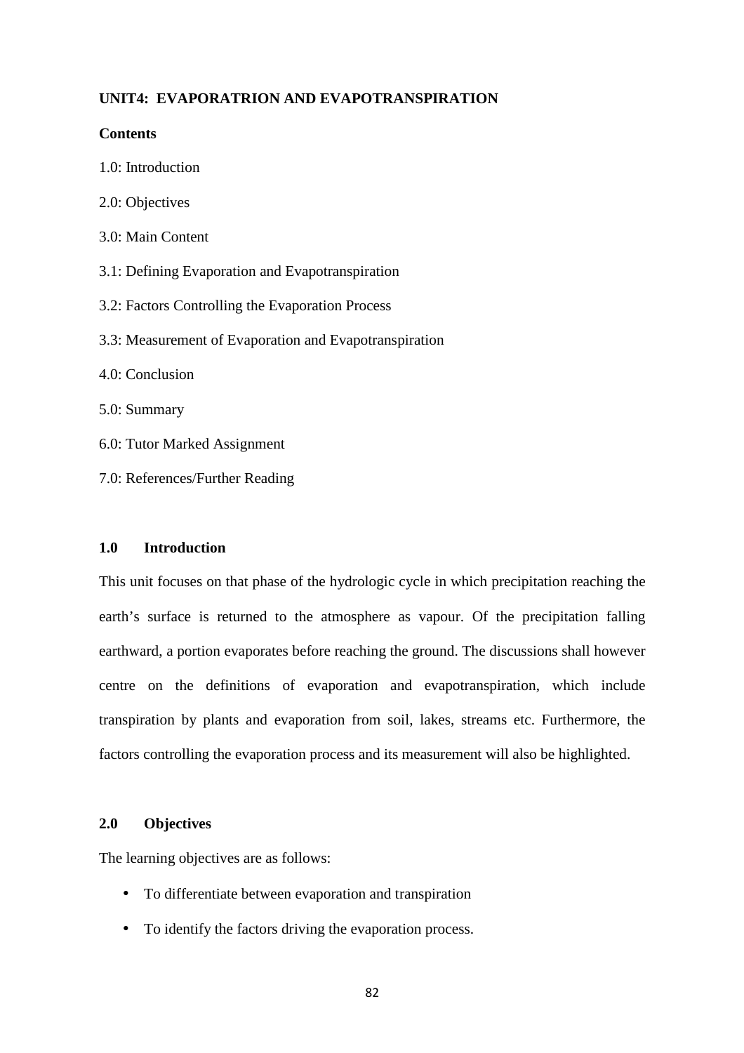## UNIT4: EVAPORATRION AND EVAPOTRANSPIRATION

**Contents**

1.0: Introduction

2.0: Objectives

3.0: Main Content

3.1: Defining Evaporation and Evapotranspiration

3.2: Factors Controlling the Evaporation Process

3.3: Measurement of Evaporation and Evapotranspiration

4.0: Conclusion

5.0: Summary

6.0: Tutor Marked Assignment

7.0: References/Further Reading

### 1.0 Introduction

This unit focuses on that phase of the hydrologic cycle in which precipitation reaching the earth's surface is returned to the atmosphere as vapour. Of the precipitation falling earthward, a portion evaporates before reaching the ground. The discussions shall however centre on the definitions of evaporation and evapotranspiration, which include transpiration by plants and evaporation from soil, lakes, streams etc. Furthermore, the factors controlling the evaporation process and its measurement will also be highlighted.

### 2.0 Objectives

The learning objectives are as follows:

- To differentiate between evaporation and transpiration
- To identify the factors driving the evaporation process.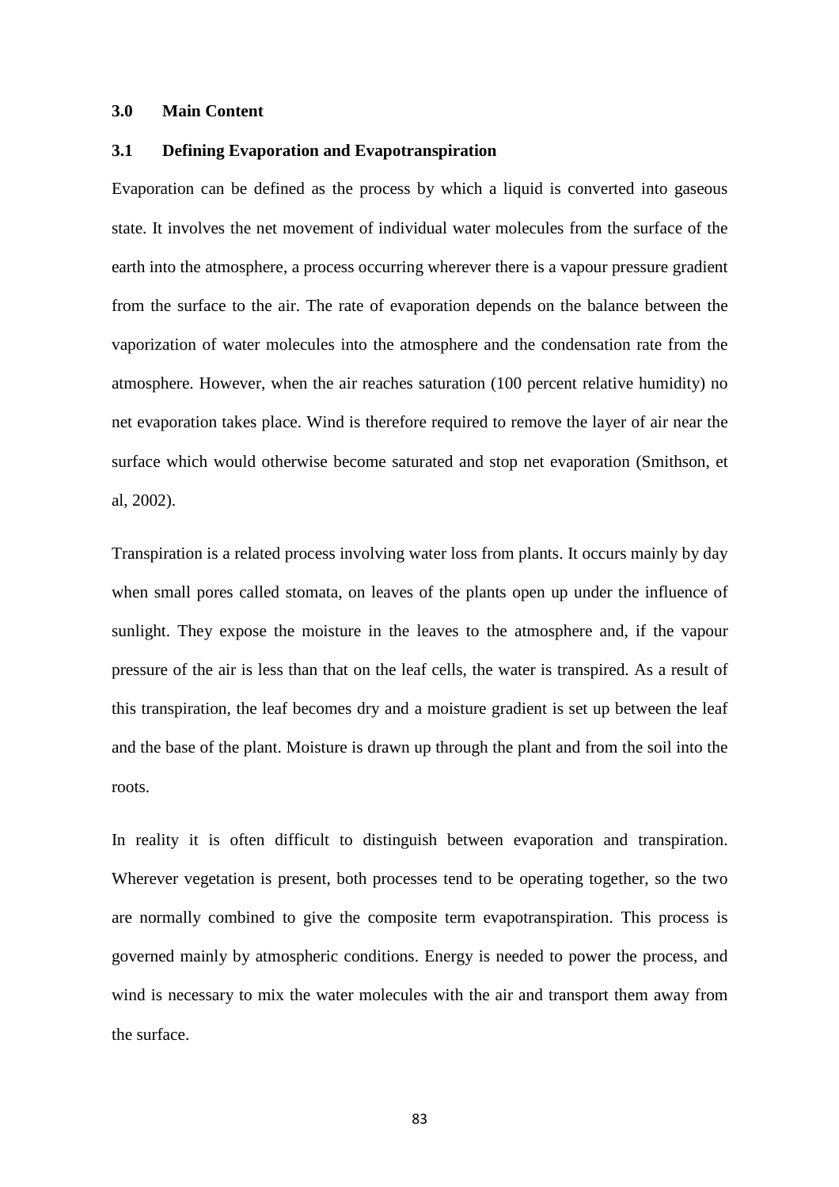## 3.0 Main Content

### 3.1 Defining Evaporation and Evapotranspiration

Evaporation can be defined as the process by which a liquid is converted into gaseous state. It involves the net movement of individual water molecules from the surface of the earth into the atmosphere, a process occurring wherever there is a vapour pressure gradient from the surface to the air. The rate of evaporation depends on the balance between the vaporization of water molecules into the atmosphere and the condensation rate from the atmosphere. However, when the air reaches saturation (100 percent relative humidity) no net evaporation takes place. Wind is therefore required to remove the layer of air near the surface which would otherwise become saturated and stop net evaporation (Smithson, et al, 2002).

Transpiration is a related process involving water loss from plants. It occurs mainly by day when small pores called stomata, on leaves of the plants open up under the influence of sunlight. They expose the moisture in the leaves to the atmosphere and, if the vapour pressure of the air is less than that on the leaf cells, the water is transpired. As a result of this transpiration, the leaf becomes dry and a moisture gradient is set up between the leaf and the base of the plant. Moisture is drawn up through the plant and from the soil into the roots.

In reality it is often difficult to distinguish between evaporation and transpiration. Wherever vegetation is present, both processes tend to be operating together, so the two are normally combined to give the composite term evapotranspiration. This process is governed mainly by atmospheric conditions. Energy is needed to power the process, and wind is necessary to mix the water molecules with the air and transport them away from the surface.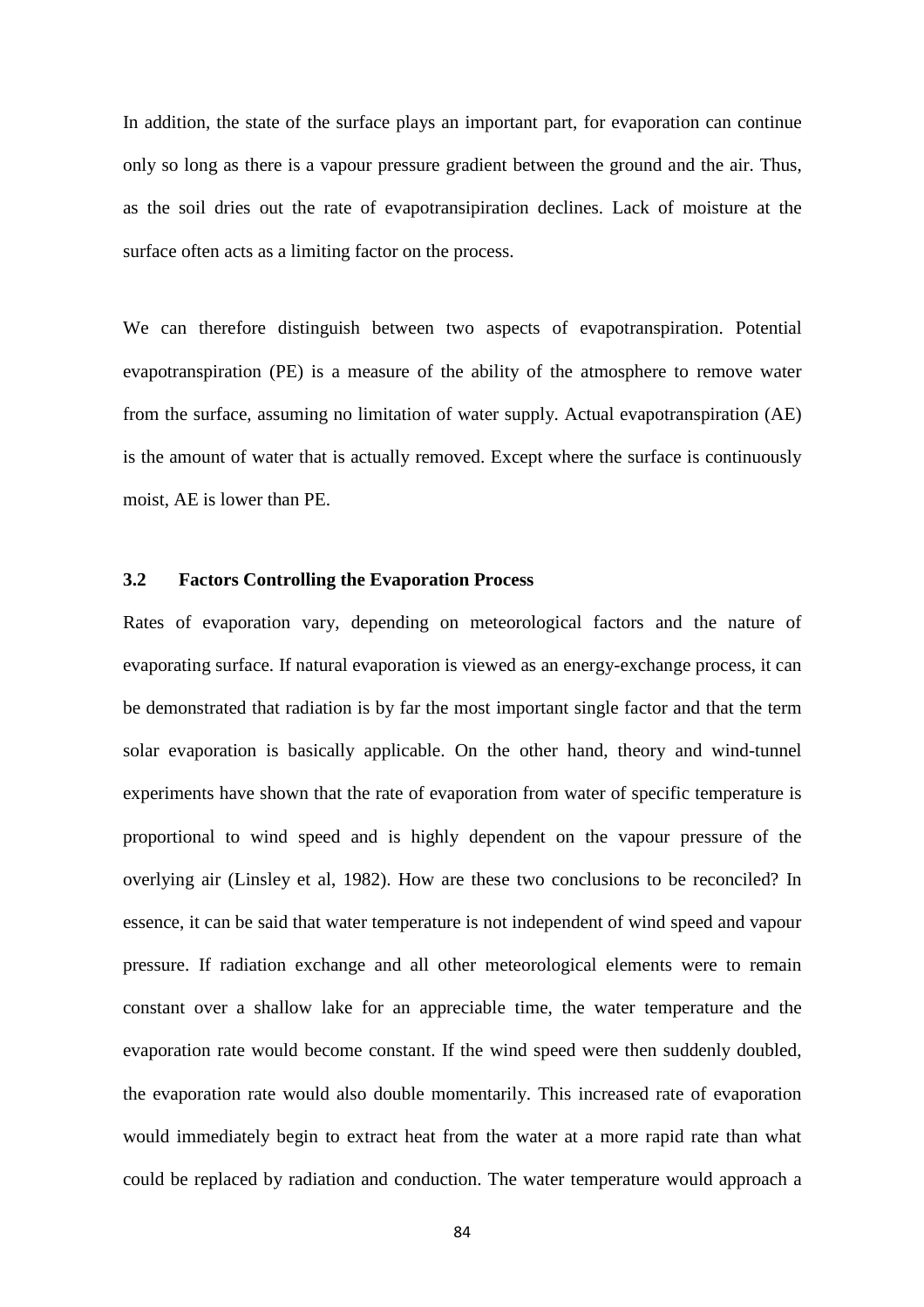In addition, the state of the surface plays an important part, for evaporation can continue only so long as there is a vapour pressure gradient between the ground and the air. Thus, as the soil dries out the rate of evapotransipiration declines. Lack of moisture at the surface often acts as a limiting factor on the process.

We can therefore distinguish between two aspects of evapotranspiration. Potential evapotranspiration (PE) is a measure of the ability of the atmosphere to remove water from the surface, assuming no limitation of water supply. Actual evapotranspiration (AE) is the amount of water that is actually removed. Except where the surface is continuously moist, AE is lower than PE.

### 3.2 Factors Controlling the Evaporation Process

Rates of evaporation vary, depending on meteorological factors and the nature of evaporating surface. If natural evaporation is viewed as an energy-exchange process, it can be demonstrated that radiation is by far the most important single factor and that the term solar evaporation is basically applicable. On the other hand, theory and wind-tunnel experiments have shown that the rate of evaporation from water of specific temperature is proportional to wind speed and is highly dependent on the vapour pressure of the overlying air (Linsley et al, 1982). How are these two conclusions to be reconciled? In essence, it can be said that water temperature is not independent of wind speed and vapour pressure. If radiation exchange and all other meteorological elements were to remain constant over a shallow lake for an appreciable time, the water temperature and the evaporation rate would become constant. If the wind speed were then suddenly doubled, the evaporation rate would also double momentarily. This increased rate of evaporation would immediately begin to extract heat from the water at a more rapid rate than what could be replaced by radiation and conduction. The water temperature would approach a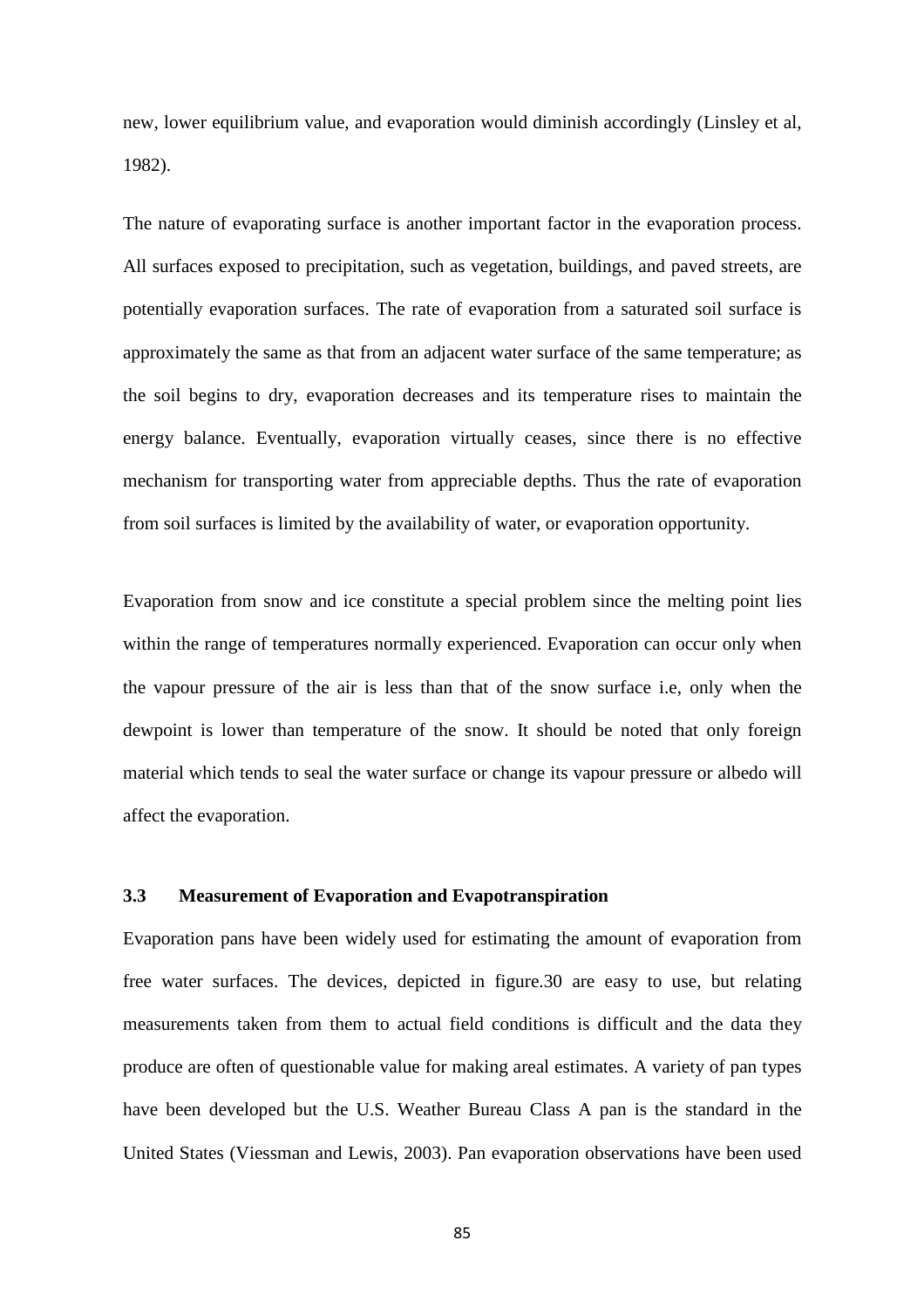new, lower equilibrium value, and evaporation would diminish accordingly (Linsley et al, 1982).

The nature of evaporating surface is another important factor in the evaporation process. All surfaces exposed to precipitation, such as vegetation, buildings, and paved streets, are potentially evaporation surfaces. The rate of evaporation from a saturated soil surface is approximately the same as that from an adjacent water surface of the same temperature; as the soil begins to dry, evaporation decreases and its temperature rises to maintain the energy balance. Eventually, evaporation virtually ceases, since there is no effective mechanism for transporting water from appreciable depths. Thus the rate of evaporation from soil surfaces is limited by the availability of water, or evaporation opportunity.

Evaporation from snow and ice constitute a special problem since the melting point lies within the range of temperatures normally experienced. Evaporation can occur only when the vapour pressure of the air is less than that of the snow surface i.e, only when the dewpoint is lower than temperature of the snow. It should be noted that only foreign material which tends to seal the water surface or change its vapour pressure or albedo will affect the evaporation.

### 3.3 Measurement of Evaporation and Evapotranspiration

Evaporation pans have been widely used for estimating the amount of evaporation from free water surfaces. The devices, depicted in figure.30 are easy to use, but relating measurements taken from them to actual field conditions is difficult and the data they produce are often of questionable value for making areal estimates. A variety of pan types have been developed but the U.S. Weather Bureau Class A pan is the standard in the United States (Viessman and Lewis, 2003). Pan evaporation observations have been used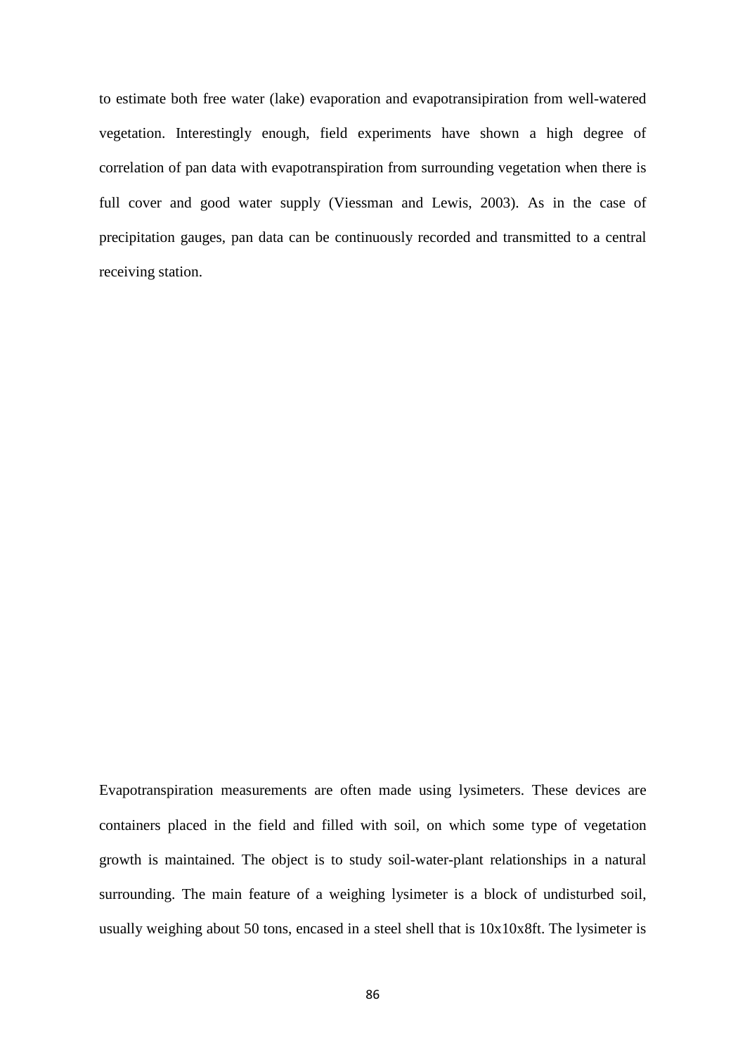to estimate both free water (lake) evaporation and evapotransipiration from well-watered vegetation. Interestingly enough, field experiments have shown a high degree of correlation of pan data with evapotranspiration from surrounding vegetation when there is full cover and good water supply (Viessman and Lewis, 2003). As in the case of precipitation gauges, pan data can be continuously recorded and transmitted to a central receiving station.

Evapotranspiration measurements are often made using lysimeters. These devices are containers placed in the field and filled with soil, on which some type of vegetation growth is maintained. The object is to study soil-water-plant relationships in a natural surrounding. The main feature of a weighing lysimeter is a block of undisturbed soil, usually weighing about 50 tons, encased in a steel shell that is 10x10x8ft. The lysimeter is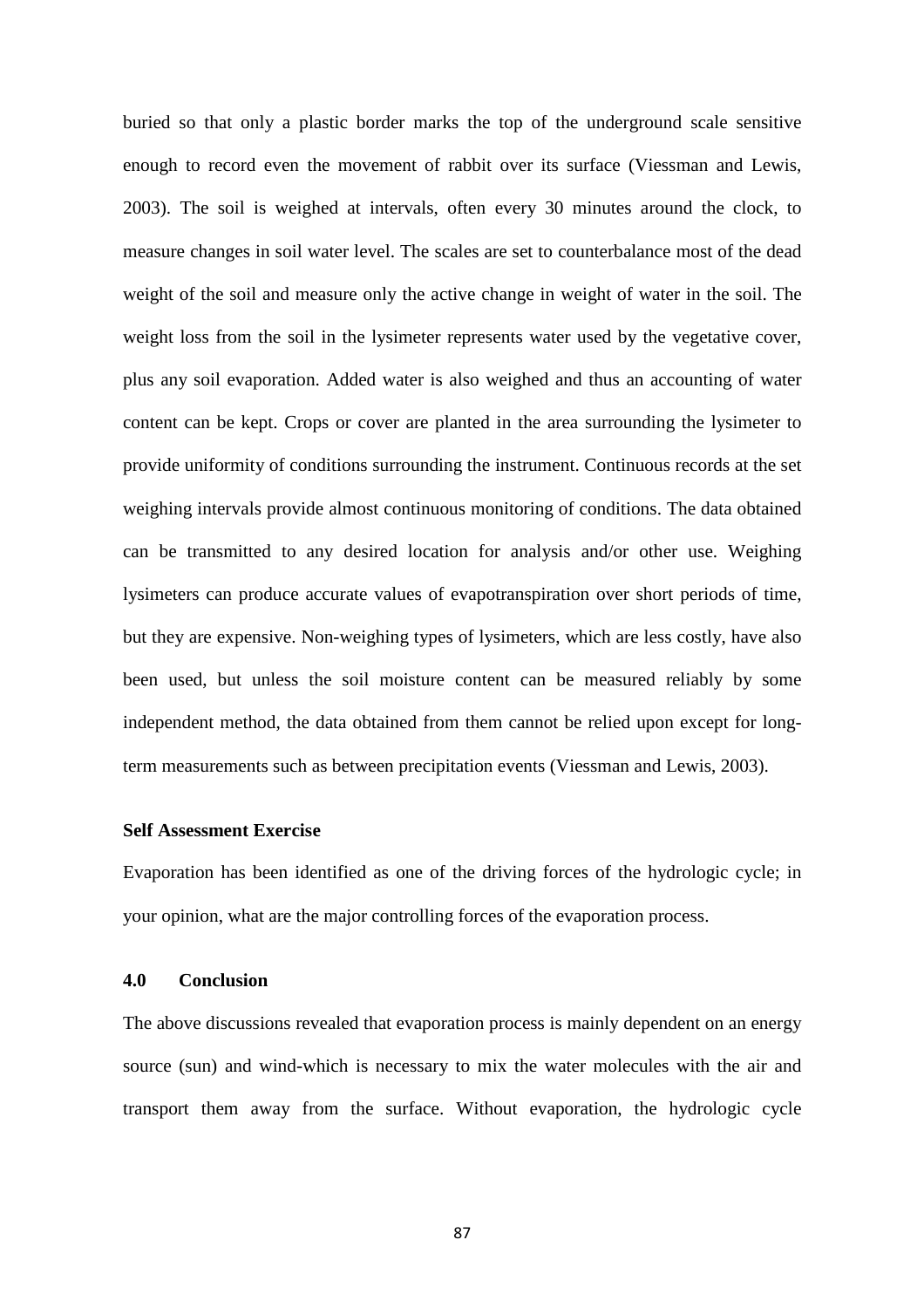buried so that only a plastic border marks the top of the underground scale sensitive enough to record even the movement of rabbit over its surface (Viessman and Lewis, 2003). The soil is weighed at intervals, often every 30 minutes around the clock, to measure changes in soil water level. The scales are set to counterbalance most of the dead weight of the soil and measure only the active change in weight of water in the soil. The weight loss from the soil in the lysimeter represents water used by the vegetative cover, plus any soil evaporation. Added water is also weighed and thus an accounting of water content can be kept. Crops or cover are planted in the area surrounding the lysimeter to provide uniformity of conditions surrounding the instrument. Continuous records at the set weighing intervals provide almost continuous monitoring of conditions. The data obtained can be transmitted to any desired location for analysis and/or other use. Weighing lysimeters can produce accurate values of evapotranspiration over short periods of time, but they are expensive. Non-weighing types of lysimeters, which are less costly, have also been used, but unless the soil moisture content can be measured reliably by some independent method, the data obtained from them cannot be relied upon except for long-term measurements such as between precipitation events (Viessman and Lewis, 2003).

**Self Assessment Exercise**

Evaporation has been identified as one of the driving forces of the hydrologic cycle; in your opinion, what are the major controlling forces of the evaporation process.

## 4.0 Conclusion

The above discussions revealed that evaporation process is mainly dependent on an energy source (sun) and wind-which is necessary to mix the water molecules with the air and transport them away from the surface. Without evaporation, the hydrologic cycle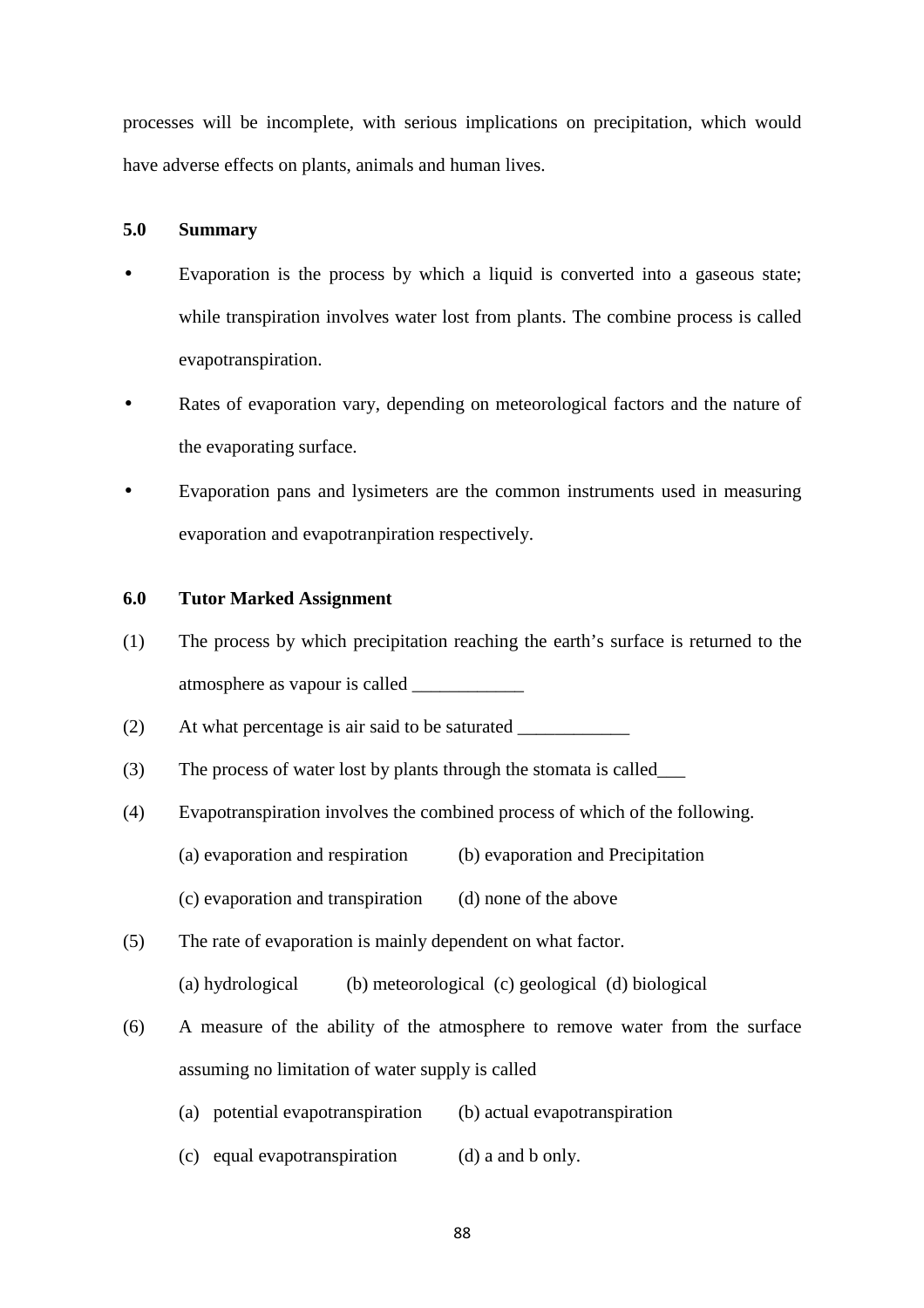processes will be incomplete, with serious implications on precipitation, which would have adverse effects on plants, animals and human lives.

## 5.0 Summary

- Evaporation is the process by which a liquid is converted into a gaseous state; while transpiration involves water lost from plants. The combine process is called evapotranspiration.
- Rates of evaporation vary, depending on meteorological factors and the nature of the evaporating surface.
- Evaporation pans and lysimeters are the common instruments used in measuring evaporation and evapotranpiration respectively.

## 6.0 Tutor Marked Assignment

(1) The process by which precipitation reaching the earth's surface is returned to the atmosphere as vapour is called ____________

(2) At what percentage is air said to be saturated ____________

(3) The process of water lost by plants through the stomata is called___

(4) Evapotranspiration involves the combined process of which of the following.

(a) evaporation and respiration (b) evaporation and Precipitation

(c) evaporation and transpiration (d) none of the above

(5) The rate of evaporation is mainly dependent on what factor.

(a) hydrological (b) meteorological (c) geological (d) biological

(6) A measure of the ability of the atmosphere to remove water from the surface assuming no limitation of water supply is called

(a) potential evapotranspiration (b) actual evapotranspiration

(c) equal evapotranspiration (d) a and b only.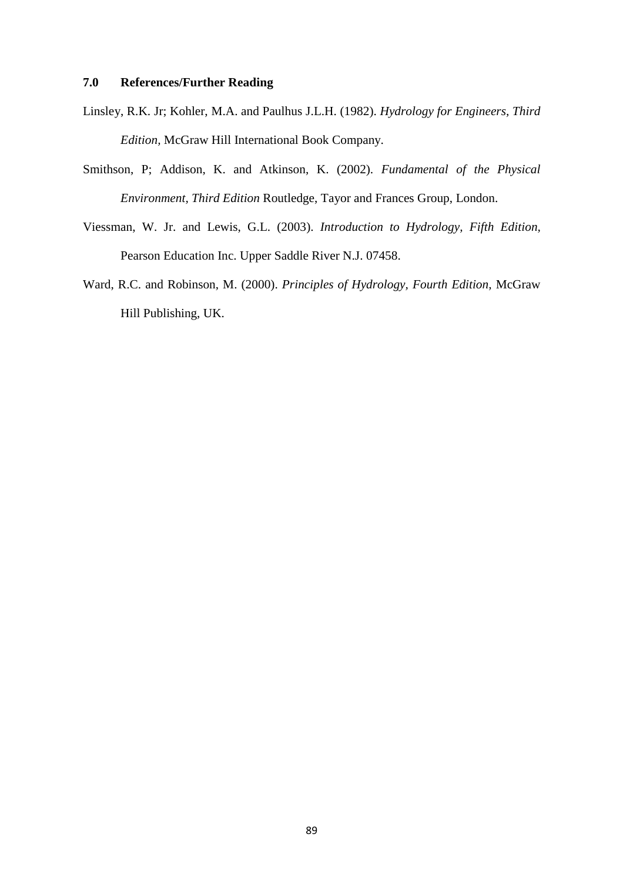### 7.0 References/Further Reading

Linsley, R.K. Jr; Kohler, M.A. and Paulhus J.L.H. (1982). *Hydrology for Engineers, Third Edition*, McGraw Hill International Book Company.

Smithson, P; Addison, K. and Atkinson, K. (2002). *Fundamental of the Physical Environment, Third Edition* Routledge, Tayor and Frances Group, London.

Viessman, W. Jr. and Lewis, G.L. (2003). *Introduction to Hydrology, Fifth Edition,* Pearson Education Inc. Upper Saddle River N.J. 07458.

Ward, R.C. and Robinson, M. (2000). *Principles of Hydrology, Fourth Edition*, McGraw Hill Publishing, UK.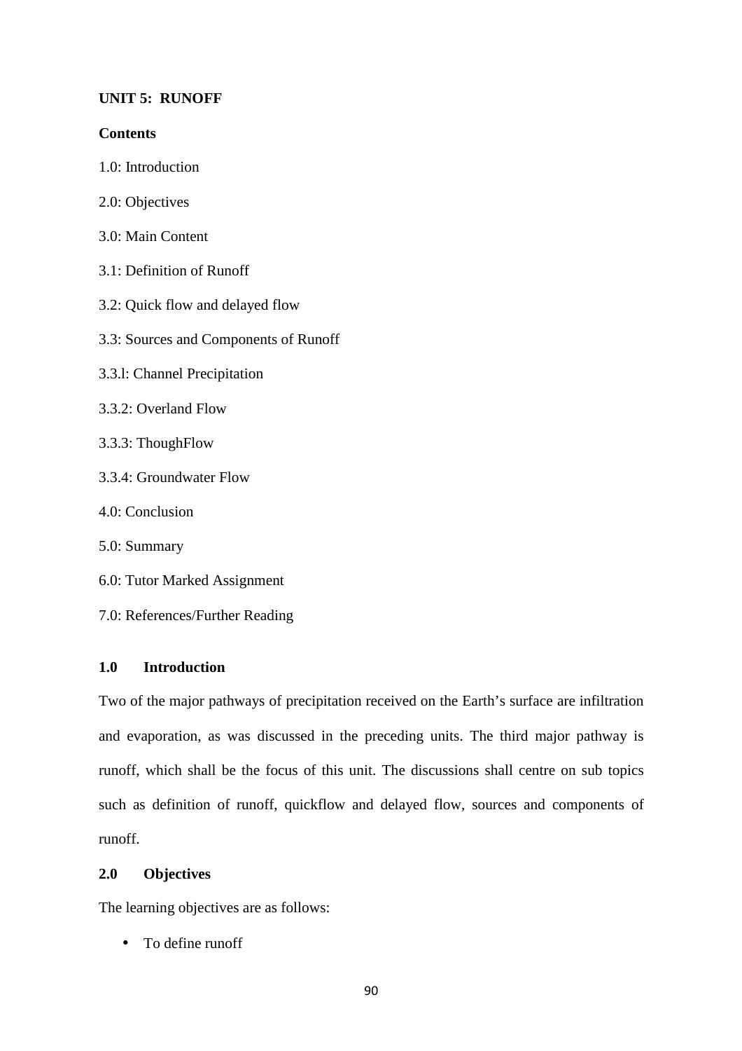**UNIT 5: RUNOFF**

**Contents**

1.0: Introduction

2.0: Objectives

3.0: Main Content

3.1: Definition of Runoff

3.2: Quick flow and delayed flow

3.3: Sources and Components of Runoff

3.3.l: Channel Precipitation

3.3.2: Overland Flow

3.3.3: ThoughFlow

3.3.4: Groundwater Flow

4.0: Conclusion

5.0: Summary

6.0: Tutor Marked Assignment

7.0: References/Further Reading

## 1.0 Introduction

Two of the major pathways of precipitation received on the Earth's surface are infiltration and evaporation, as was discussed in the preceding units. The third major pathway is runoff, which shall be the focus of this unit. The discussions shall centre on sub topics such as definition of runoff, quickflow and delayed flow, sources and components of runoff.

## 2.0 Objectives

The learning objectives are as follows:

- To define runoff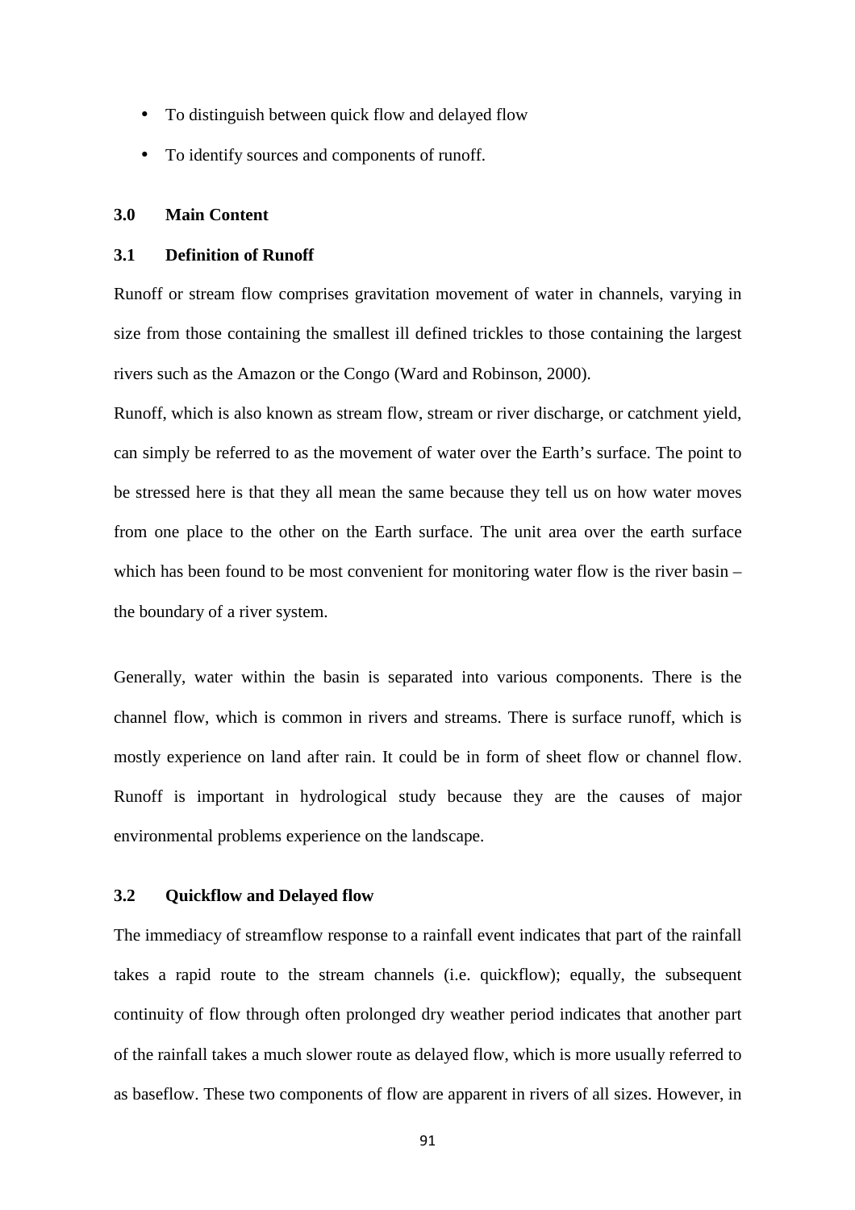- To distinguish between quick flow and delayed flow
- To identify sources and components of runoff.

## 3.0 Main Content

### 3.1 Definition of Runoff

Runoff or stream flow comprises gravitation movement of water in channels, varying in size from those containing the smallest ill defined trickles to those containing the largest rivers such as the Amazon or the Congo (Ward and Robinson, 2000).

Runoff, which is also known as stream flow, stream or river discharge, or catchment yield, can simply be referred to as the movement of water over the Earth's surface. The point to be stressed here is that they all mean the same because they tell us on how water moves from one place to the other on the Earth surface. The unit area over the earth surface which has been found to be most convenient for monitoring water flow is the river basin – the boundary of a river system.

Generally, water within the basin is separated into various components. There is the channel flow, which is common in rivers and streams. There is surface runoff, which is mostly experience on land after rain. It could be in form of sheet flow or channel flow. Runoff is important in hydrological study because they are the causes of major environmental problems experience on the landscape.

### 3.2 Quickflow and Delayed flow

The immediacy of streamflow response to a rainfall event indicates that part of the rainfall takes a rapid route to the stream channels (i.e. quickflow); equally, the subsequent continuity of flow through often prolonged dry weather period indicates that another part of the rainfall takes a much slower route as delayed flow, which is more usually referred to as baseflow. These two components of flow are apparent in rivers of all sizes. However, in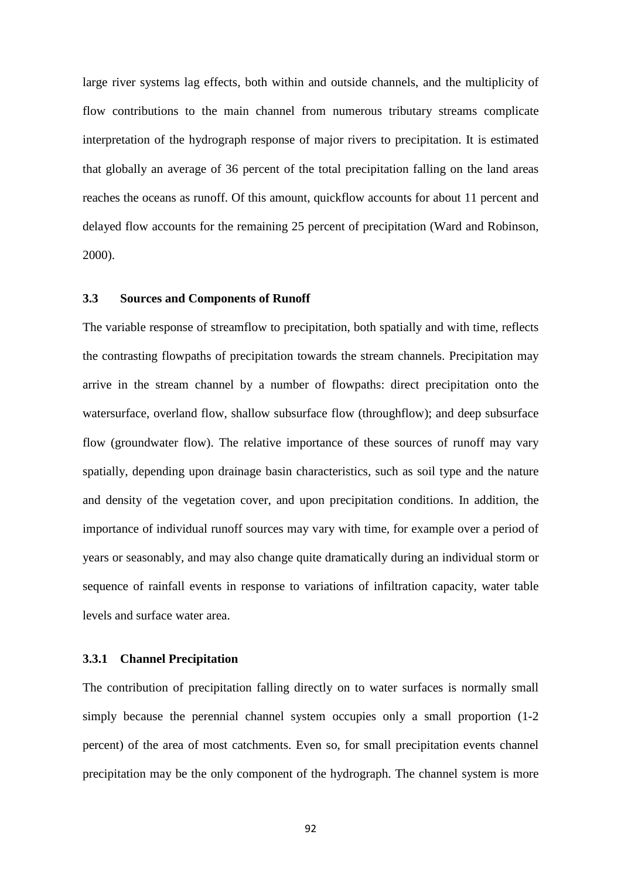large river systems lag effects, both within and outside channels, and the multiplicity of flow contributions to the main channel from numerous tributary streams complicate interpretation of the hydrograph response of major rivers to precipitation. It is estimated that globally an average of 36 percent of the total precipitation falling on the land areas reaches the oceans as runoff. Of this amount, quickflow accounts for about 11 percent and delayed flow accounts for the remaining 25 percent of precipitation (Ward and Robinson, 2000).

### 3.3 Sources and Components of Runoff

The variable response of streamflow to precipitation, both spatially and with time, reflects the contrasting flowpaths of precipitation towards the stream channels. Precipitation may arrive in the stream channel by a number of flowpaths: direct precipitation onto the watersurface, overland flow, shallow subsurface flow (throughflow); and deep subsurface flow (groundwater flow). The relative importance of these sources of runoff may vary spatially, depending upon drainage basin characteristics, such as soil type and the nature and density of the vegetation cover, and upon precipitation conditions. In addition, the importance of individual runoff sources may vary with time, for example over a period of years or seasonably, and may also change quite dramatically during an individual storm or sequence of rainfall events in response to variations of infiltration capacity, water table levels and surface water area.

#### 3.3.1 Channel Precipitation

The contribution of precipitation falling directly on to water surfaces is normally small simply because the perennial channel system occupies only a small proportion (1-2 percent) of the area of most catchments. Even so, for small precipitation events channel precipitation may be the only component of the hydrograph. The channel system is more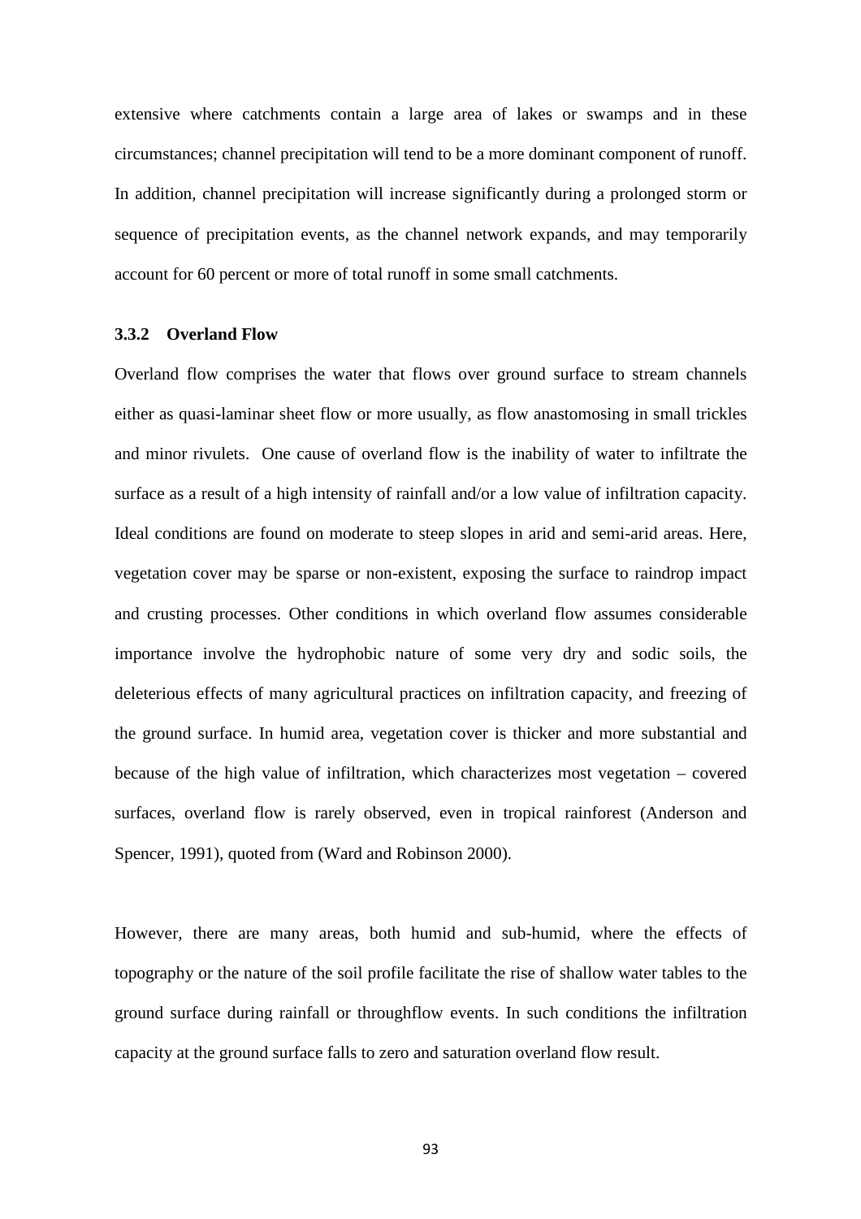extensive where catchments contain a large area of lakes or swamps and in these circumstances; channel precipitation will tend to be a more dominant component of runoff. In addition, channel precipitation will increase significantly during a prolonged storm or sequence of precipitation events, as the channel network expands, and may temporarily account for 60 percent or more of total runoff in some small catchments.

### 3.3.2 Overland Flow

Overland flow comprises the water that flows over ground surface to stream channels either as quasi-laminar sheet flow or more usually, as flow anastomosing in small trickles and minor rivulets. One cause of overland flow is the inability of water to infiltrate the surface as a result of a high intensity of rainfall and/or a low value of infiltration capacity. Ideal conditions are found on moderate to steep slopes in arid and semi-arid areas. Here, vegetation cover may be sparse or non-existent, exposing the surface to raindrop impact and crusting processes. Other conditions in which overland flow assumes considerable importance involve the hydrophobic nature of some very dry and sodic soils, the deleterious effects of many agricultural practices on infiltration capacity, and freezing of the ground surface. In humid area, vegetation cover is thicker and more substantial and because of the high value of infiltration, which characterizes most vegetation – covered surfaces, overland flow is rarely observed, even in tropical rainforest (Anderson and Spencer, 1991), quoted from (Ward and Robinson 2000).

However, there are many areas, both humid and sub-humid, where the effects of topography or the nature of the soil profile facilitate the rise of shallow water tables to the ground surface during rainfall or throughflow events. In such conditions the infiltration capacity at the ground surface falls to zero and saturation overland flow result.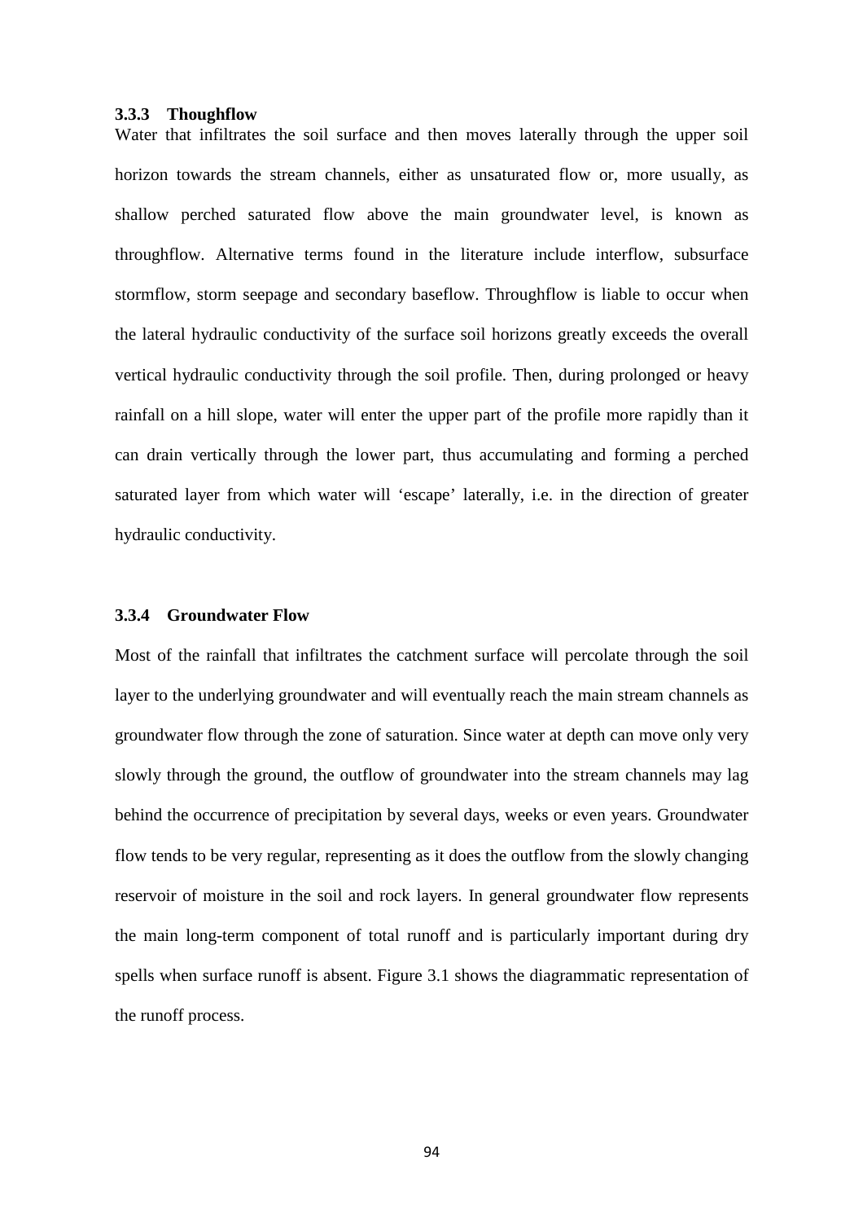### 3.3.3 Thoughflow

Water that infiltrates the soil surface and then moves laterally through the upper soil horizon towards the stream channels, either as unsaturated flow or, more usually, as shallow perched saturated flow above the main groundwater level, is known as throughflow. Alternative terms found in the literature include interflow, subsurface stormflow, storm seepage and secondary baseflow. Throughflow is liable to occur when the lateral hydraulic conductivity of the surface soil horizons greatly exceeds the overall vertical hydraulic conductivity through the soil profile. Then, during prolonged or heavy rainfall on a hill slope, water will enter the upper part of the profile more rapidly than it can drain vertically through the lower part, thus accumulating and forming a perched saturated layer from which water will 'escape' laterally, i.e. in the direction of greater hydraulic conductivity.

### 3.3.4 Groundwater Flow

Most of the rainfall that infiltrates the catchment surface will percolate through the soil layer to the underlying groundwater and will eventually reach the main stream channels as groundwater flow through the zone of saturation. Since water at depth can move only very slowly through the ground, the outflow of groundwater into the stream channels may lag behind the occurrence of precipitation by several days, weeks or even years. Groundwater flow tends to be very regular, representing as it does the outflow from the slowly changing reservoir of moisture in the soil and rock layers. In general groundwater flow represents the main long-term component of total runoff and is particularly important during dry spells when surface runoff is absent. Figure 3.1 shows the diagrammatic representation of the runoff process.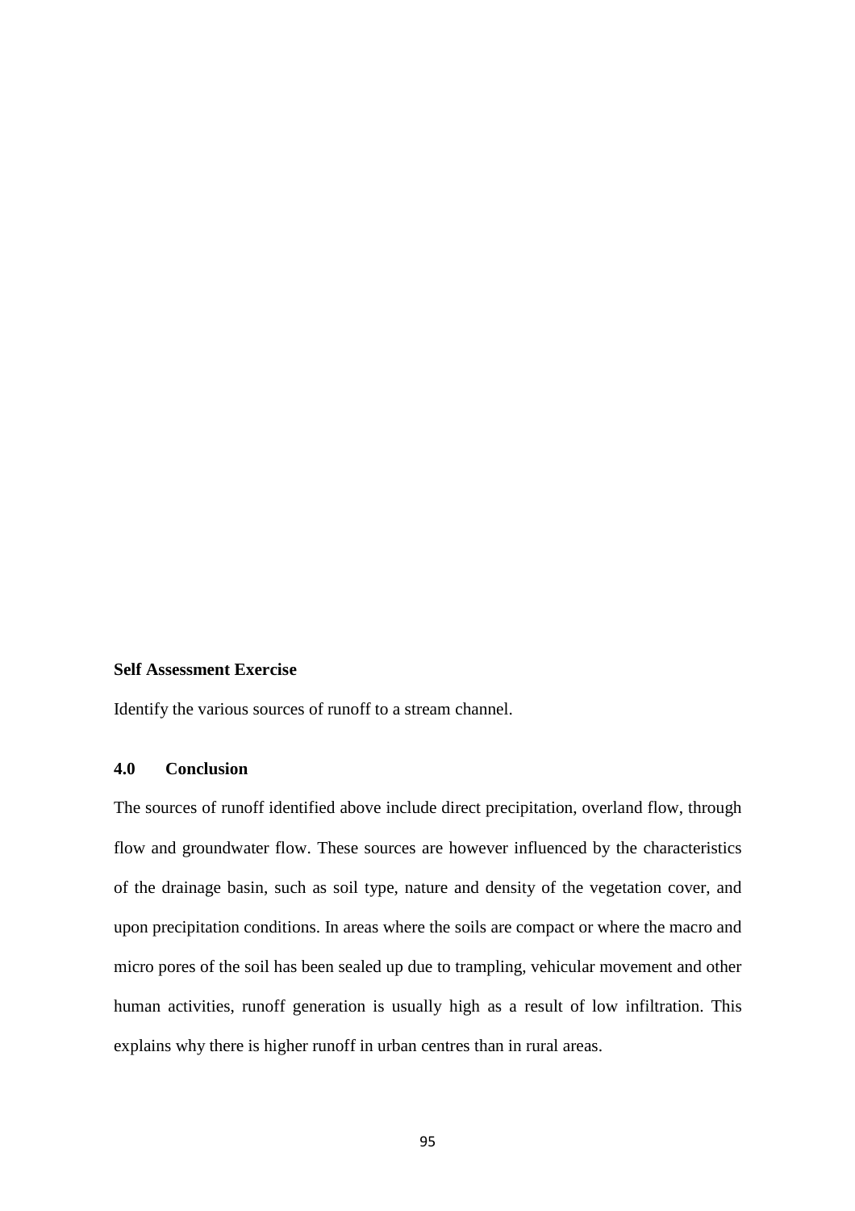**Self Assessment Exercise**

Identify the various sources of runoff to a stream channel.

## 4.0 Conclusion

The sources of runoff identified above include direct precipitation, overland flow, through flow and groundwater flow. These sources are however influenced by the characteristics of the drainage basin, such as soil type, nature and density of the vegetation cover, and upon precipitation conditions. In areas where the soils are compact or where the macro and micro pores of the soil has been sealed up due to trampling, vehicular movement and other human activities, runoff generation is usually high as a result of low infiltration. This explains why there is higher runoff in urban centres than in rural areas.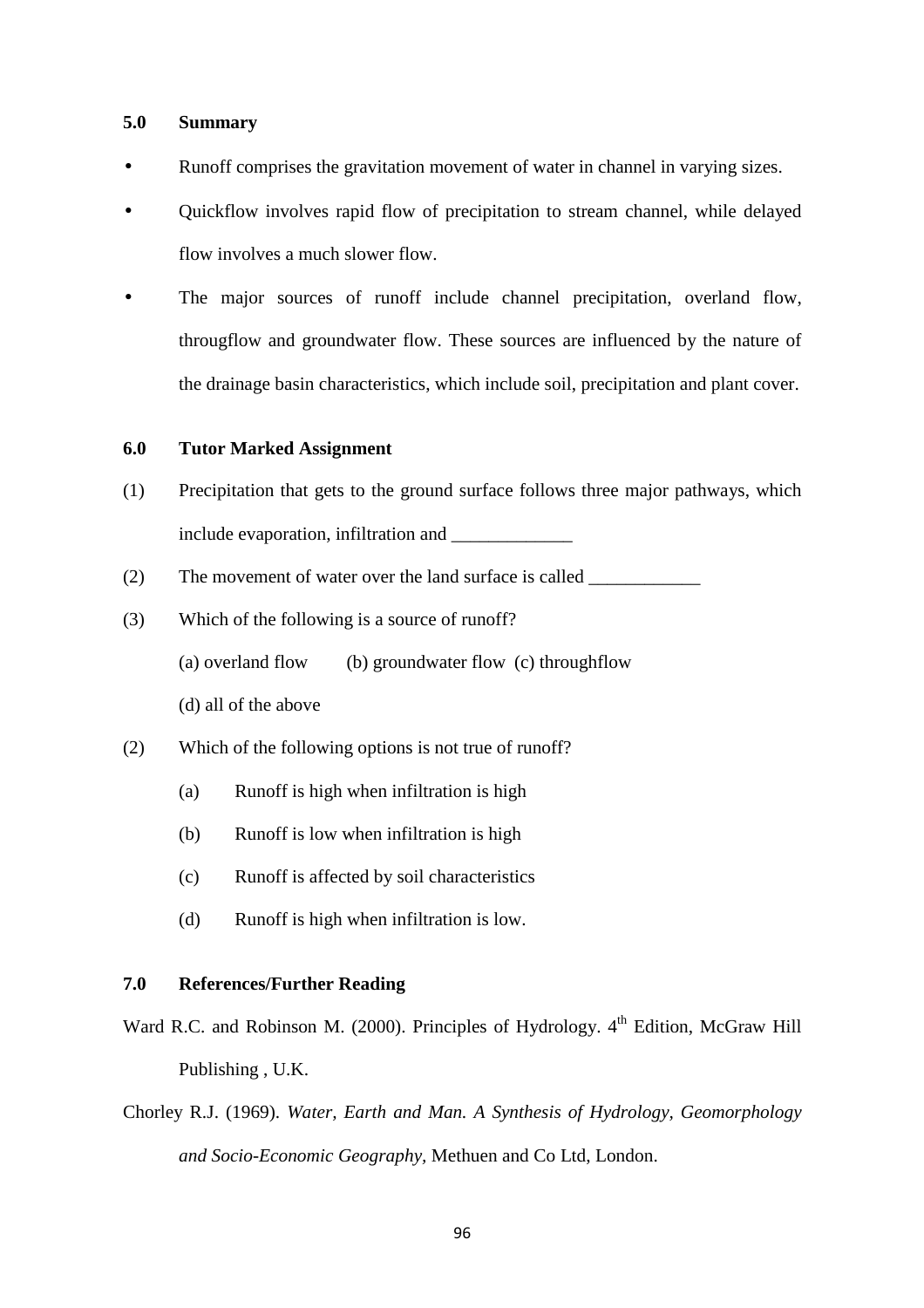## 5.0 Summary

- Runoff comprises the gravitation movement of water in channel in varying sizes.
- Quickflow involves rapid flow of precipitation to stream channel, while delayed flow involves a much slower flow.
- The major sources of runoff include channel precipitation, overland flow, througflow and groundwater flow. These sources are influenced by the nature of the drainage basin characteristics, which include soil, precipitation and plant cover.

## 6.0 Tutor Marked Assignment

(1) Precipitation that gets to the ground surface follows three major pathways, which include evaporation, infiltration and _____________

(2) The movement of water over the land surface is called ____________

(3) Which of the following is a source of runoff?

(a) overland flow (b) groundwater flow (c) throughflow

(d) all of the above

(2) Which of the following options is not true of runoff?

(a) Runoff is high when infiltration is high

(b) Runoff is low when infiltration is high

(c) Runoff is affected by soil characteristics

(d) Runoff is high when infiltration is low.

## 7.0 References/Further Reading

Ward R.C. and Robinson M. (2000). Principles of Hydrology. 4th Edition, McGraw Hill Publishing , U.K.

Chorley R.J. (1969). *Water, Earth and Man. A Synthesis of Hydrology, Geomorphology and Socio-Economic Geography*, Methuen and Co Ltd, London.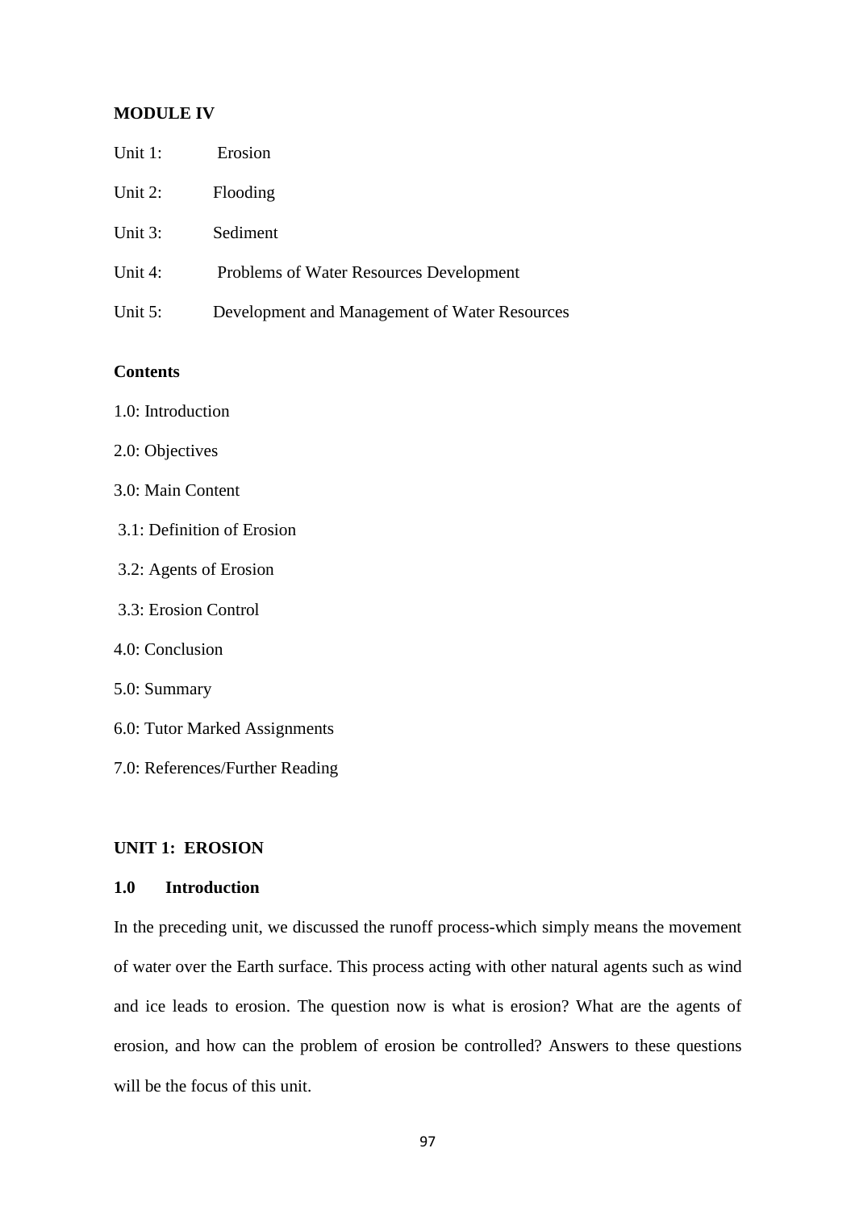**MODULE IV**

Unit 1: Erosion

Unit 2: Flooding

Unit 3: Sediment

Unit 4: Problems of Water Resources Development

Unit 5: Development and Management of Water Resources

**Contents**

1.0: Introduction

2.0: Objectives

3.0: Main Content

3.1: Definition of Erosion

3.2: Agents of Erosion

3.3: Erosion Control

4.0: Conclusion

5.0: Summary

6.0: Tutor Marked Assignments

7.0: References/Further Reading

## UNIT 1: EROSION

### 1.0 Introduction

In the preceding unit, we discussed the runoff process-which simply means the movement of water over the Earth surface. This process acting with other natural agents such as wind and ice leads to erosion. The question now is what is erosion? What are the agents of erosion, and how can the problem of erosion be controlled? Answers to these questions will be the focus of this unit.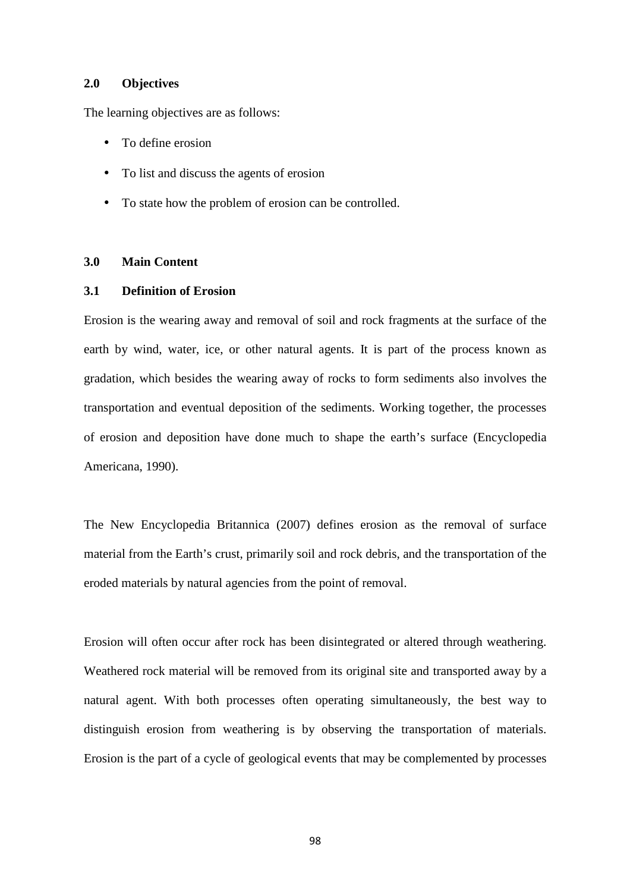## 2.0 Objectives

The learning objectives are as follows:

- To define erosion
- To list and discuss the agents of erosion
- To state how the problem of erosion can be controlled.

## 3.0 Main Content

### 3.1 Definition of Erosion

Erosion is the wearing away and removal of soil and rock fragments at the surface of the earth by wind, water, ice, or other natural agents. It is part of the process known as gradation, which besides the wearing away of rocks to form sediments also involves the transportation and eventual deposition of the sediments. Working together, the processes of erosion and deposition have done much to shape the earth's surface (Encyclopedia Americana, 1990).

The New Encyclopedia Britannica (2007) defines erosion as the removal of surface material from the Earth's crust, primarily soil and rock debris, and the transportation of the eroded materials by natural agencies from the point of removal.

Erosion will often occur after rock has been disintegrated or altered through weathering. Weathered rock material will be removed from its original site and transported away by a natural agent. With both processes often operating simultaneously, the best way to distinguish erosion from weathering is by observing the transportation of materials. Erosion is the part of a cycle of geological events that may be complemented by processes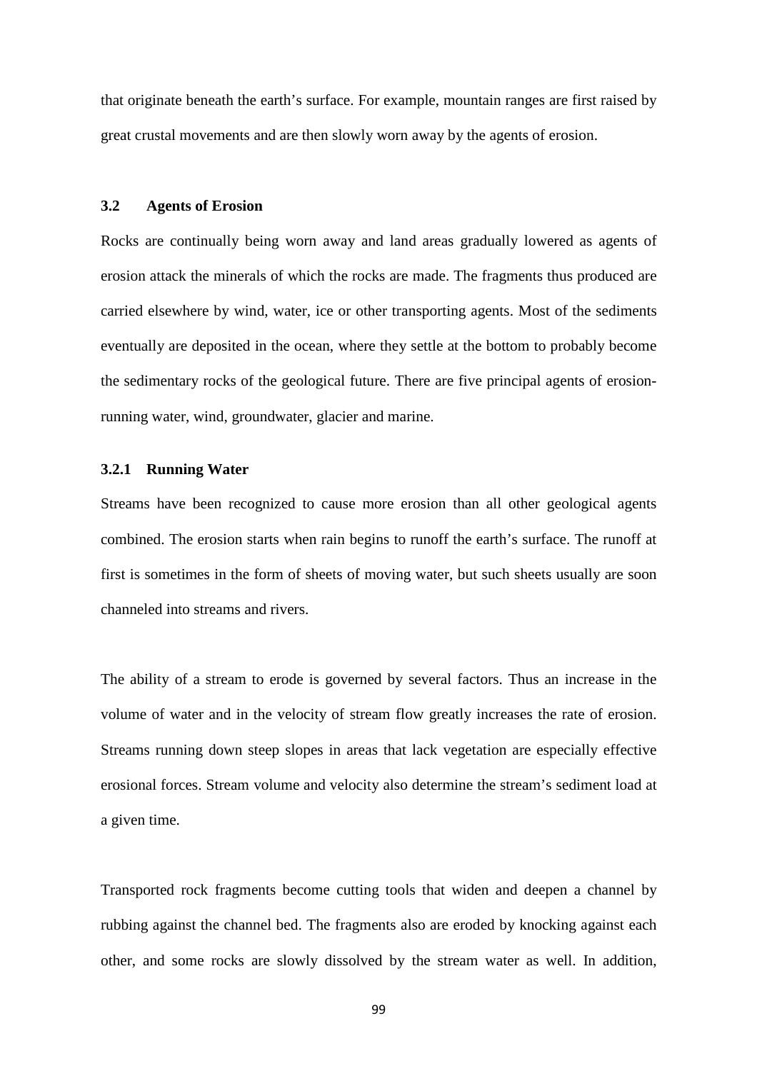that originate beneath the earth's surface. For example, mountain ranges are first raised by great crustal movements and are then slowly worn away by the agents of erosion.

## 3.2 Agents of Erosion

Rocks are continually being worn away and land areas gradually lowered as agents of erosion attack the minerals of which the rocks are made. The fragments thus produced are carried elsewhere by wind, water, ice or other transporting agents. Most of the sediments eventually are deposited in the ocean, where they settle at the bottom to probably become the sedimentary rocks of the geological future. There are five principal agents of erosion-running water, wind, groundwater, glacier and marine.

### 3.2.1 Running Water

Streams have been recognized to cause more erosion than all other geological agents combined. The erosion starts when rain begins to runoff the earth's surface. The runoff at first is sometimes in the form of sheets of moving water, but such sheets usually are soon channeled into streams and rivers.

The ability of a stream to erode is governed by several factors. Thus an increase in the volume of water and in the velocity of stream flow greatly increases the rate of erosion. Streams running down steep slopes in areas that lack vegetation are especially effective erosional forces. Stream volume and velocity also determine the stream's sediment load at a given time.

Transported rock fragments become cutting tools that widen and deepen a channel by rubbing against the channel bed. The fragments also are eroded by knocking against each other, and some rocks are slowly dissolved by the stream water as well. In addition,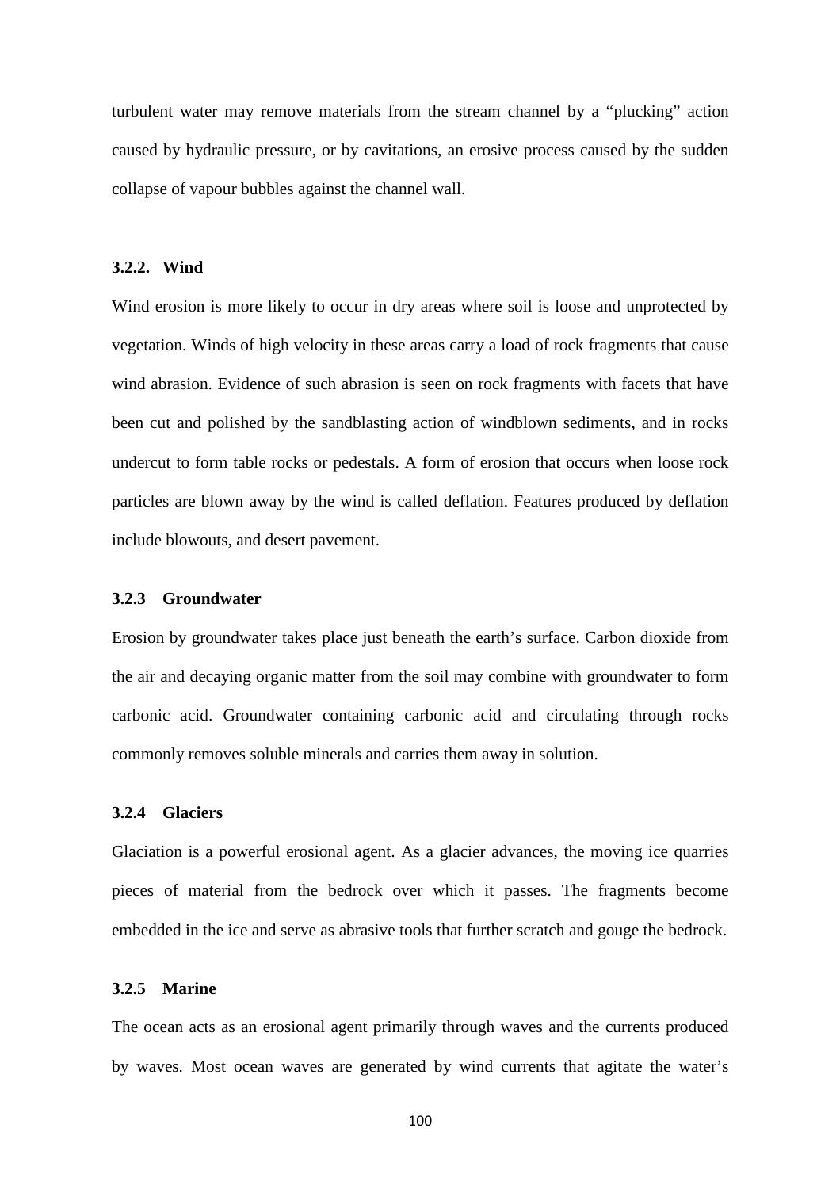turbulent water may remove materials from the stream channel by a “plucking” action caused by hydraulic pressure, or by cavitations, an erosive process caused by the sudden collapse of vapour bubbles against the channel wall.

### 3.2.2. Wind

Wind erosion is more likely to occur in dry areas where soil is loose and unprotected by vegetation. Winds of high velocity in these areas carry a load of rock fragments that cause wind abrasion. Evidence of such abrasion is seen on rock fragments with facets that have been cut and polished by the sandblasting action of windblown sediments, and in rocks undercut to form table rocks or pedestals. A form of erosion that occurs when loose rock particles are blown away by the wind is called deflation. Features produced by deflation include blowouts, and desert pavement.

### 3.2.3 Groundwater

Erosion by groundwater takes place just beneath the earth’s surface. Carbon dioxide from the air and decaying organic matter from the soil may combine with groundwater to form carbonic acid. Groundwater containing carbonic acid and circulating through rocks commonly removes soluble minerals and carries them away in solution.

### 3.2.4 Glaciers

Glaciation is a powerful erosional agent. As a glacier advances, the moving ice quarries pieces of material from the bedrock over which it passes. The fragments become embedded in the ice and serve as abrasive tools that further scratch and gouge the bedrock.

### 3.2.5 Marine

The ocean acts as an erosional agent primarily through waves and the currents produced by waves. Most ocean waves are generated by wind currents that agitate the water’s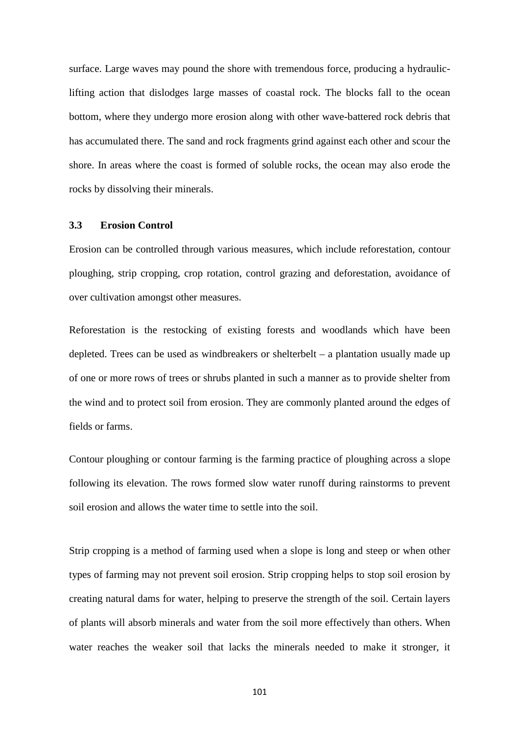surface. Large waves may pound the shore with tremendous force, producing a hydraulic-lifting action that dislodges large masses of coastal rock. The blocks fall to the ocean bottom, where they undergo more erosion along with other wave-battered rock debris that has accumulated there. The sand and rock fragments grind against each other and scour the shore. In areas where the coast is formed of soluble rocks, the ocean may also erode the rocks by dissolving their minerals.

### 3.3 Erosion Control

Erosion can be controlled through various measures, which include reforestation, contour ploughing, strip cropping, crop rotation, control grazing and deforestation, avoidance of over cultivation amongst other measures.

Reforestation is the restocking of existing forests and woodlands which have been depleted. Trees can be used as windbreakers or shelterbelt – a plantation usually made up of one or more rows of trees or shrubs planted in such a manner as to provide shelter from the wind and to protect soil from erosion. They are commonly planted around the edges of fields or farms.

Contour ploughing or contour farming is the farming practice of ploughing across a slope following its elevation. The rows formed slow water runoff during rainstorms to prevent soil erosion and allows the water time to settle into the soil.

Strip cropping is a method of farming used when a slope is long and steep or when other types of farming may not prevent soil erosion. Strip cropping helps to stop soil erosion by creating natural dams for water, helping to preserve the strength of the soil. Certain layers of plants will absorb minerals and water from the soil more effectively than others. When water reaches the weaker soil that lacks the minerals needed to make it stronger, it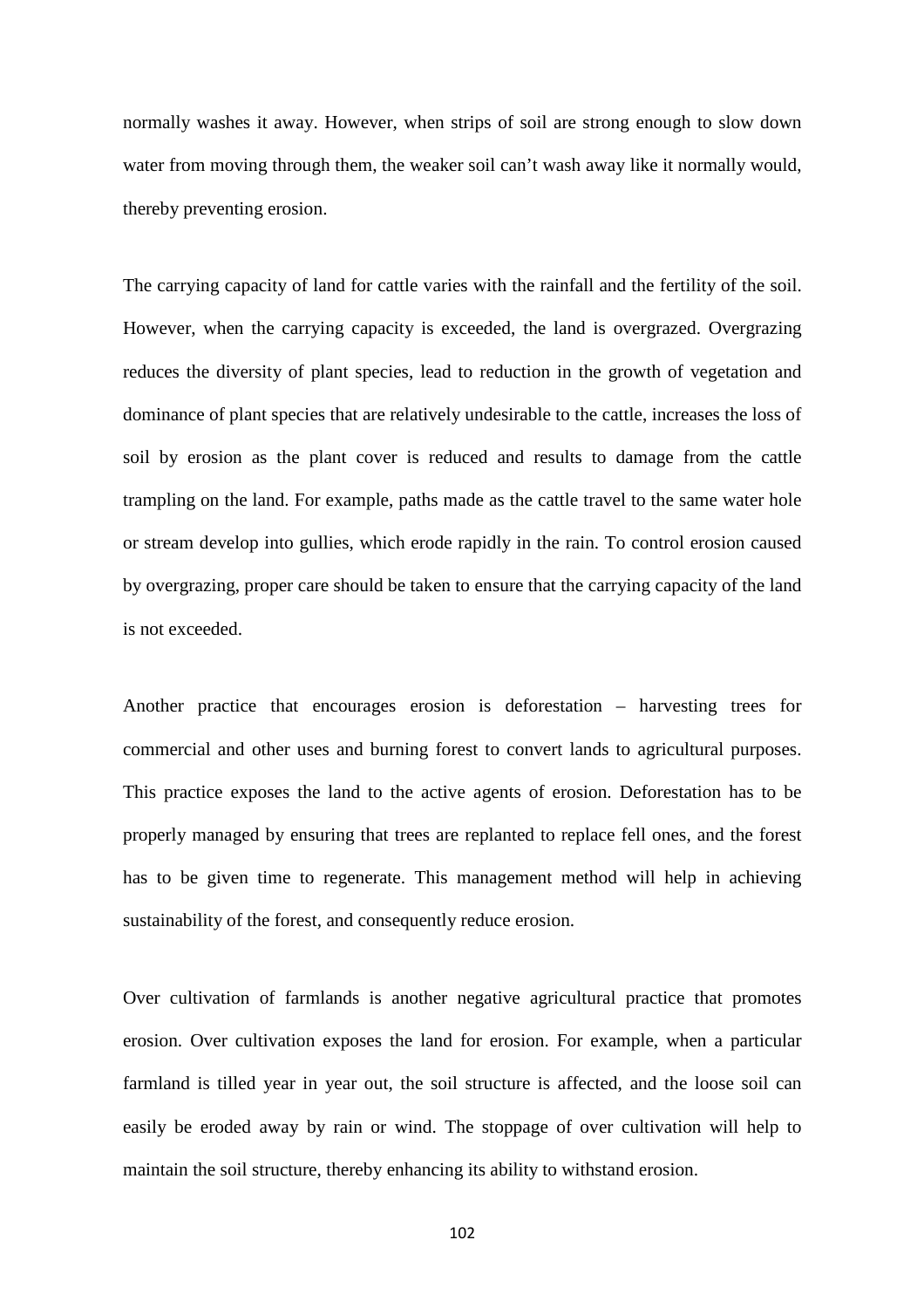normally washes it away. However, when strips of soil are strong enough to slow down water from moving through them, the weaker soil can't wash away like it normally would, thereby preventing erosion.

The carrying capacity of land for cattle varies with the rainfall and the fertility of the soil. However, when the carrying capacity is exceeded, the land is overgrazed. Overgrazing reduces the diversity of plant species, lead to reduction in the growth of vegetation and dominance of plant species that are relatively undesirable to the cattle, increases the loss of soil by erosion as the plant cover is reduced and results to damage from the cattle trampling on the land. For example, paths made as the cattle travel to the same water hole or stream develop into gullies, which erode rapidly in the rain. To control erosion caused by overgrazing, proper care should be taken to ensure that the carrying capacity of the land is not exceeded.

Another practice that encourages erosion is deforestation – harvesting trees for commercial and other uses and burning forest to convert lands to agricultural purposes. This practice exposes the land to the active agents of erosion. Deforestation has to be properly managed by ensuring that trees are replanted to replace fell ones, and the forest has to be given time to regenerate. This management method will help in achieving sustainability of the forest, and consequently reduce erosion.

Over cultivation of farmlands is another negative agricultural practice that promotes erosion. Over cultivation exposes the land for erosion. For example, when a particular farmland is tilled year in year out, the soil structure is affected, and the loose soil can easily be eroded away by rain or wind. The stoppage of over cultivation will help to maintain the soil structure, thereby enhancing its ability to withstand erosion.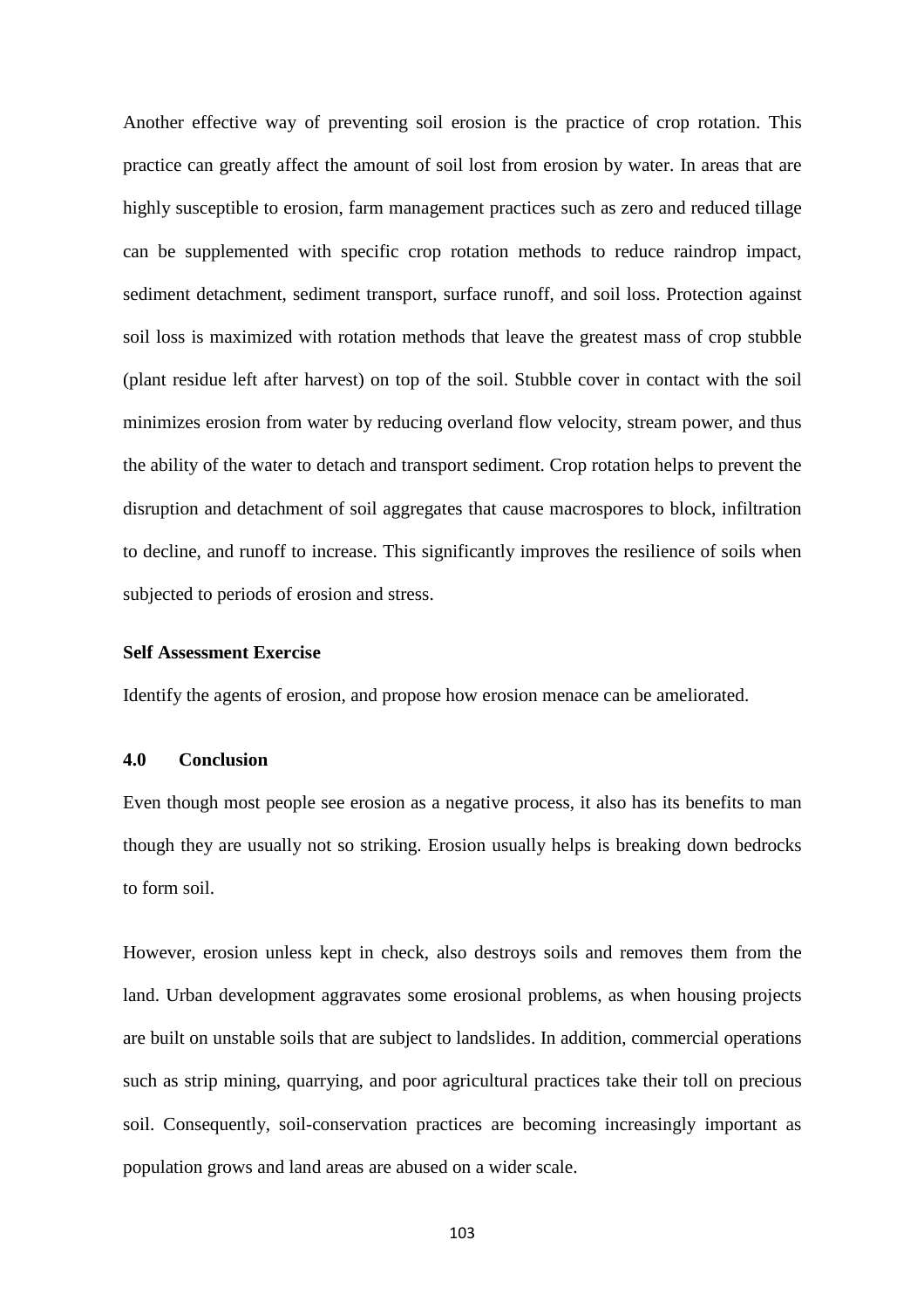Another effective way of preventing soil erosion is the practice of crop rotation. This practice can greatly affect the amount of soil lost from erosion by water. In areas that are highly susceptible to erosion, farm management practices such as zero and reduced tillage can be supplemented with specific crop rotation methods to reduce raindrop impact, sediment detachment, sediment transport, surface runoff, and soil loss. Protection against soil loss is maximized with rotation methods that leave the greatest mass of crop stubble (plant residue left after harvest) on top of the soil. Stubble cover in contact with the soil minimizes erosion from water by reducing overland flow velocity, stream power, and thus the ability of the water to detach and transport sediment. Crop rotation helps to prevent the disruption and detachment of soil aggregates that cause macrospores to block, infiltration to decline, and runoff to increase. This significantly improves the resilience of soils when subjected to periods of erosion and stress.

**Self Assessment Exercise**

Identify the agents of erosion, and propose how erosion menace can be ameliorated.

## 4.0 Conclusion

Even though most people see erosion as a negative process, it also has its benefits to man though they are usually not so striking. Erosion usually helps is breaking down bedrocks to form soil.

However, erosion unless kept in check, also destroys soils and removes them from the land. Urban development aggravates some erosional problems, as when housing projects are built on unstable soils that are subject to landslides. In addition, commercial operations such as strip mining, quarrying, and poor agricultural practices take their toll on precious soil. Consequently, soil-conservation practices are becoming increasingly important as population grows and land areas are abused on a wider scale.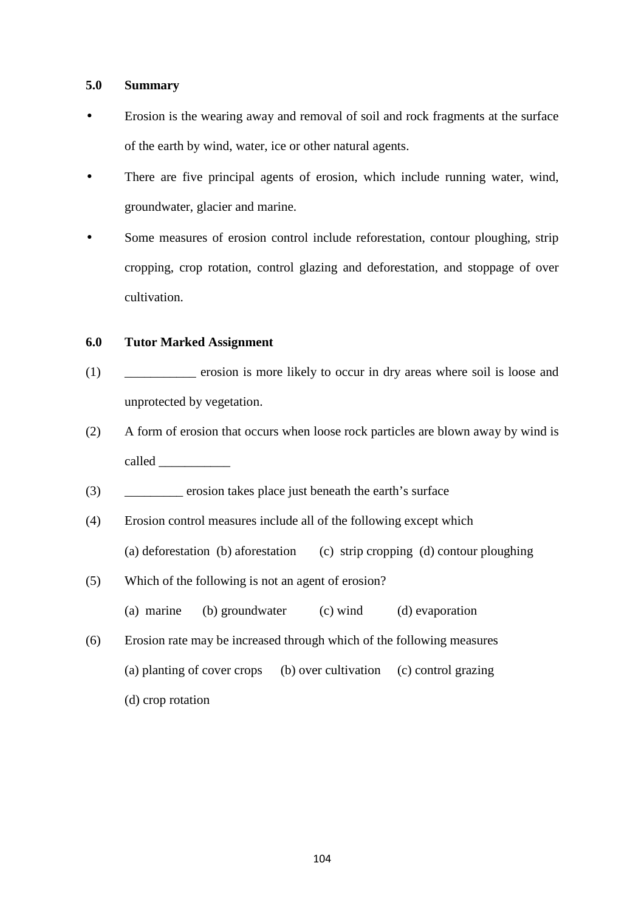## 5.0 Summary

- Erosion is the wearing away and removal of soil and rock fragments at the surface of the earth by wind, water, ice or other natural agents.
- There are five principal agents of erosion, which include running water, wind, groundwater, glacier and marine.
- Some measures of erosion control include reforestation, contour ploughing, strip cropping, crop rotation, control glazing and deforestation, and stoppage of over cultivation.

## 6.0 Tutor Marked Assignment

(1) ___________ erosion is more likely to occur in dry areas where soil is loose and unprotected by vegetation.

(2) A form of erosion that occurs when loose rock particles are blown away by wind is called ___________

(3) _________ erosion takes place just beneath the earth's surface

(4) Erosion control measures include all of the following except which

(a) deforestation (b) aforestation (c) strip cropping (d) contour ploughing

(5) Which of the following is not an agent of erosion?

(a) marine (b) groundwater (c) wind (d) evaporation

(6) Erosion rate may be increased through which of the following measures

(a) planting of cover crops (b) over cultivation (c) control grazing

(d) crop rotation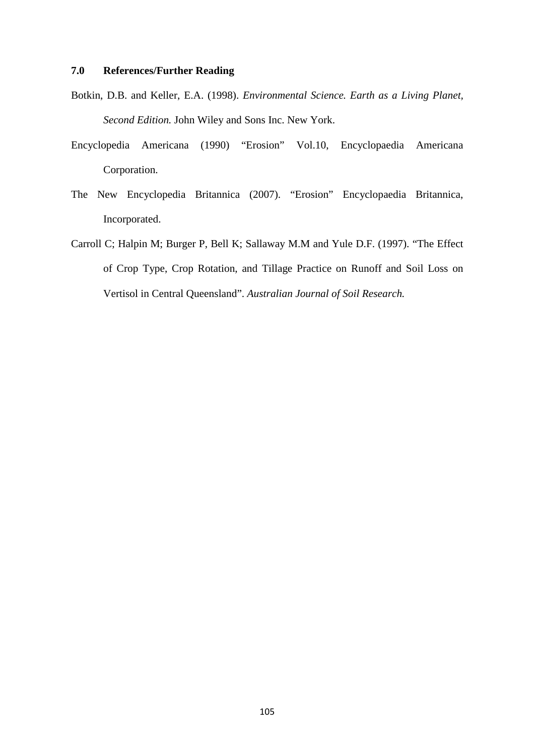## 7.0 References/Further Reading

Botkin, D.B. and Keller, E.A. (1998). *Environmental Science. Earth as a Living Planet, Second Edition.* John Wiley and Sons Inc. New York.

Encyclopedia Americana (1990) "Erosion" Vol.10, Encyclopaedia Americana Corporation.

The New Encyclopedia Britannica (2007). "Erosion" Encyclopaedia Britannica, Incorporated.

Carroll C; Halpin M; Burger P, Bell K; Sallaway M.M and Yule D.F. (1997). "The Effect of Crop Type, Crop Rotation, and Tillage Practice on Runoff and Soil Loss on Vertisol in Central Queensland". *Australian Journal of Soil Research.*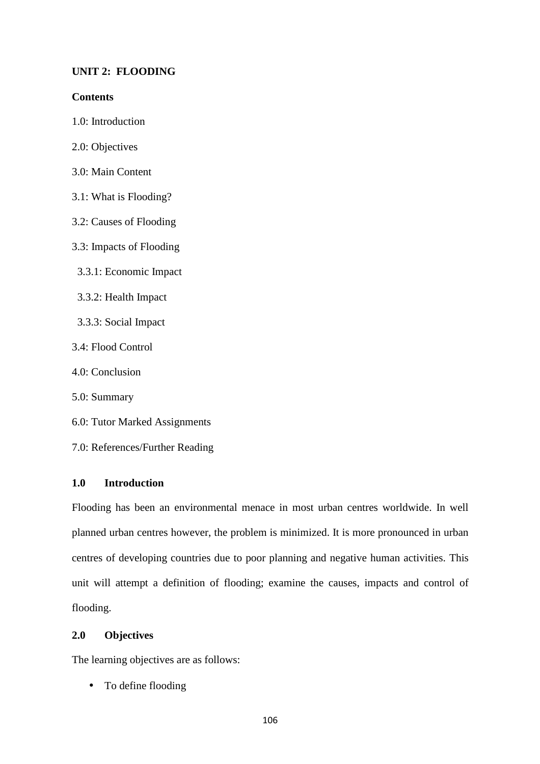## UNIT 2: FLOODING

**Contents**

1.0: Introduction

2.0: Objectives

3.0: Main Content

3.1: What is Flooding?

3.2: Causes of Flooding

3.3: Impacts of Flooding

  3.3.1: Economic Impact

  3.3.2: Health Impact

  3.3.3: Social Impact

3.4: Flood Control

4.0: Conclusion

5.0: Summary

6.0: Tutor Marked Assignments

7.0: References/Further Reading

### 1.0 Introduction

Flooding has been an environmental menace in most urban centres worldwide. In well planned urban centres however, the problem is minimized. It is more pronounced in urban centres of developing countries due to poor planning and negative human activities. This unit will attempt a definition of flooding; examine the causes, impacts and control of flooding.

### 2.0 Objectives

The learning objectives are as follows:

- To define flooding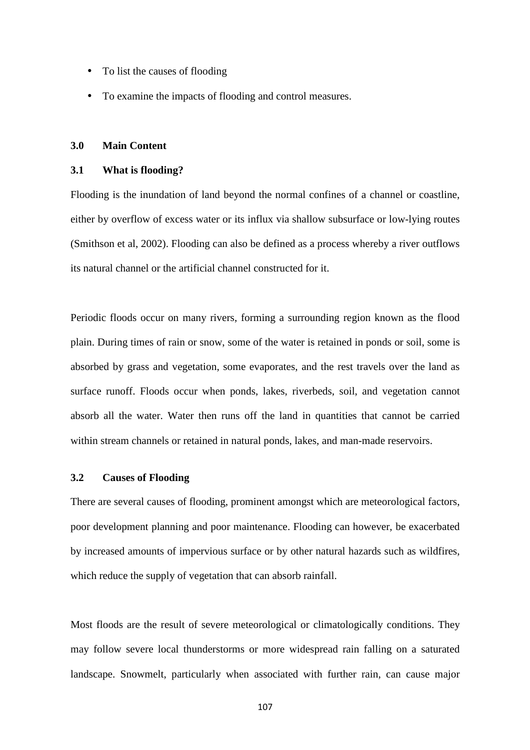- To list the causes of flooding
- To examine the impacts of flooding and control measures.

## 3.0 Main Content

### 3.1 What is flooding?

Flooding is the inundation of land beyond the normal confines of a channel or coastline, either by overflow of excess water or its influx via shallow subsurface or low-lying routes (Smithson et al, 2002). Flooding can also be defined as a process whereby a river outflows its natural channel or the artificial channel constructed for it.

Periodic floods occur on many rivers, forming a surrounding region known as the flood plain. During times of rain or snow, some of the water is retained in ponds or soil, some is absorbed by grass and vegetation, some evaporates, and the rest travels over the land as surface runoff. Floods occur when ponds, lakes, riverbeds, soil, and vegetation cannot absorb all the water. Water then runs off the land in quantities that cannot be carried within stream channels or retained in natural ponds, lakes, and man-made reservoirs.

### 3.2 Causes of Flooding

There are several causes of flooding, prominent amongst which are meteorological factors, poor development planning and poor maintenance. Flooding can however, be exacerbated by increased amounts of impervious surface or by other natural hazards such as wildfires, which reduce the supply of vegetation that can absorb rainfall.

Most floods are the result of severe meteorological or climatologically conditions. They may follow severe local thunderstorms or more widespread rain falling on a saturated landscape. Snowmelt, particularly when associated with further rain, can cause major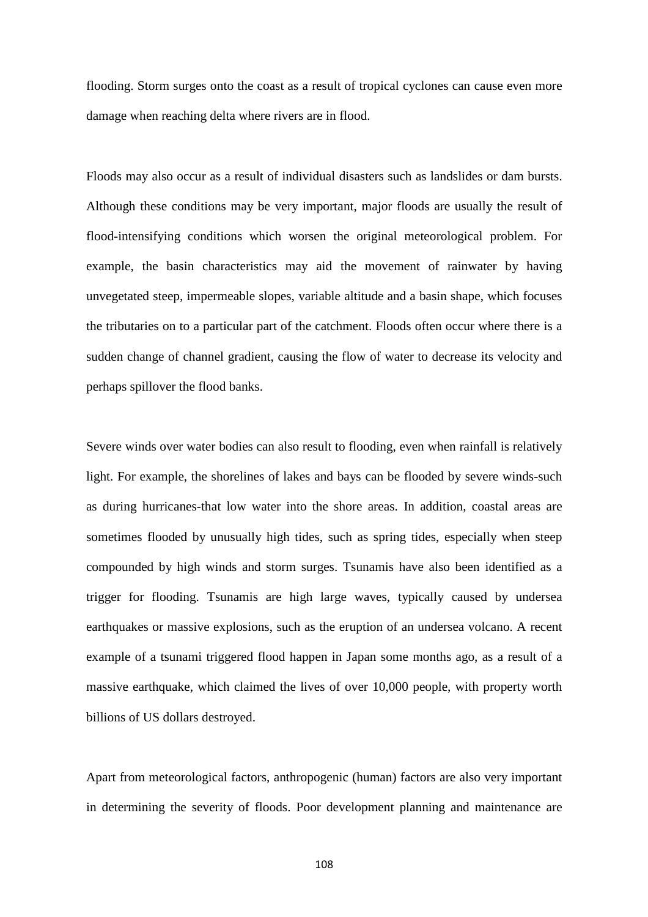flooding. Storm surges onto the coast as a result of tropical cyclones can cause even more damage when reaching delta where rivers are in flood.

Floods may also occur as a result of individual disasters such as landslides or dam bursts. Although these conditions may be very important, major floods are usually the result of flood-intensifying conditions which worsen the original meteorological problem. For example, the basin characteristics may aid the movement of rainwater by having unvegetated steep, impermeable slopes, variable altitude and a basin shape, which focuses the tributaries on to a particular part of the catchment. Floods often occur where there is a sudden change of channel gradient, causing the flow of water to decrease its velocity and perhaps spillover the flood banks.

Severe winds over water bodies can also result to flooding, even when rainfall is relatively light. For example, the shorelines of lakes and bays can be flooded by severe winds-such as during hurricanes-that low water into the shore areas. In addition, coastal areas are sometimes flooded by unusually high tides, such as spring tides, especially when steep compounded by high winds and storm surges. Tsunamis have also been identified as a trigger for flooding. Tsunamis are high large waves, typically caused by undersea earthquakes or massive explosions, such as the eruption of an undersea volcano. A recent example of a tsunami triggered flood happen in Japan some months ago, as a result of a massive earthquake, which claimed the lives of over 10,000 people, with property worth billions of US dollars destroyed.

Apart from meteorological factors, anthropogenic (human) factors are also very important in determining the severity of floods. Poor development planning and maintenance are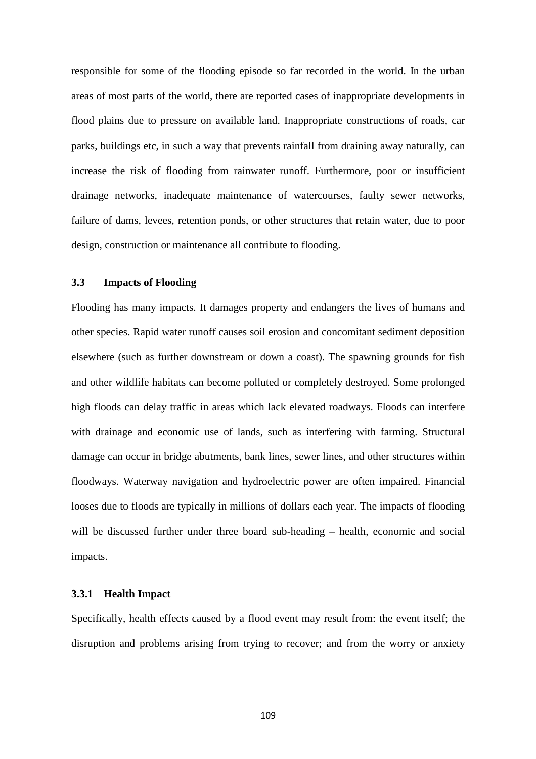responsible for some of the flooding episode so far recorded in the world. In the urban areas of most parts of the world, there are reported cases of inappropriate developments in flood plains due to pressure on available land. Inappropriate constructions of roads, car parks, buildings etc, in such a way that prevents rainfall from draining away naturally, can increase the risk of flooding from rainwater runoff. Furthermore, poor or insufficient drainage networks, inadequate maintenance of watercourses, faulty sewer networks, failure of dams, levees, retention ponds, or other structures that retain water, due to poor design, construction or maintenance all contribute to flooding.

### 3.3 Impacts of Flooding

Flooding has many impacts. It damages property and endangers the lives of humans and other species. Rapid water runoff causes soil erosion and concomitant sediment deposition elsewhere (such as further downstream or down a coast). The spawning grounds for fish and other wildlife habitats can become polluted or completely destroyed. Some prolonged high floods can delay traffic in areas which lack elevated roadways. Floods can interfere with drainage and economic use of lands, such as interfering with farming. Structural damage can occur in bridge abutments, bank lines, sewer lines, and other structures within floodways. Waterway navigation and hydroelectric power are often impaired. Financial looses due to floods are typically in millions of dollars each year. The impacts of flooding will be discussed further under three board sub-heading – health, economic and social impacts.

#### 3.3.1 Health Impact

Specifically, health effects caused by a flood event may result from: the event itself; the disruption and problems arising from trying to recover; and from the worry or anxiety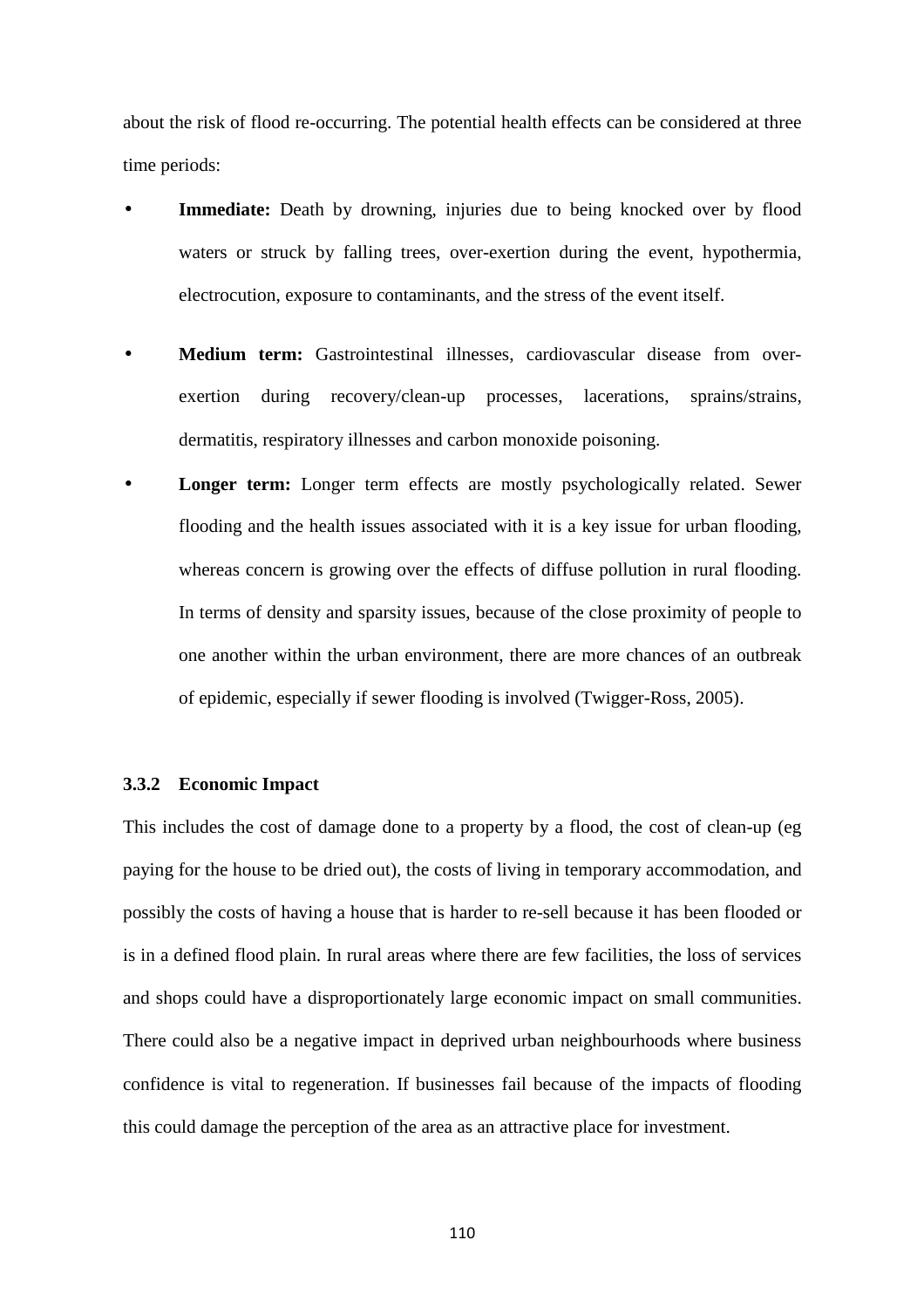about the risk of flood re-occurring. The potential health effects can be considered at three time periods:

- **Immediate:** Death by drowning, injuries due to being knocked over by flood waters or struck by falling trees, over-exertion during the event, hypothermia, electrocution, exposure to contaminants, and the stress of the event itself.

- **Medium term:** Gastrointestinal illnesses, cardiovascular disease from over-exertion during recovery/clean-up processes, lacerations, sprains/strains, dermatitis, respiratory illnesses and carbon monoxide poisoning.

- **Longer term:** Longer term effects are mostly psychologically related. Sewer flooding and the health issues associated with it is a key issue for urban flooding, whereas concern is growing over the effects of diffuse pollution in rural flooding. In terms of density and sparsity issues, because of the close proximity of people to one another within the urban environment, there are more chances of an outbreak of epidemic, especially if sewer flooding is involved (Twigger-Ross, 2005).

### 3.3.2 Economic Impact

This includes the cost of damage done to a property by a flood, the cost of clean-up (eg paying for the house to be dried out), the costs of living in temporary accommodation, and possibly the costs of having a house that is harder to re-sell because it has been flooded or is in a defined flood plain. In rural areas where there are few facilities, the loss of services and shops could have a disproportionately large economic impact on small communities. There could also be a negative impact in deprived urban neighbourhoods where business confidence is vital to regeneration. If businesses fail because of the impacts of flooding this could damage the perception of the area as an attractive place for investment.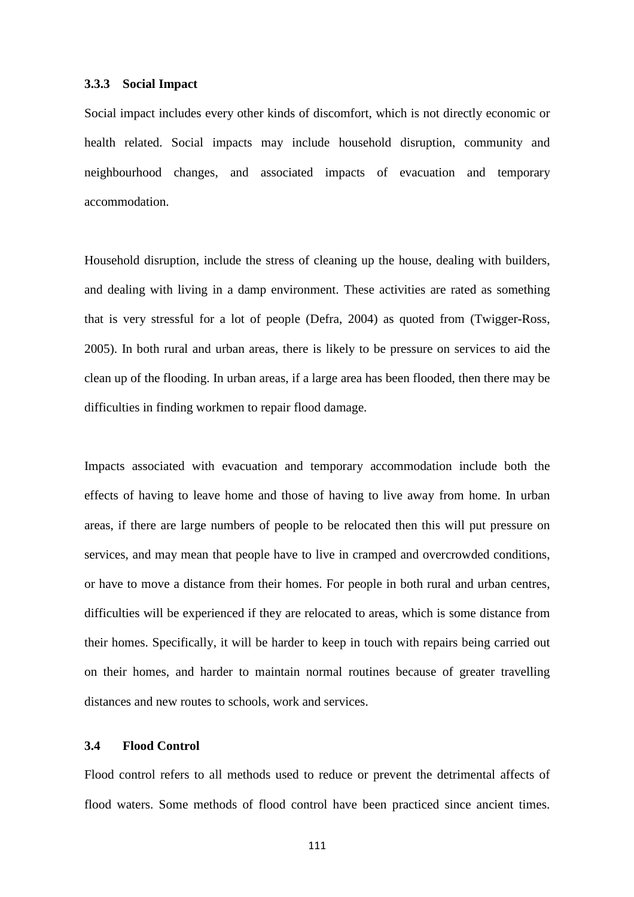### 3.3.3 Social Impact

Social impact includes every other kinds of discomfort, which is not directly economic or health related. Social impacts may include household disruption, community and neighbourhood changes, and associated impacts of evacuation and temporary accommodation.

Household disruption, include the stress of cleaning up the house, dealing with builders, and dealing with living in a damp environment. These activities are rated as something that is very stressful for a lot of people (Defra, 2004) as quoted from (Twigger-Ross, 2005). In both rural and urban areas, there is likely to be pressure on services to aid the clean up of the flooding. In urban areas, if a large area has been flooded, then there may be difficulties in finding workmen to repair flood damage.

Impacts associated with evacuation and temporary accommodation include both the effects of having to leave home and those of having to live away from home. In urban areas, if there are large numbers of people to be relocated then this will put pressure on services, and may mean that people have to live in cramped and overcrowded conditions, or have to move a distance from their homes. For people in both rural and urban centres, difficulties will be experienced if they are relocated to areas, which is some distance from their homes. Specifically, it will be harder to keep in touch with repairs being carried out on their homes, and harder to maintain normal routines because of greater travelling distances and new routes to schools, work and services.

## 3.4 Flood Control

Flood control refers to all methods used to reduce or prevent the detrimental affects of flood waters. Some methods of flood control have been practiced since ancient times.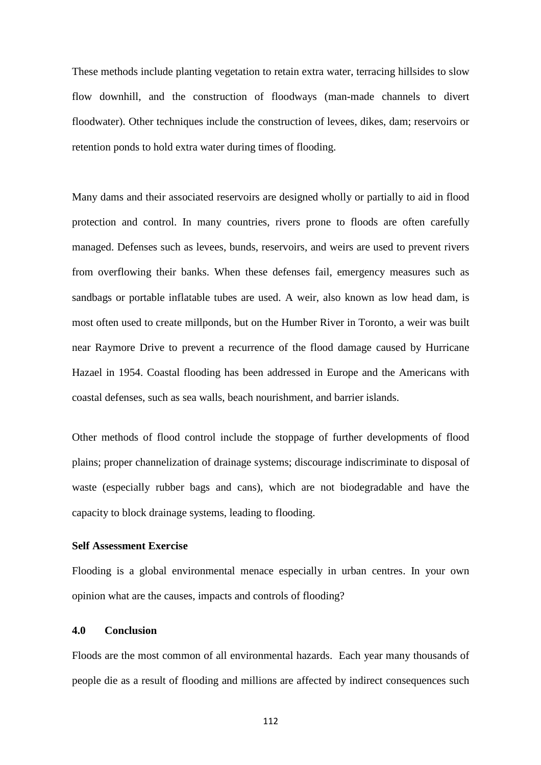These methods include planting vegetation to retain extra water, terracing hillsides to slow flow downhill, and the construction of floodways (man-made channels to divert floodwater). Other techniques include the construction of levees, dikes, dam; reservoirs or retention ponds to hold extra water during times of flooding.

Many dams and their associated reservoirs are designed wholly or partially to aid in flood protection and control. In many countries, rivers prone to floods are often carefully managed. Defenses such as levees, bunds, reservoirs, and weirs are used to prevent rivers from overflowing their banks. When these defenses fail, emergency measures such as sandbags or portable inflatable tubes are used. A weir, also known as low head dam, is most often used to create millponds, but on the Humber River in Toronto, a weir was built near Raymore Drive to prevent a recurrence of the flood damage caused by Hurricane Hazael in 1954. Coastal flooding has been addressed in Europe and the Americans with coastal defenses, such as sea walls, beach nourishment, and barrier islands.

Other methods of flood control include the stoppage of further developments of flood plains; proper channelization of drainage systems; discourage indiscriminate to disposal of waste (especially rubber bags and cans), which are not biodegradable and have the capacity to block drainage systems, leading to flooding.

**Self Assessment Exercise**

Flooding is a global environmental menace especially in urban centres. In your own opinion what are the causes, impacts and controls of flooding?

## 4.0 Conclusion

Floods are the most common of all environmental hazards. Each year many thousands of people die as a result of flooding and millions are affected by indirect consequences such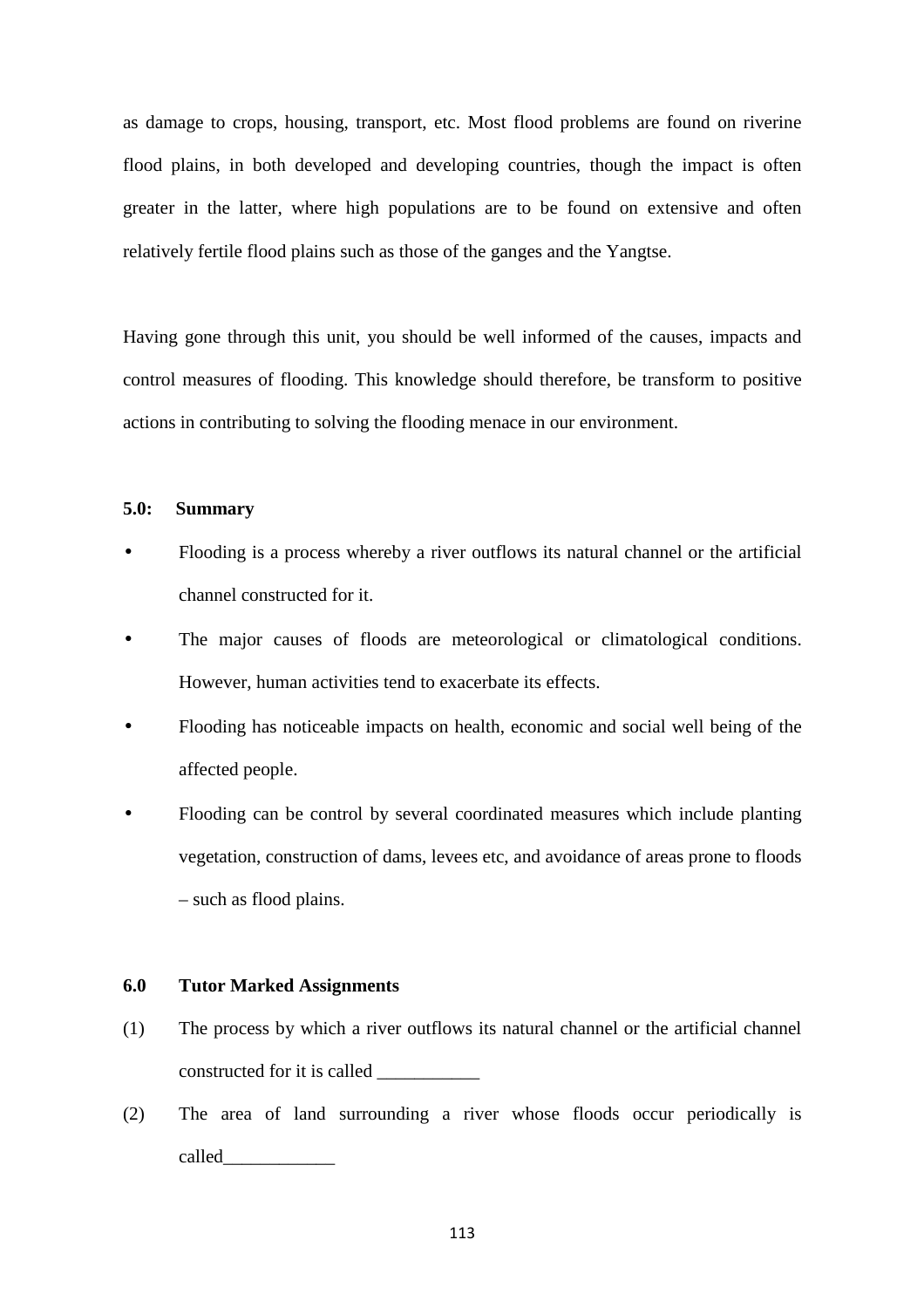as damage to crops, housing, transport, etc. Most flood problems are found on riverine flood plains, in both developed and developing countries, though the impact is often greater in the latter, where high populations are to be found on extensive and often relatively fertile flood plains such as those of the ganges and the Yangtse.

Having gone through this unit, you should be well informed of the causes, impacts and control measures of flooding. This knowledge should therefore, be transform to positive actions in contributing to solving the flooding menace in our environment.

**5.0: Summary**

- Flooding is a process whereby a river outflows its natural channel or the artificial channel constructed for it.
- The major causes of floods are meteorological or climatological conditions. However, human activities tend to exacerbate its effects.
- Flooding has noticeable impacts on health, economic and social well being of the affected people.
- Flooding can be control by several coordinated measures which include planting vegetation, construction of dams, levees etc, and avoidance of areas prone to floods – such as flood plains.

**6.0 Tutor Marked Assignments**

(1) The process by which a river outflows its natural channel or the artificial channel constructed for it is called ___________

(2) The area of land surrounding a river whose floods occur periodically is called____________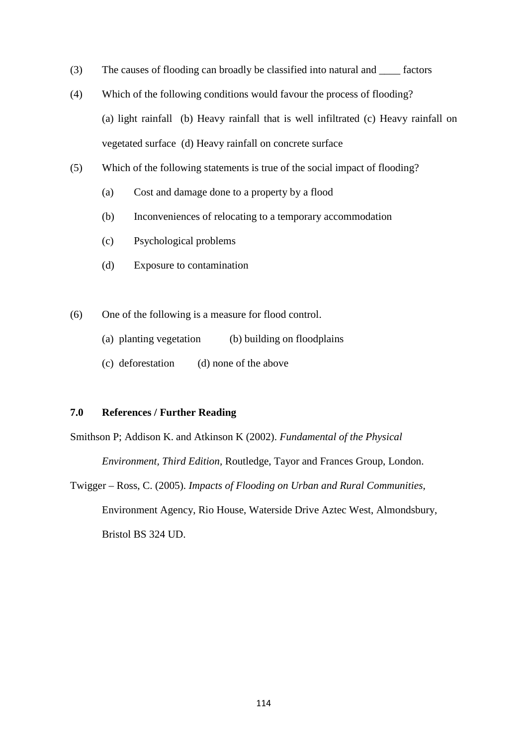(3) The causes of flooding can broadly be classified into natural and ____ factors

(4) Which of the following conditions would favour the process of flooding?

(a) light rainfall (b) Heavy rainfall that is well infiltrated (c) Heavy rainfall on vegetated surface (d) Heavy rainfall on concrete surface

(5) Which of the following statements is true of the social impact of flooding?

(a) Cost and damage done to a property by a flood

(b) Inconveniences of relocating to a temporary accommodation

(c) Psychological problems

(d) Exposure to contamination

(6) One of the following is a measure for flood control.

(a) planting vegetation (b) building on floodplains

(c) deforestation (d) none of the above

## 7.0 References / Further Reading

Smithson P; Addison K. and Atkinson K (2002). *Fundamental of the Physical Environment, Third Edition*, Routledge, Tayor and Frances Group, London.

Twigger – Ross, C. (2005). *Impacts of Flooding on Urban and Rural Communities*, Environment Agency, Rio House, Waterside Drive Aztec West, Almondsbury, Bristol BS 324 UD.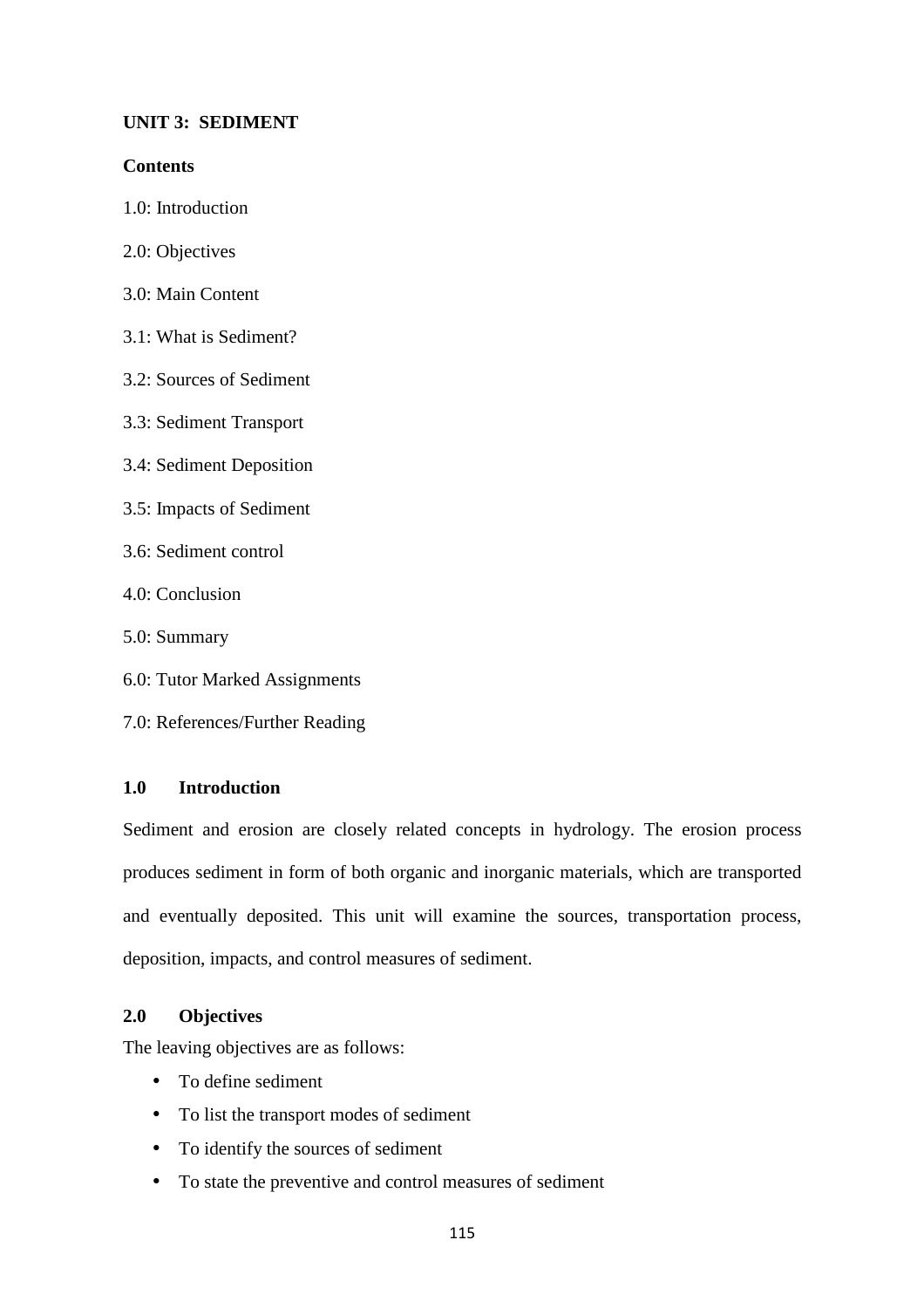# UNIT 3: SEDIMENT

**Contents**

1.0: Introduction

2.0: Objectives

3.0: Main Content

3.1: What is Sediment?

3.2: Sources of Sediment

3.3: Sediment Transport

3.4: Sediment Deposition

3.5: Impacts of Sediment

3.6: Sediment control

4.0: Conclusion

5.0: Summary

6.0: Tutor Marked Assignments

7.0: References/Further Reading

## 1.0 Introduction

Sediment and erosion are closely related concepts in hydrology. The erosion process produces sediment in form of both organic and inorganic materials, which are transported and eventually deposited. This unit will examine the sources, transportation process, deposition, impacts, and control measures of sediment.

## 2.0 Objectives

The leaving objectives are as follows:

- To define sediment
- To list the transport modes of sediment
- To identify the sources of sediment
- To state the preventive and control measures of sediment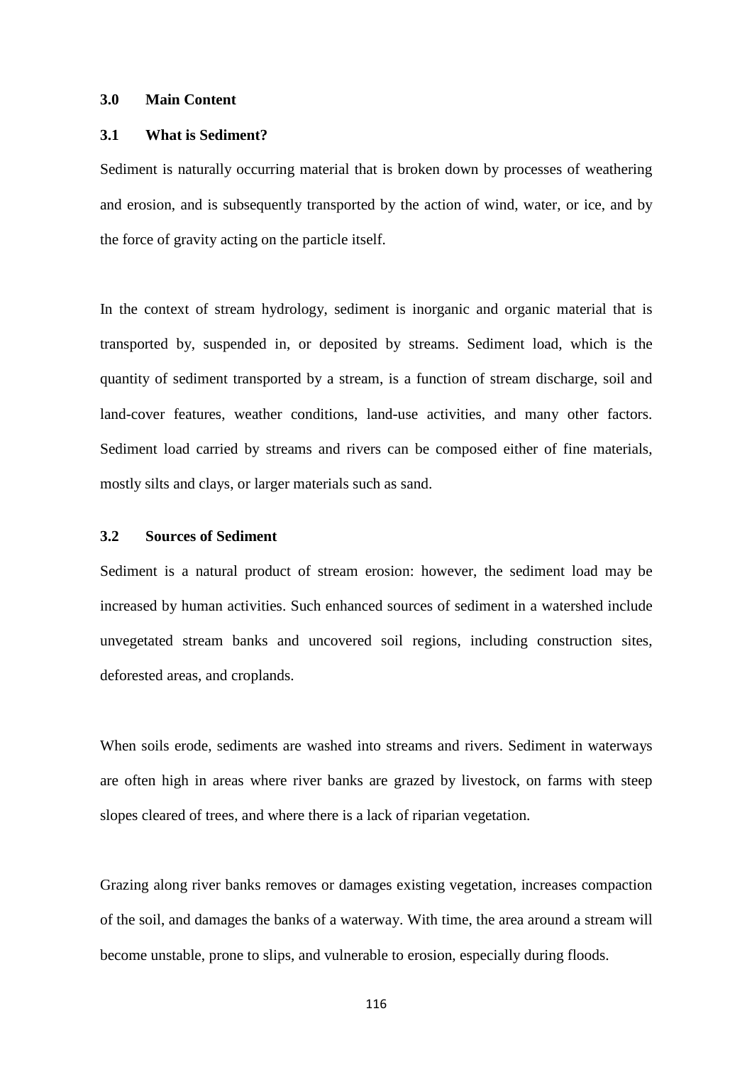## 3.0 Main Content

### 3.1 What is Sediment?

Sediment is naturally occurring material that is broken down by processes of weathering and erosion, and is subsequently transported by the action of wind, water, or ice, and by the force of gravity acting on the particle itself.

In the context of stream hydrology, sediment is inorganic and organic material that is transported by, suspended in, or deposited by streams. Sediment load, which is the quantity of sediment transported by a stream, is a function of stream discharge, soil and land-cover features, weather conditions, land-use activities, and many other factors. Sediment load carried by streams and rivers can be composed either of fine materials, mostly silts and clays, or larger materials such as sand.

### 3.2 Sources of Sediment

Sediment is a natural product of stream erosion: however, the sediment load may be increased by human activities. Such enhanced sources of sediment in a watershed include unvegetated stream banks and uncovered soil regions, including construction sites, deforested areas, and croplands.

When soils erode, sediments are washed into streams and rivers. Sediment in waterways are often high in areas where river banks are grazed by livestock, on farms with steep slopes cleared of trees, and where there is a lack of riparian vegetation.

Grazing along river banks removes or damages existing vegetation, increases compaction of the soil, and damages the banks of a waterway. With time, the area around a stream will become unstable, prone to slips, and vulnerable to erosion, especially during floods.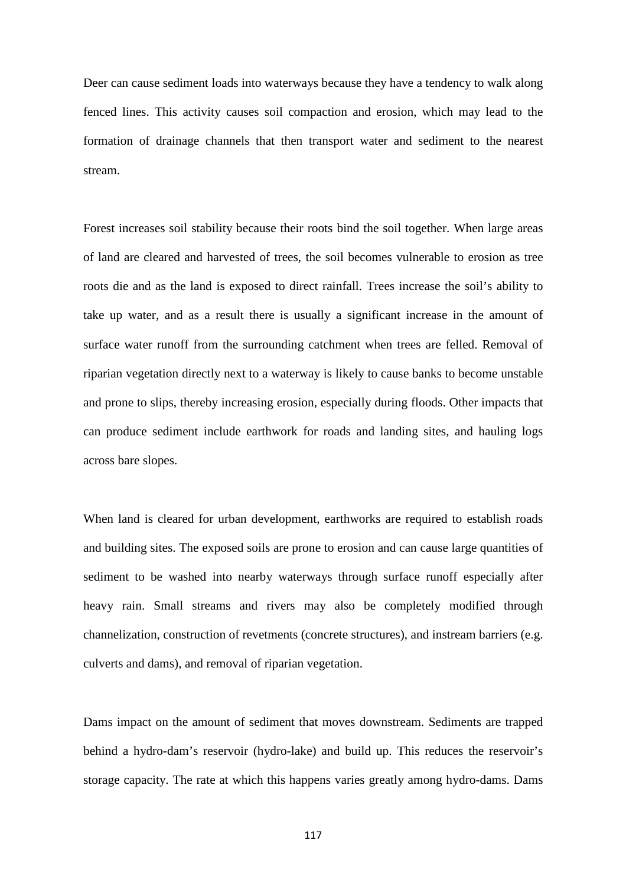Deer can cause sediment loads into waterways because they have a tendency to walk along fenced lines. This activity causes soil compaction and erosion, which may lead to the formation of drainage channels that then transport water and sediment to the nearest stream.

Forest increases soil stability because their roots bind the soil together. When large areas of land are cleared and harvested of trees, the soil becomes vulnerable to erosion as tree roots die and as the land is exposed to direct rainfall. Trees increase the soil's ability to take up water, and as a result there is usually a significant increase in the amount of surface water runoff from the surrounding catchment when trees are felled. Removal of riparian vegetation directly next to a waterway is likely to cause banks to become unstable and prone to slips, thereby increasing erosion, especially during floods. Other impacts that can produce sediment include earthwork for roads and landing sites, and hauling logs across bare slopes.

When land is cleared for urban development, earthworks are required to establish roads and building sites. The exposed soils are prone to erosion and can cause large quantities of sediment to be washed into nearby waterways through surface runoff especially after heavy rain. Small streams and rivers may also be completely modified through channelization, construction of revetments (concrete structures), and instream barriers (e.g. culverts and dams), and removal of riparian vegetation.

Dams impact on the amount of sediment that moves downstream. Sediments are trapped behind a hydro-dam's reservoir (hydro-lake) and build up. This reduces the reservoir's storage capacity. The rate at which this happens varies greatly among hydro-dams. Dams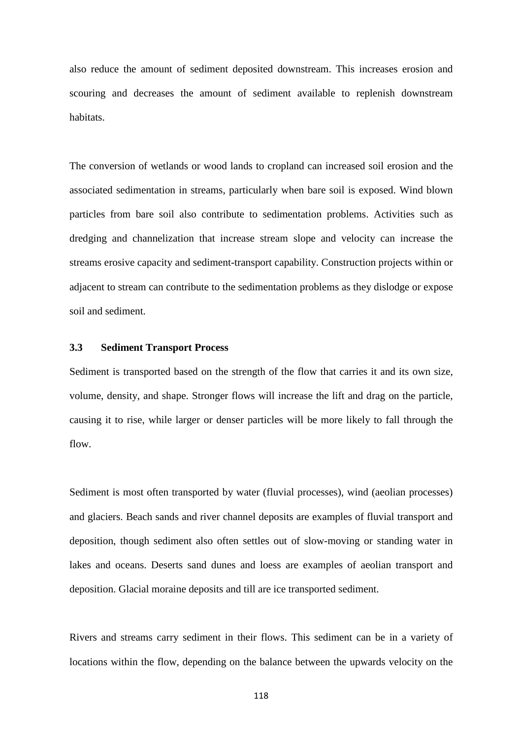also reduce the amount of sediment deposited downstream. This increases erosion and scouring and decreases the amount of sediment available to replenish downstream habitats.

The conversion of wetlands or wood lands to cropland can increased soil erosion and the associated sedimentation in streams, particularly when bare soil is exposed. Wind blown particles from bare soil also contribute to sedimentation problems. Activities such as dredging and channelization that increase stream slope and velocity can increase the streams erosive capacity and sediment-transport capability. Construction projects within or adjacent to stream can contribute to the sedimentation problems as they dislodge or expose soil and sediment.

### 3.3 Sediment Transport Process

Sediment is transported based on the strength of the flow that carries it and its own size, volume, density, and shape. Stronger flows will increase the lift and drag on the particle, causing it to rise, while larger or denser particles will be more likely to fall through the flow.

Sediment is most often transported by water (fluvial processes), wind (aeolian processes) and glaciers. Beach sands and river channel deposits are examples of fluvial transport and deposition, though sediment also often settles out of slow-moving or standing water in lakes and oceans. Deserts sand dunes and loess are examples of aeolian transport and deposition. Glacial moraine deposits and till are ice transported sediment.

Rivers and streams carry sediment in their flows. This sediment can be in a variety of locations within the flow, depending on the balance between the upwards velocity on the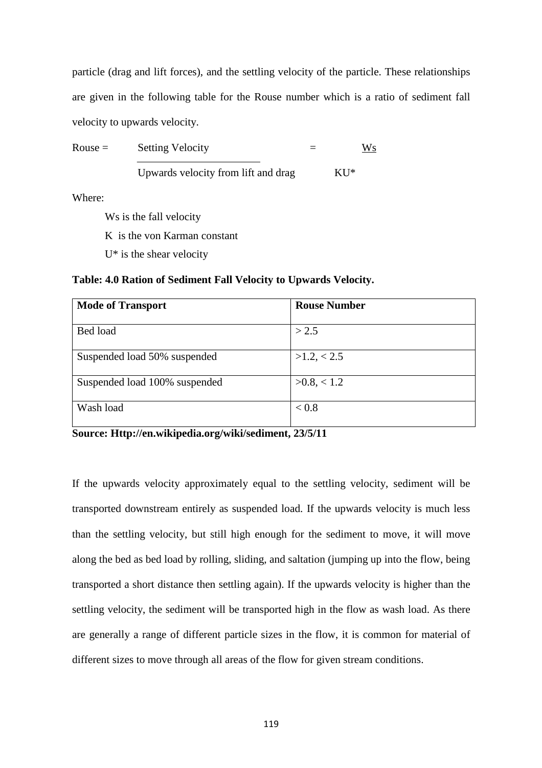particle (drag and lift forces), and the settling velocity of the particle. These relationships are given in the following table for the Rouse number which is a ratio of sediment fall velocity to upwards velocity.

$$\text{Rouse} = \frac{\text{Setting Velocity}}{\text{Upwards velocity from lift and drag}} = \frac{Ws}{KU^*}$$

Where:

Ws is the fall velocity

K is the von Karman constant

U* is the shear velocity

**Table: 4.0 Ration of Sediment Fall Velocity to Upwards Velocity.**

| Mode of Transport | Rouse Number |
|---|---|
| Bed load | > 2.5 |
| Suspended load 50% suspended | >1.2, < 2.5 |
| Suspended load 100% suspended | >0.8, < 1.2 |
| Wash load | < 0.8 |

**Source: Http://en.wikipedia.org/wiki/sediment, 23/5/11**

If the upwards velocity approximately equal to the settling velocity, sediment will be transported downstream entirely as suspended load. If the upwards velocity is much less than the settling velocity, but still high enough for the sediment to move, it will move along the bed as bed load by rolling, sliding, and saltation (jumping up into the flow, being transported a short distance then settling again). If the upwards velocity is higher than the settling velocity, the sediment will be transported high in the flow as wash load. As there are generally a range of different particle sizes in the flow, it is common for material of different sizes to move through all areas of the flow for given stream conditions.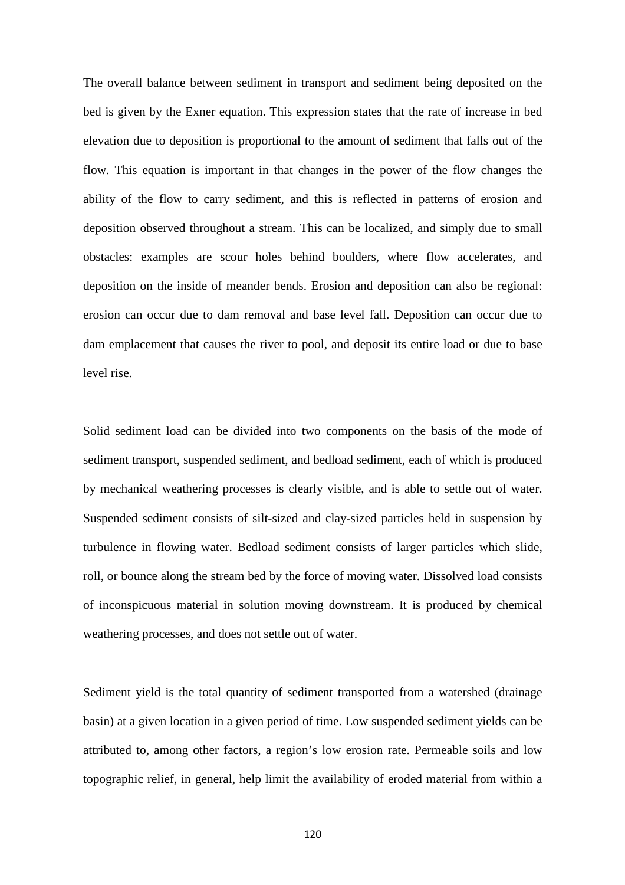The overall balance between sediment in transport and sediment being deposited on the bed is given by the Exner equation. This expression states that the rate of increase in bed elevation due to deposition is proportional to the amount of sediment that falls out of the flow. This equation is important in that changes in the power of the flow changes the ability of the flow to carry sediment, and this is reflected in patterns of erosion and deposition observed throughout a stream. This can be localized, and simply due to small obstacles: examples are scour holes behind boulders, where flow accelerates, and deposition on the inside of meander bends. Erosion and deposition can also be regional: erosion can occur due to dam removal and base level fall. Deposition can occur due to dam emplacement that causes the river to pool, and deposit its entire load or due to base level rise.

Solid sediment load can be divided into two components on the basis of the mode of sediment transport, suspended sediment, and bedload sediment, each of which is produced by mechanical weathering processes is clearly visible, and is able to settle out of water. Suspended sediment consists of silt-sized and clay-sized particles held in suspension by turbulence in flowing water. Bedload sediment consists of larger particles which slide, roll, or bounce along the stream bed by the force of moving water. Dissolved load consists of inconspicuous material in solution moving downstream. It is produced by chemical weathering processes, and does not settle out of water.

Sediment yield is the total quantity of sediment transported from a watershed (drainage basin) at a given location in a given period of time. Low suspended sediment yields can be attributed to, among other factors, a region's low erosion rate. Permeable soils and low topographic relief, in general, help limit the availability of eroded material from within a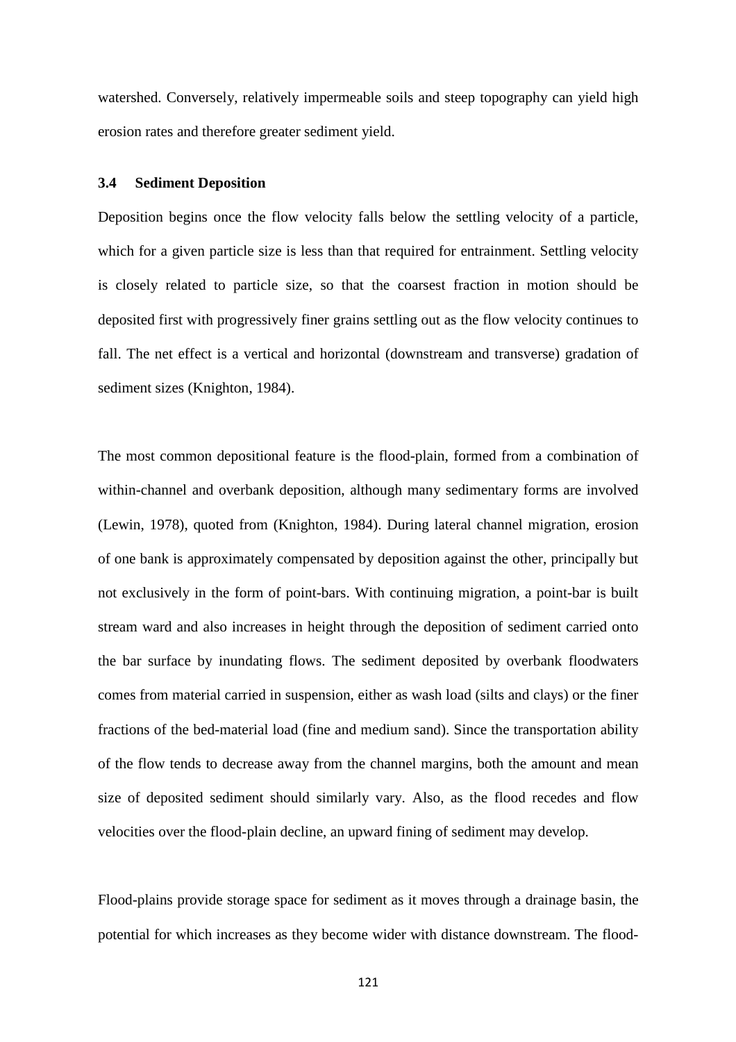watershed. Conversely, relatively impermeable soils and steep topography can yield high erosion rates and therefore greater sediment yield.

### 3.4 Sediment Deposition

Deposition begins once the flow velocity falls below the settling velocity of a particle, which for a given particle size is less than that required for entrainment. Settling velocity is closely related to particle size, so that the coarsest fraction in motion should be deposited first with progressively finer grains settling out as the flow velocity continues to fall. The net effect is a vertical and horizontal (downstream and transverse) gradation of sediment sizes (Knighton, 1984).

The most common depositional feature is the flood-plain, formed from a combination of within-channel and overbank deposition, although many sedimentary forms are involved (Lewin, 1978), quoted from (Knighton, 1984). During lateral channel migration, erosion of one bank is approximately compensated by deposition against the other, principally but not exclusively in the form of point-bars. With continuing migration, a point-bar is built stream ward and also increases in height through the deposition of sediment carried onto the bar surface by inundating flows. The sediment deposited by overbank floodwaters comes from material carried in suspension, either as wash load (silts and clays) or the finer fractions of the bed-material load (fine and medium sand). Since the transportation ability of the flow tends to decrease away from the channel margins, both the amount and mean size of deposited sediment should similarly vary. Also, as the flood recedes and flow velocities over the flood-plain decline, an upward fining of sediment may develop.

Flood-plains provide storage space for sediment as it moves through a drainage basin, the potential for which increases as they become wider with distance downstream. The flood-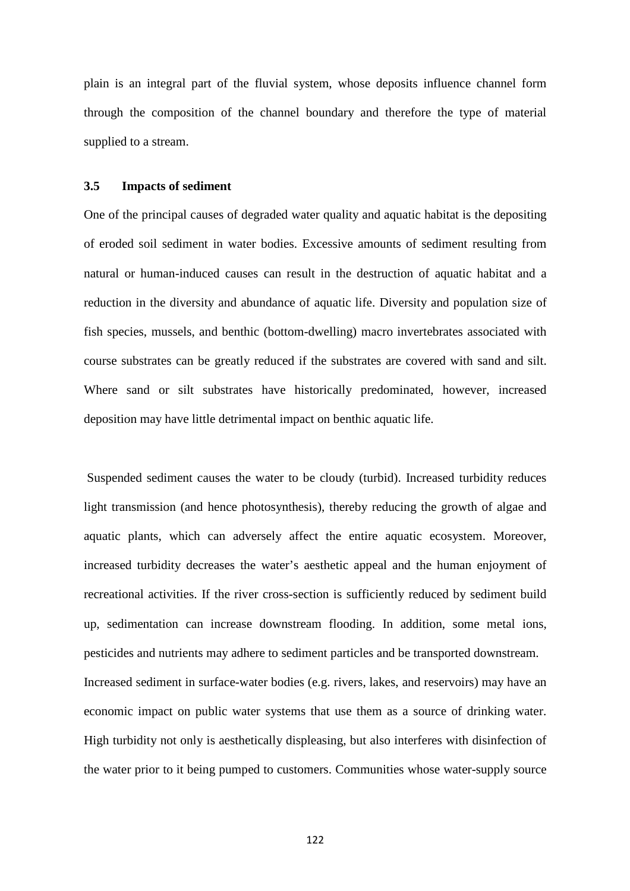plain is an integral part of the fluvial system, whose deposits influence channel form through the composition of the channel boundary and therefore the type of material supplied to a stream.

### 3.5 Impacts of sediment

One of the principal causes of degraded water quality and aquatic habitat is the depositing of eroded soil sediment in water bodies. Excessive amounts of sediment resulting from natural or human-induced causes can result in the destruction of aquatic habitat and a reduction in the diversity and abundance of aquatic life. Diversity and population size of fish species, mussels, and benthic (bottom-dwelling) macro invertebrates associated with course substrates can be greatly reduced if the substrates are covered with sand and silt. Where sand or silt substrates have historically predominated, however, increased deposition may have little detrimental impact on benthic aquatic life.

Suspended sediment causes the water to be cloudy (turbid). Increased turbidity reduces light transmission (and hence photosynthesis), thereby reducing the growth of algae and aquatic plants, which can adversely affect the entire aquatic ecosystem. Moreover, increased turbidity decreases the water's aesthetic appeal and the human enjoyment of recreational activities. If the river cross-section is sufficiently reduced by sediment build up, sedimentation can increase downstream flooding. In addition, some metal ions, pesticides and nutrients may adhere to sediment particles and be transported downstream.

Increased sediment in surface-water bodies (e.g. rivers, lakes, and reservoirs) may have an economic impact on public water systems that use them as a source of drinking water. High turbidity not only is aesthetically displeasing, but also interferes with disinfection of the water prior to it being pumped to customers. Communities whose water-supply source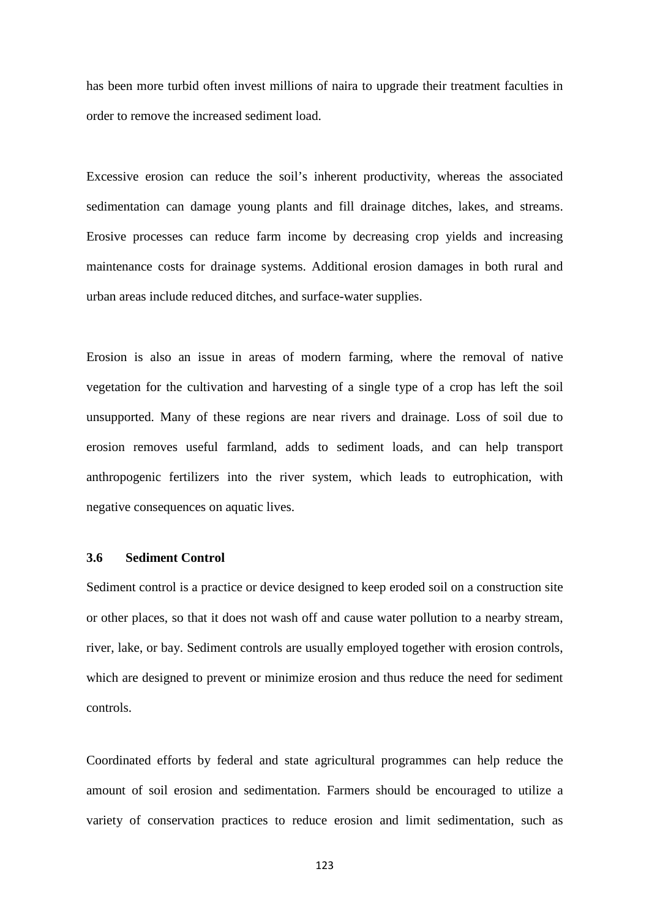has been more turbid often invest millions of naira to upgrade their treatment faculties in order to remove the increased sediment load.

Excessive erosion can reduce the soil's inherent productivity, whereas the associated sedimentation can damage young plants and fill drainage ditches, lakes, and streams. Erosive processes can reduce farm income by decreasing crop yields and increasing maintenance costs for drainage systems. Additional erosion damages in both rural and urban areas include reduced ditches, and surface-water supplies.

Erosion is also an issue in areas of modern farming, where the removal of native vegetation for the cultivation and harvesting of a single type of a crop has left the soil unsupported. Many of these regions are near rivers and drainage. Loss of soil due to erosion removes useful farmland, adds to sediment loads, and can help transport anthropogenic fertilizers into the river system, which leads to eutrophication, with negative consequences on aquatic lives.

### 3.6 Sediment Control

Sediment control is a practice or device designed to keep eroded soil on a construction site or other places, so that it does not wash off and cause water pollution to a nearby stream, river, lake, or bay. Sediment controls are usually employed together with erosion controls, which are designed to prevent or minimize erosion and thus reduce the need for sediment controls.

Coordinated efforts by federal and state agricultural programmes can help reduce the amount of soil erosion and sedimentation. Farmers should be encouraged to utilize a variety of conservation practices to reduce erosion and limit sedimentation, such as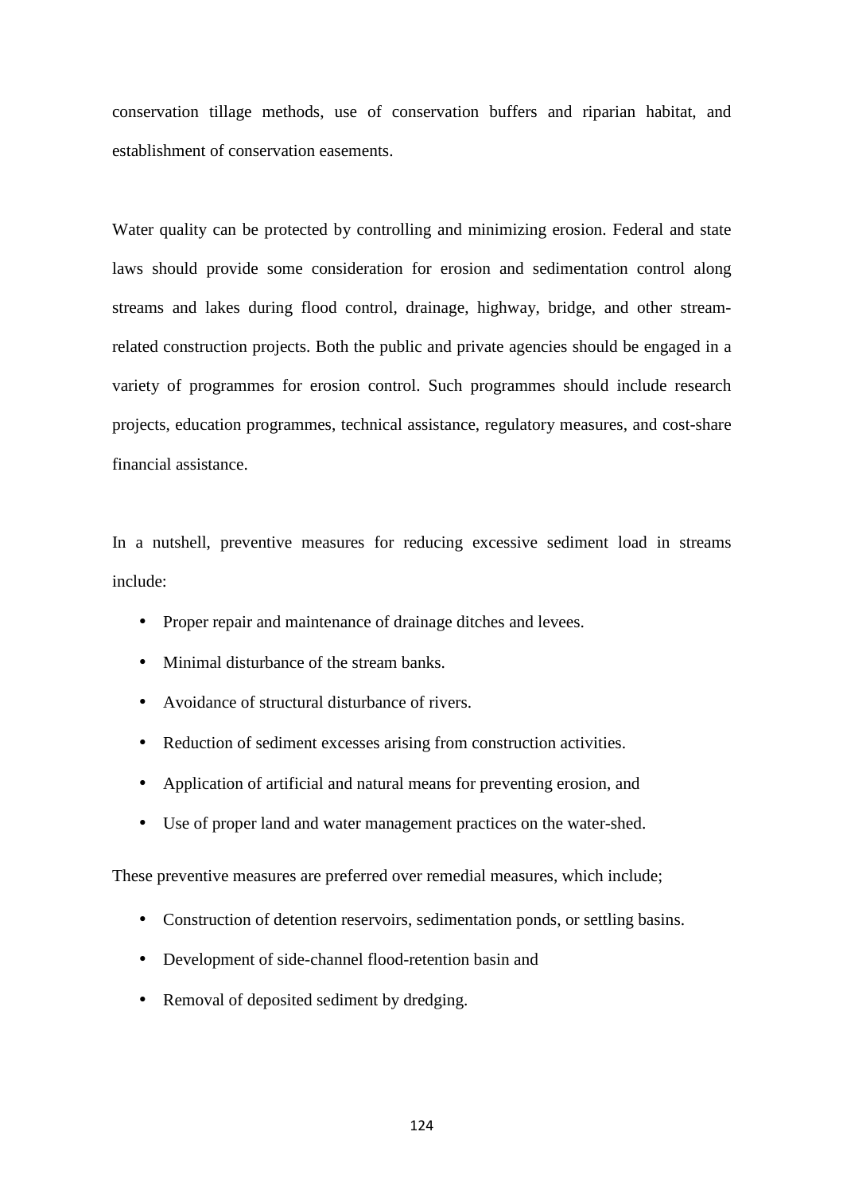conservation tillage methods, use of conservation buffers and riparian habitat, and establishment of conservation easements.

Water quality can be protected by controlling and minimizing erosion. Federal and state laws should provide some consideration for erosion and sedimentation control along streams and lakes during flood control, drainage, highway, bridge, and other stream-related construction projects. Both the public and private agencies should be engaged in a variety of programmes for erosion control. Such programmes should include research projects, education programmes, technical assistance, regulatory measures, and cost-share financial assistance.

In a nutshell, preventive measures for reducing excessive sediment load in streams include:

- Proper repair and maintenance of drainage ditches and levees.
- Minimal disturbance of the stream banks.
- Avoidance of structural disturbance of rivers.
- Reduction of sediment excesses arising from construction activities.
- Application of artificial and natural means for preventing erosion, and
- Use of proper land and water management practices on the water-shed.

These preventive measures are preferred over remedial measures, which include;

- Construction of detention reservoirs, sedimentation ponds, or settling basins.
- Development of side-channel flood-retention basin and
- Removal of deposited sediment by dredging.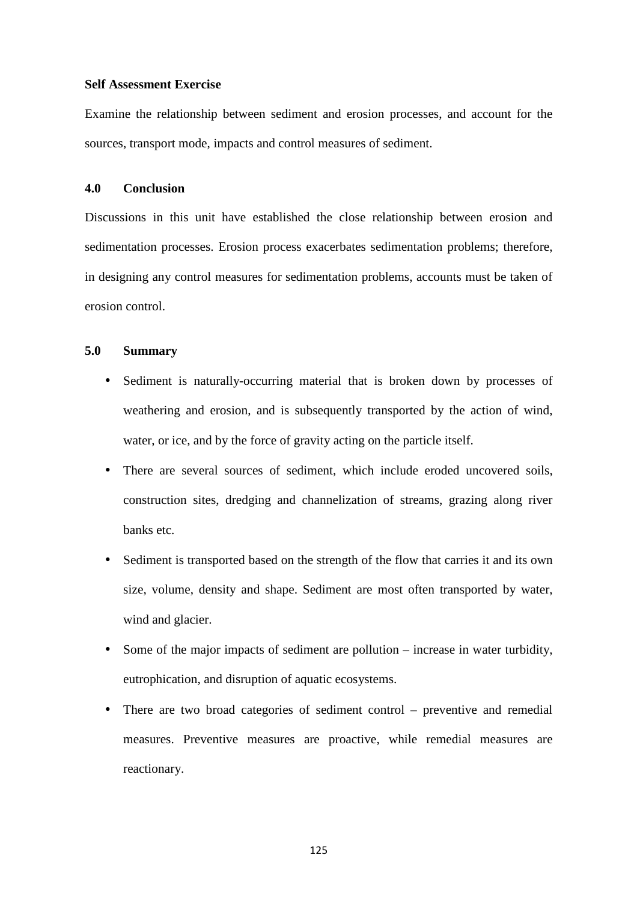**Self Assessment Exercise**

Examine the relationship between sediment and erosion processes, and account for the sources, transport mode, impacts and control measures of sediment.

## 4.0 Conclusion

Discussions in this unit have established the close relationship between erosion and sedimentation processes. Erosion process exacerbates sedimentation problems; therefore, in designing any control measures for sedimentation problems, accounts must be taken of erosion control.

## 5.0 Summary

- Sediment is naturally-occurring material that is broken down by processes of weathering and erosion, and is subsequently transported by the action of wind, water, or ice, and by the force of gravity acting on the particle itself.
- There are several sources of sediment, which include eroded uncovered soils, construction sites, dredging and channelization of streams, grazing along river banks etc.
- Sediment is transported based on the strength of the flow that carries it and its own size, volume, density and shape. Sediment are most often transported by water, wind and glacier.
- Some of the major impacts of sediment are pollution – increase in water turbidity, eutrophication, and disruption of aquatic ecosystems.
- There are two broad categories of sediment control – preventive and remedial measures. Preventive measures are proactive, while remedial measures are reactionary.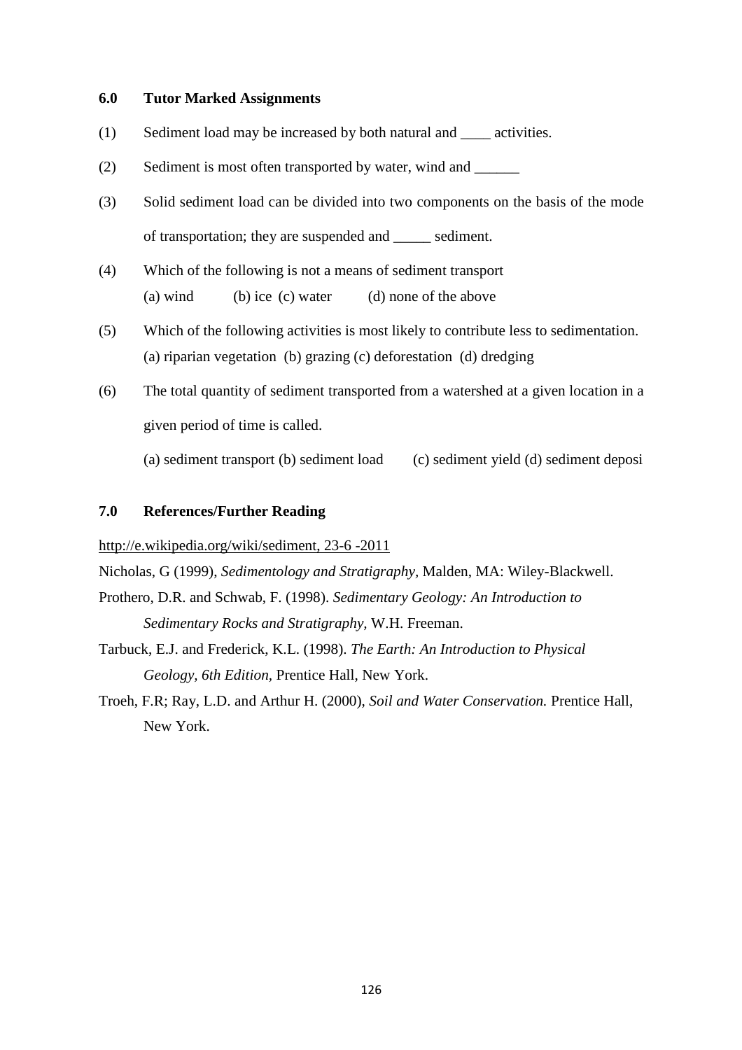## 6.0 Tutor Marked Assignments

(1) Sediment load may be increased by both natural and ____ activities.

(2) Sediment is most often transported by water, wind and ______

(3) Solid sediment load can be divided into two components on the basis of the mode of transportation; they are suspended and _____ sediment.

(4) Which of the following is not a means of sediment transport
(a) wind (b) ice (c) water (d) none of the above

(5) Which of the following activities is most likely to contribute less to sedimentation.
(a) riparian vegetation (b) grazing (c) deforestation (d) dredging

(6) The total quantity of sediment transported from a watershed at a given location in a given period of time is called.

(a) sediment transport (b) sediment load (c) sediment yield (d) sediment deposi

## 7.0 References/Further Reading

http://e.wikipedia.org/wiki/sediment, 23-6 -2011

Nicholas, G (1999), *Sedimentology and Stratigraphy,* Malden, MA: Wiley-Blackwell.

Prothero, D.R. and Schwab, F. (1998). *Sedimentary Geology: An Introduction to Sedimentary Rocks and Stratigraphy,* W.H. Freeman.

Tarbuck, E.J. and Frederick, K.L. (1998). *The Earth: An Introduction to Physical Geology, 6th Edition,* Prentice Hall, New York.

Troeh, F.R; Ray, L.D. and Arthur H. (2000), *Soil and Water Conservation.* Prentice Hall, New York.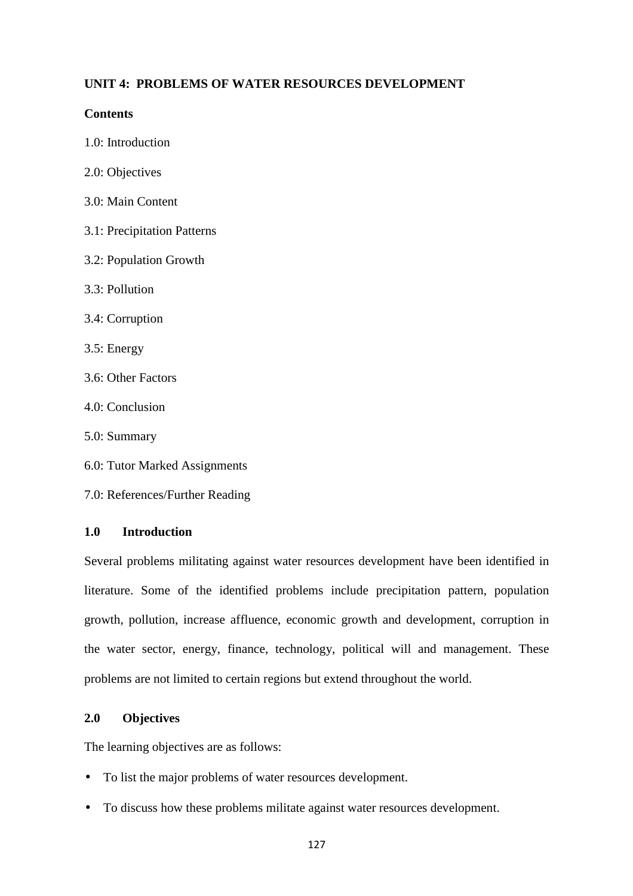## UNIT 4: PROBLEMS OF WATER RESOURCES DEVELOPMENT

**Contents**

1.0: Introduction

2.0: Objectives

3.0: Main Content

3.1: Precipitation Patterns

3.2: Population Growth

3.3: Pollution

3.4: Corruption

3.5: Energy

3.6: Other Factors

4.0: Conclusion

5.0: Summary

6.0: Tutor Marked Assignments

7.0: References/Further Reading

### 1.0 Introduction

Several problems militating against water resources development have been identified in literature. Some of the identified problems include precipitation pattern, population growth, pollution, increase affluence, economic growth and development, corruption in the water sector, energy, finance, technology, political will and management. These problems are not limited to certain regions but extend throughout the world.

### 2.0 Objectives

The learning objectives are as follows:

- To list the major problems of water resources development.
- To discuss how these problems militate against water resources development.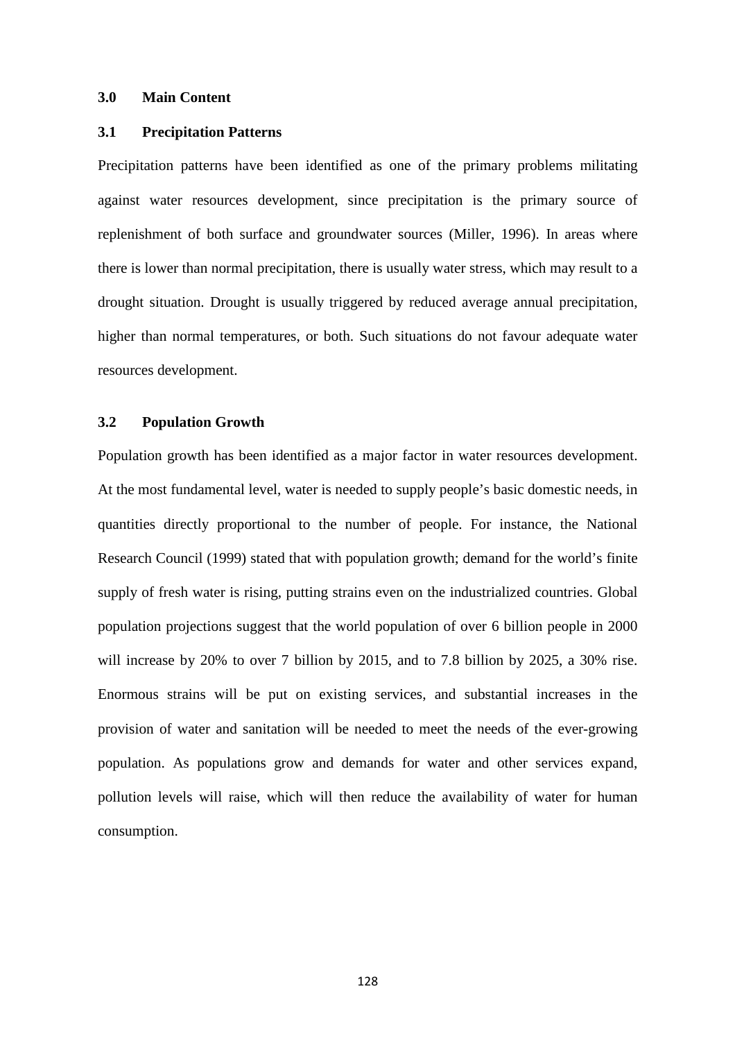## 3.0 Main Content

### 3.1 Precipitation Patterns

Precipitation patterns have been identified as one of the primary problems militating against water resources development, since precipitation is the primary source of replenishment of both surface and groundwater sources (Miller, 1996). In areas where there is lower than normal precipitation, there is usually water stress, which may result to a drought situation. Drought is usually triggered by reduced average annual precipitation, higher than normal temperatures, or both. Such situations do not favour adequate water resources development.

### 3.2 Population Growth

Population growth has been identified as a major factor in water resources development. At the most fundamental level, water is needed to supply people's basic domestic needs, in quantities directly proportional to the number of people. For instance, the National Research Council (1999) stated that with population growth; demand for the world's finite supply of fresh water is rising, putting strains even on the industrialized countries. Global population projections suggest that the world population of over 6 billion people in 2000 will increase by 20% to over 7 billion by 2015, and to 7.8 billion by 2025, a 30% rise. Enormous strains will be put on existing services, and substantial increases in the provision of water and sanitation will be needed to meet the needs of the ever-growing population. As populations grow and demands for water and other services expand, pollution levels will raise, which will then reduce the availability of water for human consumption.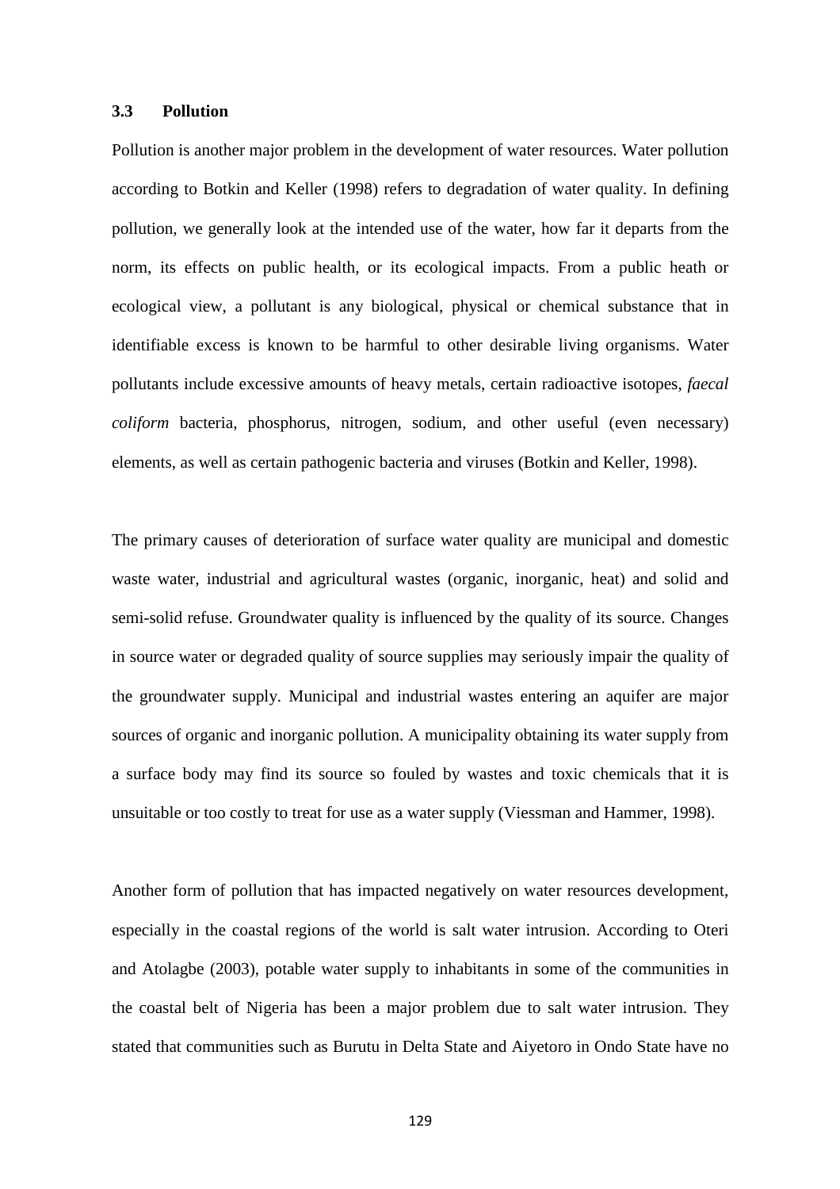### 3.3 Pollution

Pollution is another major problem in the development of water resources. Water pollution according to Botkin and Keller (1998) refers to degradation of water quality. In defining pollution, we generally look at the intended use of the water, how far it departs from the norm, its effects on public health, or its ecological impacts. From a public heath or ecological view, a pollutant is any biological, physical or chemical substance that in identifiable excess is known to be harmful to other desirable living organisms. Water pollutants include excessive amounts of heavy metals, certain radioactive isotopes, *faecal coliform* bacteria, phosphorus, nitrogen, sodium, and other useful (even necessary) elements, as well as certain pathogenic bacteria and viruses (Botkin and Keller, 1998).

The primary causes of deterioration of surface water quality are municipal and domestic waste water, industrial and agricultural wastes (organic, inorganic, heat) and solid and semi-solid refuse. Groundwater quality is influenced by the quality of its source. Changes in source water or degraded quality of source supplies may seriously impair the quality of the groundwater supply. Municipal and industrial wastes entering an aquifer are major sources of organic and inorganic pollution. A municipality obtaining its water supply from a surface body may find its source so fouled by wastes and toxic chemicals that it is unsuitable or too costly to treat for use as a water supply (Viessman and Hammer, 1998).

Another form of pollution that has impacted negatively on water resources development, especially in the coastal regions of the world is salt water intrusion. According to Oteri and Atolagbe (2003), potable water supply to inhabitants in some of the communities in the coastal belt of Nigeria has been a major problem due to salt water intrusion. They stated that communities such as Burutu in Delta State and Aiyetoro in Ondo State have no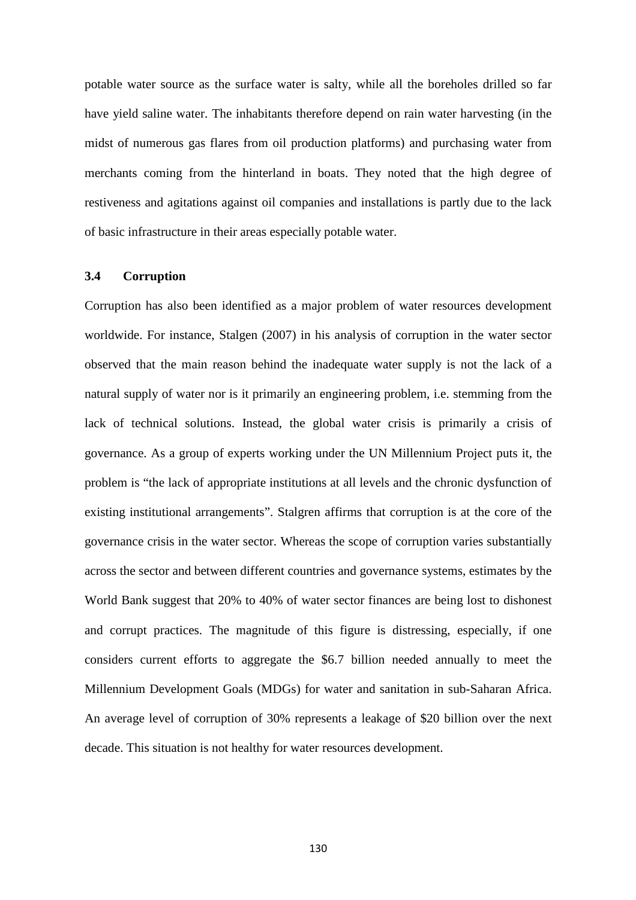potable water source as the surface water is salty, while all the boreholes drilled so far have yield saline water. The inhabitants therefore depend on rain water harvesting (in the midst of numerous gas flares from oil production platforms) and purchasing water from merchants coming from the hinterland in boats. They noted that the high degree of restiveness and agitations against oil companies and installations is partly due to the lack of basic infrastructure in their areas especially potable water.

### 3.4 Corruption

Corruption has also been identified as a major problem of water resources development worldwide. For instance, Stalgen (2007) in his analysis of corruption in the water sector observed that the main reason behind the inadequate water supply is not the lack of a natural supply of water nor is it primarily an engineering problem, i.e. stemming from the lack of technical solutions. Instead, the global water crisis is primarily a crisis of governance. As a group of experts working under the UN Millennium Project puts it, the problem is "the lack of appropriate institutions at all levels and the chronic dysfunction of existing institutional arrangements". Stalgren affirms that corruption is at the core of the governance crisis in the water sector. Whereas the scope of corruption varies substantially across the sector and between different countries and governance systems, estimates by the World Bank suggest that 20% to 40% of water sector finances are being lost to dishonest and corrupt practices. The magnitude of this figure is distressing, especially, if one considers current efforts to aggregate the $6.7 billion needed annually to meet the Millennium Development Goals (MDGs) for water and sanitation in sub-Saharan Africa. An average level of corruption of 30% represents a leakage of $20 billion over the next decade. This situation is not healthy for water resources development.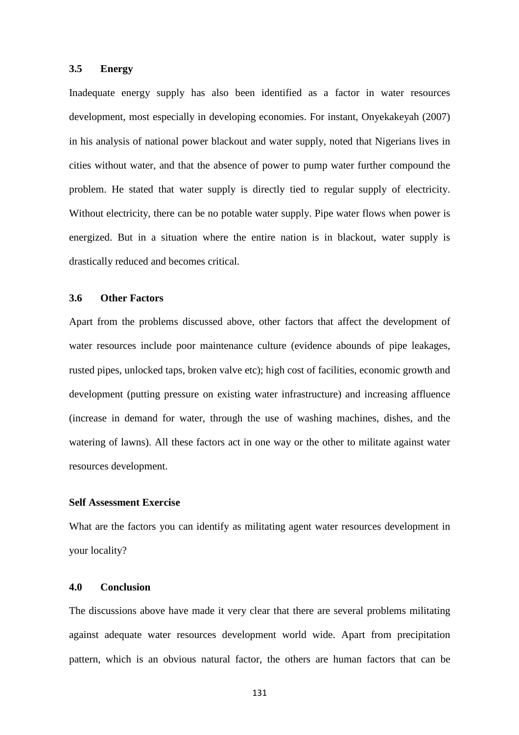### 3.5 Energy

Inadequate energy supply has also been identified as a factor in water resources development, most especially in developing economies. For instant, Onyekakeyah (2007) in his analysis of national power blackout and water supply, noted that Nigerians lives in cities without water, and that the absence of power to pump water further compound the problem. He stated that water supply is directly tied to regular supply of electricity. Without electricity, there can be no potable water supply. Pipe water flows when power is energized. But in a situation where the entire nation is in blackout, water supply is drastically reduced and becomes critical.

### 3.6 Other Factors

Apart from the problems discussed above, other factors that affect the development of water resources include poor maintenance culture (evidence abounds of pipe leakages, rusted pipes, unlocked taps, broken valve etc); high cost of facilities, economic growth and development (putting pressure on existing water infrastructure) and increasing affluence (increase in demand for water, through the use of washing machines, dishes, and the watering of lawns). All these factors act in one way or the other to militate against water resources development.

**Self Assessment Exercise**

What are the factors you can identify as militating agent water resources development in your locality?

## 4.0 Conclusion

The discussions above have made it very clear that there are several problems militating against adequate water resources development world wide. Apart from precipitation pattern, which is an obvious natural factor, the others are human factors that can be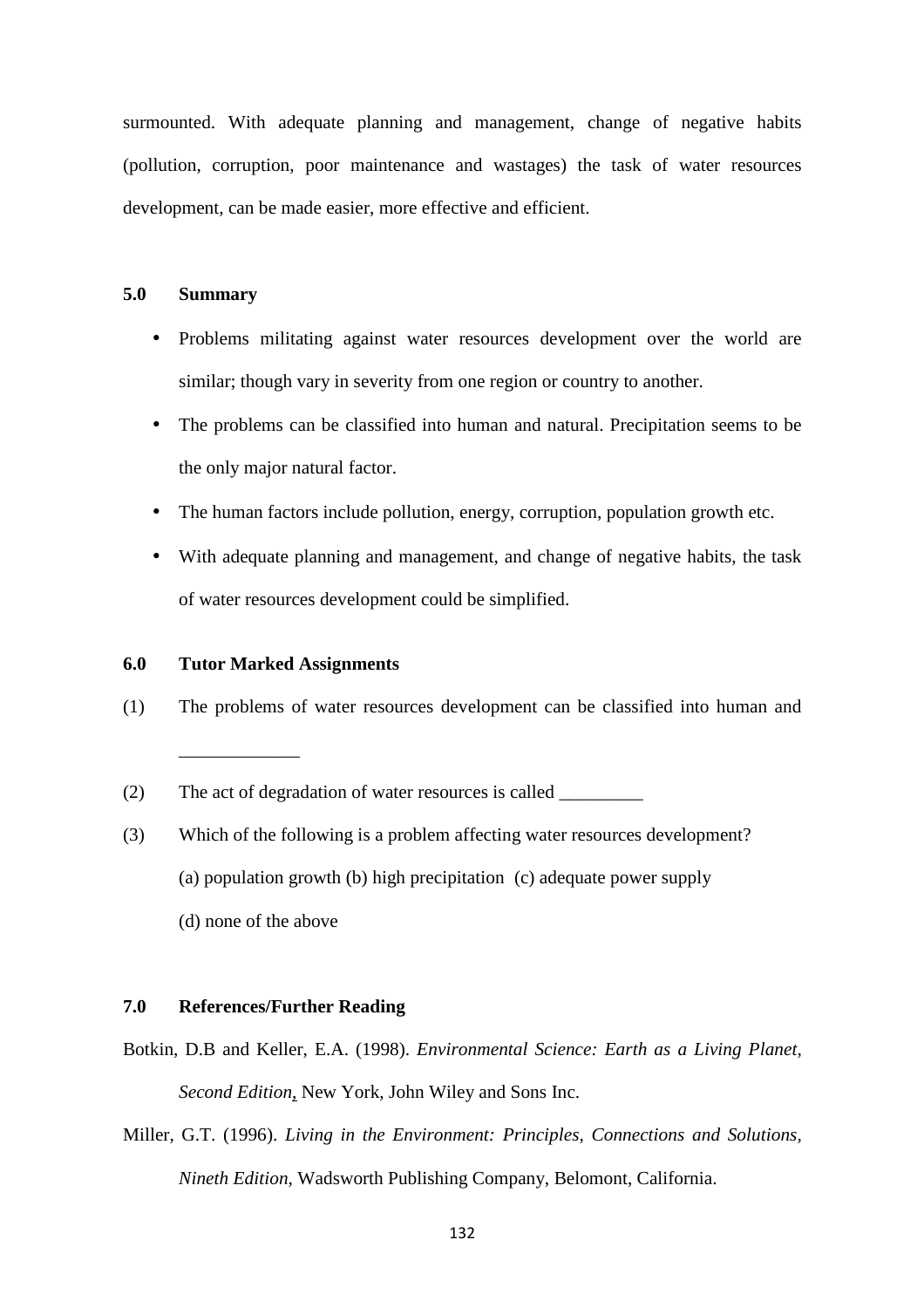surmounted. With adequate planning and management, change of negative habits (pollution, corruption, poor maintenance and wastages) the task of water resources development, can be made easier, more effective and efficient.

## 5.0 Summary

- Problems militating against water resources development over the world are similar; though vary in severity from one region or country to another.
- The problems can be classified into human and natural. Precipitation seems to be the only major natural factor.
- The human factors include pollution, energy, corruption, population growth etc.
- With adequate planning and management, and change of negative habits, the task of water resources development could be simplified.

## 6.0 Tutor Marked Assignments

(1) The problems of water resources development can be classified into human and _____________

(2) The act of degradation of water resources is called _________

(3) Which of the following is a problem affecting water resources development?
(a) population growth (b) high precipitation (c) adequate power supply
(d) none of the above

## 7.0 References/Further Reading

Botkin, D.B and Keller, E.A. (1998). *Environmental Science: Earth as a Living Planet, Second Edition*, New York, John Wiley and Sons Inc.

Miller, G.T. (1996). *Living in the Environment: Principles, Connections and Solutions, Nineth Edition*, Wadsworth Publishing Company, Belomont, California.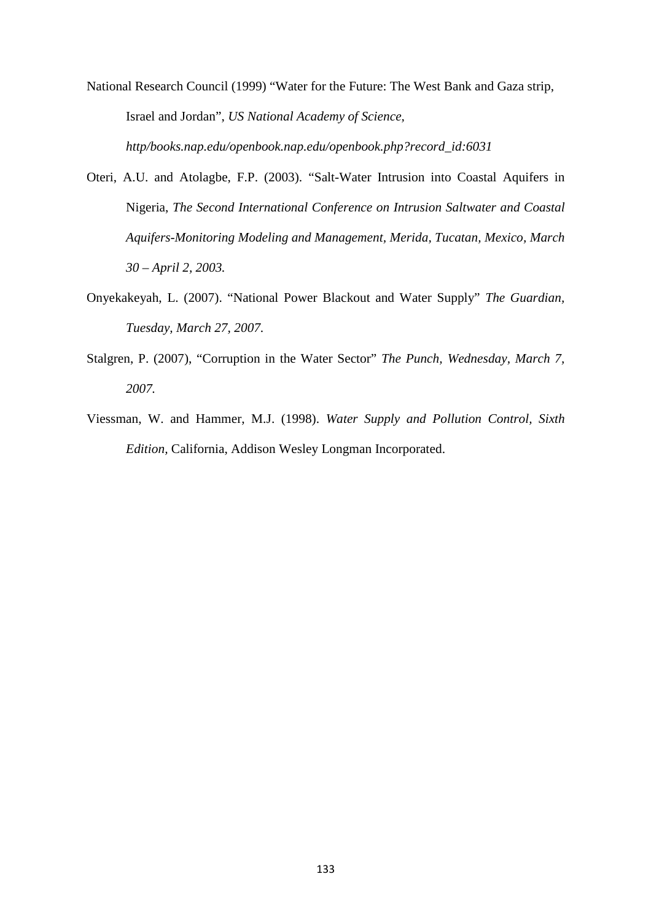National Research Council (1999) "Water for the Future: The West Bank and Gaza strip, Israel and Jordan", *US National Academy of Science, http/books.nap.edu/openbook.nap.edu/openbook.php?record_id:6031*

Oteri, A.U. and Atolagbe, F.P. (2003). "Salt-Water Intrusion into Coastal Aquifers in Nigeria, *The Second International Conference on Intrusion Saltwater and Coastal Aquifers-Monitoring Modeling and Management, Merida, Tucatan, Mexico, March 30 – April 2, 2003.*

Onyekakeyah, L. (2007). "National Power Blackout and Water Supply" *The Guardian, Tuesday, March 27, 2007.*

Stalgren, P. (2007), "Corruption in the Water Sector" *The Punch, Wednesday, March 7, 2007.*

Viessman, W. and Hammer, M.J. (1998). *Water Supply and Pollution Control, Sixth Edition*, California, Addison Wesley Longman Incorporated.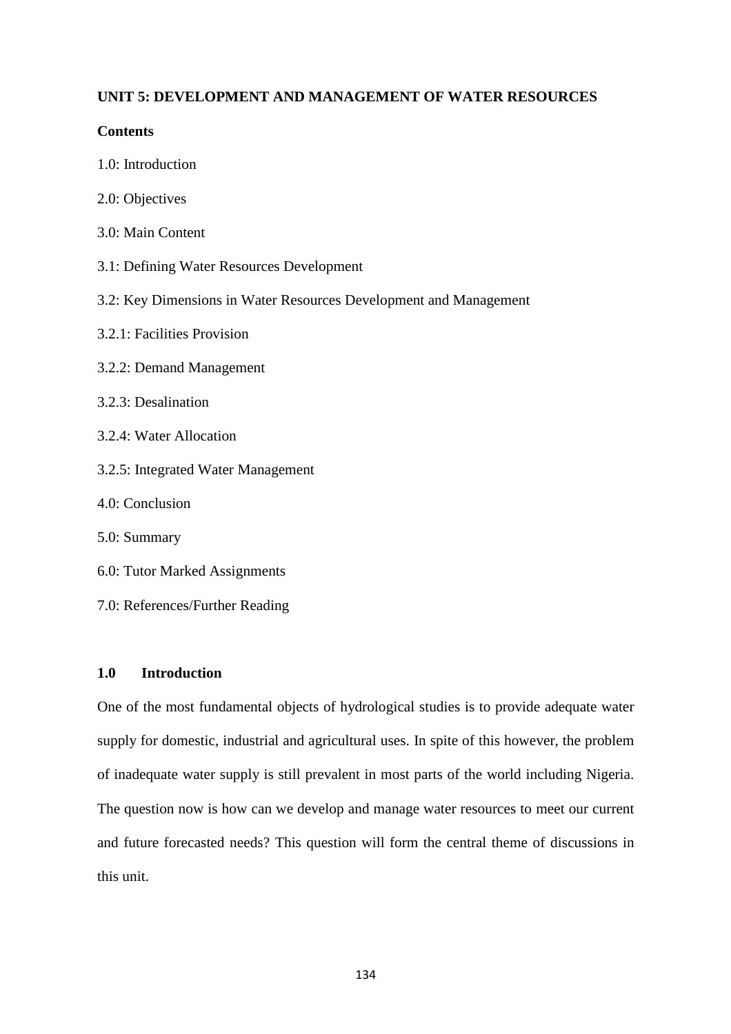**UNIT 5: DEVELOPMENT AND MANAGEMENT OF WATER RESOURCES**

**Contents**

1.0: Introduction

2.0: Objectives

3.0: Main Content

3.1: Defining Water Resources Development

3.2: Key Dimensions in Water Resources Development and Management

3.2.1: Facilities Provision

3.2.2: Demand Management

3.2.3: Desalination

3.2.4: Water Allocation

3.2.5: Integrated Water Management

4.0: Conclusion

5.0: Summary

6.0: Tutor Marked Assignments

7.0: References/Further Reading

## 1.0 Introduction

One of the most fundamental objects of hydrological studies is to provide adequate water supply for domestic, industrial and agricultural uses. In spite of this however, the problem of inadequate water supply is still prevalent in most parts of the world including Nigeria. The question now is how can we develop and manage water resources to meet our current and future forecasted needs? This question will form the central theme of discussions in this unit.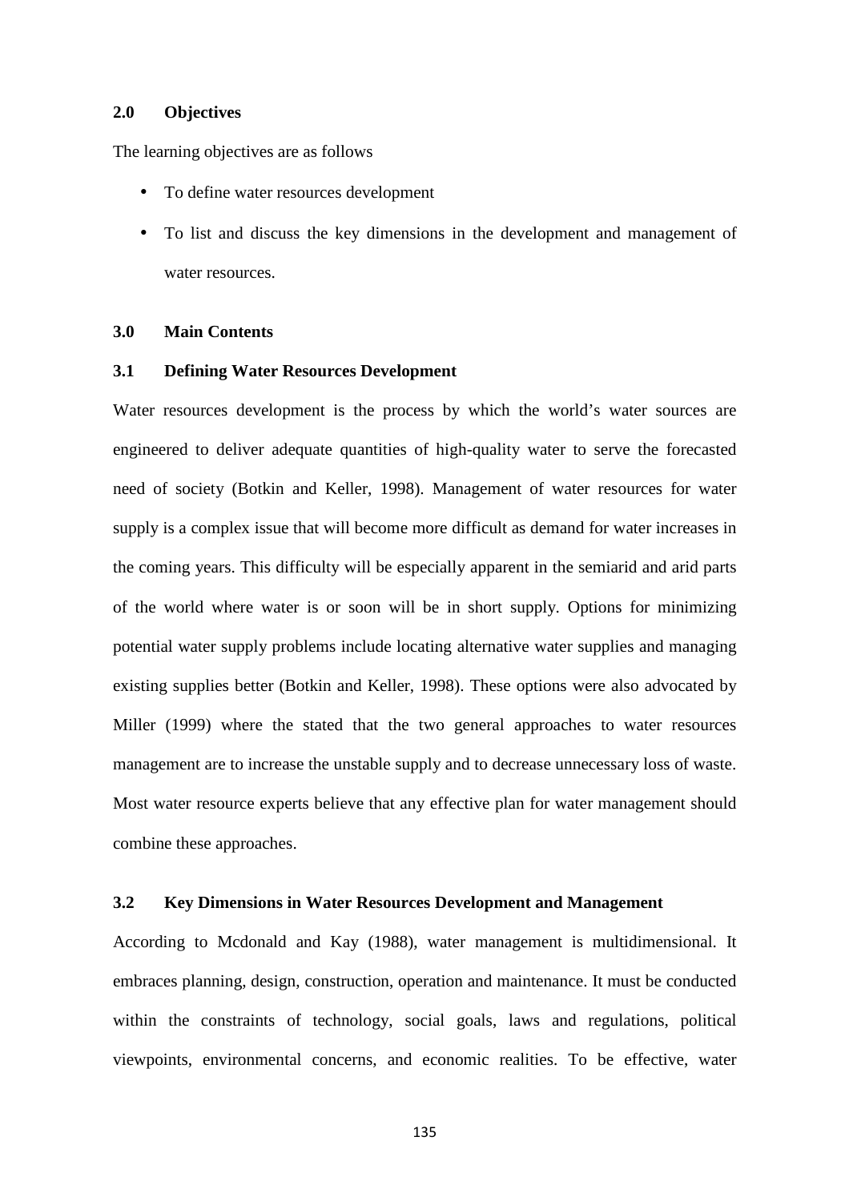## 2.0 Objectives

The learning objectives are as follows

- To define water resources development
- To list and discuss the key dimensions in the development and management of water resources.

## 3.0 Main Contents

### 3.1 Defining Water Resources Development

Water resources development is the process by which the world's water sources are engineered to deliver adequate quantities of high-quality water to serve the forecasted need of society (Botkin and Keller, 1998). Management of water resources for water supply is a complex issue that will become more difficult as demand for water increases in the coming years. This difficulty will be especially apparent in the semiarid and arid parts of the world where water is or soon will be in short supply. Options for minimizing potential water supply problems include locating alternative water supplies and managing existing supplies better (Botkin and Keller, 1998). These options were also advocated by Miller (1999) where the stated that the two general approaches to water resources management are to increase the unstable supply and to decrease unnecessary loss of waste. Most water resource experts believe that any effective plan for water management should combine these approaches.

### 3.2 Key Dimensions in Water Resources Development and Management

According to Mcdonald and Kay (1988), water management is multidimensional. It embraces planning, design, construction, operation and maintenance. It must be conducted within the constraints of technology, social goals, laws and regulations, political viewpoints, environmental concerns, and economic realities. To be effective, water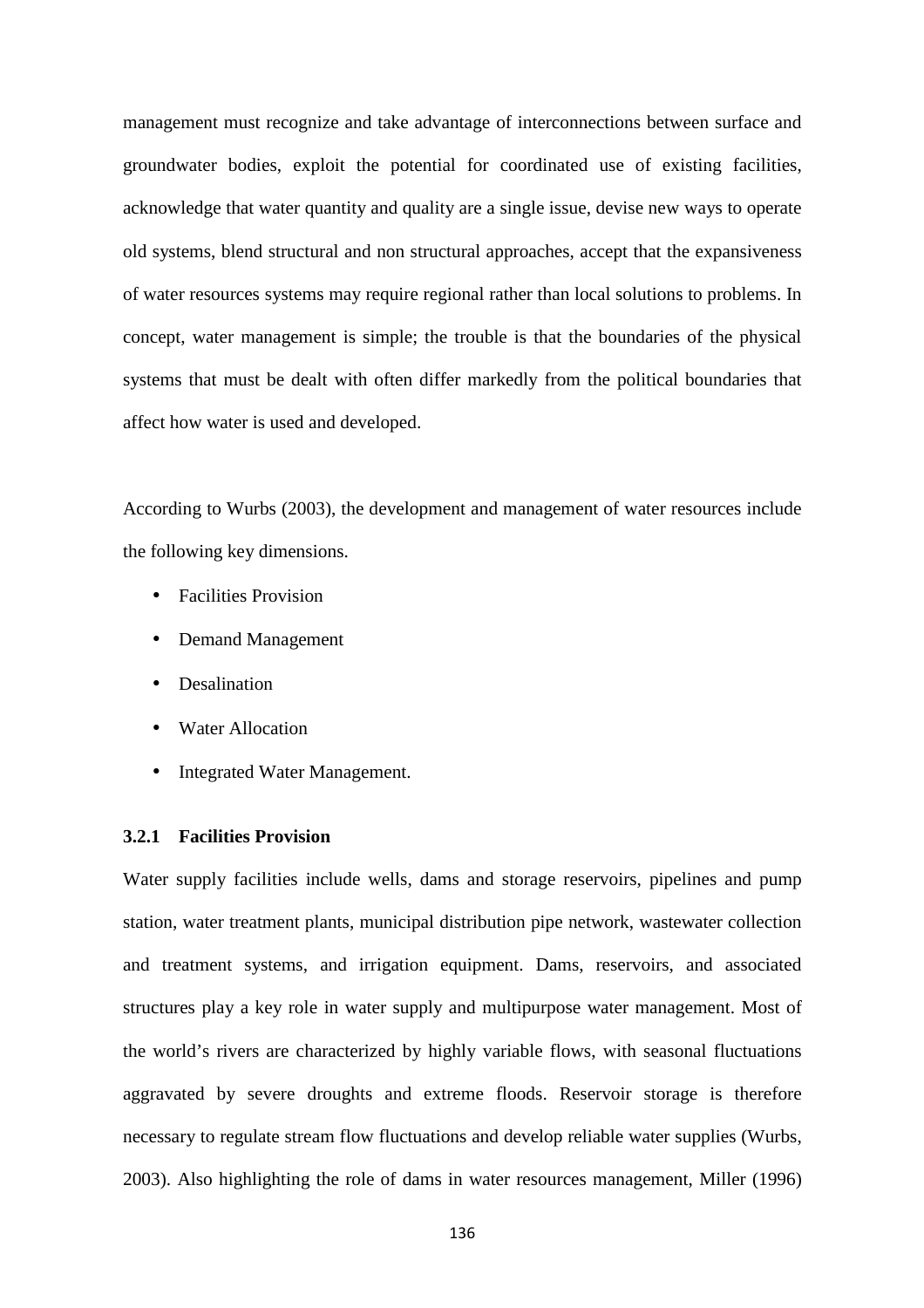management must recognize and take advantage of interconnections between surface and groundwater bodies, exploit the potential for coordinated use of existing facilities, acknowledge that water quantity and quality are a single issue, devise new ways to operate old systems, blend structural and non structural approaches, accept that the expansiveness of water resources systems may require regional rather than local solutions to problems. In concept, water management is simple; the trouble is that the boundaries of the physical systems that must be dealt with often differ markedly from the political boundaries that affect how water is used and developed.

According to Wurbs (2003), the development and management of water resources include the following key dimensions.

- Facilities Provision
- Demand Management
- Desalination
- Water Allocation
- Integrated Water Management.

### 3.2.1 Facilities Provision

Water supply facilities include wells, dams and storage reservoirs, pipelines and pump station, water treatment plants, municipal distribution pipe network, wastewater collection and treatment systems, and irrigation equipment. Dams, reservoirs, and associated structures play a key role in water supply and multipurpose water management. Most of the world's rivers are characterized by highly variable flows, with seasonal fluctuations aggravated by severe droughts and extreme floods. Reservoir storage is therefore necessary to regulate stream flow fluctuations and develop reliable water supplies (Wurbs, 2003). Also highlighting the role of dams in water resources management, Miller (1996)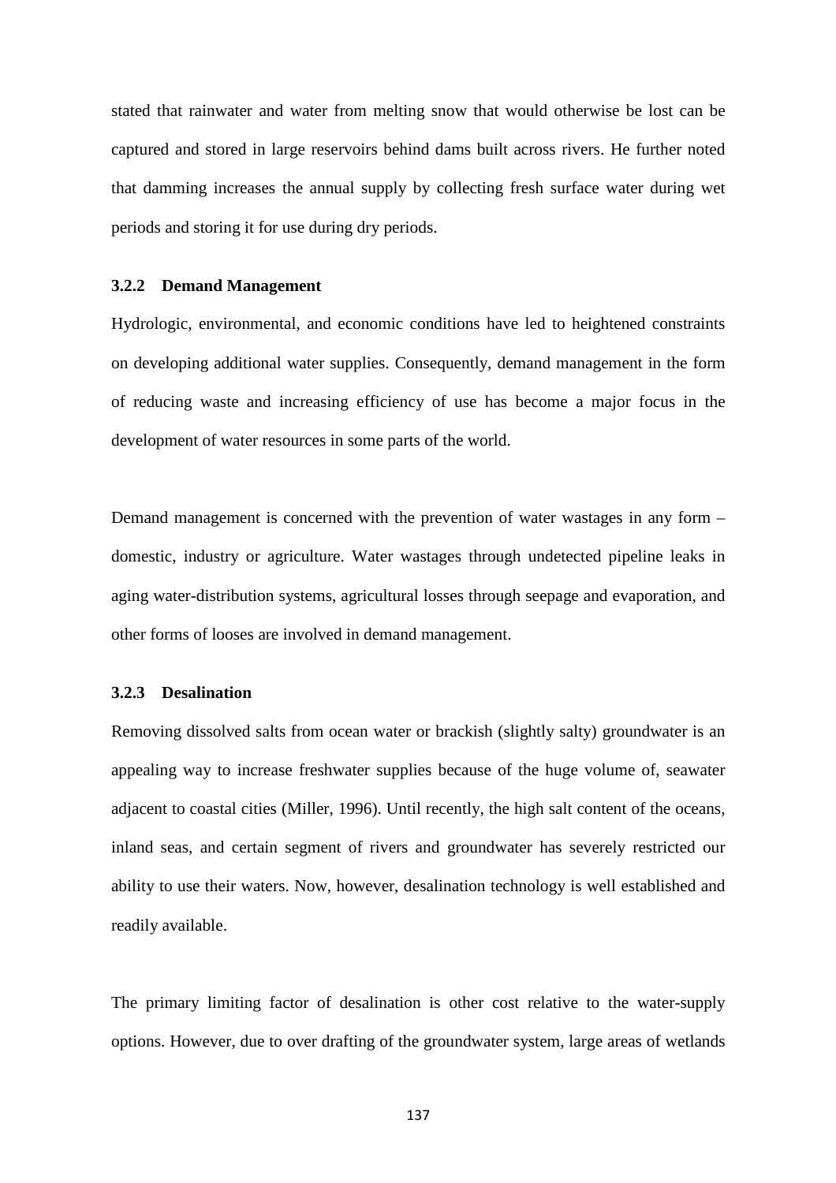stated that rainwater and water from melting snow that would otherwise be lost can be captured and stored in large reservoirs behind dams built across rivers. He further noted that damming increases the annual supply by collecting fresh surface water during wet periods and storing it for use during dry periods.

### 3.2.2 Demand Management

Hydrologic, environmental, and economic conditions have led to heightened constraints on developing additional water supplies. Consequently, demand management in the form of reducing waste and increasing efficiency of use has become a major focus in the development of water resources in some parts of the world.

Demand management is concerned with the prevention of water wastages in any form – domestic, industry or agriculture. Water wastages through undetected pipeline leaks in aging water-distribution systems, agricultural losses through seepage and evaporation, and other forms of looses are involved in demand management.

### 3.2.3 Desalination

Removing dissolved salts from ocean water or brackish (slightly salty) groundwater is an appealing way to increase freshwater supplies because of the huge volume of, seawater adjacent to coastal cities (Miller, 1996). Until recently, the high salt content of the oceans, inland seas, and certain segment of rivers and groundwater has severely restricted our ability to use their waters. Now, however, desalination technology is well established and readily available.

The primary limiting factor of desalination is other cost relative to the water-supply options. However, due to over drafting of the groundwater system, large areas of wetlands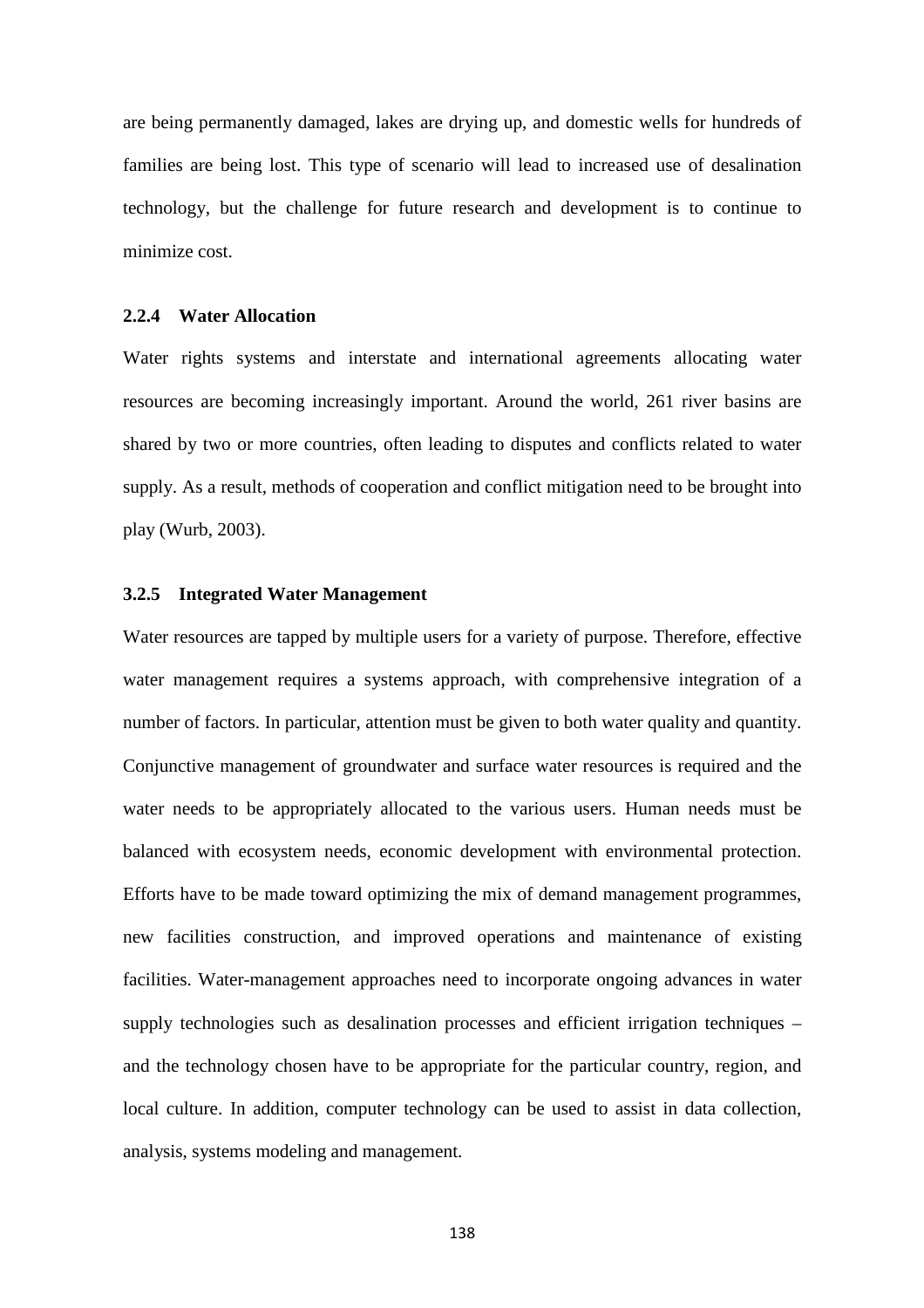are being permanently damaged, lakes are drying up, and domestic wells for hundreds of families are being lost. This type of scenario will lead to increased use of desalination technology, but the challenge for future research and development is to continue to minimize cost.

### 2.2.4 Water Allocation

Water rights systems and interstate and international agreements allocating water resources are becoming increasingly important. Around the world, 261 river basins are shared by two or more countries, often leading to disputes and conflicts related to water supply. As a result, methods of cooperation and conflict mitigation need to be brought into play (Wurb, 2003).

### 3.2.5 Integrated Water Management

Water resources are tapped by multiple users for a variety of purpose. Therefore, effective water management requires a systems approach, with comprehensive integration of a number of factors. In particular, attention must be given to both water quality and quantity. Conjunctive management of groundwater and surface water resources is required and the water needs to be appropriately allocated to the various users. Human needs must be balanced with ecosystem needs, economic development with environmental protection. Efforts have to be made toward optimizing the mix of demand management programmes, new facilities construction, and improved operations and maintenance of existing facilities. Water-management approaches need to incorporate ongoing advances in water supply technologies such as desalination processes and efficient irrigation techniques – and the technology chosen have to be appropriate for the particular country, region, and local culture. In addition, computer technology can be used to assist in data collection, analysis, systems modeling and management.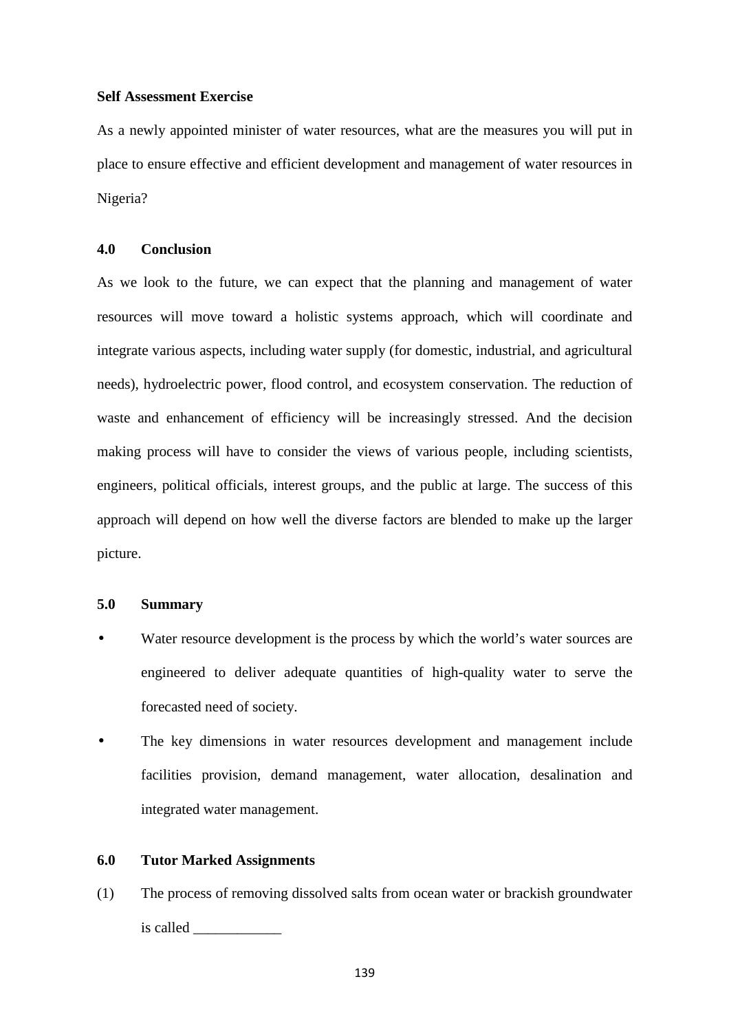**Self Assessment Exercise**

As a newly appointed minister of water resources, what are the measures you will put in place to ensure effective and efficient development and management of water resources in Nigeria?

## 4.0 Conclusion

As we look to the future, we can expect that the planning and management of water resources will move toward a holistic systems approach, which will coordinate and integrate various aspects, including water supply (for domestic, industrial, and agricultural needs), hydroelectric power, flood control, and ecosystem conservation. The reduction of waste and enhancement of efficiency will be increasingly stressed. And the decision making process will have to consider the views of various people, including scientists, engineers, political officials, interest groups, and the public at large. The success of this approach will depend on how well the diverse factors are blended to make up the larger picture.

## 5.0 Summary

- Water resource development is the process by which the world's water sources are engineered to deliver adequate quantities of high-quality water to serve the forecasted need of society.
- The key dimensions in water resources development and management include facilities provision, demand management, water allocation, desalination and integrated water management.

## 6.0 Tutor Marked Assignments

(1) The process of removing dissolved salts from ocean water or brackish groundwater is called ____________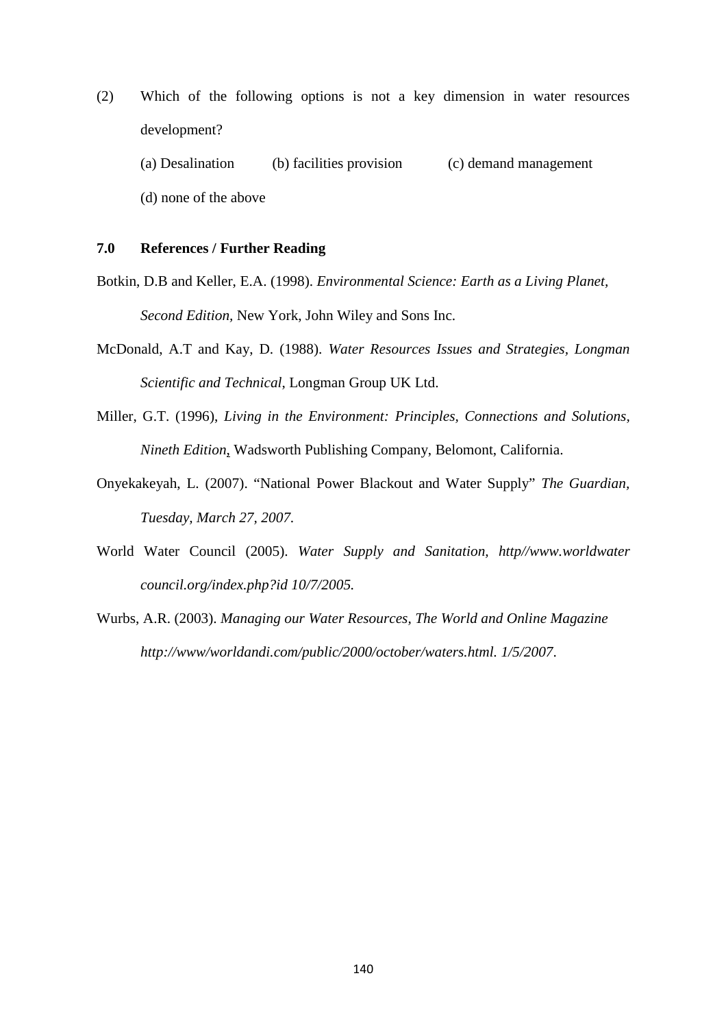(2) Which of the following options is not a key dimension in water resources development?

(a) Desalination (b) facilities provision (c) demand management

(d) none of the above

## 7.0 References / Further Reading

Botkin, D.B and Keller, E.A. (1998). *Environmental Science: Earth as a Living Planet, Second Edition,* New York, John Wiley and Sons Inc.

McDonald, A.T and Kay, D. (1988). *Water Resources Issues and Strategies, Longman Scientific and Technical*, Longman Group UK Ltd.

Miller, G.T. (1996), *Living in the Environment: Principles, Connections and Solutions, Nineth Edition*, Wadsworth Publishing Company, Belomont, California.

Onyekakeyah, L. (2007). "National Power Blackout and Water Supply" *The Guardian, Tuesday, March 27, 2007.*

World Water Council (2005). *Water Supply and Sanitation, http//www.worldwater council.org/index.php?id 10/7/2005.*

Wurbs, A.R. (2003). *Managing our Water Resources, The World and Online Magazine http://www/worldandi.com/public/2000/october/waters.html. 1/5/2007*.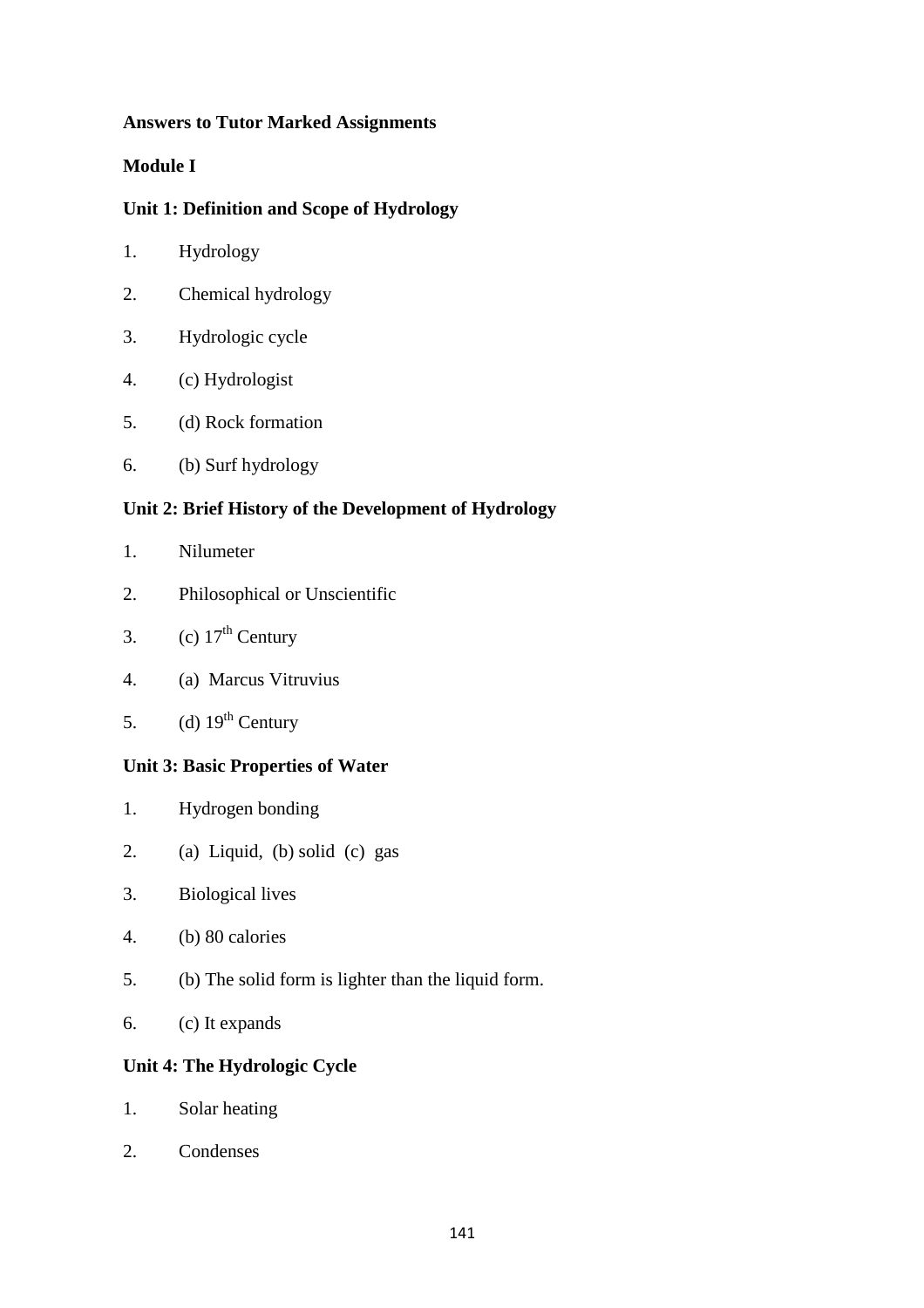**Answers to Tutor Marked Assignments**

**Module I**

**Unit 1: Definition and Scope of Hydrology**

1. Hydrology
2. Chemical hydrology
3. Hydrologic cycle
4. (c) Hydrologist
5. (d) Rock formation
6. (b) Surf hydrology

**Unit 2: Brief History of the Development of Hydrology**

1. Nilumeter
2. Philosophical or Unscientific
3. (c) $17^{th}$ Century
4. (a) Marcus Vitruvius
5. (d) $19^{th}$ Century

**Unit 3: Basic Properties of Water**

1. Hydrogen bonding
2. (a) Liquid, (b) solid (c) gas
3. Biological lives
4. (b) 80 calories
5. (b) The solid form is lighter than the liquid form.
6. (c) It expands

**Unit 4: The Hydrologic Cycle**

1. Solar heating
2. Condenses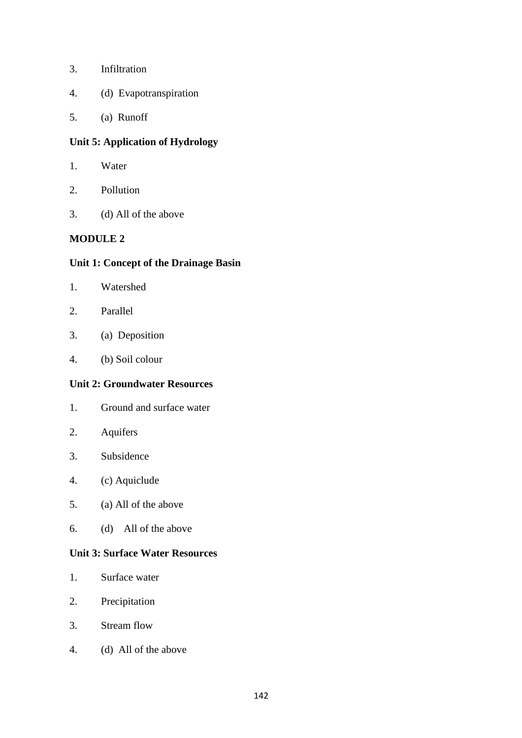3. Infiltration

4. (d) Evapotranspiration

5. (a) Runoff

**Unit 5: Application of Hydrology**

1. Water

2. Pollution

3. (d) All of the above

**MODULE 2**

**Unit 1: Concept of the Drainage Basin**

1. Watershed

2. Parallel

3. (a) Deposition

4. (b) Soil colour

**Unit 2: Groundwater Resources**

1. Ground and surface water

2. Aquifers

3. Subsidence

4. (c) Aquiclude

5. (a) All of the above

6. (d) All of the above

**Unit 3: Surface Water Resources**

1. Surface water

2. Precipitation

3. Stream flow

4. (d) All of the above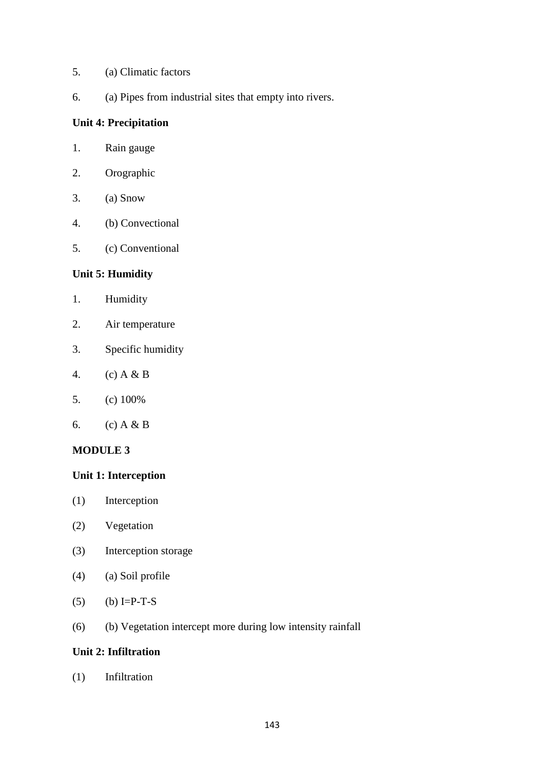5. (a) Climatic factors

6. (a) Pipes from industrial sites that empty into rivers.

**Unit 4: Precipitation**

1. Rain gauge

2. Orographic

3. (a) Snow

4. (b) Convectional

5. (c) Conventional

**Unit 5: Humidity**

1. Humidity

2. Air temperature

3. Specific humidity

4. (c) A & B

5. (c) 100%

6. (c) A & B

**MODULE 3**

**Unit 1: Interception**

(1) Interception

(2) Vegetation

(3) Interception storage

(4) (a) Soil profile

(5) (b) I=P-T-S

(6) (b) Vegetation intercept more during low intensity rainfall

**Unit 2: Infiltration**

(1) Infiltration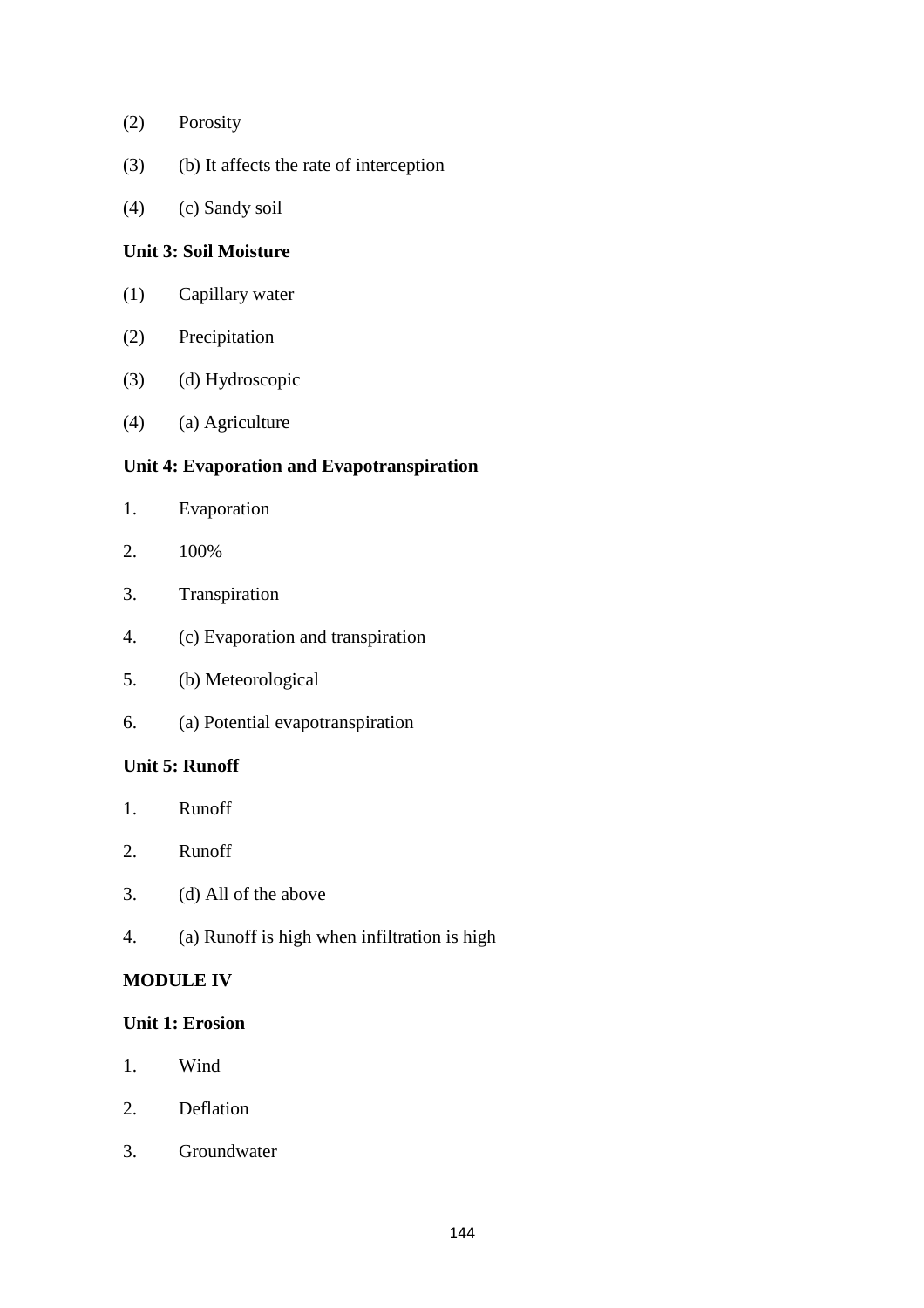(2) Porosity

(3) (b) It affects the rate of interception

(4) (c) Sandy soil

**Unit 3: Soil Moisture**

(1) Capillary water

(2) Precipitation

(3) (d) Hydroscopic

(4) (a) Agriculture

**Unit 4: Evaporation and Evapotranspiration**

1. Evaporation
2. 100%
3. Transpiration
4. (c) Evaporation and transpiration
5. (b) Meteorological
6. (a) Potential evapotranspiration

**Unit 5: Runoff**

1. Runoff
2. Runoff
3. (d) All of the above
4. (a) Runoff is high when infiltration is high

**MODULE IV**

**Unit 1: Erosion**

1. Wind
2. Deflation
3. Groundwater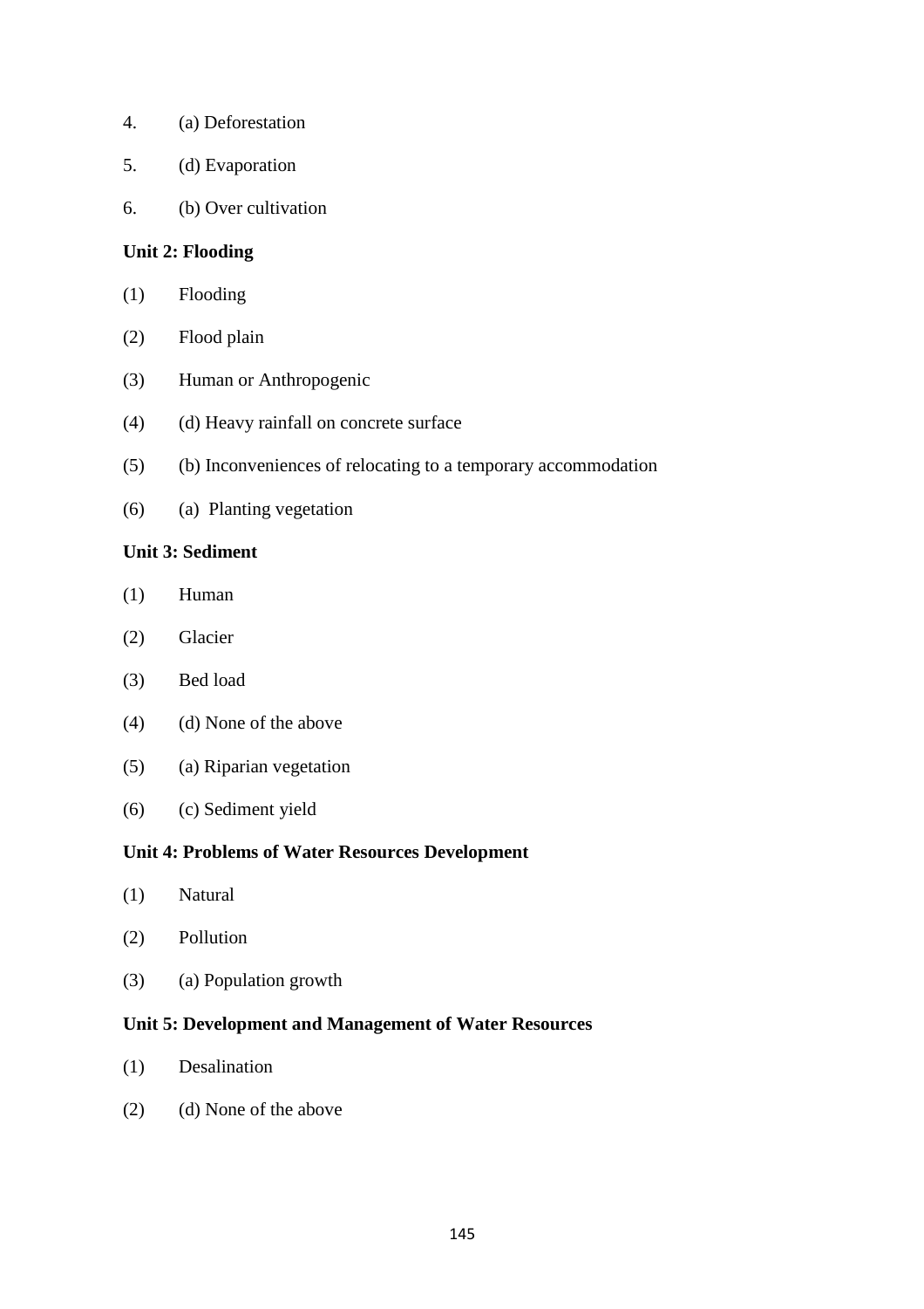4. (a) Deforestation

5. (d) Evaporation

6. (b) Over cultivation

**Unit 2: Flooding**

(1) Flooding

(2) Flood plain

(3) Human or Anthropogenic

(4) (d) Heavy rainfall on concrete surface

(5) (b) Inconveniences of relocating to a temporary accommodation

(6) (a) Planting vegetation

**Unit 3: Sediment**

(1) Human

(2) Glacier

(3) Bed load

(4) (d) None of the above

(5) (a) Riparian vegetation

(6) (c) Sediment yield

**Unit 4: Problems of Water Resources Development**

(1) Natural

(2) Pollution

(3) (a) Population growth

**Unit 5: Development and Management of Water Resources**

(1) Desalination

(2) (d) None of the above